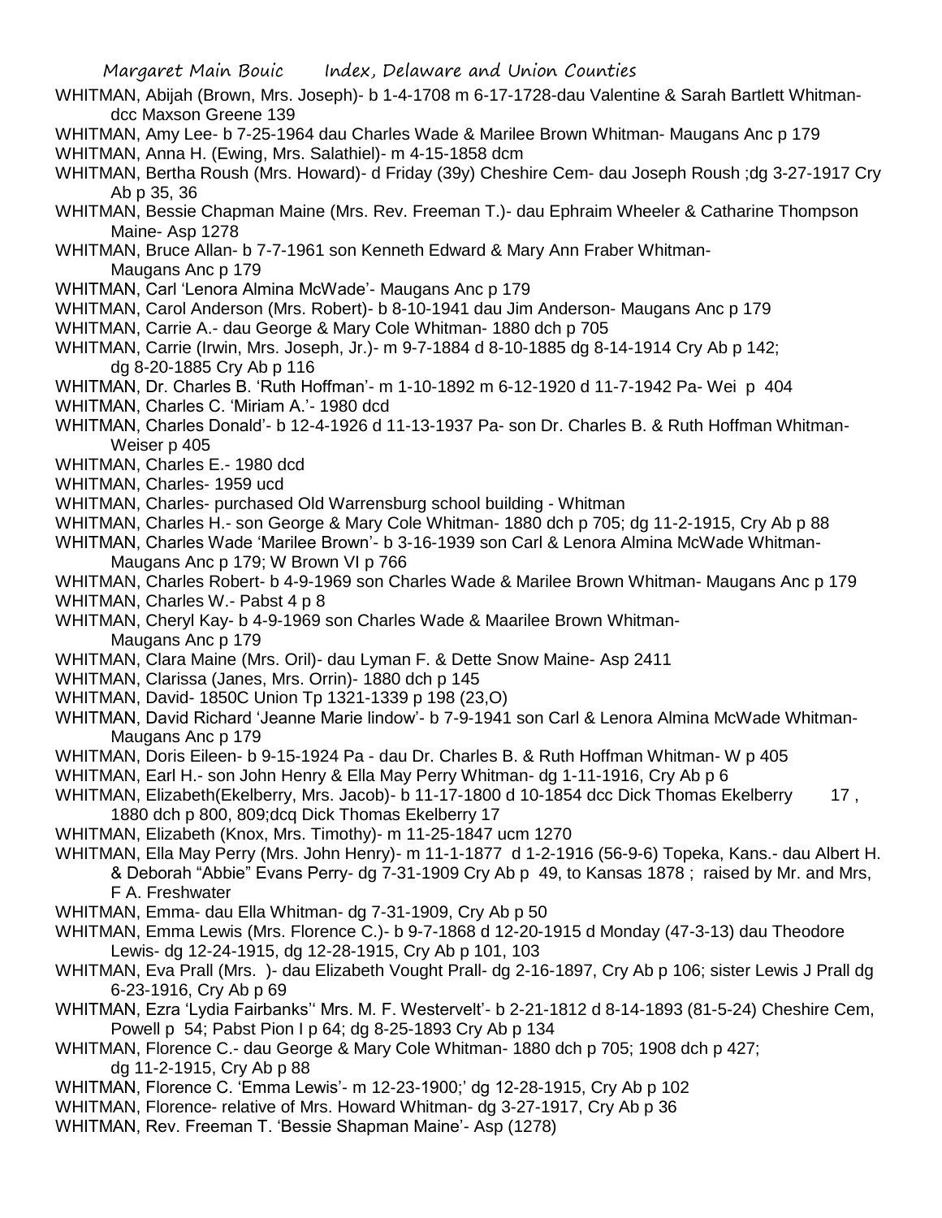WHITMAN, Abijah (Brown, Mrs. Joseph)- b 1-4-1708 m 6-17-1728-dau Valentine & Sarah Bartlett Whitman- dcc Maxson Greene 139

WHITMAN, Amy Lee- b 7-25-1964 dau Charles Wade & Marilee Brown Whitman- Maugans Anc p 179

WHITMAN, Anna H. (Ewing, Mrs. Salathiel)- m 4-15-1858 dcm

WHITMAN, Bertha Roush (Mrs. Howard)- d Friday (39y) Cheshire Cem- dau Joseph Roush ;dg 3-27-1917 Cry Ab p 35, 36

WHITMAN, Bessie Chapman Maine (Mrs. Rev. Freeman T.)- dau Ephraim Wheeler & Catharine Thompson Maine- Asp 1278

WHITMAN, Bruce Allan- b 7-7-1961 son Kenneth Edward & Mary Ann Fraber Whitman- Maugans Anc p 179

WHITMAN, Carl 'Lenora Almina McWade'- Maugans Anc p 179

WHITMAN, Carol Anderson (Mrs. Robert)- b 8-10-1941 dau Jim Anderson- Maugans Anc p 179

WHITMAN, Carrie A.- dau George & Mary Cole Whitman- 1880 dch p 705

WHITMAN, Carrie (Irwin, Mrs. Joseph, Jr.)- m 9-7-1884 d 8-10-1885 dg 8-14-1914 Cry Ab p 142; dg 8-20-1885 Cry Ab p 116

WHITMAN, Dr. Charles B. 'Ruth Hoffman'- m 1-10-1892 m 6-12-1920 d 11-7-1942 Pa- Wei p 404

WHITMAN, Charles C. 'Miriam A.'- 1980 dcd

WHITMAN, Charles Donald'- b 12-4-1926 d 11-13-1937 Pa- son Dr. Charles B. & Ruth Hoffman Whitman- Weiser p 405

WHITMAN, Charles E.- 1980 dcd

WHITMAN, Charles- 1959 ucd

WHITMAN, Charles- purchased Old Warrensburg school building - Whitman

WHITMAN, Charles H.- son George & Mary Cole Whitman- 1880 dch p 705; dg 11-2-1915, Cry Ab p 88

WHITMAN, Charles Wade 'Marilee Brown'- b 3-16-1939 son Carl & Lenora Almina McWade Whitman- Maugans Anc p 179; W Brown VI p 766

WHITMAN, Charles Robert- b 4-9-1969 son Charles Wade & Marilee Brown Whitman- Maugans Anc p 179

WHITMAN, Charles W.- Pabst 4 p 8

WHITMAN, Cheryl Kay- b 4-9-1969 son Charles Wade & Maarilee Brown Whitman- Maugans Anc p 179

WHITMAN, Clara Maine (Mrs. Oril)- dau Lyman F. & Dette Snow Maine- Asp 2411

WHITMAN, Clarissa (Janes, Mrs. Orrin)- 1880 dch p 145

WHITMAN, David- 1850C Union Tp 1321-1339 p 198 (23,O)

WHITMAN, David Richard 'Jeanne Marie lindow'- b 7-9-1941 son Carl & Lenora Almina McWade Whitman- Maugans Anc p 179

WHITMAN, Doris Eileen- b 9-15-1924 Pa - dau Dr. Charles B. & Ruth Hoffman Whitman- W p 405

WHITMAN, Earl H.- son John Henry & Ella May Perry Whitman- dg 1-11-1916, Cry Ab p 6

WHITMAN, Elizabeth(Ekelberry, Mrs. Jacob)- b 11-17-1800 d 10-1854 dcc Dick Thomas Ekelberry 17 , 1880 dch p 800, 809;dcq Dick Thomas Ekelberry 17

WHITMAN, Elizabeth (Knox, Mrs. Timothy)- m 11-25-1847 ucm 1270

WHITMAN, Ella May Perry (Mrs. John Henry)- m 11-1-1877 d 1-2-1916 (56-9-6) Topeka, Kans.- dau Albert H. & Deborah "Abbie" Evans Perry- dg 7-31-1909 Cry Ab p 49, to Kansas 1878 ; raised by Mr. and Mrs, F A. Freshwater

WHITMAN, Emma- dau Ella Whitman- dg 7-31-1909, Cry Ab p 50

WHITMAN, Emma Lewis (Mrs. Florence C.)- b 9-7-1868 d 12-20-1915 d Monday (47-3-13) dau Theodore Lewis- dg 12-24-1915, dg 12-28-1915, Cry Ab p 101, 103

WHITMAN, Eva Prall (Mrs. )- dau Elizabeth Vought Prall- dg 2-16-1897, Cry Ab p 106; sister Lewis J Prall dg 6-23-1916, Cry Ab p 69

WHITMAN, Ezra 'Lydia Fairbanks'' Mrs. M. F. Westervelt'- b 2-21-1812 d 8-14-1893 (81-5-24) Cheshire Cem, Powell p 54; Pabst Pion I p 64; dg 8-25-1893 Cry Ab p 134

WHITMAN, Florence C.- dau George & Mary Cole Whitman- 1880 dch p 705; 1908 dch p 427; dg 11-2-1915, Cry Ab p 88

WHITMAN, Florence C. 'Emma Lewis'- m 12-23-1900;' dg 12-28-1915, Cry Ab p 102

WHITMAN, Florence- relative of Mrs. Howard Whitman- dg 3-27-1917, Cry Ab p 36

WHITMAN, Rev. Freeman T. 'Bessie Shapman Maine'- Asp (1278)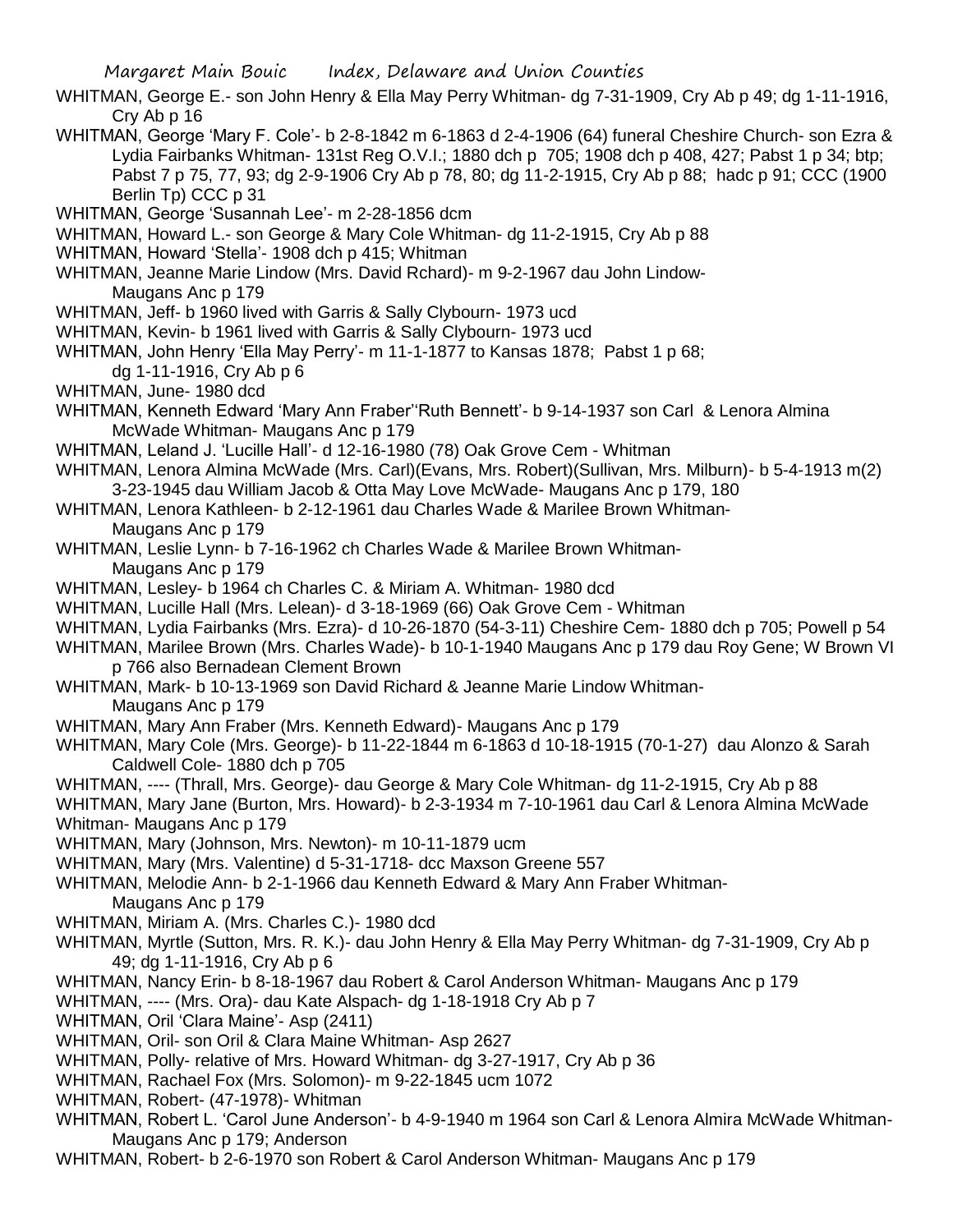WHITMAN, George E.- son John Henry & Ella May Perry Whitman- dg 7-31-1909, Cry Ab p 49; dg 1-11-1916, Cry Ab p 16

WHITMAN, George 'Mary F. Cole'- b 2-8-1842 m 6-1863 d 2-4-1906 (64) funeral Cheshire Church- son Ezra & Lydia Fairbanks Whitman- 131st Reg O.V.I.; 1880 dch p 705; 1908 dch p 408, 427; Pabst 1 p 34; btp; Pabst 7 p 75, 77, 93; dg 2-9-1906 Cry Ab p 78, 80; dg 11-2-1915, Cry Ab p 88; hadc p 91; CCC (1900 Berlin Tp) CCC p 31

WHITMAN, George 'Susannah Lee'- m 2-28-1856 dcm

WHITMAN, Howard L.- son George & Mary Cole Whitman- dg 11-2-1915, Cry Ab p 88

WHITMAN, Howard 'Stella'- 1908 dch p 415; Whitman

WHITMAN, Jeanne Marie Lindow (Mrs. David Rchard)- m 9-2-1967 dau John Lindow- Maugans Anc p 179

WHITMAN, Jeff- b 1960 lived with Garris & Sally Clybourn- 1973 ucd

WHITMAN, Kevin- b 1961 lived with Garris & Sally Clybourn- 1973 ucd

WHITMAN, John Henry 'Ella May Perry'- m 11-1-1877 to Kansas 1878; Pabst 1 p 68; dg 1-11-1916, Cry Ab p 6

WHITMAN, June- 1980 dcd

WHITMAN, Kenneth Edward 'Mary Ann Fraber''Ruth Bennett'- b 9-14-1937 son Carl & Lenora Almina McWade Whitman- Maugans Anc p 179

WHITMAN, Leland J. 'Lucille Hall'- d 12-16-1980 (78) Oak Grove Cem - Whitman

WHITMAN, Lenora Almina McWade (Mrs. Carl)(Evans, Mrs. Robert)(Sullivan, Mrs. Milburn)- b 5-4-1913 m(2) 3-23-1945 dau William Jacob & Otta May Love McWade- Maugans Anc p 179, 180

WHITMAN, Lenora Kathleen- b 2-12-1961 dau Charles Wade & Marilee Brown Whitman- Maugans Anc p 179

WHITMAN, Leslie Lynn- b 7-16-1962 ch Charles Wade & Marilee Brown Whitman- Maugans Anc p 179

WHITMAN, Lesley- b 1964 ch Charles C. & Miriam A. Whitman- 1980 dcd

WHITMAN, Lucille Hall (Mrs. Lelean)- d 3-18-1969 (66) Oak Grove Cem - Whitman

WHITMAN, Lydia Fairbanks (Mrs. Ezra)- d 10-26-1870 (54-3-11) Cheshire Cem- 1880 dch p 705; Powell p 54

WHITMAN, Marilee Brown (Mrs. Charles Wade)- b 10-1-1940 Maugans Anc p 179 dau Roy Gene; W Brown VI p 766 also Bernadean Clement Brown

WHITMAN, Mark- b 10-13-1969 son David Richard & Jeanne Marie Lindow Whitman- Maugans Anc p 179

WHITMAN, Mary Ann Fraber (Mrs. Kenneth Edward)- Maugans Anc p 179

WHITMAN, Mary Cole (Mrs. George)- b 11-22-1844 m 6-1863 d 10-18-1915 (70-1-27) dau Alonzo & Sarah Caldwell Cole- 1880 dch p 705

WHITMAN, ---- (Thrall, Mrs. George)- dau George & Mary Cole Whitman- dg 11-2-1915, Cry Ab p 88

WHITMAN, Mary Jane (Burton, Mrs. Howard)- b 2-3-1934 m 7-10-1961 dau Carl & Lenora Almina McWade Whitman- Maugans Anc p 179

WHITMAN, Mary (Johnson, Mrs. Newton)- m 10-11-1879 ucm

WHITMAN, Mary (Mrs. Valentine) d 5-31-1718- dcc Maxson Greene 557

WHITMAN, Melodie Ann- b 2-1-1966 dau Kenneth Edward & Mary Ann Fraber Whitman- Maugans Anc p 179

WHITMAN, Miriam A. (Mrs. Charles C.)- 1980 dcd

WHITMAN, Myrtle (Sutton, Mrs. R. K.)- dau John Henry & Ella May Perry Whitman- dg 7-31-1909, Cry Ab p 49; dg 1-11-1916, Cry Ab p 6

WHITMAN, Nancy Erin- b 8-18-1967 dau Robert & Carol Anderson Whitman- Maugans Anc p 179

WHITMAN, ---- (Mrs. Ora)- dau Kate Alspach- dg 1-18-1918 Cry Ab p 7

WHITMAN, Oril 'Clara Maine'- Asp (2411)

WHITMAN, Oril- son Oril & Clara Maine Whitman- Asp 2627

WHITMAN, Polly- relative of Mrs. Howard Whitman- dg 3-27-1917, Cry Ab p 36

WHITMAN, Rachael Fox (Mrs. Solomon)- m 9-22-1845 ucm 1072

WHITMAN, Robert- (47-1978)- Whitman

WHITMAN, Robert L. 'Carol June Anderson'- b 4-9-1940 m 1964 son Carl & Lenora Almira McWade Whitman- Maugans Anc p 179; Anderson

WHITMAN, Robert- b 2-6-1970 son Robert & Carol Anderson Whitman- Maugans Anc p 179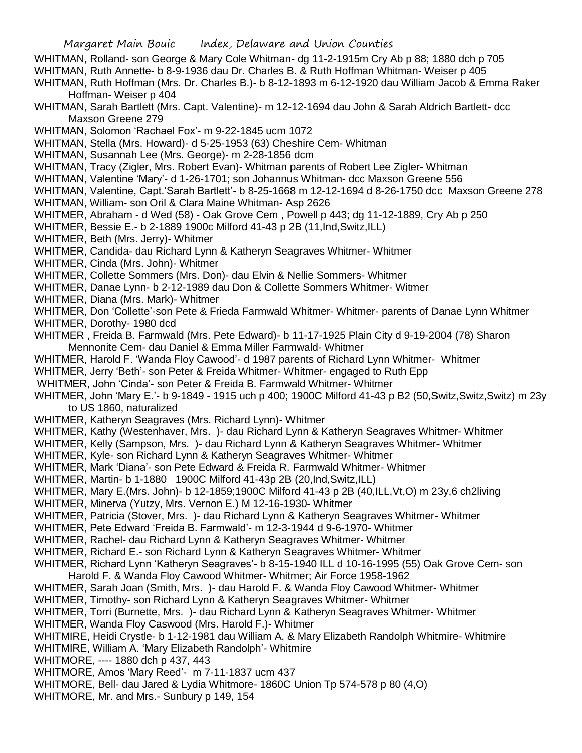WHITMAN, Rolland- son George & Mary Cole Whitman- dg 11-2-1915m Cry Ab p 88; 1880 dch p 705

WHITMAN, Ruth Annette- b 8-9-1936 dau Dr. Charles B. & Ruth Hoffman Whitman- Weiser p 405

WHITMAN, Ruth Hoffman (Mrs. Dr. Charles B.)- b 8-12-1893 m 6-12-1920 dau William Jacob & Emma Raker Hoffman- Weiser p 404

WHITMAN, Sarah Bartlett (Mrs. Capt. Valentine)- m 12-12-1694 dau John & Sarah Aldrich Bartlett- dcc Maxson Greene 279

WHITMAN, Solomon 'Rachael Fox'- m 9-22-1845 ucm 1072

WHITMAN, Stella (Mrs. Howard)- d 5-25-1953 (63) Cheshire Cem- Whitman

WHITMAN, Susannah Lee (Mrs. George)- m 2-28-1856 dcm

WHITMAN, Tracy (Zigler, Mrs. Robert Evan)- Whitman parents of Robert Lee Zigler- Whitman

WHITMAN, Valentine 'Mary'- d 1-26-1701; son Johannus Whitman- dcc Maxson Greene 556

WHITMAN, Valentine, Capt.'Sarah Bartlett'- b 8-25-1668 m 12-12-1694 d 8-26-1750 dcc Maxson Greene 278

WHITMAN, William- son Oril & Clara Maine Whitman- Asp 2626

WHITMER, Abraham - d Wed (58) - Oak Grove Cem , Powell p 443; dg 11-12-1889, Cry Ab p 250

WHITMER, Bessie E.- b 2-1889 1900c Milford 41-43 p 2B (11,Ind,Switz,ILL)

WHITMER, Beth (Mrs. Jerry)- Whitmer

WHITMER, Candida- dau Richard Lynn & Katheryn Seagraves Whitmer- Whitmer

WHITMER, Cinda (Mrs. John)- Whitmer

WHITMER, Collette Sommers (Mrs. Don)- dau Elvin & Nellie Sommers- Whitmer

WHITMER, Danae Lynn- b 2-12-1989 dau Don & Collette Sommers Whitmer- Witmer

WHITMER, Diana (Mrs. Mark)- Whitmer

WHITMER, Don 'Collette'-son Pete & Frieda Farmwald Whitmer- Whitmer- parents of Danae Lynn Whitmer

WHITMER, Dorothy- 1980 dcd

WHITMER , Freida B. Farmwald (Mrs. Pete Edward)- b 11-17-1925 Plain City d 9-19-2004 (78) Sharon Mennonite Cem- dau Daniel & Emma Miller Farmwald- Whitmer

WHITMER, Harold F. 'Wanda Floy Cawood'- d 1987 parents of Richard Lynn Whitmer- Whitmer

WHITMER, Jerry 'Beth'- son Peter & Freida Whitmer- Whitmer- engaged to Ruth Epp

WHITMER, John 'Cinda'- son Peter & Freida B. Farmwald Whitmer- Whitmer

WHITMER, John 'Mary E.'- b 9-1849 - 1915 uch p 400; 1900C Milford 41-43 p B2 (50,Switz,Switz,Switz) m 23y to US 1860, naturalized

WHITMER, Katheryn Seagraves (Mrs. Richard Lynn)- Whitmer

WHITMER, Kathy (Westenhaver, Mrs. )- dau Richard Lynn & Katheryn Seagraves Whitmer- Whitmer

WHITMER, Kelly (Sampson, Mrs. )- dau Richard Lynn & Katheryn Seagraves Whitmer- Whitmer

WHITMER, Kyle- son Richard Lynn & Katheryn Seagraves Whitmer- Whitmer

WHITMER, Mark 'Diana'- son Pete Edward & Freida R. Farmwald Whitmer- Whitmer

WHITMER, Martin- b 1-1880 1900C Milford 41-43p 2B (20,Ind,Switz,ILL)

WHITMER, Mary E.(Mrs. John)- b 12-1859;1900C Milford 41-43 p 2B (40,ILL,Vt,O) m 23y,6 ch2living

WHITMER, Minerva (Yutzy, Mrs. Vernon E.) M 12-16-1930- Whitmer

WHITMER, Patricia (Stover, Mrs. )- dau Richard Lynn & Katheryn Seagraves Whitmer- Whitmer

WHITMER, Pete Edward 'Freida B. Farmwald'- m 12-3-1944 d 9-6-1970- Whitmer

WHITMER, Rachel- dau Richard Lynn & Katheryn Seagraves Whitmer- Whitmer

WHITMER, Richard E.- son Richard Lynn & Katheryn Seagraves Whitmer- Whitmer

WHITMER, Richard Lynn 'Katheryn Seagraves'- b 8-15-1940 ILL d 10-16-1995 (55) Oak Grove Cem- son Harold F. & Wanda Floy Cawood Whitmer- Whitmer; Air Force 1958-1962

WHITMER, Sarah Joan (Smith, Mrs. )- dau Harold F. & Wanda Floy Cawood Whitmer- Whitmer

WHITMER, Timothy- son Richard Lynn & Katheryn Seagraves Whitmer- Whitmer

WHITMER, Torri (Burnette, Mrs. )- dau Richard Lynn & Katheryn Seagraves Whitmer- Whitmer

WHITMER, Wanda Floy Caswood (Mrs. Harold F.)- Whitmer

WHITMIRE, Heidi Crystle- b 1-12-1981 dau William A. & Mary Elizabeth Randolph Whitmire- Whitmire

WHITMIRE, William A. 'Mary Elizabeth Randolph'- Whitmire

WHITMORE, ---- 1880 dch p 437, 443

WHITMORE, Amos 'Mary Reed'- m 7-11-1837 ucm 437

WHITMORE, Bell- dau Jared & Lydia Whitmore- 1860C Union Tp 574-578 p 80 (4,O)

WHITMORE, Mr. and Mrs.- Sunbury p 149, 154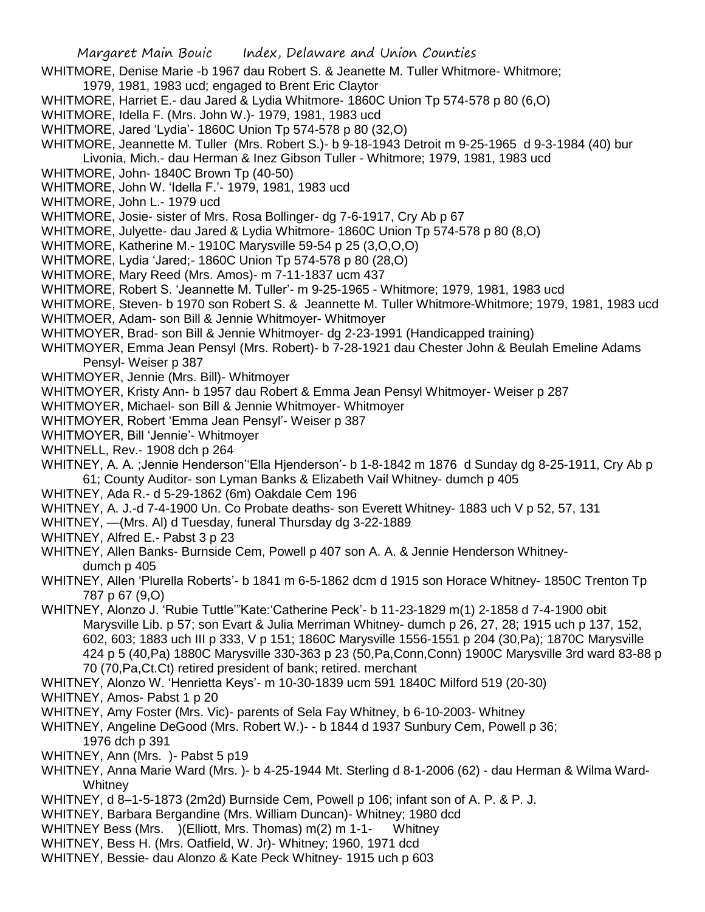WHITMORE, Denise Marie -b 1967 dau Robert S. & Jeanette M. Tuller Whitmore- Whitmore; 1979, 1981, 1983 ucd; engaged to Brent Eric Claytor

WHITMORE, Harriet E.- dau Jared & Lydia Whitmore- 1860C Union Tp 574-578 p 80 (6,O)

WHITMORE, Idella F. (Mrs. John W.)- 1979, 1981, 1983 ucd

WHITMORE, Jared 'Lydia'- 1860C Union Tp 574-578 p 80 (32,O)

WHITMORE, Jeannette M. Tuller (Mrs. Robert S.)- b 9-18-1943 Detroit m 9-25-1965 d 9-3-1984 (40) bur Livonia, Mich.- dau Herman & Inez Gibson Tuller - Whitmore; 1979, 1981, 1983 ucd

WHITMORE, John- 1840C Brown Tp (40-50)

WHITMORE, John W. 'Idella F.'- 1979, 1981, 1983 ucd

WHITMORE, John L.- 1979 ucd

WHITMORE, Josie- sister of Mrs. Rosa Bollinger- dg 7-6-1917, Cry Ab p 67

WHITMORE, Julyette- dau Jared & Lydia Whitmore- 1860C Union Tp 574-578 p 80 (8,O)

WHITMORE, Katherine M.- 1910C Marysville 59-54 p 25 (3,O,O,O)

WHITMORE, Lydia 'Jared;- 1860C Union Tp 574-578 p 80 (28,O)

WHITMORE, Mary Reed (Mrs. Amos)- m 7-11-1837 ucm 437

WHITMORE, Robert S. 'Jeannette M. Tuller'- m 9-25-1965 - Whitmore; 1979, 1981, 1983 ucd

WHITMORE, Steven- b 1970 son Robert S. & Jeannette M. Tuller Whitmore-Whitmore; 1979, 1981, 1983 ucd

WHITMOER, Adam- son Bill & Jennie Whitmoyer- Whitmoyer

WHITMOYER, Brad- son Bill & Jennie Whitmoyer- dg 2-23-1991 (Handicapped training)

WHITMOYER, Emma Jean Pensyl (Mrs. Robert)- b 7-28-1921 dau Chester John & Beulah Emeline Adams Pensyl- Weiser p 387

WHITMOYER, Jennie (Mrs. Bill)- Whitmoyer

WHITMOYER, Kristy Ann- b 1957 dau Robert & Emma Jean Pensyl Whitmoyer- Weiser p 287

WHITMOYER, Michael- son Bill & Jennie Whitmoyer- Whitmoyer

WHITMOYER, Robert 'Emma Jean Pensyl'- Weiser p 387

WHITMOYER, Bill 'Jennie'- Whitmoyer

WHITNELL, Rev.- 1908 dch p 264

WHITNEY, A. A. ;Jennie Henderson''Ella Hjenderson'- b 1-8-1842 m 1876 d Sunday dg 8-25-1911, Cry Ab p 61; County Auditor- son Lyman Banks & Elizabeth Vail Whitney- dumch p 405

WHITNEY, Ada R.- d 5-29-1862 (6m) Oakdale Cem 196

WHITNEY, A. J.-d 7-4-1900 Un. Co Probate deaths- son Everett Whitney- 1883 uch V p 52, 57, 131

WHITNEY, —(Mrs. Al) d Tuesday, funeral Thursday dg 3-22-1889

WHITNEY, Alfred E.- Pabst 3 p 23

WHITNEY, Allen Banks- Burnside Cem, Powell p 407 son A. A. & Jennie Henderson Whitney- dumch p 405

WHITNEY, Allen 'Plurella Roberts'- b 1841 m 6-5-1862 dcm d 1915 son Horace Whitney- 1850C Trenton Tp 787 p 67 (9,O)

WHITNEY, Alonzo J. 'Rubie Tuttle'"Kate:'Catherine Peck'- b 11-23-1829 m(1) 2-1858 d 7-4-1900 obit Marysville Lib. p 57; son Evart & Julia Merriman Whitney- dumch p 26, 27, 28; 1915 uch p 137, 152, 602, 603; 1883 uch III p 333, V p 151; 1860C Marysville 1556-1551 p 204 (30,Pa); 1870C Marysville 424 p 5 (40,Pa) 1880C Marysville 330-363 p 23 (50,Pa,Conn,Conn) 1900C Marysville 3rd ward 83-88 p 70 (70,Pa,Ct.Ct) retired president of bank; retired. merchant

WHITNEY, Alonzo W. 'Henrietta Keys'- m 10-30-1839 ucm 591 1840C Milford 519 (20-30)

WHITNEY, Amos- Pabst 1 p 20

WHITNEY, Amy Foster (Mrs. Vic)- parents of Sela Fay Whitney, b 6-10-2003- Whitney

WHITNEY, Angeline DeGood (Mrs. Robert W.)- - b 1844 d 1937 Sunbury Cem, Powell p 36; 1976 dch p 391

WHITNEY, Ann (Mrs. )- Pabst 5 p19

WHITNEY, Anna Marie Ward (Mrs. )- b 4-25-1944 Mt. Sterling d 8-1-2006 (62) - dau Herman & Wilma Ward- Whitney

WHITNEY, d 8–1-5-1873 (2m2d) Burnside Cem, Powell p 106; infant son of A. P. & P. J.

WHITNEY, Barbara Bergandine (Mrs. William Duncan)- Whitney; 1980 dcd

WHITNEY Bess (Mrs. )(Elliott, Mrs. Thomas) m(2) m 1-1- Whitney

WHITNEY, Bess H. (Mrs. Oatfield, W. Jr)- Whitney; 1960, 1971 dcd

WHITNEY, Bessie- dau Alonzo & Kate Peck Whitney- 1915 uch p 603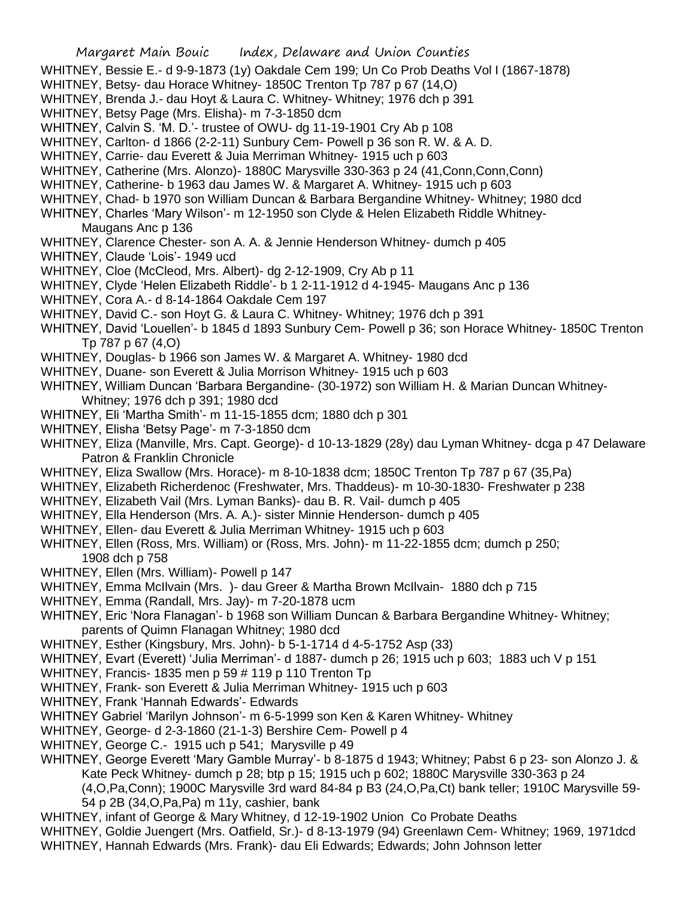WHITNEY, Bessie E.- d 9-9-1873 (1y) Oakdale Cem 199; Un Co Prob Deaths Vol I (1867-1878)

WHITNEY, Betsy- dau Horace Whitney- 1850C Trenton Tp 787 p 67 (14,O)

WHITNEY, Brenda J.- dau Hoyt & Laura C. Whitney- Whitney; 1976 dch p 391

WHITNEY, Betsy Page (Mrs. Elisha)- m 7-3-1850 dcm

WHITNEY, Calvin S. 'M. D.'- trustee of OWU- dg 11-19-1901 Cry Ab p 108

WHITNEY, Carlton- d 1866 (2-2-11) Sunbury Cem- Powell p 36 son R. W. & A. D.

WHITNEY, Carrie- dau Everett & Juia Merriman Whitney- 1915 uch p 603

WHITNEY, Catherine (Mrs. Alonzo)- 1880C Marysville 330-363 p 24 (41,Conn,Conn,Conn)

WHITNEY, Catherine- b 1963 dau James W. & Margaret A. Whitney- 1915 uch p 603

WHITNEY, Chad- b 1970 son William Duncan & Barbara Bergandine Whitney- Whitney; 1980 dcd

WHITNEY, Charles 'Mary Wilson'- m 12-1950 son Clyde & Helen Elizabeth Riddle Whitney- Maugans Anc p 136

WHITNEY, Clarence Chester- son A. A. & Jennie Henderson Whitney- dumch p 405

WHITNEY, Claude 'Lois'- 1949 ucd

WHITNEY, Cloe (McCleod, Mrs. Albert)- dg 2-12-1909, Cry Ab p 11

WHITNEY, Clyde 'Helen Elizabeth Riddle'- b 1 2-11-1912 d 4-1945- Maugans Anc p 136

WHITNEY, Cora A.- d 8-14-1864 Oakdale Cem 197

WHITNEY, David C.- son Hoyt G. & Laura C. Whitney- Whitney; 1976 dch p 391

WHITNEY, David 'Louellen'- b 1845 d 1893 Sunbury Cem- Powell p 36; son Horace Whitney- 1850C Trenton Tp 787 p 67 (4,O)

WHITNEY, Douglas- b 1966 son James W. & Margaret A. Whitney- 1980 dcd

WHITNEY, Duane- son Everett & Julia Morrison Whitney- 1915 uch p 603

WHITNEY, William Duncan 'Barbara Bergandine- (30-1972) son William H. & Marian Duncan Whitney- Whitney; 1976 dch p 391; 1980 dcd

WHITNEY, Eli 'Martha Smith'- m 11-15-1855 dcm; 1880 dch p 301

WHITNEY, Elisha 'Betsy Page'- m 7-3-1850 dcm

WHITNEY, Eliza (Manville, Mrs. Capt. George)- d 10-13-1829 (28y) dau Lyman Whitney- dcga p 47 Delaware Patron & Franklin Chronicle

WHITNEY, Eliza Swallow (Mrs. Horace)- m 8-10-1838 dcm; 1850C Trenton Tp 787 p 67 (35,Pa)

WHITNEY, Elizabeth Richerdenoc (Freshwater, Mrs. Thaddeus)- m 10-30-1830- Freshwater p 238

WHITNEY, Elizabeth Vail (Mrs. Lyman Banks)- dau B. R. Vail- dumch p 405

WHITNEY, Ella Henderson (Mrs. A. A.)- sister Minnie Henderson- dumch p 405

WHITNEY, Ellen- dau Everett & Julia Merriman Whitney- 1915 uch p 603

WHITNEY, Ellen (Ross, Mrs. William) or (Ross, Mrs. John)- m 11-22-1855 dcm; dumch p 250; 1908 dch p 758

WHITNEY, Ellen (Mrs. William)- Powell p 147

WHITNEY, Emma McIlvain (Mrs. )- dau Greer & Martha Brown McIlvain- 1880 dch p 715

WHITNEY, Emma (Randall, Mrs. Jay)- m 7-20-1878 ucm

WHITNEY, Eric 'Nora Flanagan'- b 1968 son William Duncan & Barbara Bergandine Whitney- Whitney; parents of Quimn Flanagan Whitney; 1980 dcd

WHITNEY, Esther (Kingsbury, Mrs. John)- b 5-1-1714 d 4-5-1752 Asp (33)

WHITNEY, Evart (Everett) 'Julia Merriman'- d 1887- dumch p 26; 1915 uch p 603; 1883 uch V p 151

WHITNEY, Francis- 1835 men p 59 # 119 p 110 Trenton Tp

WHITNEY, Frank- son Everett & Julia Merriman Whitney- 1915 uch p 603

WHITNEY, Frank 'Hannah Edwards'- Edwards

WHITNEY Gabriel 'Marilyn Johnson'- m 6-5-1999 son Ken & Karen Whitney- Whitney

WHITNEY, George- d 2-3-1860 (21-1-3) Bershire Cem- Powell p 4

WHITNEY, George C.- 1915 uch p 541; Marysville p 49

WHITNEY, George Everett 'Mary Gamble Murray'- b 8-1875 d 1943; Whitney; Pabst 6 p 23- son Alonzo J. & Kate Peck Whitney- dumch p 28; btp p 15; 1915 uch p 602; 1880C Marysville 330-363 p 24 (4,O,Pa,Conn); 1900C Marysville 3rd ward 84-84 p B3 (24,O,Pa,Ct) bank teller; 1910C Marysville 59-54 p 2B (34,O,Pa,Pa) m 11y, cashier, bank

WHITNEY, infant of George & Mary Whitney, d 12-19-1902 Union Co Probate Deaths

WHITNEY, Goldie Juengert (Mrs. Oatfield, Sr.)- d 8-13-1979 (94) Greenlawn Cem- Whitney; 1969, 1971dcd

WHITNEY, Hannah Edwards (Mrs. Frank)- dau Eli Edwards; Edwards; John Johnson letter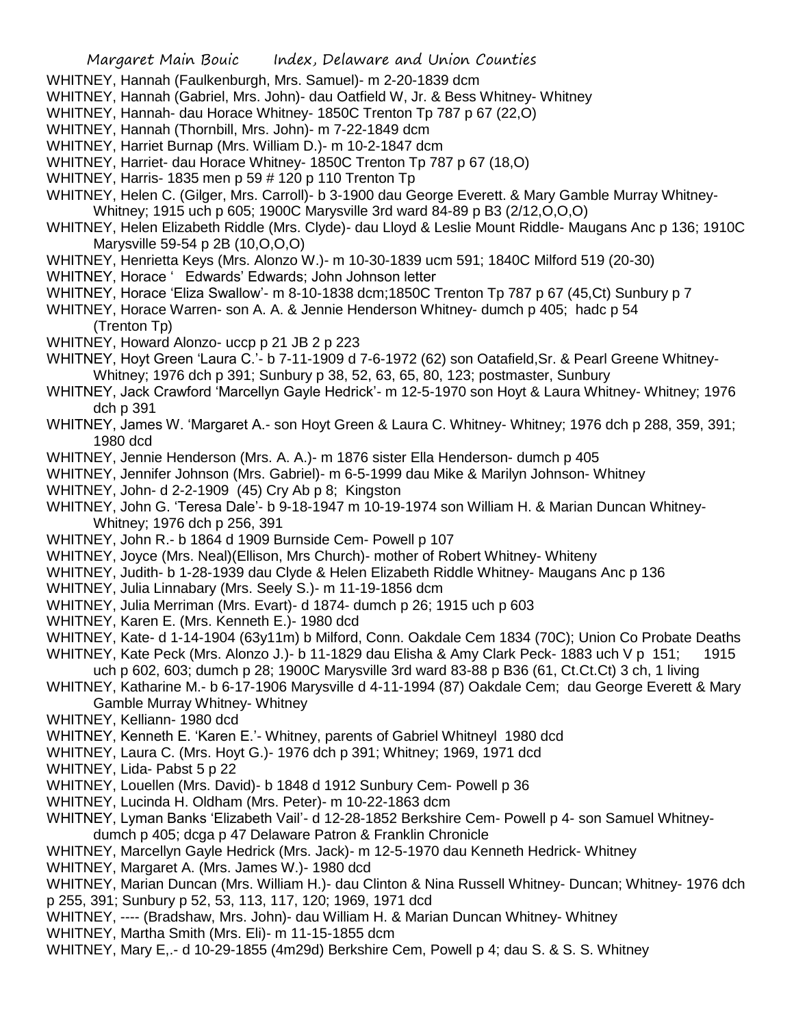WHITNEY, Hannah (Faulkenburgh, Mrs. Samuel)- m 2-20-1839 dcm

WHITNEY, Hannah (Gabriel, Mrs. John)- dau Oatfield W, Jr. & Bess Whitney- Whitney

WHITNEY, Hannah- dau Horace Whitney- 1850C Trenton Tp 787 p 67 (22,O)

WHITNEY, Hannah (Thornbill, Mrs. John)- m 7-22-1849 dcm

WHITNEY, Harriet Burnap (Mrs. William D.)- m 10-2-1847 dcm

WHITNEY, Harriet- dau Horace Whitney- 1850C Trenton Tp 787 p 67 (18,O)

WHITNEY, Harris- 1835 men p 59 # 120 p 110 Trenton Tp

WHITNEY, Helen C. (Gilger, Mrs. Carroll)- b 3-1900 dau George Everett. & Mary Gamble Murray Whitney- Whitney; 1915 uch p 605; 1900C Marysville 3rd ward 84-89 p B3 (2/12,O,O,O)

WHITNEY, Helen Elizabeth Riddle (Mrs. Clyde)- dau Lloyd & Leslie Mount Riddle- Maugans Anc p 136; 1910C Marysville 59-54 p 2B (10,O,O,O)

WHITNEY, Henrietta Keys (Mrs. Alonzo W.)- m 10-30-1839 ucm 591; 1840C Milford 519 (20-30)

WHITNEY, Horace ' Edwards' Edwards; John Johnson letter

WHITNEY, Horace 'Eliza Swallow'- m 8-10-1838 dcm;1850C Trenton Tp 787 p 67 (45,Ct) Sunbury p 7

WHITNEY, Horace Warren- son A. A. & Jennie Henderson Whitney- dumch p 405; hadc p 54 (Trenton Tp)

WHITNEY, Howard Alonzo- uccp p 21 JB 2 p 223

WHITNEY, Hoyt Green 'Laura C.'- b 7-11-1909 d 7-6-1972 (62) son Oatafield,Sr. & Pearl Greene Whitney-Whitney; 1976 dch p 391; Sunbury p 38, 52, 63, 65, 80, 123; postmaster, Sunbury

WHITNEY, Jack Crawford 'Marcellyn Gayle Hedrick'- m 12-5-1970 son Hoyt & Laura Whitney- Whitney; 1976 dch p 391

WHITNEY, James W. 'Margaret A.- son Hoyt Green & Laura C. Whitney- Whitney; 1976 dch p 288, 359, 391; 1980 dcd

WHITNEY, Jennie Henderson (Mrs. A. A.)- m 1876 sister Ella Henderson- dumch p 405

WHITNEY, Jennifer Johnson (Mrs. Gabriel)- m 6-5-1999 dau Mike & Marilyn Johnson- Whitney

WHITNEY, John- d 2-2-1909 (45) Cry Ab p 8; Kingston

WHITNEY, John G. 'Teresa Dale'- b 9-18-1947 m 10-19-1974 son William H. & Marian Duncan Whitney-Whitney; 1976 dch p 256, 391

WHITNEY, John R.- b 1864 d 1909 Burnside Cem- Powell p 107

WHITNEY, Joyce (Mrs. Neal)(Ellison, Mrs Church)- mother of Robert Whitney- Whiteny

WHITNEY, Judith- b 1-28-1939 dau Clyde & Helen Elizabeth Riddle Whitney- Maugans Anc p 136

WHITNEY, Julia Linnabary (Mrs. Seely S.)- m 11-19-1856 dcm

WHITNEY, Julia Merriman (Mrs. Evart)- d 1874- dumch p 26; 1915 uch p 603

WHITNEY, Karen E. (Mrs. Kenneth E.)- 1980 dcd

WHITNEY, Kate- d 1-14-1904 (63y11m) b Milford, Conn. Oakdale Cem 1834 (70C); Union Co Probate Deaths

WHITNEY, Kate Peck (Mrs. Alonzo J.)- b 11-1829 dau Elisha & Amy Clark Peck- 1883 uch V p 151; 1915 uch p 602, 603; dumch p 28; 1900C Marysville 3rd ward 83-88 p B36 (61, Ct.Ct.Ct) 3 ch, 1 living

WHITNEY, Katharine M.- b 6-17-1906 Marysville d 4-11-1994 (87) Oakdale Cem; dau George Everett & Mary Gamble Murray Whitney- Whitney

WHITNEY, Kelliann- 1980 dcd

WHITNEY, Kenneth E. 'Karen E.'- Whitney, parents of Gabriel Whitneyl 1980 dcd

WHITNEY, Laura C. (Mrs. Hoyt G.)- 1976 dch p 391; Whitney; 1969, 1971 dcd

WHITNEY, Lida- Pabst 5 p 22

WHITNEY, Louellen (Mrs. David)- b 1848 d 1912 Sunbury Cem- Powell p 36

WHITNEY, Lucinda H. Oldham (Mrs. Peter)- m 10-22-1863 dcm

WHITNEY, Lyman Banks 'Elizabeth Vail'- d 12-28-1852 Berkshire Cem- Powell p 4- son Samuel Whitney-dumch p 405; dcga p 47 Delaware Patron & Franklin Chronicle

WHITNEY, Marcellyn Gayle Hedrick (Mrs. Jack)- m 12-5-1970 dau Kenneth Hedrick- Whitney

WHITNEY, Margaret A. (Mrs. James W.)- 1980 dcd

WHITNEY, Marian Duncan (Mrs. William H.)- dau Clinton & Nina Russell Whitney- Duncan; Whitney- 1976 dch p 255, 391; Sunbury p 52, 53, 113, 117, 120; 1969, 1971 dcd

WHITNEY, ---- (Bradshaw, Mrs. John)- dau William H. & Marian Duncan Whitney- Whitney

WHITNEY, Martha Smith (Mrs. Eli)- m 11-15-1855 dcm

WHITNEY, Mary E,.- d 10-29-1855 (4m29d) Berkshire Cem, Powell p 4; dau S. & S. S. Whitney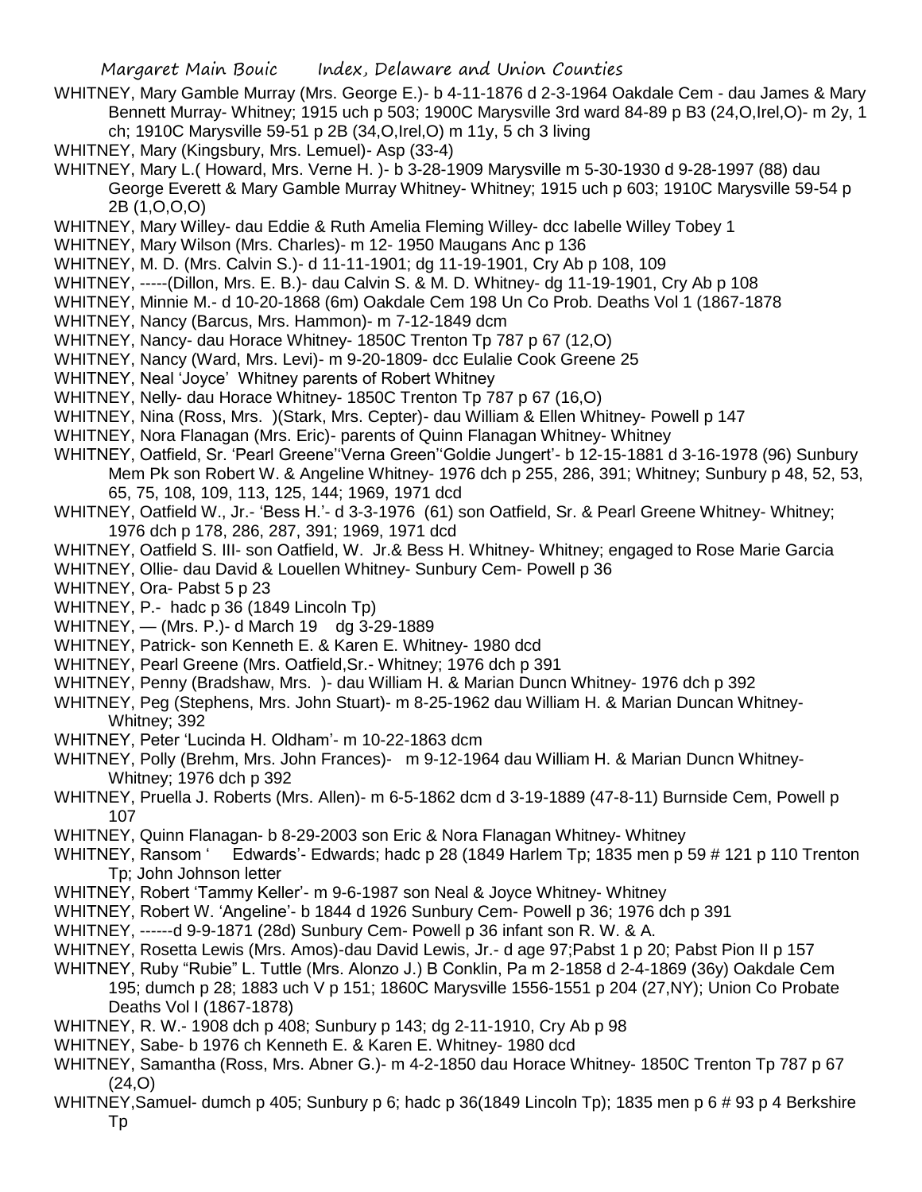WHITNEY, Mary Gamble Murray (Mrs. George E.)- b 4-11-1876 d 2-3-1964 Oakdale Cem - dau James & Mary Bennett Murray- Whitney; 1915 uch p 503; 1900C Marysville 3rd ward 84-89 p B3 (24,O,Irel,O)- m 2y, 1 ch; 1910C Marysville 59-51 p 2B (34,O,Irel,O) m 11y, 5 ch 3 living

WHITNEY, Mary (Kingsbury, Mrs. Lemuel)- Asp (33-4)

WHITNEY, Mary L.( Howard, Mrs. Verne H. )- b 3-28-1909 Marysville m 5-30-1930 d 9-28-1997 (88) dau George Everett & Mary Gamble Murray Whitney- Whitney; 1915 uch p 603; 1910C Marysville 59-54 p 2B (1,O,O,O)

WHITNEY, Mary Willey- dau Eddie & Ruth Amelia Fleming Willey- dcc Iabelle Willey Tobey 1

WHITNEY, Mary Wilson (Mrs. Charles)- m 12- 1950 Maugans Anc p 136

WHITNEY, M. D. (Mrs. Calvin S.)- d 11-11-1901; dg 11-19-1901, Cry Ab p 108, 109

WHITNEY, -----(Dillon, Mrs. E. B.)- dau Calvin S. & M. D. Whitney- dg 11-19-1901, Cry Ab p 108

WHITNEY, Minnie M.- d 10-20-1868 (6m) Oakdale Cem 198 Un Co Prob. Deaths Vol 1 (1867-1878

WHITNEY, Nancy (Barcus, Mrs. Hammon)- m 7-12-1849 dcm

WHITNEY, Nancy- dau Horace Whitney- 1850C Trenton Tp 787 p 67 (12,O)

WHITNEY, Nancy (Ward, Mrs. Levi)- m 9-20-1809- dcc Eulalie Cook Greene 25

WHITNEY, Neal 'Joyce' Whitney parents of Robert Whitney

WHITNEY, Nelly- dau Horace Whitney- 1850C Trenton Tp 787 p 67 (16,O)

WHITNEY, Nina (Ross, Mrs. )(Stark, Mrs. Cepter)- dau William & Ellen Whitney- Powell p 147

WHITNEY, Nora Flanagan (Mrs. Eric)- parents of Quinn Flanagan Whitney- Whitney

WHITNEY, Oatfield, Sr. 'Pearl Greene''Verna Green''Goldie Jungert'- b 12-15-1881 d 3-16-1978 (96) Sunbury Mem Pk son Robert W. & Angeline Whitney- 1976 dch p 255, 286, 391; Whitney; Sunbury p 48, 52, 53, 65, 75, 108, 109, 113, 125, 144; 1969, 1971 dcd

WHITNEY, Oatfield W., Jr.- 'Bess H.'- d 3-3-1976 (61) son Oatfield, Sr. & Pearl Greene Whitney- Whitney; 1976 dch p 178, 286, 287, 391; 1969, 1971 dcd

WHITNEY, Oatfield S. III- son Oatfield, W. Jr.& Bess H. Whitney- Whitney; engaged to Rose Marie Garcia

WHITNEY, Ollie- dau David & Louellen Whitney- Sunbury Cem- Powell p 36

WHITNEY, Ora- Pabst 5 p 23

WHITNEY, P.- hadc p 36 (1849 Lincoln Tp)

WHITNEY, — (Mrs. P.)- d March 19 dg 3-29-1889

WHITNEY, Patrick- son Kenneth E. & Karen E. Whitney- 1980 dcd

WHITNEY, Pearl Greene (Mrs. Oatfield,Sr.- Whitney; 1976 dch p 391

WHITNEY, Penny (Bradshaw, Mrs. )- dau William H. & Marian Duncn Whitney- 1976 dch p 392

WHITNEY, Peg (Stephens, Mrs. John Stuart)- m 8-25-1962 dau William H. & Marian Duncan Whitney- Whitney; 392

WHITNEY, Peter 'Lucinda H. Oldham'- m 10-22-1863 dcm

WHITNEY, Polly (Brehm, Mrs. John Frances)- m 9-12-1964 dau William H. & Marian Duncn Whitney- Whitney; 1976 dch p 392

WHITNEY, Pruella J. Roberts (Mrs. Allen)- m 6-5-1862 dcm d 3-19-1889 (47-8-11) Burnside Cem, Powell p 107

WHITNEY, Quinn Flanagan- b 8-29-2003 son Eric & Nora Flanagan Whitney- Whitney

WHITNEY, Ransom ' Edwards'- Edwards; hadc p 28 (1849 Harlem Tp; 1835 men p 59 # 121 p 110 Trenton Tp; John Johnson letter

WHITNEY, Robert 'Tammy Keller'- m 9-6-1987 son Neal & Joyce Whitney- Whitney

WHITNEY, Robert W. 'Angeline'- b 1844 d 1926 Sunbury Cem- Powell p 36; 1976 dch p 391

WHITNEY, ------d 9-9-1871 (28d) Sunbury Cem- Powell p 36 infant son R. W. & A.

WHITNEY, Rosetta Lewis (Mrs. Amos)-dau David Lewis, Jr.- d age 97;Pabst 1 p 20; Pabst Pion II p 157

WHITNEY, Ruby "Rubie" L. Tuttle (Mrs. Alonzo J.) B Conklin, Pa m 2-1858 d 2-4-1869 (36y) Oakdale Cem 195; dumch p 28; 1883 uch V p 151; 1860C Marysville 1556-1551 p 204 (27,NY); Union Co Probate Deaths Vol I (1867-1878)

WHITNEY, R. W.- 1908 dch p 408; Sunbury p 143; dg 2-11-1910, Cry Ab p 98

WHITNEY, Sabe- b 1976 ch Kenneth E. & Karen E. Whitney- 1980 dcd

WHITNEY, Samantha (Ross, Mrs. Abner G.)- m 4-2-1850 dau Horace Whitney- 1850C Trenton Tp 787 p 67 (24,O)

WHITNEY,Samuel- dumch p 405; Sunbury p 6; hadc p 36(1849 Lincoln Tp); 1835 men p 6 # 93 p 4 Berkshire Tp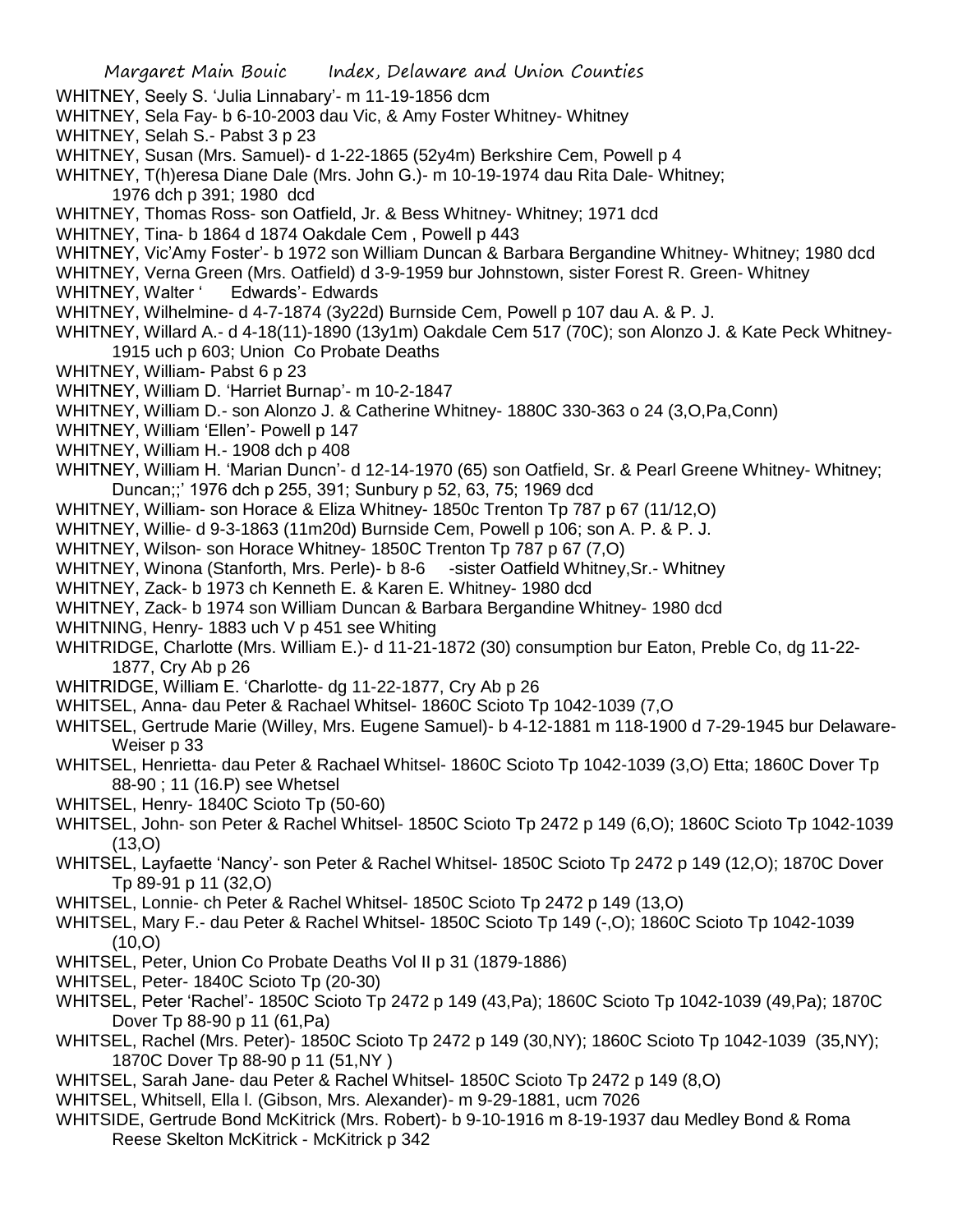WHITNEY, Seely S. 'Julia Linnabary'- m 11-19-1856 dcm

WHITNEY, Sela Fay- b 6-10-2003 dau Vic, & Amy Foster Whitney- Whitney

WHITNEY, Selah S.- Pabst 3 p 23

WHITNEY, Susan (Mrs. Samuel)- d 1-22-1865 (52y4m) Berkshire Cem, Powell p 4

WHITNEY, T(h)eresa Diane Dale (Mrs. John G.)- m 10-19-1974 dau Rita Dale- Whitney; 1976 dch p 391; 1980 dcd

WHITNEY, Thomas Ross- son Oatfield, Jr. & Bess Whitney- Whitney; 1971 dcd

WHITNEY, Tina- b 1864 d 1874 Oakdale Cem , Powell p 443

WHITNEY, Vic'Amy Foster'- b 1972 son William Duncan & Barbara Bergandine Whitney- Whitney; 1980 dcd

WHITNEY, Verna Green (Mrs. Oatfield) d 3-9-1959 bur Johnstown, sister Forest R. Green- Whitney

WHITNEY, Walter ' Edwards'- Edwards

WHITNEY, Wilhelmine- d 4-7-1874 (3y22d) Burnside Cem, Powell p 107 dau A. & P. J.

WHITNEY, Willard A.- d 4-18(11)-1890 (13y1m) Oakdale Cem 517 (70C); son Alonzo J. & Kate Peck Whitney- 1915 uch p 603; Union Co Probate Deaths

WHITNEY, William- Pabst 6 p 23

WHITNEY, William D. 'Harriet Burnap'- m 10-2-1847

WHITNEY, William D.- son Alonzo J. & Catherine Whitney- 1880C 330-363 o 24 (3,O,Pa,Conn)

WHITNEY, William 'Ellen'- Powell p 147

WHITNEY, William H.- 1908 dch p 408

WHITNEY, William H. 'Marian Duncn'- d 12-14-1970 (65) son Oatfield, Sr. & Pearl Greene Whitney- Whitney; Duncan;;' 1976 dch p 255, 391; Sunbury p 52, 63, 75; 1969 dcd

WHITNEY, William- son Horace & Eliza Whitney- 1850c Trenton Tp 787 p 67 (11/12,O)

WHITNEY, Willie- d 9-3-1863 (11m20d) Burnside Cem, Powell p 106; son A. P. & P. J.

WHITNEY, Wilson- son Horace Whitney- 1850C Trenton Tp 787 p 67 (7,O)

WHITNEY, Winona (Stanforth, Mrs. Perle)- b 8-6 -sister Oatfield Whitney,Sr.- Whitney

WHITNEY, Zack- b 1973 ch Kenneth E. & Karen E. Whitney- 1980 dcd

WHITNEY, Zack- b 1974 son William Duncan & Barbara Bergandine Whitney- 1980 dcd

WHITNING, Henry- 1883 uch V p 451 see Whiting

WHITRIDGE, Charlotte (Mrs. William E.)- d 11-21-1872 (30) consumption bur Eaton, Preble Co, dg 11-22-1877, Cry Ab p 26

WHITRIDGE, William E. 'Charlotte- dg 11-22-1877, Cry Ab p 26

WHITSEL, Anna- dau Peter & Rachael Whitsel- 1860C Scioto Tp 1042-1039 (7,O

WHITSEL, Gertrude Marie (Willey, Mrs. Eugene Samuel)- b 4-12-1881 m 118-1900 d 7-29-1945 bur Delaware-Weiser p 33

WHITSEL, Henrietta- dau Peter & Rachael Whitsel- 1860C Scioto Tp 1042-1039 (3,O) Etta; 1860C Dover Tp 88-90 ; 11 (16.P) see Whetsel

WHITSEL, Henry- 1840C Scioto Tp (50-60)

WHITSEL, John- son Peter & Rachel Whitsel- 1850C Scioto Tp 2472 p 149 (6,O); 1860C Scioto Tp 1042-1039 (13,O)

WHITSEL, Layfaette 'Nancy'- son Peter & Rachel Whitsel- 1850C Scioto Tp 2472 p 149 (12,O); 1870C Dover Tp 89-91 p 11 (32,O)

WHITSEL, Lonnie- ch Peter & Rachel Whitsel- 1850C Scioto Tp 2472 p 149 (13,O)

WHITSEL, Mary F.- dau Peter & Rachel Whitsel- 1850C Scioto Tp 149 (-,O); 1860C Scioto Tp 1042-1039 (10,O)

WHITSEL, Peter, Union Co Probate Deaths Vol II p 31 (1879-1886)

WHITSEL, Peter- 1840C Scioto Tp (20-30)

WHITSEL, Peter 'Rachel'- 1850C Scioto Tp 2472 p 149 (43,Pa); 1860C Scioto Tp 1042-1039 (49,Pa); 1870C Dover Tp 88-90 p 11 (61,Pa)

WHITSEL, Rachel (Mrs. Peter)- 1850C Scioto Tp 2472 p 149 (30,NY); 1860C Scioto Tp 1042-1039 (35,NY); 1870C Dover Tp 88-90 p 11 (51,NY )

WHITSEL, Sarah Jane- dau Peter & Rachel Whitsel- 1850C Scioto Tp 2472 p 149 (8,O)

WHITSEL, Whitsell, Ella l. (Gibson, Mrs. Alexander)- m 9-29-1881, ucm 7026

WHITSIDE, Gertrude Bond McKitrick (Mrs. Robert)- b 9-10-1916 m 8-19-1937 dau Medley Bond & Roma Reese Skelton McKitrick - McKitrick p 342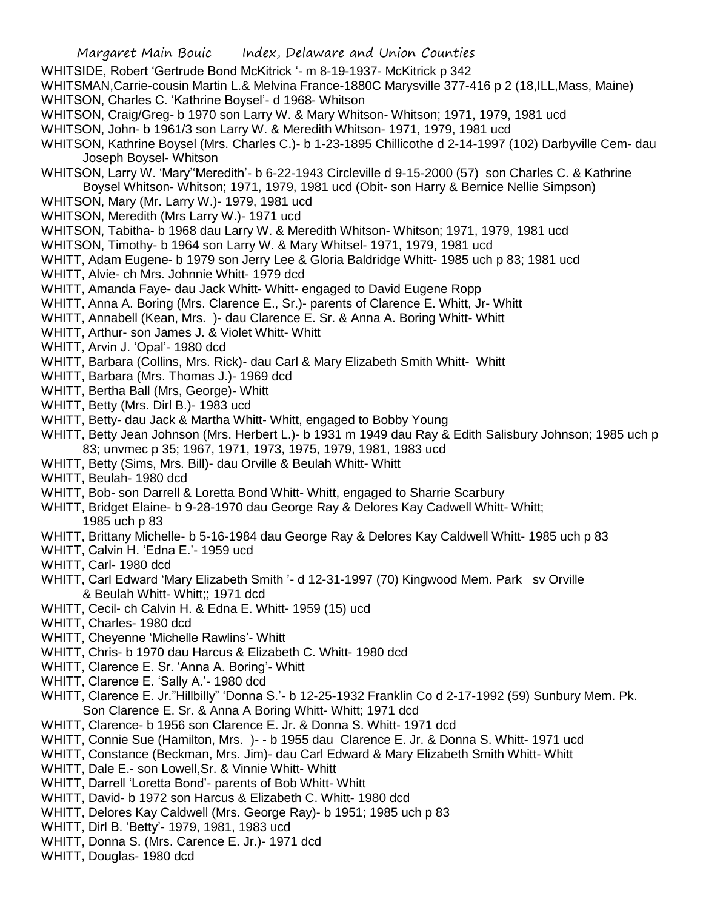WHITSIDE, Robert 'Gertrude Bond McKitrick '- m 8-19-1937- McKitrick p 342

WHITSMAN,Carrie-cousin Martin L.& Melvina France-1880C Marysville 377-416 p 2 (18,ILL,Mass, Maine)

WHITSON, Charles C. 'Kathrine Boysel'- d 1968- Whitson

WHITSON, Craig/Greg- b 1970 son Larry W. & Mary Whitson- Whitson; 1971, 1979, 1981 ucd

WHITSON, John- b 1961/3 son Larry W. & Meredith Whitson- 1971, 1979, 1981 ucd

WHITSON, Kathrine Boysel (Mrs. Charles C.)- b 1-23-1895 Chillicothe d 2-14-1997 (102) Darbyville Cem- dau Joseph Boysel- Whitson

WHITSON, Larry W. 'Mary''Meredith'- b 6-22-1943 Circleville d 9-15-2000 (57) son Charles C. & Kathrine Boysel Whitson- Whitson; 1971, 1979, 1981 ucd (Obit- son Harry & Bernice Nellie Simpson)

WHITSON, Mary (Mr. Larry W.)- 1979, 1981 ucd

WHITSON, Meredith (Mrs Larry W.)- 1971 ucd

WHITSON, Tabitha- b 1968 dau Larry W. & Meredith Whitson- Whitson; 1971, 1979, 1981 ucd

WHITSON, Timothy- b 1964 son Larry W. & Mary Whitsel- 1971, 1979, 1981 ucd

WHITT, Adam Eugene- b 1979 son Jerry Lee & Gloria Baldridge Whitt- 1985 uch p 83; 1981 ucd

WHITT, Alvie- ch Mrs. Johnnie Whitt- 1979 dcd

WHITT, Amanda Faye- dau Jack Whitt- Whitt- engaged to David Eugene Ropp

WHITT, Anna A. Boring (Mrs. Clarence E., Sr.)- parents of Clarence E. Whitt, Jr- Whitt

WHITT, Annabell (Kean, Mrs. )- dau Clarence E. Sr. & Anna A. Boring Whitt- Whitt

WHITT, Arthur- son James J. & Violet Whitt- Whitt

WHITT, Arvin J. 'Opal'- 1980 dcd

WHITT, Barbara (Collins, Mrs. Rick)- dau Carl & Mary Elizabeth Smith Whitt- Whitt

WHITT, Barbara (Mrs. Thomas J.)- 1969 dcd

WHITT, Bertha Ball (Mrs, George)- Whitt

WHITT, Betty (Mrs. Dirl B.)- 1983 ucd

WHITT, Betty- dau Jack & Martha Whitt- Whitt, engaged to Bobby Young

WHITT, Betty Jean Johnson (Mrs. Herbert L.)- b 1931 m 1949 dau Ray & Edith Salisbury Johnson; 1985 uch p 83; unvmec p 35; 1967, 1971, 1973, 1975, 1979, 1981, 1983 ucd

WHITT, Betty (Sims, Mrs. Bill)- dau Orville & Beulah Whitt- Whitt

WHITT, Beulah- 1980 dcd

WHITT, Bob- son Darrell & Loretta Bond Whitt- Whitt, engaged to Sharrie Scarbury

WHITT, Bridget Elaine- b 9-28-1970 dau George Ray & Delores Kay Cadwell Whitt- Whitt; 1985 uch p 83

WHITT, Brittany Michelle- b 5-16-1984 dau George Ray & Delores Kay Caldwell Whitt- 1985 uch p 83

WHITT, Calvin H. 'Edna E.'- 1959 ucd

WHITT, Carl- 1980 dcd

WHITT, Carl Edward 'Mary Elizabeth Smith '- d 12-31-1997 (70) Kingwood Mem. Park sv Orville & Beulah Whitt- Whitt;; 1971 dcd

WHITT, Cecil- ch Calvin H. & Edna E. Whitt- 1959 (15) ucd

WHITT, Charles- 1980 dcd

WHITT, Cheyenne 'Michelle Rawlins'- Whitt

WHITT, Chris- b 1970 dau Harcus & Elizabeth C. Whitt- 1980 dcd

WHITT, Clarence E. Sr. 'Anna A. Boring'- Whitt

WHITT, Clarence E. 'Sally A.'- 1980 dcd

WHITT, Clarence E. Jr."Hillbilly" 'Donna S.'- b 12-25-1932 Franklin Co d 2-17-1992 (59) Sunbury Mem. Pk. Son Clarence E. Sr. & Anna A Boring Whitt- Whitt; 1971 dcd

WHITT, Clarence- b 1956 son Clarence E. Jr. & Donna S. Whitt- 1971 dcd

WHITT, Connie Sue (Hamilton, Mrs. )- - b 1955 dau Clarence E. Jr. & Donna S. Whitt- 1971 ucd

WHITT, Constance (Beckman, Mrs. Jim)- dau Carl Edward & Mary Elizabeth Smith Whitt- Whitt

WHITT, Dale E.- son Lowell,Sr. & Vinnie Whitt- Whitt

WHITT, Darrell 'Loretta Bond'- parents of Bob Whitt- Whitt

WHITT, David- b 1972 son Harcus & Elizabeth C. Whitt- 1980 dcd

WHITT, Delores Kay Caldwell (Mrs. George Ray)- b 1951; 1985 uch p 83

WHITT, Dirl B. 'Betty'- 1979, 1981, 1983 ucd

WHITT, Donna S. (Mrs. Carence E. Jr.)- 1971 dcd

WHITT, Douglas- 1980 dcd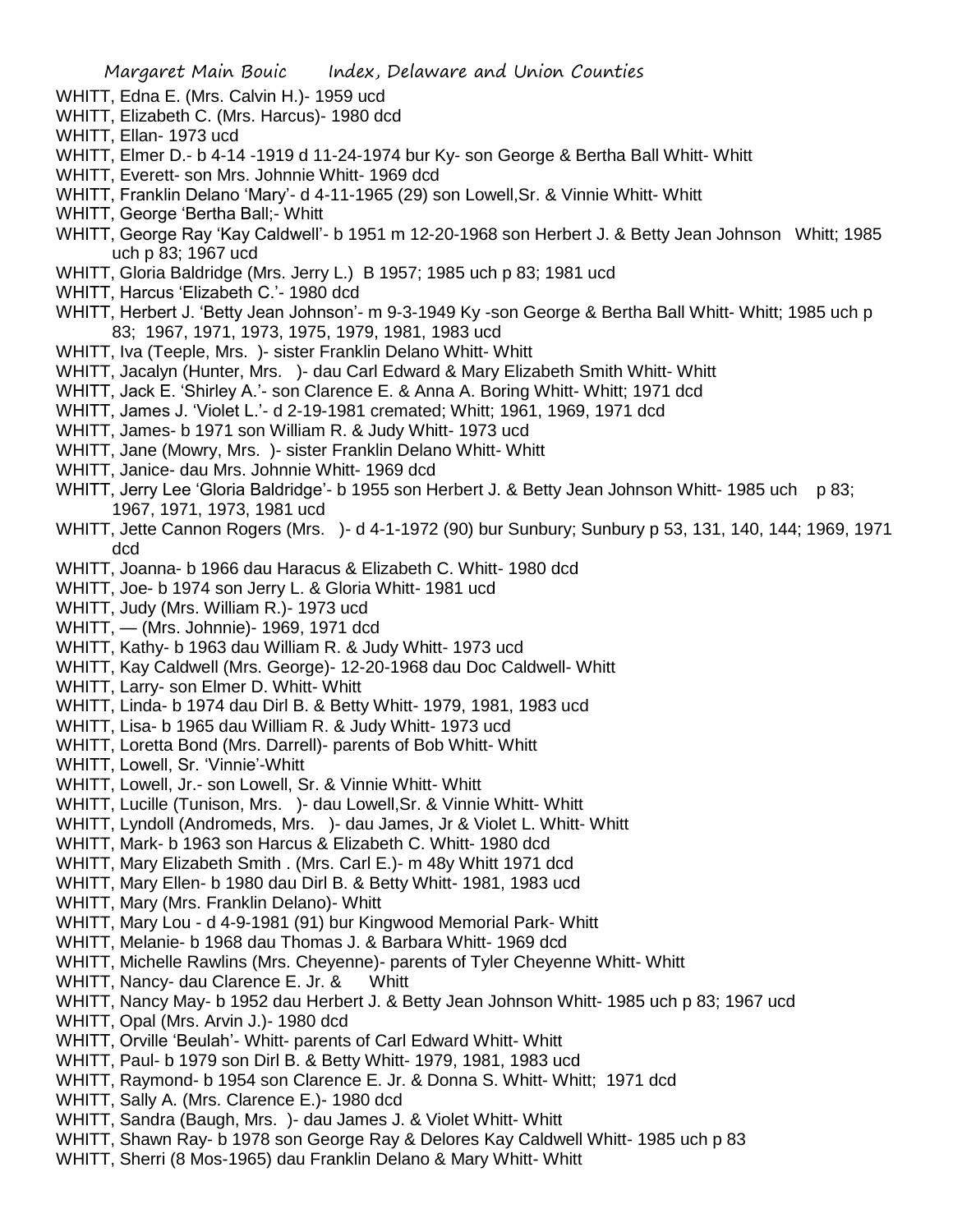WHITT, Edna E. (Mrs. Calvin H.)- 1959 ucd
WHITT, Elizabeth C. (Mrs. Harcus)- 1980 dcd
WHITT, Ellan- 1973 ucd
WHITT, Elmer D.- b 4-14 -1919 d 11-24-1974 bur Ky- son George & Bertha Ball Whitt- Whitt
WHITT, Everett- son Mrs. Johnnie Whitt- 1969 dcd
WHITT, Franklin Delano 'Mary'- d 4-11-1965 (29) son Lowell,Sr. & Vinnie Whitt- Whitt
WHITT, George 'Bertha Ball;- Whitt
WHITT, George Ray 'Kay Caldwell'- b 1951 m 12-20-1968 son Herbert J. & Betty Jean Johnson Whitt; 1985 uch p 83; 1967 ucd
WHITT, Gloria Baldridge (Mrs. Jerry L.) B 1957; 1985 uch p 83; 1981 ucd
WHITT, Harcus 'Elizabeth C.'- 1980 dcd
WHITT, Herbert J. 'Betty Jean Johnson'- m 9-3-1949 Ky -son George & Bertha Ball Whitt- Whitt; 1985 uch p 83; 1967, 1971, 1973, 1975, 1979, 1981, 1983 ucd
WHITT, Iva (Teeple, Mrs. )- sister Franklin Delano Whitt- Whitt
WHITT, Jacalyn (Hunter, Mrs. )- dau Carl Edward & Mary Elizabeth Smith Whitt- Whitt
WHITT, Jack E. 'Shirley A.'- son Clarence E. & Anna A. Boring Whitt- Whitt; 1971 dcd
WHITT, James J. 'Violet L.'- d 2-19-1981 cremated; Whitt; 1961, 1969, 1971 dcd
WHITT, James- b 1971 son William R. & Judy Whitt- 1973 ucd
WHITT, Jane (Mowry, Mrs. )- sister Franklin Delano Whitt- Whitt
WHITT, Janice- dau Mrs. Johnnie Whitt- 1969 dcd
WHITT, Jerry Lee 'Gloria Baldridge'- b 1955 son Herbert J. & Betty Jean Johnson Whitt- 1985 uch p 83; 1967, 1971, 1973, 1981 ucd
WHITT, Jette Cannon Rogers (Mrs. )- d 4-1-1972 (90) bur Sunbury; Sunbury p 53, 131, 140, 144; 1969, 1971 dcd
WHITT, Joanna- b 1966 dau Haracus & Elizabeth C. Whitt- 1980 dcd
WHITT, Joe- b 1974 son Jerry L. & Gloria Whitt- 1981 ucd
WHITT, Judy (Mrs. William R.)- 1973 ucd
WHITT, — (Mrs. Johnnie)- 1969, 1971 dcd
WHITT, Kathy- b 1963 dau William R. & Judy Whitt- 1973 ucd
WHITT, Kay Caldwell (Mrs. George)- 12-20-1968 dau Doc Caldwell- Whitt
WHITT, Larry- son Elmer D. Whitt- Whitt
WHITT, Linda- b 1974 dau Dirl B. & Betty Whitt- 1979, 1981, 1983 ucd
WHITT, Lisa- b 1965 dau William R. & Judy Whitt- 1973 ucd
WHITT, Loretta Bond (Mrs. Darrell)- parents of Bob Whitt- Whitt
WHITT, Lowell, Sr. 'Vinnie'-Whitt
WHITT, Lowell, Jr.- son Lowell, Sr. & Vinnie Whitt- Whitt
WHITT, Lucille (Tunison, Mrs. )- dau Lowell,Sr. & Vinnie Whitt- Whitt
WHITT, Lyndoll (Andromeds, Mrs. )- dau James, Jr & Violet L. Whitt- Whitt
WHITT, Mark- b 1963 son Harcus & Elizabeth C. Whitt- 1980 dcd
WHITT, Mary Elizabeth Smith . (Mrs. Carl E.)- m 48y Whitt 1971 dcd
WHITT, Mary Ellen- b 1980 dau Dirl B. & Betty Whitt- 1981, 1983 ucd
WHITT, Mary (Mrs. Franklin Delano)- Whitt
WHITT, Mary Lou - d 4-9-1981 (91) bur Kingwood Memorial Park- Whitt
WHITT, Melanie- b 1968 dau Thomas J. & Barbara Whitt- 1969 dcd
WHITT, Michelle Rawlins (Mrs. Cheyenne)- parents of Tyler Cheyenne Whitt- Whitt
WHITT, Nancy- dau Clarence E. Jr. & Whitt
WHITT, Nancy May- b 1952 dau Herbert J. & Betty Jean Johnson Whitt- 1985 uch p 83; 1967 ucd
WHITT, Opal (Mrs. Arvin J.)- 1980 dcd
WHITT, Orville 'Beulah'- Whitt- parents of Carl Edward Whitt- Whitt
WHITT, Paul- b 1979 son Dirl B. & Betty Whitt- 1979, 1981, 1983 ucd
WHITT, Raymond- b 1954 son Clarence E. Jr. & Donna S. Whitt- Whitt; 1971 dcd
WHITT, Sally A. (Mrs. Clarence E.)- 1980 dcd
WHITT, Sandra (Baugh, Mrs. )- dau James J. & Violet Whitt- Whitt
WHITT, Shawn Ray- b 1978 son George Ray & Delores Kay Caldwell Whitt- 1985 uch p 83
WHITT, Sherri (8 Mos-1965) dau Franklin Delano & Mary Whitt- Whitt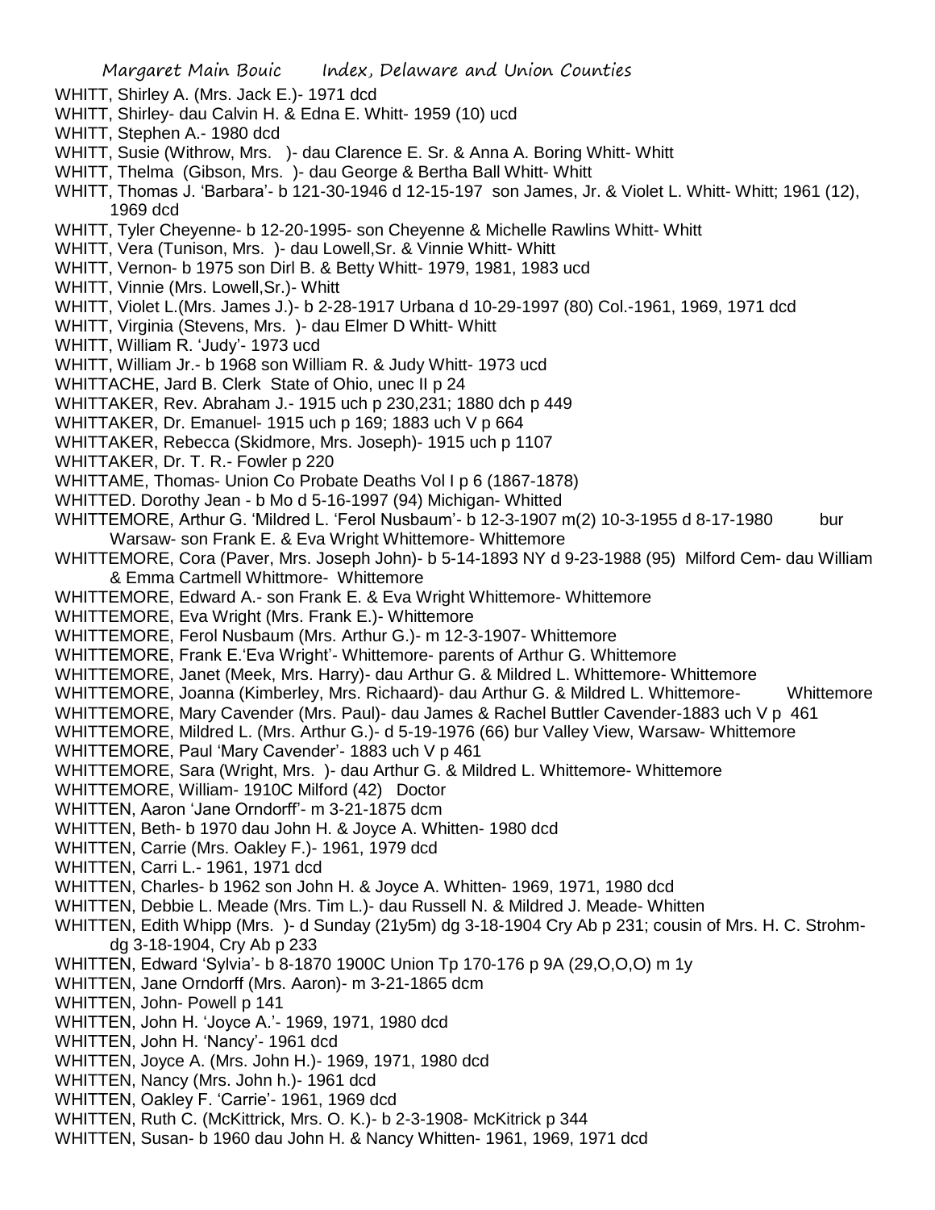WHITT, Shirley A. (Mrs. Jack E.)- 1971 dcd

WHITT, Shirley- dau Calvin H. & Edna E. Whitt- 1959 (10) ucd

WHITT, Stephen A.- 1980 dcd

WHITT, Susie (Withrow, Mrs. )- dau Clarence E. Sr. & Anna A. Boring Whitt- Whitt

WHITT, Thelma (Gibson, Mrs. )- dau George & Bertha Ball Whitt- Whitt

WHITT, Thomas J. 'Barbara'- b 121-30-1946 d 12-15-197 son James, Jr. & Violet L. Whitt- Whitt; 1961 (12), 1969 dcd

WHITT, Tyler Cheyenne- b 12-20-1995- son Cheyenne & Michelle Rawlins Whitt- Whitt

WHITT, Vera (Tunison, Mrs. )- dau Lowell,Sr. & Vinnie Whitt- Whitt

WHITT, Vernon- b 1975 son Dirl B. & Betty Whitt- 1979, 1981, 1983 ucd

WHITT, Vinnie (Mrs. Lowell,Sr.)- Whitt

WHITT, Violet L.(Mrs. James J.)- b 2-28-1917 Urbana d 10-29-1997 (80) Col.-1961, 1969, 1971 dcd

WHITT, Virginia (Stevens, Mrs. )- dau Elmer D Whitt- Whitt

WHITT, William R. 'Judy'- 1973 ucd

WHITT, William Jr.- b 1968 son William R. & Judy Whitt- 1973 ucd

WHITTACHE, Jard B. Clerk State of Ohio, unec II p 24

WHITTAKER, Rev. Abraham J.- 1915 uch p 230,231; 1880 dch p 449

WHITTAKER, Dr. Emanuel- 1915 uch p 169; 1883 uch V p 664

WHITTAKER, Rebecca (Skidmore, Mrs. Joseph)- 1915 uch p 1107

WHITTAKER, Dr. T. R.- Fowler p 220

WHITTAME, Thomas- Union Co Probate Deaths Vol I p 6 (1867-1878)

WHITTED. Dorothy Jean - b Mo d 5-16-1997 (94) Michigan- Whitted

WHITTEMORE, Arthur G. 'Mildred L. 'Ferol Nusbaum'- b 12-3-1907 m(2) 10-3-1955 d 8-17-1980 bur Warsaw- son Frank E. & Eva Wright Whittemore- Whittemore

WHITTEMORE, Cora (Paver, Mrs. Joseph John)- b 5-14-1893 NY d 9-23-1988 (95) Milford Cem- dau William & Emma Cartmell Whittmore- Whittemore

WHITTEMORE, Edward A.- son Frank E. & Eva Wright Whittemore- Whittemore

WHITTEMORE, Eva Wright (Mrs. Frank E.)- Whittemore

WHITTEMORE, Ferol Nusbaum (Mrs. Arthur G.)- m 12-3-1907- Whittemore

WHITTEMORE, Frank E.'Eva Wright'- Whittemore- parents of Arthur G. Whittemore

WHITTEMORE, Janet (Meek, Mrs. Harry)- dau Arthur G. & Mildred L. Whittemore- Whittemore

WHITTEMORE, Joanna (Kimberley, Mrs. Richaard)- dau Arthur G. & Mildred L. Whittemore- Whittemore

WHITTEMORE, Mary Cavender (Mrs. Paul)- dau James & Rachel Buttler Cavender-1883 uch V p 461

WHITTEMORE, Mildred L. (Mrs. Arthur G.)- d 5-19-1976 (66) bur Valley View, Warsaw- Whittemore

WHITTEMORE, Paul 'Mary Cavender'- 1883 uch V p 461

WHITTEMORE, Sara (Wright, Mrs. )- dau Arthur G. & Mildred L. Whittemore- Whittemore

WHITTEMORE, William- 1910C Milford (42) Doctor

WHITTEN, Aaron 'Jane Orndorff'- m 3-21-1875 dcm

WHITTEN, Beth- b 1970 dau John H. & Joyce A. Whitten- 1980 dcd

WHITTEN, Carrie (Mrs. Oakley F.)- 1961, 1979 dcd

WHITTEN, Carri L.- 1961, 1971 dcd

WHITTEN, Charles- b 1962 son John H. & Joyce A. Whitten- 1969, 1971, 1980 dcd

WHITTEN, Debbie L. Meade (Mrs. Tim L.)- dau Russell N. & Mildred J. Meade- Whitten

WHITTEN, Edith Whipp (Mrs. )- d Sunday (21y5m) dg 3-18-1904 Cry Ab p 231; cousin of Mrs. H. C. Strohm- dg 3-18-1904, Cry Ab p 233

WHITTEN, Edward 'Sylvia'- b 8-1870 1900C Union Tp 170-176 p 9A (29,O,O,O) m 1y

WHITTEN, Jane Orndorff (Mrs. Aaron)- m 3-21-1865 dcm

WHITTEN, John- Powell p 141

WHITTEN, John H. 'Joyce A.'- 1969, 1971, 1980 dcd

WHITTEN, John H. 'Nancy'- 1961 dcd

WHITTEN, Joyce A. (Mrs. John H.)- 1969, 1971, 1980 dcd

WHITTEN, Nancy (Mrs. John h.)- 1961 dcd

WHITTEN, Oakley F. 'Carrie'- 1961, 1969 dcd

WHITTEN, Ruth C. (McKittrick, Mrs. O. K.)- b 2-3-1908- McKitrick p 344

WHITTEN, Susan- b 1960 dau John H. & Nancy Whitten- 1961, 1969, 1971 dcd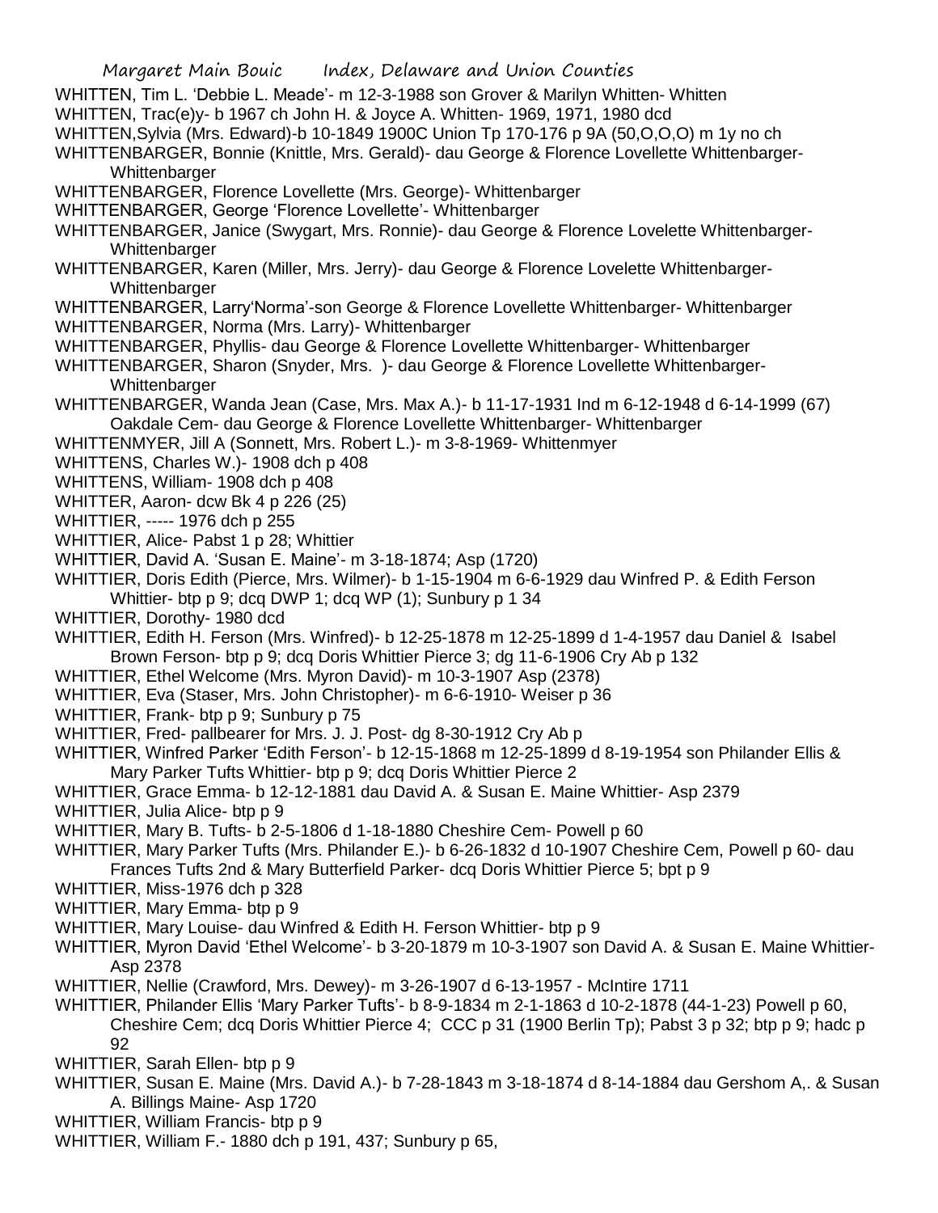WHITTEN, Tim L. 'Debbie L. Meade'- m 12-3-1988 son Grover & Marilyn Whitten- Whitten

WHITTEN, Trac(e)y- b 1967 ch John H. & Joyce A. Whitten- 1969, 1971, 1980 dcd

WHITTEN,Sylvia (Mrs. Edward)-b 10-1849 1900C Union Tp 170-176 p 9A (50,O,O,O) m 1y no ch

WHITTENBARGER, Bonnie (Knittle, Mrs. Gerald)- dau George & Florence Lovellette Whittenbarger- Whittenbarger

WHITTENBARGER, Florence Lovellette (Mrs. George)- Whittenbarger

WHITTENBARGER, George 'Florence Lovellette'- Whittenbarger

WHITTENBARGER, Janice (Swygart, Mrs. Ronnie)- dau George & Florence Lovelette Whittenbarger- Whittenbarger

WHITTENBARGER, Karen (Miller, Mrs. Jerry)- dau George & Florence Lovelette Whittenbarger- Whittenbarger

WHITTENBARGER, Larry'Norma'-son George & Florence Lovellette Whittenbarger- Whittenbarger

WHITTENBARGER, Norma (Mrs. Larry)- Whittenbarger

WHITTENBARGER, Phyllis- dau George & Florence Lovellette Whittenbarger- Whittenbarger

WHITTENBARGER, Sharon (Snyder, Mrs. )- dau George & Florence Lovellette Whittenbarger- Whittenbarger

WHITTENBARGER, Wanda Jean (Case, Mrs. Max A.)- b 11-17-1931 Ind m 6-12-1948 d 6-14-1999 (67) Oakdale Cem- dau George & Florence Lovellette Whittenbarger- Whittenbarger

WHITTENMYER, Jill A (Sonnett, Mrs. Robert L.)- m 3-8-1969- Whittenmyer

WHITTENS, Charles W.)- 1908 dch p 408

WHITTENS, William- 1908 dch p 408

WHITTER, Aaron- dcw Bk 4 p 226 (25)

WHITTIER, ----- 1976 dch p 255

WHITTIER, Alice- Pabst 1 p 28; Whittier

WHITTIER, David A. 'Susan E. Maine'- m 3-18-1874; Asp (1720)

WHITTIER, Doris Edith (Pierce, Mrs. Wilmer)- b 1-15-1904 m 6-6-1929 dau Winfred P. & Edith Ferson Whittier- btp p 9; dcq DWP 1; dcq WP (1); Sunbury p 1 34

WHITTIER, Dorothy- 1980 dcd

WHITTIER, Edith H. Ferson (Mrs. Winfred)- b 12-25-1878 m 12-25-1899 d 1-4-1957 dau Daniel & Isabel Brown Ferson- btp p 9; dcq Doris Whittier Pierce 3; dg 11-6-1906 Cry Ab p 132

WHITTIER, Ethel Welcome (Mrs. Myron David)- m 10-3-1907 Asp (2378)

WHITTIER, Eva (Staser, Mrs. John Christopher)- m 6-6-1910- Weiser p 36

WHITTIER, Frank- btp p 9; Sunbury p 75

WHITTIER, Fred- pallbearer for Mrs. J. J. Post- dg 8-30-1912 Cry Ab p

WHITTIER, Winfred Parker 'Edith Ferson'- b 12-15-1868 m 12-25-1899 d 8-19-1954 son Philander Ellis & Mary Parker Tufts Whittier- btp p 9; dcq Doris Whittier Pierce 2

WHITTIER, Grace Emma- b 12-12-1881 dau David A. & Susan E. Maine Whittier- Asp 2379

WHITTIER, Julia Alice- btp p 9

WHITTIER, Mary B. Tufts- b 2-5-1806 d 1-18-1880 Cheshire Cem- Powell p 60

WHITTIER, Mary Parker Tufts (Mrs. Philander E.)- b 6-26-1832 d 10-1907 Cheshire Cem, Powell p 60- dau Frances Tufts 2nd & Mary Butterfield Parker- dcq Doris Whittier Pierce 5; bpt p 9

WHITTIER, Miss-1976 dch p 328

WHITTIER, Mary Emma- btp p 9

WHITTIER, Mary Louise- dau Winfred & Edith H. Ferson Whittier- btp p 9

WHITTIER, Myron David 'Ethel Welcome'- b 3-20-1879 m 10-3-1907 son David A. & Susan E. Maine Whittier- Asp 2378

WHITTIER, Nellie (Crawford, Mrs. Dewey)- m 3-26-1907 d 6-13-1957 - McIntire 1711

WHITTIER, Philander Ellis 'Mary Parker Tufts'- b 8-9-1834 m 2-1-1863 d 10-2-1878 (44-1-23) Powell p 60, Cheshire Cem; dcq Doris Whittier Pierce 4; CCC p 31 (1900 Berlin Tp); Pabst 3 p 32; btp p 9; hadc p 92

WHITTIER, Sarah Ellen- btp p 9

WHITTIER, Susan E. Maine (Mrs. David A.)- b 7-28-1843 m 3-18-1874 d 8-14-1884 dau Gershom A,. & Susan A. Billings Maine- Asp 1720

WHITTIER, William Francis- btp p 9

WHITTIER, William F.- 1880 dch p 191, 437; Sunbury p 65,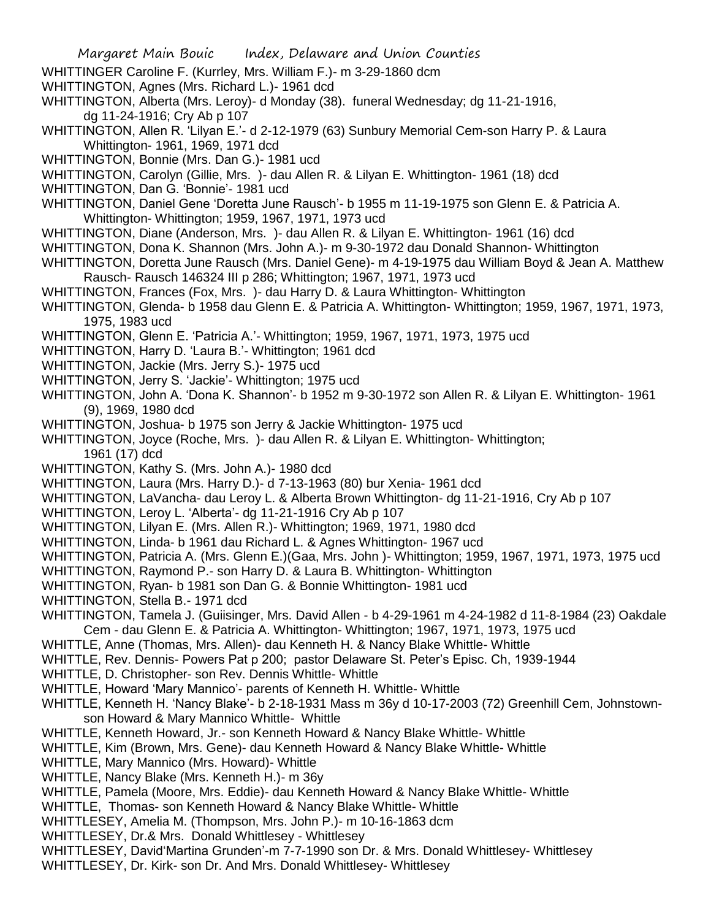WHITTINGER Caroline F. (Kurrley, Mrs. William F.)- m 3-29-1860 dcm

WHITTINGTON, Agnes (Mrs. Richard L.)- 1961 dcd

WHITTINGTON, Alberta (Mrs. Leroy)- d Monday (38). funeral Wednesday; dg 11-21-1916, dg 11-24-1916; Cry Ab p 107

WHITTINGTON, Allen R. 'Lilyan E.'- d 2-12-1979 (63) Sunbury Memorial Cem-son Harry P. & Laura Whittington- 1961, 1969, 1971 dcd

WHITTINGTON, Bonnie (Mrs. Dan G.)- 1981 ucd

WHITTINGTON, Carolyn (Gillie, Mrs. )- dau Allen R. & Lilyan E. Whittington- 1961 (18) dcd

WHITTINGTON, Dan G. 'Bonnie'- 1981 ucd

WHITTINGTON, Daniel Gene 'Doretta June Rausch'- b 1955 m 11-19-1975 son Glenn E. & Patricia A. Whittington- Whittington; 1959, 1967, 1971, 1973 ucd

WHITTINGTON, Diane (Anderson, Mrs. )- dau Allen R. & Lilyan E. Whittington- 1961 (16) dcd

WHITTINGTON, Dona K. Shannon (Mrs. John A.)- m 9-30-1972 dau Donald Shannon- Whittington

WHITTINGTON, Doretta June Rausch (Mrs. Daniel Gene)- m 4-19-1975 dau William Boyd & Jean A. Matthew Rausch- Rausch 146324 III p 286; Whittington; 1967, 1971, 1973 ucd

WHITTINGTON, Frances (Fox, Mrs. )- dau Harry D. & Laura Whittington- Whittington

WHITTINGTON, Glenda- b 1958 dau Glenn E. & Patricia A. Whittington- Whittington; 1959, 1967, 1971, 1973, 1975, 1983 ucd

WHITTINGTON, Glenn E. 'Patricia A.'- Whittington; 1959, 1967, 1971, 1973, 1975 ucd

WHITTINGTON, Harry D. 'Laura B.'- Whittington; 1961 dcd

WHITTINGTON, Jackie (Mrs. Jerry S.)- 1975 ucd

WHITTINGTON, Jerry S. 'Jackie'- Whittington; 1975 ucd

WHITTINGTON, John A. 'Dona K. Shannon'- b 1952 m 9-30-1972 son Allen R. & Lilyan E. Whittington- 1961 (9), 1969, 1980 dcd

WHITTINGTON, Joshua- b 1975 son Jerry & Jackie Whittington- 1975 ucd

WHITTINGTON, Joyce (Roche, Mrs. )- dau Allen R. & Lilyan E. Whittington- Whittington; 1961 (17) dcd

WHITTINGTON, Kathy S. (Mrs. John A.)- 1980 dcd

WHITTINGTON, Laura (Mrs. Harry D.)- d 7-13-1963 (80) bur Xenia- 1961 dcd

WHITTINGTON, LaVancha- dau Leroy L. & Alberta Brown Whittington- dg 11-21-1916, Cry Ab p 107

WHITTINGTON, Leroy L. 'Alberta'- dg 11-21-1916 Cry Ab p 107

WHITTINGTON, Lilyan E. (Mrs. Allen R.)- Whittington; 1969, 1971, 1980 dcd

WHITTINGTON, Linda- b 1961 dau Richard L. & Agnes Whittington- 1967 ucd

WHITTINGTON, Patricia A. (Mrs. Glenn E.)(Gaa, Mrs. John )- Whittington; 1959, 1967, 1971, 1973, 1975 ucd

WHITTINGTON, Raymond P.- son Harry D. & Laura B. Whittington- Whittington

WHITTINGTON, Ryan- b 1981 son Dan G. & Bonnie Whittington- 1981 ucd

WHITTINGTON, Stella B.- 1971 dcd

WHITTINGTON, Tamela J. (Guiisinger, Mrs. David Allen - b 4-29-1961 m 4-24-1982 d 11-8-1984 (23) Oakdale Cem - dau Glenn E. & Patricia A. Whittington- Whittington; 1967, 1971, 1973, 1975 ucd

WHITTLE, Anne (Thomas, Mrs. Allen)- dau Kenneth H. & Nancy Blake Whittle- Whittle

WHITTLE, Rev. Dennis- Powers Pat p 200; pastor Delaware St. Peter's Episc. Ch, 1939-1944

WHITTLE, D. Christopher- son Rev. Dennis Whittle- Whittle

WHITTLE, Howard 'Mary Mannico'- parents of Kenneth H. Whittle- Whittle

WHITTLE, Kenneth H. 'Nancy Blake'- b 2-18-1931 Mass m 36y d 10-17-2003 (72) Greenhill Cem, Johnstown- son Howard & Mary Mannico Whittle- Whittle

WHITTLE, Kenneth Howard, Jr.- son Kenneth Howard & Nancy Blake Whittle- Whittle

WHITTLE, Kim (Brown, Mrs. Gene)- dau Kenneth Howard & Nancy Blake Whittle- Whittle

WHITTLE, Mary Mannico (Mrs. Howard)- Whittle

WHITTLE, Nancy Blake (Mrs. Kenneth H.)- m 36y

WHITTLE, Pamela (Moore, Mrs. Eddie)- dau Kenneth Howard & Nancy Blake Whittle- Whittle

WHITTLE, Thomas- son Kenneth Howard & Nancy Blake Whittle- Whittle

WHITTLESEY, Amelia M. (Thompson, Mrs. John P.)- m 10-16-1863 dcm

WHITTLESEY, Dr.& Mrs. Donald Whittlesey - Whittlesey

WHITTLESEY, David'Martina Grunden'-m 7-7-1990 son Dr. & Mrs. Donald Whittlesey- Whittlesey

WHITTLESEY, Dr. Kirk- son Dr. And Mrs. Donald Whittlesey- Whittlesey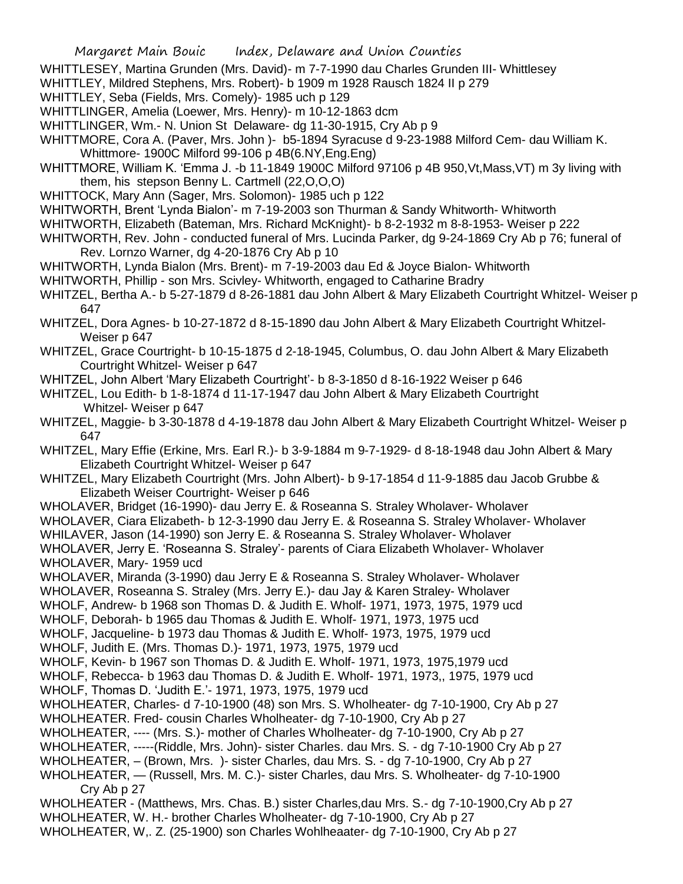WHITTLESEY, Martina Grunden (Mrs. David)- m 7-7-1990 dau Charles Grunden III- Whittlesey

WHITTLEY, Mildred Stephens, Mrs. Robert)- b 1909 m 1928 Rausch 1824 II p 279

WHITTLEY, Seba (Fields, Mrs. Comely)- 1985 uch p 129

WHITTLINGER, Amelia (Loewer, Mrs. Henry)- m 10-12-1863 dcm

WHITTLINGER, Wm.- N. Union St Delaware- dg 11-30-1915, Cry Ab p 9

WHITTMORE, Cora A. (Paver, Mrs. John )- b5-1894 Syracuse d 9-23-1988 Milford Cem- dau William K. Whittmore- 1900C Milford 99-106 p 4B(6.NY,Eng.Eng)

WHITTMORE, William K. 'Emma J. -b 11-1849 1900C Milford 97106 p 4B 950,Vt,Mass,VT) m 3y living with them, his stepson Benny L. Cartmell (22,O,O,O)

WHITTOCK, Mary Ann (Sager, Mrs. Solomon)- 1985 uch p 122

WHITWORTH, Brent 'Lynda Bialon'- m 7-19-2003 son Thurman & Sandy Whitworth- Whitworth

WHITWORTH, Elizabeth (Bateman, Mrs. Richard McKnight)- b 8-2-1932 m 8-8-1953- Weiser p 222

WHITWORTH, Rev. John - conducted funeral of Mrs. Lucinda Parker, dg 9-24-1869 Cry Ab p 76; funeral of Rev. Lornzo Warner, dg 4-20-1876 Cry Ab p 10

WHITWORTH, Lynda Bialon (Mrs. Brent)- m 7-19-2003 dau Ed & Joyce Bialon- Whitworth

WHITWORTH, Phillip - son Mrs. Scivley- Whitworth, engaged to Catharine Bradry

WHITZEL, Bertha A.- b 5-27-1879 d 8-26-1881 dau John Albert & Mary Elizabeth Courtright Whitzel- Weiser p 647

WHITZEL, Dora Agnes- b 10-27-1872 d 8-15-1890 dau John Albert & Mary Elizabeth Courtright Whitzel- Weiser p 647

WHITZEL, Grace Courtright- b 10-15-1875 d 2-18-1945, Columbus, O. dau John Albert & Mary Elizabeth Courtright Whitzel- Weiser p 647

WHITZEL, John Albert 'Mary Elizabeth Courtright'- b 8-3-1850 d 8-16-1922 Weiser p 646

WHITZEL, Lou Edith- b 1-8-1874 d 11-17-1947 dau John Albert & Mary Elizabeth Courtright Whitzel- Weiser p 647

WHITZEL, Maggie- b 3-30-1878 d 4-19-1878 dau John Albert & Mary Elizabeth Courtright Whitzel- Weiser p 647

WHITZEL, Mary Effie (Erkine, Mrs. Earl R.)- b 3-9-1884 m 9-7-1929- d 8-18-1948 dau John Albert & Mary Elizabeth Courtright Whitzel- Weiser p 647

WHITZEL, Mary Elizabeth Courtright (Mrs. John Albert)- b 9-17-1854 d 11-9-1885 dau Jacob Grubbe & Elizabeth Weiser Courtright- Weiser p 646

WHOLAVER, Bridget (16-1990)- dau Jerry E. & Roseanna S. Straley Wholaver- Wholaver

WHOLAVER, Ciara Elizabeth- b 12-3-1990 dau Jerry E. & Roseanna S. Straley Wholaver- Wholaver

WHILAVER, Jason (14-1990) son Jerry E. & Roseanna S. Straley Wholaver- Wholaver

WHOLAVER, Jerry E. 'Roseanna S. Straley'- parents of Ciara Elizabeth Wholaver- Wholaver

WHOLAVER, Mary- 1959 ucd

WHOLAVER, Miranda (3-1990) dau Jerry E & Roseanna S. Straley Wholaver- Wholaver

WHOLAVER, Roseanna S. Straley (Mrs. Jerry E.)- dau Jay & Karen Straley- Wholaver

WHOLF, Andrew- b 1968 son Thomas D. & Judith E. Wholf- 1971, 1973, 1975, 1979 ucd

WHOLF, Deborah- b 1965 dau Thomas & Judith E. Wholf- 1971, 1973, 1975 ucd

WHOLF, Jacqueline- b 1973 dau Thomas & Judith E. Wholf- 1973, 1975, 1979 ucd

WHOLF, Judith E. (Mrs. Thomas D.)- 1971, 1973, 1975, 1979 ucd

WHOLF, Kevin- b 1967 son Thomas D. & Judith E. Wholf- 1971, 1973, 1975,1979 ucd

WHOLF, Rebecca- b 1963 dau Thomas D. & Judith E. Wholf- 1971, 1973,, 1975, 1979 ucd

WHOLF, Thomas D. 'Judith E.'- 1971, 1973, 1975, 1979 ucd

WHOLHEATER, Charles- d 7-10-1900 (48) son Mrs. S. Wholheater- dg 7-10-1900, Cry Ab p 27

WHOLHEATER. Fred- cousin Charles Wholheater- dg 7-10-1900, Cry Ab p 27

WHOLHEATER, ---- (Mrs. S.)- mother of Charles Wholheater- dg 7-10-1900, Cry Ab p 27

WHOLHEATER, -----(Riddle, Mrs. John)- sister Charles. dau Mrs. S. - dg 7-10-1900 Cry Ab p 27

WHOLHEATER, – (Brown, Mrs. )- sister Charles, dau Mrs. S. - dg 7-10-1900, Cry Ab p 27

WHOLHEATER, — (Russell, Mrs. M. C.)- sister Charles, dau Mrs. S. Wholheater- dg 7-10-1900 Cry Ab p 27

WHOLHEATER - (Matthews, Mrs. Chas. B.) sister Charles,dau Mrs. S.- dg 7-10-1900,Cry Ab p 27

WHOLHEATER, W. H.- brother Charles Wholheater- dg 7-10-1900, Cry Ab p 27

WHOLHEATER, W,. Z. (25-1900) son Charles Wohlheaater- dg 7-10-1900, Cry Ab p 27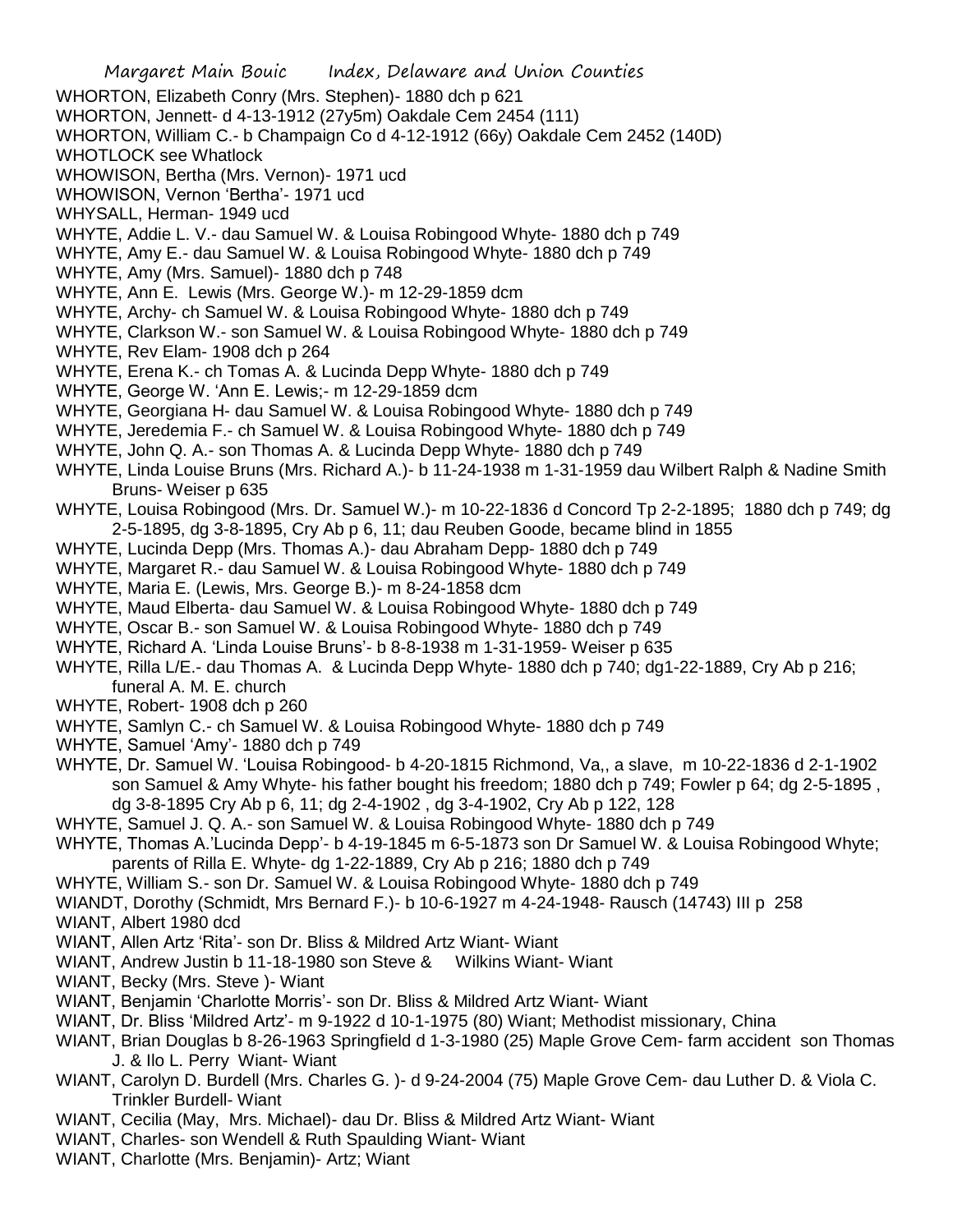WHORTON, Elizabeth Conry (Mrs. Stephen)- 1880 dch p 621

WHORTON, Jennett- d 4-13-1912 (27y5m) Oakdale Cem 2454 (111)

WHORTON, William C.- b Champaign Co d 4-12-1912 (66y) Oakdale Cem 2452 (140D)

WHOTLOCK see Whatlock

WHOWISON, Bertha (Mrs. Vernon)- 1971 ucd

WHOWISON, Vernon 'Bertha'- 1971 ucd

WHYSALL, Herman- 1949 ucd

WHYTE, Addie L. V.- dau Samuel W. & Louisa Robingood Whyte- 1880 dch p 749

WHYTE, Amy E.- dau Samuel W. & Louisa Robingood Whyte- 1880 dch p 749

WHYTE, Amy (Mrs. Samuel)- 1880 dch p 748

WHYTE, Ann E. Lewis (Mrs. George W.)- m 12-29-1859 dcm

WHYTE, Archy- ch Samuel W. & Louisa Robingood Whyte- 1880 dch p 749

WHYTE, Clarkson W.- son Samuel W. & Louisa Robingood Whyte- 1880 dch p 749

WHYTE, Rev Elam- 1908 dch p 264

WHYTE, Erena K.- ch Tomas A. & Lucinda Depp Whyte- 1880 dch p 749

WHYTE, George W. 'Ann E. Lewis;- m 12-29-1859 dcm

WHYTE, Georgiana H- dau Samuel W. & Louisa Robingood Whyte- 1880 dch p 749

WHYTE, Jeredemia F.- ch Samuel W. & Louisa Robingood Whyte- 1880 dch p 749

WHYTE, John Q. A.- son Thomas A. & Lucinda Depp Whyte- 1880 dch p 749

WHYTE, Linda Louise Bruns (Mrs. Richard A.)- b 11-24-1938 m 1-31-1959 dau Wilbert Ralph & Nadine Smith Bruns- Weiser p 635

WHYTE, Louisa Robingood (Mrs. Dr. Samuel W.)- m 10-22-1836 d Concord Tp 2-2-1895; 1880 dch p 749; dg 2-5-1895, dg 3-8-1895, Cry Ab p 6, 11; dau Reuben Goode, became blind in 1855

WHYTE, Lucinda Depp (Mrs. Thomas A.)- dau Abraham Depp- 1880 dch p 749

WHYTE, Margaret R.- dau Samuel W. & Louisa Robingood Whyte- 1880 dch p 749

WHYTE, Maria E. (Lewis, Mrs. George B.)- m 8-24-1858 dcm

WHYTE, Maud Elberta- dau Samuel W. & Louisa Robingood Whyte- 1880 dch p 749

WHYTE, Oscar B.- son Samuel W. & Louisa Robingood Whyte- 1880 dch p 749

WHYTE, Richard A. 'Linda Louise Bruns'- b 8-8-1938 m 1-31-1959- Weiser p 635

WHYTE, Rilla L/E.- dau Thomas A. & Lucinda Depp Whyte- 1880 dch p 740; dg1-22-1889, Cry Ab p 216; funeral A. M. E. church

WHYTE, Robert- 1908 dch p 260

WHYTE, Samlyn C.- ch Samuel W. & Louisa Robingood Whyte- 1880 dch p 749

WHYTE, Samuel 'Amy'- 1880 dch p 749

WHYTE, Dr. Samuel W. 'Louisa Robingood- b 4-20-1815 Richmond, Va,, a slave, m 10-22-1836 d 2-1-1902 son Samuel & Amy Whyte- his father bought his freedom; 1880 dch p 749; Fowler p 64; dg 2-5-1895 , dg 3-8-1895 Cry Ab p 6, 11; dg 2-4-1902 , dg 3-4-1902, Cry Ab p 122, 128

WHYTE, Samuel J. Q. A.- son Samuel W. & Louisa Robingood Whyte- 1880 dch p 749

WHYTE, Thomas A.'Lucinda Depp'- b 4-19-1845 m 6-5-1873 son Dr Samuel W. & Louisa Robingood Whyte; parents of Rilla E. Whyte- dg 1-22-1889, Cry Ab p 216; 1880 dch p 749

WHYTE, William S.- son Dr. Samuel W. & Louisa Robingood Whyte- 1880 dch p 749

WIANDT, Dorothy (Schmidt, Mrs Bernard F.)- b 10-6-1927 m 4-24-1948- Rausch (14743) III p 258

WIANT, Albert 1980 dcd

WIANT, Allen Artz 'Rita'- son Dr. Bliss & Mildred Artz Wiant- Wiant

WIANT, Andrew Justin b 11-18-1980 son Steve & Wilkins Wiant- Wiant

WIANT, Becky (Mrs. Steve )- Wiant

WIANT, Benjamin 'Charlotte Morris'- son Dr. Bliss & Mildred Artz Wiant- Wiant

WIANT, Dr. Bliss 'Mildred Artz'- m 9-1922 d 10-1-1975 (80) Wiant; Methodist missionary, China

WIANT, Brian Douglas b 8-26-1963 Springfield d 1-3-1980 (25) Maple Grove Cem- farm accident son Thomas J. & Ilo L. Perry Wiant- Wiant

WIANT, Carolyn D. Burdell (Mrs. Charles G. )- d 9-24-2004 (75) Maple Grove Cem- dau Luther D. & Viola C. Trinkler Burdell- Wiant

WIANT, Cecilia (May, Mrs. Michael)- dau Dr. Bliss & Mildred Artz Wiant- Wiant

WIANT, Charles- son Wendell & Ruth Spaulding Wiant- Wiant

WIANT, Charlotte (Mrs. Benjamin)- Artz; Wiant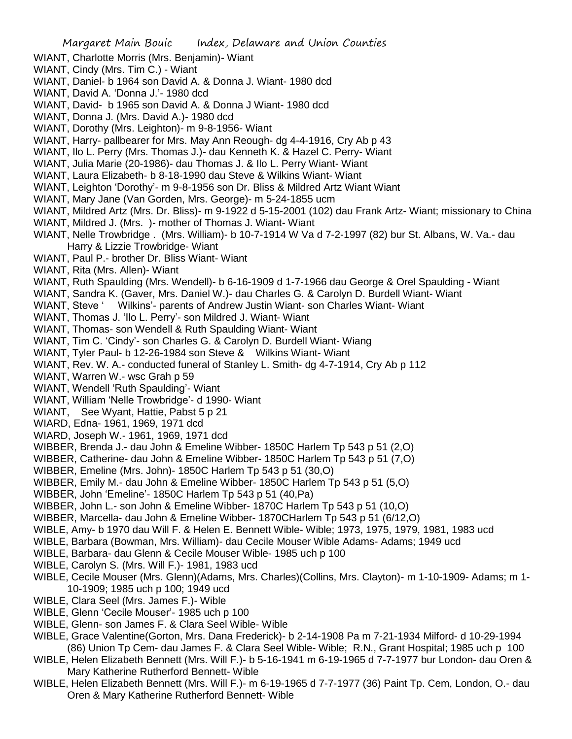WIANT, Charlotte Morris (Mrs. Benjamin)- Wiant

WIANT, Cindy (Mrs. Tim C.) - Wiant

WIANT, Daniel- b 1964 son David A. & Donna J. Wiant- 1980 dcd

WIANT, David A. 'Donna J.'- 1980 dcd

WIANT, David- b 1965 son David A. & Donna J Wiant- 1980 dcd

WIANT, Donna J. (Mrs. David A.)- 1980 dcd

WIANT, Dorothy (Mrs. Leighton)- m 9-8-1956- Wiant

WIANT, Harry- pallbearer for Mrs. May Ann Reough- dg 4-4-1916, Cry Ab p 43

WIANT, Ilo L. Perry (Mrs. Thomas J.)- dau Kenneth K. & Hazel C. Perry- Wiant

WIANT, Julia Marie (20-1986)- dau Thomas J. & Ilo L. Perry Wiant- Wiant

WIANT, Laura Elizabeth- b 8-18-1990 dau Steve & Wilkins Wiant- Wiant

WIANT, Leighton 'Dorothy'- m 9-8-1956 son Dr. Bliss & Mildred Artz Wiant Wiant

WIANT, Mary Jane (Van Gorden, Mrs. George)- m 5-24-1855 ucm

WIANT, Mildred Artz (Mrs. Dr. Bliss)- m 9-1922 d 5-15-2001 (102) dau Frank Artz- Wiant; missionary to China

WIANT, Mildred J. (Mrs. )- mother of Thomas J. Wiant- Wiant

WIANT, Nelle Trowbridge . (Mrs. William)- b 10-7-1914 W Va d 7-2-1997 (82) bur St. Albans, W. Va.- dau Harry & Lizzie Trowbridge- Wiant

WIANT, Paul P.- brother Dr. Bliss Wiant- Wiant

WIANT, Rita (Mrs. Allen)- Wiant

WIANT, Ruth Spaulding (Mrs. Wendell)- b 6-16-1909 d 1-7-1966 dau George & Orel Spaulding - Wiant

WIANT, Sandra K. (Gaver, Mrs. Daniel W.)- dau Charles G. & Carolyn D. Burdell Wiant- Wiant

WIANT, Steve ' Wilkins'- parents of Andrew Justin Wiant- son Charles Wiant- Wiant

WIANT, Thomas J. 'Ilo L. Perry'- son Mildred J. Wiant- Wiant

WIANT, Thomas- son Wendell & Ruth Spaulding Wiant- Wiant

WIANT, Tim C. 'Cindy'- son Charles G. & Carolyn D. Burdell Wiant- Wiang

WIANT, Tyler Paul- b 12-26-1984 son Steve & Wilkins Wiant- Wiant

WIANT, Rev. W. A.- conducted funeral of Stanley L. Smith- dg 4-7-1914, Cry Ab p 112

WIANT, Warren W.- wsc Grah p 59

WIANT, Wendell 'Ruth Spaulding'- Wiant

WIANT, William 'Nelle Trowbridge'- d 1990- Wiant

WIANT, See Wyant, Hattie, Pabst 5 p 21

WIARD, Edna- 1961, 1969, 1971 dcd

WIARD, Joseph W.- 1961, 1969, 1971 dcd

WIBBER, Brenda J.- dau John & Emeline Wibber- 1850C Harlem Tp 543 p 51 (2,O)

WIBBER, Catherine- dau John & Emeline Wibber- 1850C Harlem Tp 543 p 51 (7,O)

WIBBER, Emeline (Mrs. John)- 1850C Harlem Tp 543 p 51 (30,O)

WIBBER, Emily M.- dau John & Emeline Wibber- 1850C Harlem Tp 543 p 51 (5,O)

WIBBER, John 'Emeline'- 1850C Harlem Tp 543 p 51 (40,Pa)

WIBBER, John L.- son John & Emeline Wibber- 1870C Harlem Tp 543 p 51 (10,O)

WIBBER, Marcella- dau John & Emeline Wibber- 1870CHarlem Tp 543 p 51 (6/12,O)

WIBLE, Amy- b 1970 dau Will F. & Helen E. Bennett Wible- Wible; 1973, 1975, 1979, 1981, 1983 ucd

WIBLE, Barbara (Bowman, Mrs. William)- dau Cecile Mouser Wible Adams- Adams; 1949 ucd

WIBLE, Barbara- dau Glenn & Cecile Mouser Wible- 1985 uch p 100

WIBLE, Carolyn S. (Mrs. Will F.)- 1981, 1983 ucd

WIBLE, Cecile Mouser (Mrs. Glenn)(Adams, Mrs. Charles)(Collins, Mrs. Clayton)- m 1-10-1909- Adams; m 1-10-1909; 1985 uch p 100; 1949 ucd

WIBLE, Clara Seel (Mrs. James F.)- Wible

WIBLE, Glenn 'Cecile Mouser'- 1985 uch p 100

WIBLE, Glenn- son James F. & Clara Seel Wible- Wible

WIBLE, Grace Valentine(Gorton, Mrs. Dana Frederick)- b 2-14-1908 Pa m 7-21-1934 Milford- d 10-29-1994 (86) Union Tp Cem- dau James F. & Clara Seel Wible- Wible; R.N., Grant Hospital; 1985 uch p 100

WIBLE, Helen Elizabeth Bennett (Mrs. Will F.)- b 5-16-1941 m 6-19-1965 d 7-7-1977 bur London- dau Oren & Mary Katherine Rutherford Bennett- Wible

WIBLE, Helen Elizabeth Bennett (Mrs. Will F.)- m 6-19-1965 d 7-7-1977 (36) Paint Tp. Cem, London, O.- dau Oren & Mary Katherine Rutherford Bennett- Wible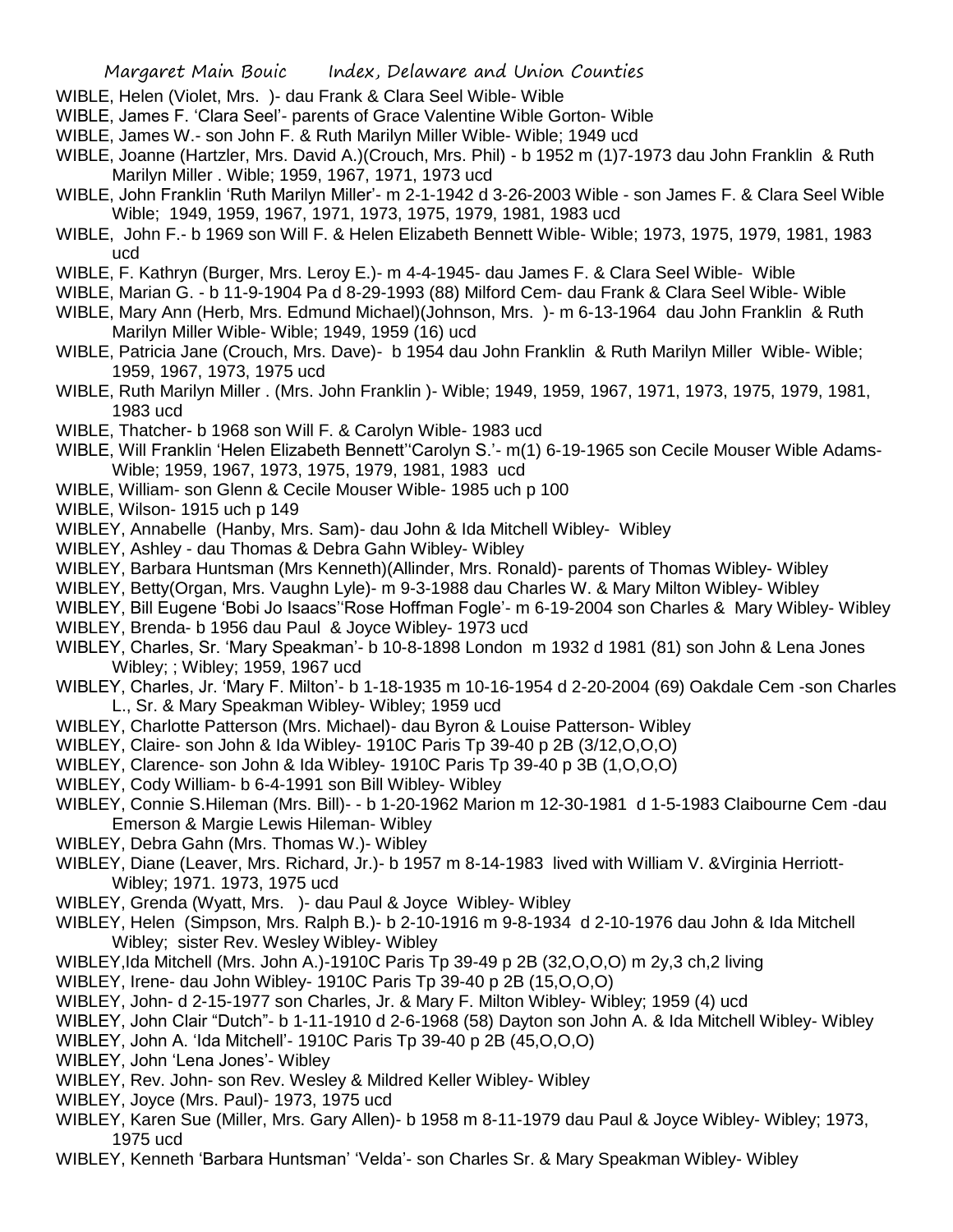WIBLE, Helen (Violet, Mrs. )- dau Frank & Clara Seel Wible- Wible

WIBLE, James F. 'Clara Seel'- parents of Grace Valentine Wible Gorton- Wible

WIBLE, James W.- son John F. & Ruth Marilyn Miller Wible- Wible; 1949 ucd

WIBLE, Joanne (Hartzler, Mrs. David A.)(Crouch, Mrs. Phil) - b 1952 m (1)7-1973 dau John Franklin & Ruth Marilyn Miller . Wible; 1959, 1967, 1971, 1973 ucd

WIBLE, John Franklin 'Ruth Marilyn Miller'- m 2-1-1942 d 3-26-2003 Wible - son James F. & Clara Seel Wible Wible; 1949, 1959, 1967, 1971, 1973, 1975, 1979, 1981, 1983 ucd

WIBLE, John F.- b 1969 son Will F. & Helen Elizabeth Bennett Wible- Wible; 1973, 1975, 1979, 1981, 1983 ucd

WIBLE, F. Kathryn (Burger, Mrs. Leroy E.)- m 4-4-1945- dau James F. & Clara Seel Wible- Wible

WIBLE, Marian G. - b 11-9-1904 Pa d 8-29-1993 (88) Milford Cem- dau Frank & Clara Seel Wible- Wible

WIBLE, Mary Ann (Herb, Mrs. Edmund Michael)(Johnson, Mrs. )- m 6-13-1964 dau John Franklin & Ruth Marilyn Miller Wible- Wible; 1949, 1959 (16) ucd

WIBLE, Patricia Jane (Crouch, Mrs. Dave)- b 1954 dau John Franklin & Ruth Marilyn Miller Wible- Wible; 1959, 1967, 1973, 1975 ucd

WIBLE, Ruth Marilyn Miller . (Mrs. John Franklin )- Wible; 1949, 1959, 1967, 1971, 1973, 1975, 1979, 1981, 1983 ucd

WIBLE, Thatcher- b 1968 son Will F. & Carolyn Wible- 1983 ucd

WIBLE, Will Franklin 'Helen Elizabeth Bennett''Carolyn S.'- m(1) 6-19-1965 son Cecile Mouser Wible Adams- Wible; 1959, 1967, 1973, 1975, 1979, 1981, 1983 ucd

WIBLE, William- son Glenn & Cecile Mouser Wible- 1985 uch p 100

WIBLE, Wilson- 1915 uch p 149

WIBLEY, Annabelle (Hanby, Mrs. Sam)- dau John & Ida Mitchell Wibley- Wibley

WIBLEY, Ashley - dau Thomas & Debra Gahn Wibley- Wibley

WIBLEY, Barbara Huntsman (Mrs Kenneth)(Allinder, Mrs. Ronald)- parents of Thomas Wibley- Wibley

WIBLEY, Betty(Organ, Mrs. Vaughn Lyle)- m 9-3-1988 dau Charles W. & Mary Milton Wibley- Wibley

WIBLEY, Bill Eugene 'Bobi Jo Isaacs''Rose Hoffman Fogle'- m 6-19-2004 son Charles & Mary Wibley- Wibley

WIBLEY, Brenda- b 1956 dau Paul & Joyce Wibley- 1973 ucd

WIBLEY, Charles, Sr. 'Mary Speakman'- b 10-8-1898 London m 1932 d 1981 (81) son John & Lena Jones Wibley; ; Wibley; 1959, 1967 ucd

WIBLEY, Charles, Jr. 'Mary F. Milton'- b 1-18-1935 m 10-16-1954 d 2-20-2004 (69) Oakdale Cem -son Charles L., Sr. & Mary Speakman Wibley- Wibley; 1959 ucd

WIBLEY, Charlotte Patterson (Mrs. Michael)- dau Byron & Louise Patterson- Wibley

WIBLEY, Claire- son John & Ida Wibley- 1910C Paris Tp 39-40 p 2B (3/12,O,O,O)

WIBLEY, Clarence- son John & Ida Wibley- 1910C Paris Tp 39-40 p 3B (1,O,O,O)

WIBLEY, Cody William- b 6-4-1991 son Bill Wibley- Wibley

WIBLEY, Connie S.Hileman (Mrs. Bill)- - b 1-20-1962 Marion m 12-30-1981 d 1-5-1983 Claibourne Cem -dau Emerson & Margie Lewis Hileman- Wibley

WIBLEY, Debra Gahn (Mrs. Thomas W.)- Wibley

WIBLEY, Diane (Leaver, Mrs. Richard, Jr.)- b 1957 m 8-14-1983 lived with William V. &Virginia Herriott- Wibley; 1971. 1973, 1975 ucd

WIBLEY, Grenda (Wyatt, Mrs. )- dau Paul & Joyce Wibley- Wibley

WIBLEY, Helen (Simpson, Mrs. Ralph B.)- b 2-10-1916 m 9-8-1934 d 2-10-1976 dau John & Ida Mitchell Wibley; sister Rev. Wesley Wibley- Wibley

WIBLEY,Ida Mitchell (Mrs. John A.)-1910C Paris Tp 39-49 p 2B (32,O,O,O) m 2y,3 ch,2 living

WIBLEY, Irene- dau John Wibley- 1910C Paris Tp 39-40 p 2B (15,O,O,O)

WIBLEY, John- d 2-15-1977 son Charles, Jr. & Mary F. Milton Wibley- Wibley; 1959 (4) ucd

WIBLEY, John Clair "Dutch"- b 1-11-1910 d 2-6-1968 (58) Dayton son John A. & Ida Mitchell Wibley- Wibley

WIBLEY, John A. 'Ida Mitchell'- 1910C Paris Tp 39-40 p 2B (45,O,O,O)

WIBLEY, John 'Lena Jones'- Wibley

WIBLEY, Rev. John- son Rev. Wesley & Mildred Keller Wibley- Wibley

WIBLEY, Joyce (Mrs. Paul)- 1973, 1975 ucd

WIBLEY, Karen Sue (Miller, Mrs. Gary Allen)- b 1958 m 8-11-1979 dau Paul & Joyce Wibley- Wibley; 1973, 1975 ucd

WIBLEY, Kenneth 'Barbara Huntsman' 'Velda'- son Charles Sr. & Mary Speakman Wibley- Wibley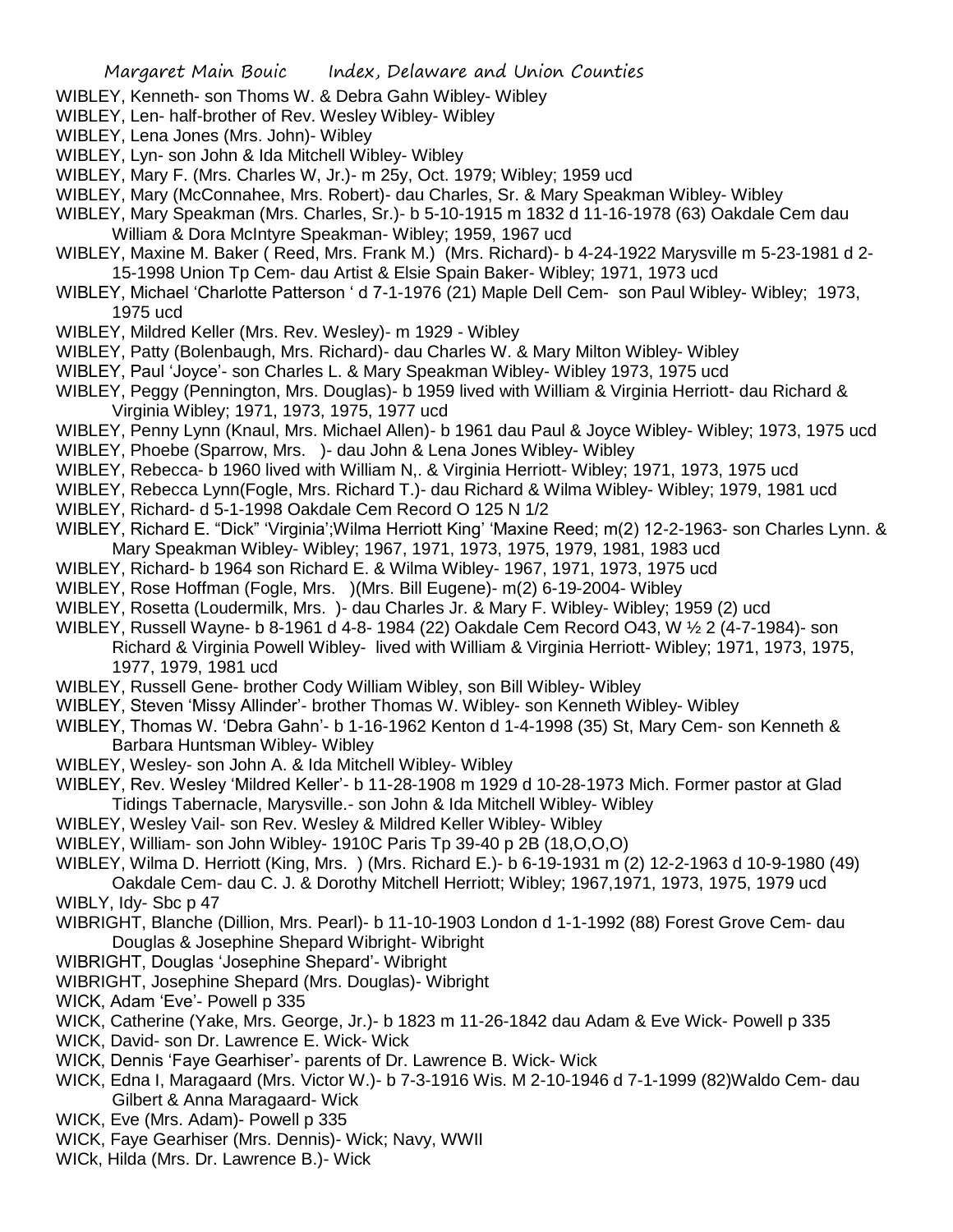WIBLEY, Kenneth- son Thoms W. & Debra Gahn Wibley- Wibley
WIBLEY, Len- half-brother of Rev. Wesley Wibley- Wibley
WIBLEY, Lena Jones (Mrs. John)- Wibley
WIBLEY, Lyn- son John & Ida Mitchell Wibley- Wibley
WIBLEY, Mary F. (Mrs. Charles W, Jr.)- m 25y, Oct. 1979; Wibley; 1959 ucd
WIBLEY, Mary (McConnahee, Mrs. Robert)- dau Charles, Sr. & Mary Speakman Wibley- Wibley
WIBLEY, Mary Speakman (Mrs. Charles, Sr.)- b 5-10-1915 m 1832 d 11-16-1978 (63) Oakdale Cem dau William & Dora McIntyre Speakman- Wibley; 1959, 1967 ucd
WIBLEY, Maxine M. Baker ( Reed, Mrs. Frank M.) (Mrs. Richard)- b 4-24-1922 Marysville m 5-23-1981 d 2-15-1998 Union Tp Cem- dau Artist & Elsie Spain Baker- Wibley; 1971, 1973 ucd
WIBLEY, Michael 'Charlotte Patterson ' d 7-1-1976 (21) Maple Dell Cem- son Paul Wibley- Wibley; 1973, 1975 ucd
WIBLEY, Mildred Keller (Mrs. Rev. Wesley)- m 1929 - Wibley
WIBLEY, Patty (Bolenbaugh, Mrs. Richard)- dau Charles W. & Mary Milton Wibley- Wibley
WIBLEY, Paul 'Joyce'- son Charles L. & Mary Speakman Wibley- Wibley 1973, 1975 ucd
WIBLEY, Peggy (Pennington, Mrs. Douglas)- b 1959 lived with William & Virginia Herriott- dau Richard & Virginia Wibley; 1971, 1973, 1975, 1977 ucd
WIBLEY, Penny Lynn (Knaul, Mrs. Michael Allen)- b 1961 dau Paul & Joyce Wibley- Wibley; 1973, 1975 ucd
WIBLEY, Phoebe (Sparrow, Mrs. )- dau John & Lena Jones Wibley- Wibley
WIBLEY, Rebecca- b 1960 lived with William N,. & Virginia Herriott- Wibley; 1971, 1973, 1975 ucd
WIBLEY, Rebecca Lynn(Fogle, Mrs. Richard T.)- dau Richard & Wilma Wibley- Wibley; 1979, 1981 ucd
WIBLEY, Richard- d 5-1-1998 Oakdale Cem Record O 125 N 1/2
WIBLEY, Richard E. "Dick" 'Virginia';Wilma Herriott King' 'Maxine Reed; m(2) 12-2-1963- son Charles Lynn. & Mary Speakman Wibley- Wibley; 1967, 1971, 1973, 1975, 1979, 1981, 1983 ucd
WIBLEY, Richard- b 1964 son Richard E. & Wilma Wibley- 1967, 1971, 1973, 1975 ucd
WIBLEY, Rose Hoffman (Fogle, Mrs. )(Mrs. Bill Eugene)- m(2) 6-19-2004- Wibley
WIBLEY, Rosetta (Loudermilk, Mrs. )- dau Charles Jr. & Mary F. Wibley- Wibley; 1959 (2) ucd
WIBLEY, Russell Wayne- b 8-1961 d 4-8- 1984 (22) Oakdale Cem Record O43, W ½ 2 (4-7-1984)- son Richard & Virginia Powell Wibley- lived with William & Virginia Herriott- Wibley; 1971, 1973, 1975, 1977, 1979, 1981 ucd
WIBLEY, Russell Gene- brother Cody William Wibley, son Bill Wibley- Wibley
WIBLEY, Steven 'Missy Allinder'- brother Thomas W. Wibley- son Kenneth Wibley- Wibley
WIBLEY, Thomas W. 'Debra Gahn'- b 1-16-1962 Kenton d 1-4-1998 (35) St, Mary Cem- son Kenneth & Barbara Huntsman Wibley- Wibley
WIBLEY, Wesley- son John A. & Ida Mitchell Wibley- Wibley
WIBLEY, Rev. Wesley 'Mildred Keller'- b 11-28-1908 m 1929 d 10-28-1973 Mich. Former pastor at Glad Tidings Tabernacle, Marysville.- son John & Ida Mitchell Wibley- Wibley
WIBLEY, Wesley Vail- son Rev. Wesley & Mildred Keller Wibley- Wibley
WIBLEY, William- son John Wibley- 1910C Paris Tp 39-40 p 2B (18,O,O,O)
WIBLEY, Wilma D. Herriott (King, Mrs. ) (Mrs. Richard E.)- b 6-19-1931 m (2) 12-2-1963 d 10-9-1980 (49) Oakdale Cem- dau C. J. & Dorothy Mitchell Herriott; Wibley; 1967,1971, 1973, 1975, 1979 ucd
WIBLY, Idy- Sbc p 47
WIBRIGHT, Blanche (Dillion, Mrs. Pearl)- b 11-10-1903 London d 1-1-1992 (88) Forest Grove Cem- dau Douglas & Josephine Shepard Wibright- Wibright
WIBRIGHT, Douglas 'Josephine Shepard'- Wibright
WIBRIGHT, Josephine Shepard (Mrs. Douglas)- Wibright
WICK, Adam 'Eve'- Powell p 335
WICK, Catherine (Yake, Mrs. George, Jr.)- b 1823 m 11-26-1842 dau Adam & Eve Wick- Powell p 335
WICK, David- son Dr. Lawrence E. Wick- Wick
WICK, Dennis 'Faye Gearhiser'- parents of Dr. Lawrence B. Wick- Wick
WICK, Edna I, Maragaard (Mrs. Victor W.)- b 7-3-1916 Wis. M 2-10-1946 d 7-1-1999 (82)Waldo Cem- dau Gilbert & Anna Maragaard- Wick
WICK, Eve (Mrs. Adam)- Powell p 335
WICK, Faye Gearhiser (Mrs. Dennis)- Wick; Navy, WWII
WICk, Hilda (Mrs. Dr. Lawrence B.)- Wick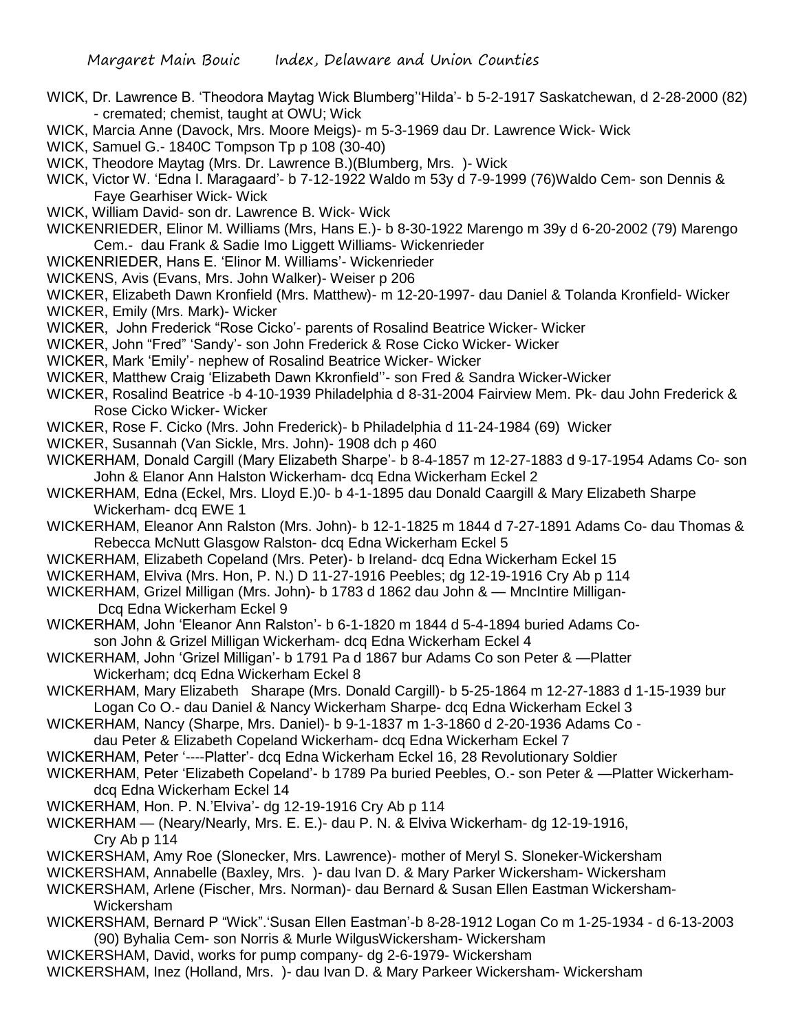WICK, Dr. Lawrence B. 'Theodora Maytag Wick Blumberg''Hilda'- b 5-2-1917 Saskatchewan, d 2-28-2000 (82) - cremated; chemist, taught at OWU; Wick

WICK, Marcia Anne (Davock, Mrs. Moore Meigs)- m 5-3-1969 dau Dr. Lawrence Wick- Wick

WICK, Samuel G.- 1840C Tompson Tp p 108 (30-40)

WICK, Theodore Maytag (Mrs. Dr. Lawrence B.)(Blumberg, Mrs. )- Wick

WICK, Victor W. 'Edna I. Maragaard'- b 7-12-1922 Waldo m 53y d 7-9-1999 (76)Waldo Cem- son Dennis & Faye Gearhiser Wick- Wick

WICK, William David- son dr. Lawrence B. Wick- Wick

WICKENRIEDER, Elinor M. Williams (Mrs, Hans E.)- b 8-30-1922 Marengo m 39y d 6-20-2002 (79) Marengo Cem.- dau Frank & Sadie Imo Liggett Williams- Wickenrieder

WICKENRIEDER, Hans E. 'Elinor M. Williams'- Wickenrieder

WICKENS, Avis (Evans, Mrs. John Walker)- Weiser p 206

WICKER, Elizabeth Dawn Kronfield (Mrs. Matthew)- m 12-20-1997- dau Daniel & Tolanda Kronfield- Wicker

WICKER, Emily (Mrs. Mark)- Wicker

WICKER, John Frederick "Rose Cicko'- parents of Rosalind Beatrice Wicker- Wicker

WICKER, John "Fred" 'Sandy'- son John Frederick & Rose Cicko Wicker- Wicker

WICKER, Mark 'Emily'- nephew of Rosalind Beatrice Wicker- Wicker

WICKER, Matthew Craig 'Elizabeth Dawn Kkronfield''- son Fred & Sandra Wicker-Wicker

WICKER, Rosalind Beatrice -b 4-10-1939 Philadelphia d 8-31-2004 Fairview Mem. Pk- dau John Frederick & Rose Cicko Wicker- Wicker

WICKER, Rose F. Cicko (Mrs. John Frederick)- b Philadelphia d 11-24-1984 (69) Wicker

WICKER, Susannah (Van Sickle, Mrs. John)- 1908 dch p 460

WICKERHAM, Donald Cargill (Mary Elizabeth Sharpe'- b 8-4-1857 m 12-27-1883 d 9-17-1954 Adams Co- son John & Elanor Ann Halston Wickerham- dcq Edna Wickerham Eckel 2

WICKERHAM, Edna (Eckel, Mrs. Lloyd E.)0- b 4-1-1895 dau Donald Caargill & Mary Elizabeth Sharpe Wickerham- dcq EWE 1

WICKERHAM, Eleanor Ann Ralston (Mrs. John)- b 12-1-1825 m 1844 d 7-27-1891 Adams Co- dau Thomas & Rebecca McNutt Glasgow Ralston- dcq Edna Wickerham Eckel 5

WICKERHAM, Elizabeth Copeland (Mrs. Peter)- b Ireland- dcq Edna Wickerham Eckel 15

WICKERHAM, Elviva (Mrs. Hon, P. N.) D 11-27-1916 Peebles; dg 12-19-1916 Cry Ab p 114

WICKERHAM, Grizel Milligan (Mrs. John)- b 1783 d 1862 dau John & — MncIntire Milligan- Dcq Edna Wickerham Eckel 9

WICKERHAM, John 'Eleanor Ann Ralston'- b 6-1-1820 m 1844 d 5-4-1894 buried Adams Co- son John & Grizel Milligan Wickerham- dcq Edna Wickerham Eckel 4

WICKERHAM, John 'Grizel Milligan'- b 1791 Pa d 1867 bur Adams Co son Peter & —Platter Wickerham; dcq Edna Wickerham Eckel 8

WICKERHAM, Mary Elizabeth Sharape (Mrs. Donald Cargill)- b 5-25-1864 m 12-27-1883 d 1-15-1939 bur Logan Co O.- dau Daniel & Nancy Wickerham Sharpe- dcq Edna Wickerham Eckel 3

WICKERHAM, Nancy (Sharpe, Mrs. Daniel)- b 9-1-1837 m 1-3-1860 d 2-20-1936 Adams Co - dau Peter & Elizabeth Copeland Wickerham- dcq Edna Wickerham Eckel 7

WICKERHAM, Peter '----Platter'- dcq Edna Wickerham Eckel 16, 28 Revolutionary Soldier

WICKERHAM, Peter 'Elizabeth Copeland'- b 1789 Pa buried Peebles, O.- son Peter & —Platter Wickerham- dcq Edna Wickerham Eckel 14

WICKERHAM, Hon. P. N.'Elviva'- dg 12-19-1916 Cry Ab p 114

WICKERHAM — (Neary/Nearly, Mrs. E. E.)- dau P. N. & Elviva Wickerham- dg 12-19-1916, Cry Ab p 114

WICKERSHAM, Amy Roe (Slonecker, Mrs. Lawrence)- mother of Meryl S. Sloneker-Wickersham

WICKERSHAM, Annabelle (Baxley, Mrs. )- dau Ivan D. & Mary Parker Wickersham- Wickersham

WICKERSHAM, Arlene (Fischer, Mrs. Norman)- dau Bernard & Susan Ellen Eastman Wickersham- Wickersham

WICKERSHAM, Bernard P "Wick".'Susan Ellen Eastman'-b 8-28-1912 Logan Co m 1-25-1934 - d 6-13-2003 (90) Byhalia Cem- son Norris & Murle WilgusWickersham- Wickersham

WICKERSHAM, David, works for pump company- dg 2-6-1979- Wickersham

WICKERSHAM, Inez (Holland, Mrs. )- dau Ivan D. & Mary Parkeer Wickersham- Wickersham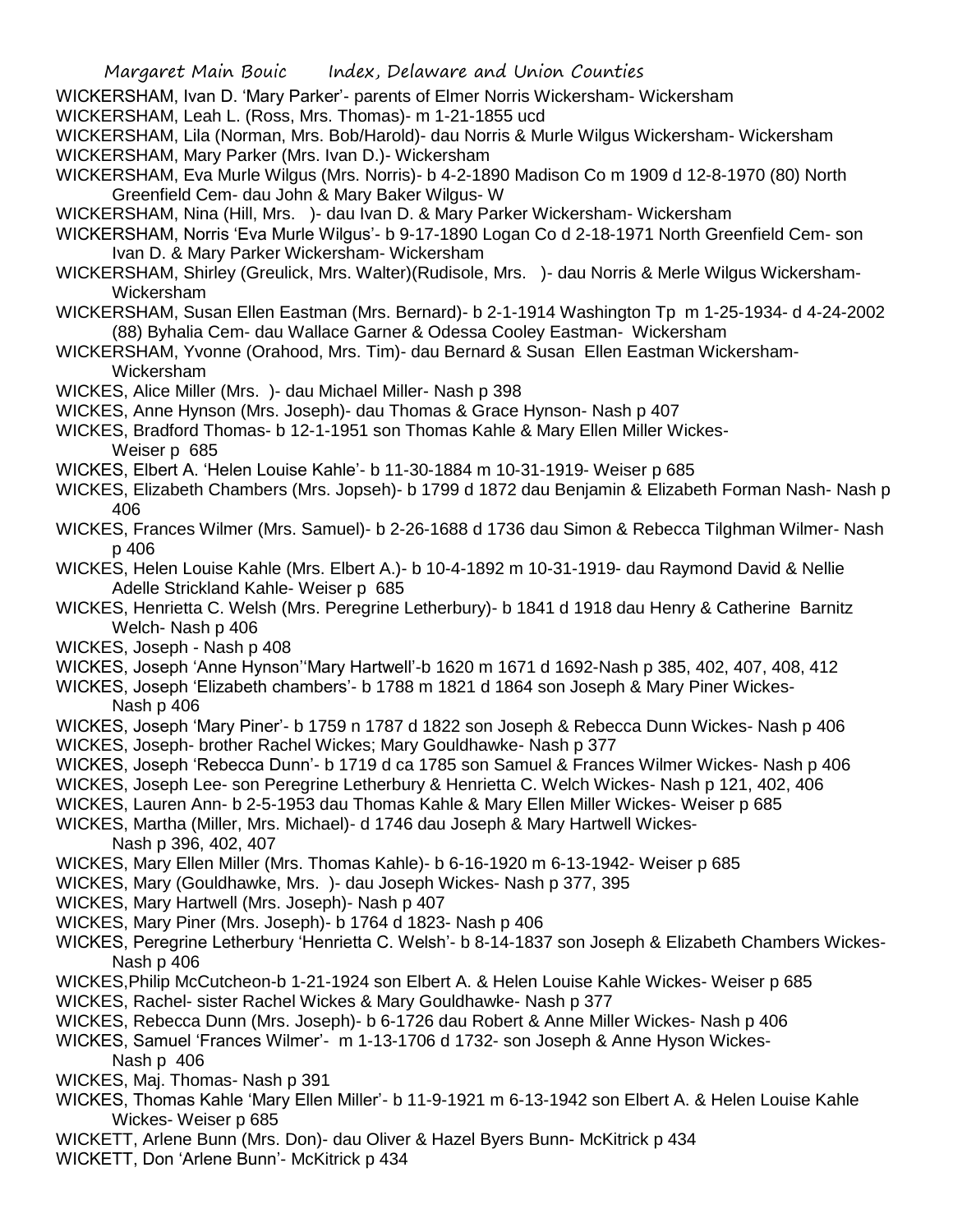WICKERSHAM, Ivan D. 'Mary Parker'- parents of Elmer Norris Wickersham- Wickersham

WICKERSHAM, Leah L. (Ross, Mrs. Thomas)- m 1-21-1855 ucd

WICKERSHAM, Lila (Norman, Mrs. Bob/Harold)- dau Norris & Murle Wilgus Wickersham- Wickersham

WICKERSHAM, Mary Parker (Mrs. Ivan D.)- Wickersham

WICKERSHAM, Eva Murle Wilgus (Mrs. Norris)- b 4-2-1890 Madison Co m 1909 d 12-8-1970 (80) North Greenfield Cem- dau John & Mary Baker Wilgus- W

WICKERSHAM, Nina (Hill, Mrs. )- dau Ivan D. & Mary Parker Wickersham- Wickersham

WICKERSHAM, Norris 'Eva Murle Wilgus'- b 9-17-1890 Logan Co d 2-18-1971 North Greenfield Cem- son Ivan D. & Mary Parker Wickersham- Wickersham

WICKERSHAM, Shirley (Greulick, Mrs. Walter)(Rudisole, Mrs. )- dau Norris & Merle Wilgus Wickersham- Wickersham

WICKERSHAM, Susan Ellen Eastman (Mrs. Bernard)- b 2-1-1914 Washington Tp m 1-25-1934- d 4-24-2002 (88) Byhalia Cem- dau Wallace Garner & Odessa Cooley Eastman- Wickersham

WICKERSHAM, Yvonne (Orahood, Mrs. Tim)- dau Bernard & Susan Ellen Eastman Wickersham- Wickersham

WICKES, Alice Miller (Mrs. )- dau Michael Miller- Nash p 398

WICKES, Anne Hynson (Mrs. Joseph)- dau Thomas & Grace Hynson- Nash p 407

WICKES, Bradford Thomas- b 12-1-1951 son Thomas Kahle & Mary Ellen Miller Wickes- Weiser p 685

WICKES, Elbert A. 'Helen Louise Kahle'- b 11-30-1884 m 10-31-1919- Weiser p 685

WICKES, Elizabeth Chambers (Mrs. Jopseh)- b 1799 d 1872 dau Benjamin & Elizabeth Forman Nash- Nash p 406

WICKES, Frances Wilmer (Mrs. Samuel)- b 2-26-1688 d 1736 dau Simon & Rebecca Tilghman Wilmer- Nash p 406

WICKES, Helen Louise Kahle (Mrs. Elbert A.)- b 10-4-1892 m 10-31-1919- dau Raymond David & Nellie Adelle Strickland Kahle- Weiser p 685

WICKES, Henrietta C. Welsh (Mrs. Peregrine Letherbury)- b 1841 d 1918 dau Henry & Catherine Barnitz Welch- Nash p 406

WICKES, Joseph - Nash p 408

WICKES, Joseph 'Anne Hynson''Mary Hartwell'-b 1620 m 1671 d 1692-Nash p 385, 402, 407, 408, 412

WICKES, Joseph 'Elizabeth chambers'- b 1788 m 1821 d 1864 son Joseph & Mary Piner Wickes- Nash p 406

WICKES, Joseph 'Mary Piner'- b 1759 n 1787 d 1822 son Joseph & Rebecca Dunn Wickes- Nash p 406

WICKES, Joseph- brother Rachel Wickes; Mary Gouldhawke- Nash p 377

WICKES, Joseph 'Rebecca Dunn'- b 1719 d ca 1785 son Samuel & Frances Wilmer Wickes- Nash p 406

WICKES, Joseph Lee- son Peregrine Letherbury & Henrietta C. Welch Wickes- Nash p 121, 402, 406

WICKES, Lauren Ann- b 2-5-1953 dau Thomas Kahle & Mary Ellen Miller Wickes- Weiser p 685

WICKES, Martha (Miller, Mrs. Michael)- d 1746 dau Joseph & Mary Hartwell Wickes- Nash p 396, 402, 407

WICKES, Mary Ellen Miller (Mrs. Thomas Kahle)- b 6-16-1920 m 6-13-1942- Weiser p 685

WICKES, Mary (Gouldhawke, Mrs. )- dau Joseph Wickes- Nash p 377, 395

WICKES, Mary Hartwell (Mrs. Joseph)- Nash p 407

WICKES, Mary Piner (Mrs. Joseph)- b 1764 d 1823- Nash p 406

WICKES, Peregrine Letherbury 'Henrietta C. Welsh'- b 8-14-1837 son Joseph & Elizabeth Chambers Wickes- Nash p 406

WICKES,Philip McCutcheon-b 1-21-1924 son Elbert A. & Helen Louise Kahle Wickes- Weiser p 685

WICKES, Rachel- sister Rachel Wickes & Mary Gouldhawke- Nash p 377

WICKES, Rebecca Dunn (Mrs. Joseph)- b 6-1726 dau Robert & Anne Miller Wickes- Nash p 406

WICKES, Samuel 'Frances Wilmer'- m 1-13-1706 d 1732- son Joseph & Anne Hyson Wickes- Nash p 406

WICKES, Maj. Thomas- Nash p 391

WICKES, Thomas Kahle 'Mary Ellen Miller'- b 11-9-1921 m 6-13-1942 son Elbert A. & Helen Louise Kahle Wickes- Weiser p 685

WICKETT, Arlene Bunn (Mrs. Don)- dau Oliver & Hazel Byers Bunn- McKitrick p 434

WICKETT, Don 'Arlene Bunn'- McKitrick p 434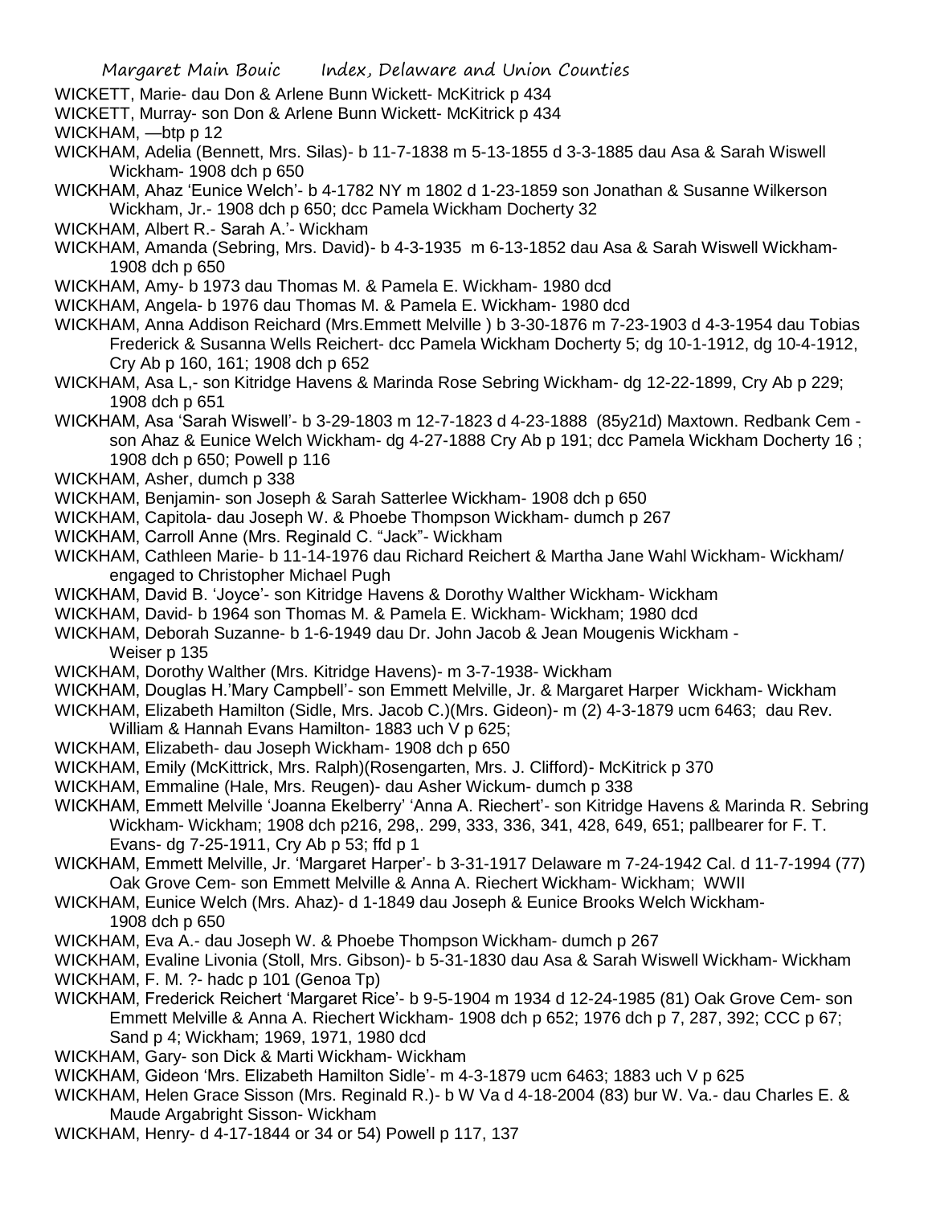WICKETT, Marie- dau Don & Arlene Bunn Wickett- McKitrick p 434

WICKETT, Murray- son Don & Arlene Bunn Wickett- McKitrick p 434

WICKHAM, —btp p 12

WICKHAM, Adelia (Bennett, Mrs. Silas)- b 11-7-1838 m 5-13-1855 d 3-3-1885 dau Asa & Sarah Wiswell Wickham- 1908 dch p 650

WICKHAM, Ahaz 'Eunice Welch'- b 4-1782 NY m 1802 d 1-23-1859 son Jonathan & Susanne Wilkerson Wickham, Jr.- 1908 dch p 650; dcc Pamela Wickham Docherty 32

WICKHAM, Albert R.- Sarah A.'- Wickham

WICKHAM, Amanda (Sebring, Mrs. David)- b 4-3-1935 m 6-13-1852 dau Asa & Sarah Wiswell Wickham- 1908 dch p 650

WICKHAM, Amy- b 1973 dau Thomas M. & Pamela E. Wickham- 1980 dcd

WICKHAM, Angela- b 1976 dau Thomas M. & Pamela E. Wickham- 1980 dcd

WICKHAM, Anna Addison Reichard (Mrs.Emmett Melville ) b 3-30-1876 m 7-23-1903 d 4-3-1954 dau Tobias Frederick & Susanna Wells Reichert- dcc Pamela Wickham Docherty 5; dg 10-1-1912, dg 10-4-1912, Cry Ab p 160, 161; 1908 dch p 652

WICKHAM, Asa L,- son Kitridge Havens & Marinda Rose Sebring Wickham- dg 12-22-1899, Cry Ab p 229; 1908 dch p 651

WICKHAM, Asa 'Sarah Wiswell'- b 3-29-1803 m 12-7-1823 d 4-23-1888 (85y21d) Maxtown. Redbank Cem - son Ahaz & Eunice Welch Wickham- dg 4-27-1888 Cry Ab p 191; dcc Pamela Wickham Docherty 16 ; 1908 dch p 650; Powell p 116

WICKHAM, Asher, dumch p 338

WICKHAM, Benjamin- son Joseph & Sarah Satterlee Wickham- 1908 dch p 650

WICKHAM, Capitola- dau Joseph W. & Phoebe Thompson Wickham- dumch p 267

WICKHAM, Carroll Anne (Mrs. Reginald C. "Jack"- Wickham

WICKHAM, Cathleen Marie- b 11-14-1976 dau Richard Reichert & Martha Jane Wahl Wickham- Wickham/ engaged to Christopher Michael Pugh

WICKHAM, David B. 'Joyce'- son Kitridge Havens & Dorothy Walther Wickham- Wickham

WICKHAM, David- b 1964 son Thomas M. & Pamela E. Wickham- Wickham; 1980 dcd

WICKHAM, Deborah Suzanne- b 1-6-1949 dau Dr. John Jacob & Jean Mougenis Wickham - Weiser p 135

WICKHAM, Dorothy Walther (Mrs. Kitridge Havens)- m 3-7-1938- Wickham

WICKHAM, Douglas H.'Mary Campbell'- son Emmett Melville, Jr. & Margaret Harper Wickham- Wickham

WICKHAM, Elizabeth Hamilton (Sidle, Mrs. Jacob C.)(Mrs. Gideon)- m (2) 4-3-1879 ucm 6463; dau Rev. William & Hannah Evans Hamilton- 1883 uch V p 625;

WICKHAM, Elizabeth- dau Joseph Wickham- 1908 dch p 650

WICKHAM, Emily (McKittrick, Mrs. Ralph)(Rosengarten, Mrs. J. Clifford)- McKitrick p 370

WICKHAM, Emmaline (Hale, Mrs. Reugen)- dau Asher Wickum- dumch p 338

WICKHAM, Emmett Melville 'Joanna Ekelberry' 'Anna A. Riechert'- son Kitridge Havens & Marinda R. Sebring Wickham- Wickham; 1908 dch p216, 298,. 299, 333, 336, 341, 428, 649, 651; pallbearer for F. T. Evans- dg 7-25-1911, Cry Ab p 53; ffd p 1

WICKHAM, Emmett Melville, Jr. 'Margaret Harper'- b 3-31-1917 Delaware m 7-24-1942 Cal. d 11-7-1994 (77) Oak Grove Cem- son Emmett Melville & Anna A. Riechert Wickham- Wickham; WWII

WICKHAM, Eunice Welch (Mrs. Ahaz)- d 1-1849 dau Joseph & Eunice Brooks Welch Wickham- 1908 dch p 650

WICKHAM, Eva A.- dau Joseph W. & Phoebe Thompson Wickham- dumch p 267

WICKHAM, Evaline Livonia (Stoll, Mrs. Gibson)- b 5-31-1830 dau Asa & Sarah Wiswell Wickham- Wickham

WICKHAM, F. M. ?- hadc p 101 (Genoa Tp)

WICKHAM, Frederick Reichert 'Margaret Rice'- b 9-5-1904 m 1934 d 12-24-1985 (81) Oak Grove Cem- son Emmett Melville & Anna A. Riechert Wickham- 1908 dch p 652; 1976 dch p 7, 287, 392; CCC p 67; Sand p 4; Wickham; 1969, 1971, 1980 dcd

WICKHAM, Gary- son Dick & Marti Wickham- Wickham

WICKHAM, Gideon 'Mrs. Elizabeth Hamilton Sidle'- m 4-3-1879 ucm 6463; 1883 uch V p 625

WICKHAM, Helen Grace Sisson (Mrs. Reginald R.)- b W Va d 4-18-2004 (83) bur W. Va.- dau Charles E. & Maude Argabright Sisson- Wickham

WICKHAM, Henry- d 4-17-1844 or 34 or 54) Powell p 117, 137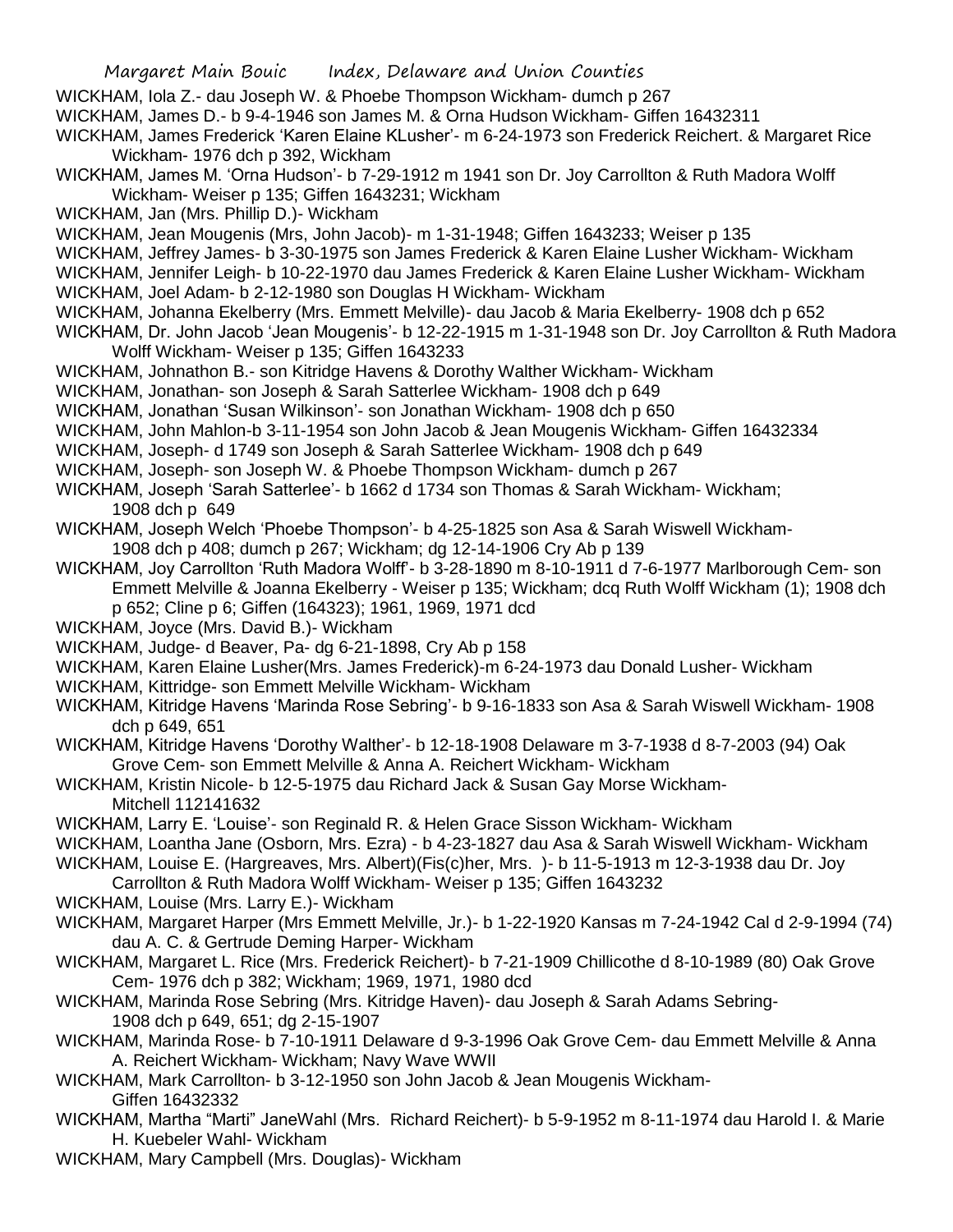WICKHAM, Iola Z.- dau Joseph W. & Phoebe Thompson Wickham- dumch p 267

WICKHAM, James D.- b 9-4-1946 son James M. & Orna Hudson Wickham- Giffen 16432311

WICKHAM, James Frederick 'Karen Elaine KLusher'- m 6-24-1973 son Frederick Reichert. & Margaret Rice Wickham- 1976 dch p 392, Wickham

WICKHAM, James M. 'Orna Hudson'- b 7-29-1912 m 1941 son Dr. Joy Carrollton & Ruth Madora Wolff Wickham- Weiser p 135; Giffen 1643231; Wickham

WICKHAM, Jan (Mrs. Phillip D.)- Wickham

WICKHAM, Jean Mougenis (Mrs, John Jacob)- m 1-31-1948; Giffen 1643233; Weiser p 135

WICKHAM, Jeffrey James- b 3-30-1975 son James Frederick & Karen Elaine Lusher Wickham- Wickham

WICKHAM, Jennifer Leigh- b 10-22-1970 dau James Frederick & Karen Elaine Lusher Wickham- Wickham

WICKHAM, Joel Adam- b 2-12-1980 son Douglas H Wickham- Wickham

WICKHAM, Johanna Ekelberry (Mrs. Emmett Melville)- dau Jacob & Maria Ekelberry- 1908 dch p 652

WICKHAM, Dr. John Jacob 'Jean Mougenis'- b 12-22-1915 m 1-31-1948 son Dr. Joy Carrollton & Ruth Madora Wolff Wickham- Weiser p 135; Giffen 1643233

WICKHAM, Johnathon B.- son Kitridge Havens & Dorothy Walther Wickham- Wickham

WICKHAM, Jonathan- son Joseph & Sarah Satterlee Wickham- 1908 dch p 649

WICKHAM, Jonathan 'Susan Wilkinson'- son Jonathan Wickham- 1908 dch p 650

WICKHAM, John Mahlon-b 3-11-1954 son John Jacob & Jean Mougenis Wickham- Giffen 16432334

WICKHAM, Joseph- d 1749 son Joseph & Sarah Satterlee Wickham- 1908 dch p 649

WICKHAM, Joseph- son Joseph W. & Phoebe Thompson Wickham- dumch p 267

WICKHAM, Joseph 'Sarah Satterlee'- b 1662 d 1734 son Thomas & Sarah Wickham- Wickham; 1908 dch p 649

WICKHAM, Joseph Welch 'Phoebe Thompson'- b 4-25-1825 son Asa & Sarah Wiswell Wickham- 1908 dch p 408; dumch p 267; Wickham; dg 12-14-1906 Cry Ab p 139

WICKHAM, Joy Carrollton 'Ruth Madora Wolff'- b 3-28-1890 m 8-10-1911 d 7-6-1977 Marlborough Cem- son Emmett Melville & Joanna Ekelberry - Weiser p 135; Wickham; dcq Ruth Wolff Wickham (1); 1908 dch p 652; Cline p 6; Giffen (164323); 1961, 1969, 1971 dcd

WICKHAM, Joyce (Mrs. David B.)- Wickham

WICKHAM, Judge- d Beaver, Pa- dg 6-21-1898, Cry Ab p 158

WICKHAM, Karen Elaine Lusher(Mrs. James Frederick)-m 6-24-1973 dau Donald Lusher- Wickham

WICKHAM, Kittridge- son Emmett Melville Wickham- Wickham

WICKHAM, Kitridge Havens 'Marinda Rose Sebring'- b 9-16-1833 son Asa & Sarah Wiswell Wickham- 1908 dch p 649, 651

WICKHAM, Kitridge Havens 'Dorothy Walther'- b 12-18-1908 Delaware m 3-7-1938 d 8-7-2003 (94) Oak Grove Cem- son Emmett Melville & Anna A. Reichert Wickham- Wickham

WICKHAM, Kristin Nicole- b 12-5-1975 dau Richard Jack & Susan Gay Morse Wickham- Mitchell 112141632

WICKHAM, Larry E. 'Louise'- son Reginald R. & Helen Grace Sisson Wickham- Wickham

WICKHAM, Loantha Jane (Osborn, Mrs. Ezra) - b 4-23-1827 dau Asa & Sarah Wiswell Wickham- Wickham

WICKHAM, Louise E. (Hargreaves, Mrs. Albert)(Fis(c)her, Mrs. )- b 11-5-1913 m 12-3-1938 dau Dr. Joy Carrollton & Ruth Madora Wolff Wickham- Weiser p 135; Giffen 1643232

WICKHAM, Louise (Mrs. Larry E.)- Wickham

WICKHAM, Margaret Harper (Mrs Emmett Melville, Jr.)- b 1-22-1920 Kansas m 7-24-1942 Cal d 2-9-1994 (74) dau A. C. & Gertrude Deming Harper- Wickham

WICKHAM, Margaret L. Rice (Mrs. Frederick Reichert)- b 7-21-1909 Chillicothe d 8-10-1989 (80) Oak Grove Cem- 1976 dch p 382; Wickham; 1969, 1971, 1980 dcd

WICKHAM, Marinda Rose Sebring (Mrs. Kitridge Haven)- dau Joseph & Sarah Adams Sebring- 1908 dch p 649, 651; dg 2-15-1907

WICKHAM, Marinda Rose- b 7-10-1911 Delaware d 9-3-1996 Oak Grove Cem- dau Emmett Melville & Anna A. Reichert Wickham- Wickham; Navy Wave WWII

WICKHAM, Mark Carrollton- b 3-12-1950 son John Jacob & Jean Mougenis Wickham- Giffen 16432332

WICKHAM, Martha "Marti" JaneWahl (Mrs. Richard Reichert)- b 5-9-1952 m 8-11-1974 dau Harold I. & Marie H. Kuebeler Wahl- Wickham

WICKHAM, Mary Campbell (Mrs. Douglas)- Wickham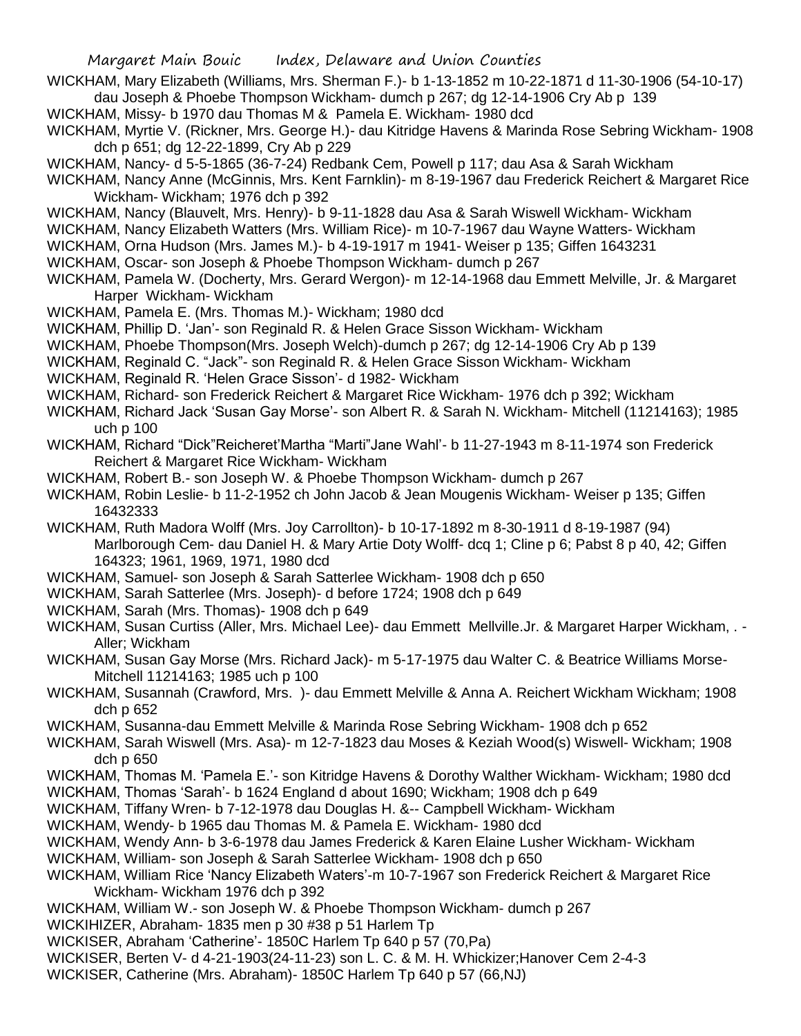WICKHAM, Mary Elizabeth (Williams, Mrs. Sherman F.)- b 1-13-1852 m 10-22-1871 d 11-30-1906 (54-10-17) dau Joseph & Phoebe Thompson Wickham- dumch p 267; dg 12-14-1906 Cry Ab p 139

WICKHAM, Missy- b 1970 dau Thomas M & Pamela E. Wickham- 1980 dcd

WICKHAM, Myrtie V. (Rickner, Mrs. George H.)- dau Kitridge Havens & Marinda Rose Sebring Wickham- 1908 dch p 651; dg 12-22-1899, Cry Ab p 229

WICKHAM, Nancy- d 5-5-1865 (36-7-24) Redbank Cem, Powell p 117; dau Asa & Sarah Wickham

WICKHAM, Nancy Anne (McGinnis, Mrs. Kent Farnklin)- m 8-19-1967 dau Frederick Reichert & Margaret Rice Wickham- Wickham; 1976 dch p 392

WICKHAM, Nancy (Blauvelt, Mrs. Henry)- b 9-11-1828 dau Asa & Sarah Wiswell Wickham- Wickham

WICKHAM, Nancy Elizabeth Watters (Mrs. William Rice)- m 10-7-1967 dau Wayne Watters- Wickham

WICKHAM, Orna Hudson (Mrs. James M.)- b 4-19-1917 m 1941- Weiser p 135; Giffen 1643231

WICKHAM, Oscar- son Joseph & Phoebe Thompson Wickham- dumch p 267

WICKHAM, Pamela W. (Docherty, Mrs. Gerard Wergon)- m 12-14-1968 dau Emmett Melville, Jr. & Margaret Harper Wickham- Wickham

WICKHAM, Pamela E. (Mrs. Thomas M.)- Wickham; 1980 dcd

WICKHAM, Phillip D. 'Jan'- son Reginald R. & Helen Grace Sisson Wickham- Wickham

WICKHAM, Phoebe Thompson(Mrs. Joseph Welch)-dumch p 267; dg 12-14-1906 Cry Ab p 139

WICKHAM, Reginald C. "Jack"- son Reginald R. & Helen Grace Sisson Wickham- Wickham

WICKHAM, Reginald R. 'Helen Grace Sisson'- d 1982- Wickham

WICKHAM, Richard- son Frederick Reichert & Margaret Rice Wickham- 1976 dch p 392; Wickham

WICKHAM, Richard Jack 'Susan Gay Morse'- son Albert R. & Sarah N. Wickham- Mitchell (11214163); 1985 uch p 100

WICKHAM, Richard "Dick"Reicheret'Martha "Marti"Jane Wahl'- b 11-27-1943 m 8-11-1974 son Frederick Reichert & Margaret Rice Wickham- Wickham

WICKHAM, Robert B.- son Joseph W. & Phoebe Thompson Wickham- dumch p 267

WICKHAM, Robin Leslie- b 11-2-1952 ch John Jacob & Jean Mougenis Wickham- Weiser p 135; Giffen 16432333

WICKHAM, Ruth Madora Wolff (Mrs. Joy Carrollton)- b 10-17-1892 m 8-30-1911 d 8-19-1987 (94) Marlborough Cem- dau Daniel H. & Mary Artie Doty Wolff- dcq 1; Cline p 6; Pabst 8 p 40, 42; Giffen 164323; 1961, 1969, 1971, 1980 dcd

WICKHAM, Samuel- son Joseph & Sarah Satterlee Wickham- 1908 dch p 650

WICKHAM, Sarah Satterlee (Mrs. Joseph)- d before 1724; 1908 dch p 649

WICKHAM, Sarah (Mrs. Thomas)- 1908 dch p 649

WICKHAM, Susan Curtiss (Aller, Mrs. Michael Lee)- dau Emmett Mellville.Jr. & Margaret Harper Wickham, . - Aller; Wickham

WICKHAM, Susan Gay Morse (Mrs. Richard Jack)- m 5-17-1975 dau Walter C. & Beatrice Williams Morse- Mitchell 11214163; 1985 uch p 100

WICKHAM, Susannah (Crawford, Mrs. )- dau Emmett Melville & Anna A. Reichert Wickham Wickham; 1908 dch p 652

WICKHAM, Susanna-dau Emmett Melville & Marinda Rose Sebring Wickham- 1908 dch p 652

WICKHAM, Sarah Wiswell (Mrs. Asa)- m 12-7-1823 dau Moses & Keziah Wood(s) Wiswell- Wickham; 1908 dch p 650

WICKHAM, Thomas M. 'Pamela E.'- son Kitridge Havens & Dorothy Walther Wickham- Wickham; 1980 dcd

WICKHAM, Thomas 'Sarah'- b 1624 England d about 1690; Wickham; 1908 dch p 649

WICKHAM, Tiffany Wren- b 7-12-1978 dau Douglas H. &-- Campbell Wickham- Wickham

WICKHAM, Wendy- b 1965 dau Thomas M. & Pamela E. Wickham- 1980 dcd

WICKHAM, Wendy Ann- b 3-6-1978 dau James Frederick & Karen Elaine Lusher Wickham- Wickham

WICKHAM, William- son Joseph & Sarah Satterlee Wickham- 1908 dch p 650

WICKHAM, William Rice 'Nancy Elizabeth Waters'-m 10-7-1967 son Frederick Reichert & Margaret Rice Wickham- Wickham 1976 dch p 392

WICKHAM, William W.- son Joseph W. & Phoebe Thompson Wickham- dumch p 267

WICKIHIZER, Abraham- 1835 men p 30 #38 p 51 Harlem Tp

WICKISER, Abraham 'Catherine'- 1850C Harlem Tp 640 p 57 (70,Pa)

WICKISER, Berten V- d 4-21-1903(24-11-23) son L. C. & M. H. Whickizer;Hanover Cem 2-4-3

WICKISER, Catherine (Mrs. Abraham)- 1850C Harlem Tp 640 p 57 (66,NJ)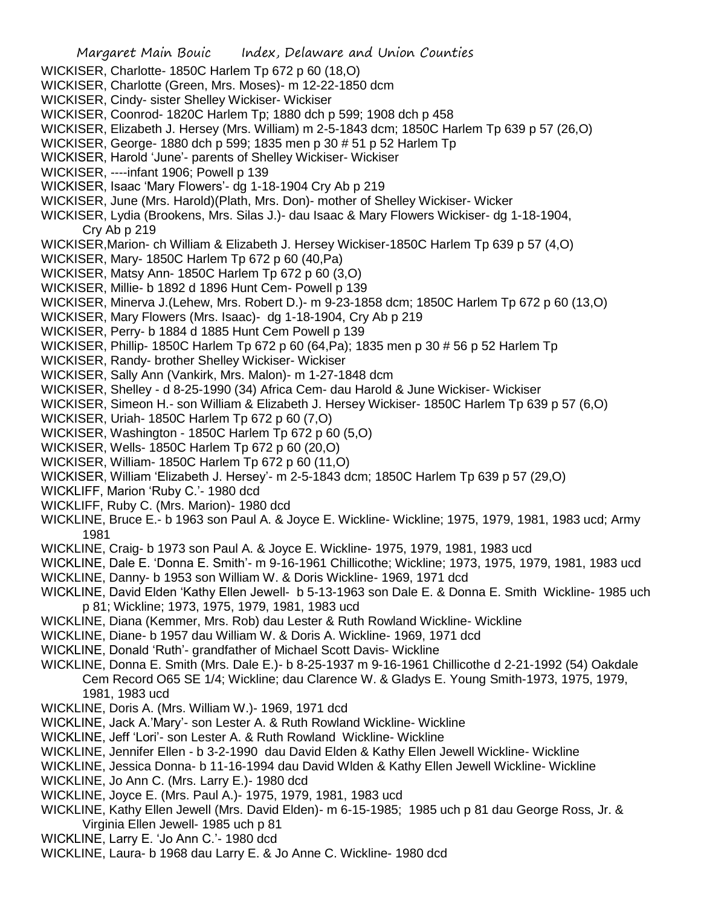WICKISER, Charlotte- 1850C Harlem Tp 672 p 60 (18,O)

WICKISER, Charlotte (Green, Mrs. Moses)- m 12-22-1850 dcm

WICKISER, Cindy- sister Shelley Wickiser- Wickiser

WICKISER, Coonrod- 1820C Harlem Tp; 1880 dch p 599; 1908 dch p 458

WICKISER, Elizabeth J. Hersey (Mrs. William) m 2-5-1843 dcm; 1850C Harlem Tp 639 p 57 (26,O)

WICKISER, George- 1880 dch p 599; 1835 men p 30 # 51 p 52 Harlem Tp

WICKISER, Harold 'June'- parents of Shelley Wickiser- Wickiser

WICKISER, ----infant 1906; Powell p 139

WICKISER, Isaac 'Mary Flowers'- dg 1-18-1904 Cry Ab p 219

WICKISER, June (Mrs. Harold)(Plath, Mrs. Don)- mother of Shelley Wickiser- Wicker

WICKISER, Lydia (Brookens, Mrs. Silas J.)- dau Isaac & Mary Flowers Wickiser- dg 1-18-1904, Cry Ab p 219

WICKISER,Marion- ch William & Elizabeth J. Hersey Wickiser-1850C Harlem Tp 639 p 57 (4,O)

WICKISER, Mary- 1850C Harlem Tp 672 p 60 (40,Pa)

WICKISER, Matsy Ann- 1850C Harlem Tp 672 p 60 (3,O)

WICKISER, Millie- b 1892 d 1896 Hunt Cem- Powell p 139

WICKISER, Minerva J.(Lehew, Mrs. Robert D.)- m 9-23-1858 dcm; 1850C Harlem Tp 672 p 60 (13,O)

WICKISER, Mary Flowers (Mrs. Isaac)- dg 1-18-1904, Cry Ab p 219

WICKISER, Perry- b 1884 d 1885 Hunt Cem Powell p 139

WICKISER, Phillip- 1850C Harlem Tp 672 p 60 (64,Pa); 1835 men p 30 # 56 p 52 Harlem Tp

WICKISER, Randy- brother Shelley Wickiser- Wickiser

WICKISER, Sally Ann (Vankirk, Mrs. Malon)- m 1-27-1848 dcm

WICKISER, Shelley - d 8-25-1990 (34) Africa Cem- dau Harold & June Wickiser- Wickiser

WICKISER, Simeon H.- son William & Elizabeth J. Hersey Wickiser- 1850C Harlem Tp 639 p 57 (6,O)

WICKISER, Uriah- 1850C Harlem Tp 672 p 60 (7,O)

WICKISER, Washington - 1850C Harlem Tp 672 p 60 (5,O)

WICKISER, Wells- 1850C Harlem Tp 672 p 60 (20,O)

WICKISER, William- 1850C Harlem Tp 672 p 60 (11,O)

WICKISER, William 'Elizabeth J. Hersey'- m 2-5-1843 dcm; 1850C Harlem Tp 639 p 57 (29,O)

WICKLIFF, Marion 'Ruby C.'- 1980 dcd

WICKLIFF, Ruby C. (Mrs. Marion)- 1980 dcd

WICKLINE, Bruce E.- b 1963 son Paul A. & Joyce E. Wickline- Wickline; 1975, 1979, 1981, 1983 ucd; Army 1981

WICKLINE, Craig- b 1973 son Paul A. & Joyce E. Wickline- 1975, 1979, 1981, 1983 ucd

WICKLINE, Dale E. 'Donna E. Smith'- m 9-16-1961 Chillicothe; Wickline; 1973, 1975, 1979, 1981, 1983 ucd

WICKLINE, Danny- b 1953 son William W. & Doris Wickline- 1969, 1971 dcd

WICKLINE, David Elden 'Kathy Ellen Jewell- b 5-13-1963 son Dale E. & Donna E. Smith Wickline- 1985 uch p 81; Wickline; 1973, 1975, 1979, 1981, 1983 ucd

WICKLINE, Diana (Kemmer, Mrs. Rob) dau Lester & Ruth Rowland Wickline- Wickline

WICKLINE, Diane- b 1957 dau William W. & Doris A. Wickline- 1969, 1971 dcd

WICKLINE, Donald 'Ruth'- grandfather of Michael Scott Davis- Wickline

WICKLINE, Donna E. Smith (Mrs. Dale E.)- b 8-25-1937 m 9-16-1961 Chillicothe d 2-21-1992 (54) Oakdale Cem Record O65 SE 1/4; Wickline; dau Clarence W. & Gladys E. Young Smith-1973, 1975, 1979, 1981, 1983 ucd

WICKLINE, Doris A. (Mrs. William W.)- 1969, 1971 dcd

WICKLINE, Jack A.'Mary'- son Lester A. & Ruth Rowland Wickline- Wickline

WICKLINE, Jeff 'Lori'- son Lester A. & Ruth Rowland Wickline- Wickline

WICKLINE, Jennifer Ellen - b 3-2-1990 dau David Elden & Kathy Ellen Jewell Wickline- Wickline

WICKLINE, Jessica Donna- b 11-16-1994 dau David Wlden & Kathy Ellen Jewell Wickline- Wickline

WICKLINE, Jo Ann C. (Mrs. Larry E.)- 1980 dcd

WICKLINE, Joyce E. (Mrs. Paul A.)- 1975, 1979, 1981, 1983 ucd

WICKLINE, Kathy Ellen Jewell (Mrs. David Elden)- m 6-15-1985; 1985 uch p 81 dau George Ross, Jr. & Virginia Ellen Jewell- 1985 uch p 81

WICKLINE, Larry E. 'Jo Ann C.'- 1980 dcd

WICKLINE, Laura- b 1968 dau Larry E. & Jo Anne C. Wickline- 1980 dcd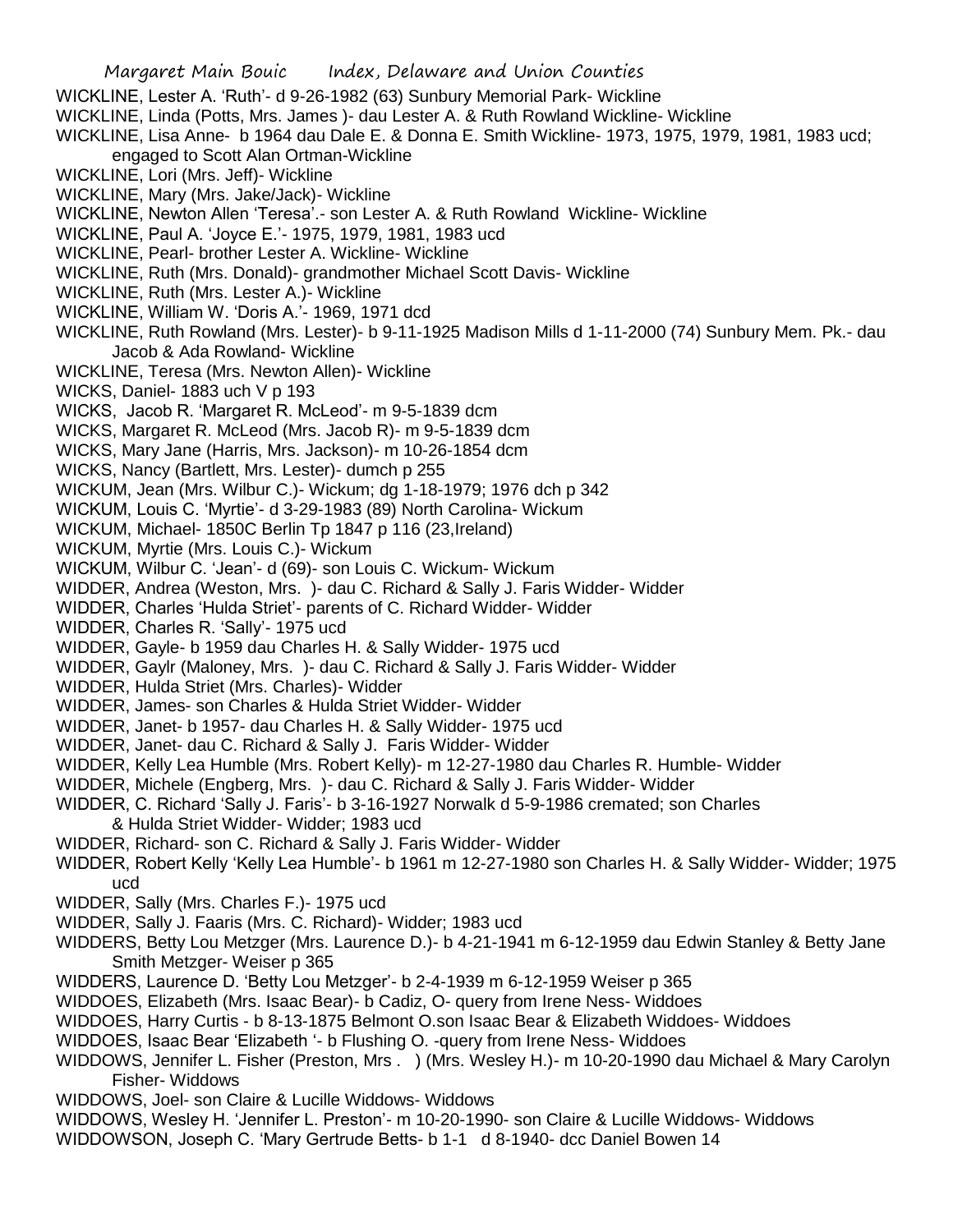WICKLINE, Lester A. 'Ruth'- d 9-26-1982 (63) Sunbury Memorial Park- Wickline

WICKLINE, Linda (Potts, Mrs. James )- dau Lester A. & Ruth Rowland Wickline- Wickline

WICKLINE, Lisa Anne- b 1964 dau Dale E. & Donna E. Smith Wickline- 1973, 1975, 1979, 1981, 1983 ucd; engaged to Scott Alan Ortman-Wickline

WICKLINE, Lori (Mrs. Jeff)- Wickline

WICKLINE, Mary (Mrs. Jake/Jack)- Wickline

WICKLINE, Newton Allen 'Teresa'.- son Lester A. & Ruth Rowland Wickline- Wickline

WICKLINE, Paul A. 'Joyce E.'- 1975, 1979, 1981, 1983 ucd

WICKLINE, Pearl- brother Lester A. Wickline- Wickline

WICKLINE, Ruth (Mrs. Donald)- grandmother Michael Scott Davis- Wickline

WICKLINE, Ruth (Mrs. Lester A.)- Wickline

WICKLINE, William W. 'Doris A.'- 1969, 1971 dcd

WICKLINE, Ruth Rowland (Mrs. Lester)- b 9-11-1925 Madison Mills d 1-11-2000 (74) Sunbury Mem. Pk.- dau Jacob & Ada Rowland- Wickline

WICKLINE, Teresa (Mrs. Newton Allen)- Wickline

WICKS, Daniel- 1883 uch V p 193

WICKS, Jacob R. 'Margaret R. McLeod'- m 9-5-1839 dcm

WICKS, Margaret R. McLeod (Mrs. Jacob R)- m 9-5-1839 dcm

WICKS, Mary Jane (Harris, Mrs. Jackson)- m 10-26-1854 dcm

WICKS, Nancy (Bartlett, Mrs. Lester)- dumch p 255

WICKUM, Jean (Mrs. Wilbur C.)- Wickum; dg 1-18-1979; 1976 dch p 342

WICKUM, Louis C. 'Myrtie'- d 3-29-1983 (89) North Carolina- Wickum

WICKUM, Michael- 1850C Berlin Tp 1847 p 116 (23,Ireland)

WICKUM, Myrtie (Mrs. Louis C.)- Wickum

WICKUM, Wilbur C. 'Jean'- d (69)- son Louis C. Wickum- Wickum

WIDDER, Andrea (Weston, Mrs. )- dau C. Richard & Sally J. Faris Widder- Widder

WIDDER, Charles 'Hulda Striet'- parents of C. Richard Widder- Widder

WIDDER, Charles R. 'Sally'- 1975 ucd

WIDDER, Gayle- b 1959 dau Charles H. & Sally Widder- 1975 ucd

WIDDER, Gaylr (Maloney, Mrs. )- dau C. Richard & Sally J. Faris Widder- Widder

WIDDER, Hulda Striet (Mrs. Charles)- Widder

WIDDER, James- son Charles & Hulda Striet Widder- Widder

WIDDER, Janet- b 1957- dau Charles H. & Sally Widder- 1975 ucd

WIDDER, Janet- dau C. Richard & Sally J. Faris Widder- Widder

WIDDER, Kelly Lea Humble (Mrs. Robert Kelly)- m 12-27-1980 dau Charles R. Humble- Widder

WIDDER, Michele (Engberg, Mrs. )- dau C. Richard & Sally J. Faris Widder- Widder

WIDDER, C. Richard 'Sally J. Faris'- b 3-16-1927 Norwalk d 5-9-1986 cremated; son Charles & Hulda Striet Widder- Widder; 1983 ucd

WIDDER, Richard- son C. Richard & Sally J. Faris Widder- Widder

WIDDER, Robert Kelly 'Kelly Lea Humble'- b 1961 m 12-27-1980 son Charles H. & Sally Widder- Widder; 1975 ucd

WIDDER, Sally (Mrs. Charles F.)- 1975 ucd

WIDDER, Sally J. Faaris (Mrs. C. Richard)- Widder; 1983 ucd

WIDDERS, Betty Lou Metzger (Mrs. Laurence D.)- b 4-21-1941 m 6-12-1959 dau Edwin Stanley & Betty Jane Smith Metzger- Weiser p 365

WIDDERS, Laurence D. 'Betty Lou Metzger'- b 2-4-1939 m 6-12-1959 Weiser p 365

WIDDOES, Elizabeth (Mrs. Isaac Bear)- b Cadiz, O- query from Irene Ness- Widdoes

WIDDOES, Harry Curtis - b 8-13-1875 Belmont O.son Isaac Bear & Elizabeth Widdoes- Widdoes

WIDDOES, Isaac Bear 'Elizabeth '- b Flushing O. -query from Irene Ness- Widdoes

WIDDOWS, Jennifer L. Fisher (Preston, Mrs . ) (Mrs. Wesley H.)- m 10-20-1990 dau Michael & Mary Carolyn Fisher- Widdows

WIDDOWS, Joel- son Claire & Lucille Widdows- Widdows

WIDDOWS, Wesley H. 'Jennifer L. Preston'- m 10-20-1990- son Claire & Lucille Widdows- Widdows

WIDDOWSON, Joseph C. 'Mary Gertrude Betts- b 1-1 d 8-1940- dcc Daniel Bowen 14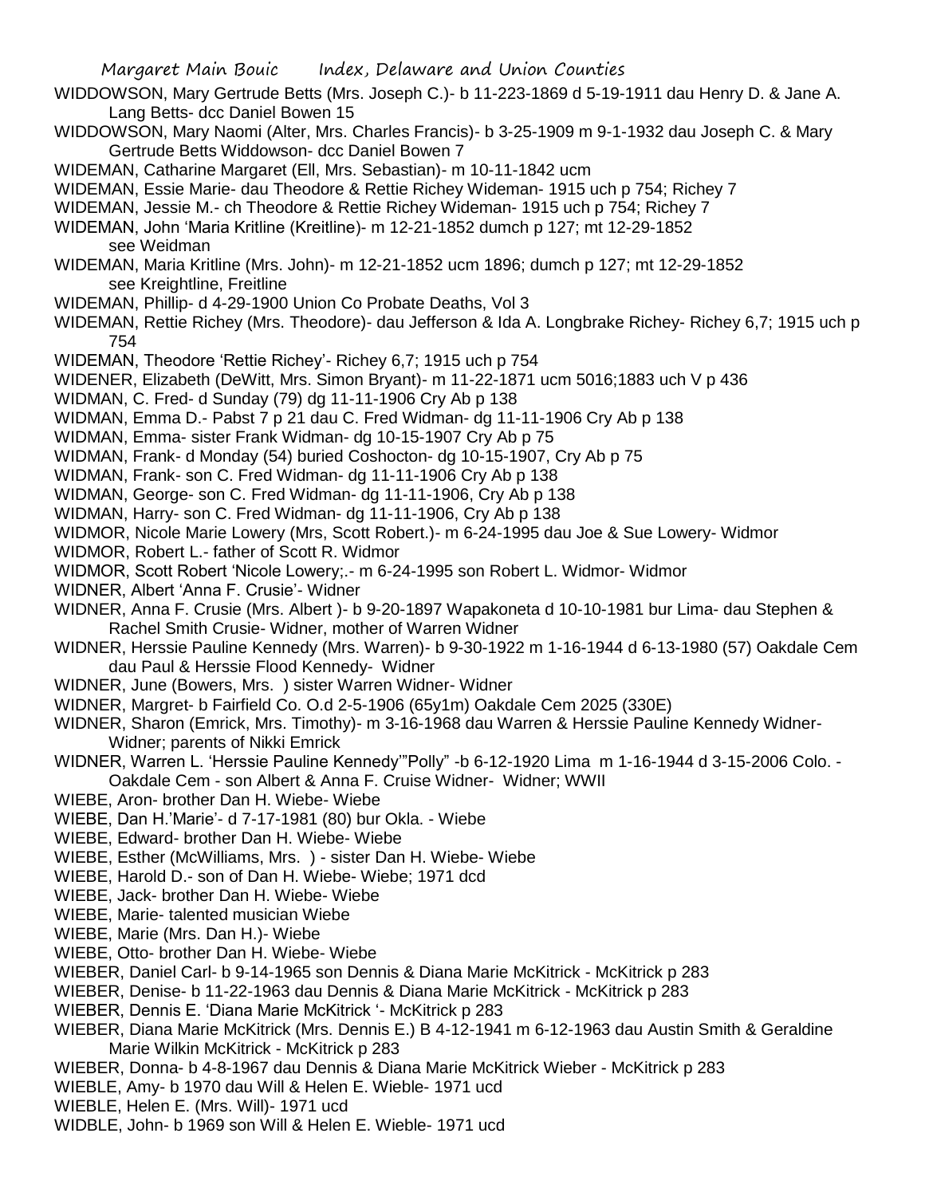WIDDOWSON, Mary Gertrude Betts (Mrs. Joseph C.)- b 11-223-1869 d 5-19-1911 dau Henry D. & Jane A. Lang Betts- dcc Daniel Bowen 15

WIDDOWSON, Mary Naomi (Alter, Mrs. Charles Francis)- b 3-25-1909 m 9-1-1932 dau Joseph C. & Mary Gertrude Betts Widdowson- dcc Daniel Bowen 7

WIDEMAN, Catharine Margaret (Ell, Mrs. Sebastian)- m 10-11-1842 ucm

WIDEMAN, Essie Marie- dau Theodore & Rettie Richey Wideman- 1915 uch p 754; Richey 7

WIDEMAN, Jessie M.- ch Theodore & Rettie Richey Wideman- 1915 uch p 754; Richey 7

WIDEMAN, John 'Maria Kritline (Kreitline)- m 12-21-1852 dumch p 127; mt 12-29-1852 see Weidman

WIDEMAN, Maria Kritline (Mrs. John)- m 12-21-1852 ucm 1896; dumch p 127; mt 12-29-1852 see Kreightline, Freitline

WIDEMAN, Phillip- d 4-29-1900 Union Co Probate Deaths, Vol 3

WIDEMAN, Rettie Richey (Mrs. Theodore)- dau Jefferson & Ida A. Longbrake Richey- Richey 6,7; 1915 uch p 754

WIDEMAN, Theodore 'Rettie Richey'- Richey 6,7; 1915 uch p 754

WIDENER, Elizabeth (DeWitt, Mrs. Simon Bryant)- m 11-22-1871 ucm 5016;1883 uch V p 436

WIDMAN, C. Fred- d Sunday (79) dg 11-11-1906 Cry Ab p 138

WIDMAN, Emma D.- Pabst 7 p 21 dau C. Fred Widman- dg 11-11-1906 Cry Ab p 138

WIDMAN, Emma- sister Frank Widman- dg 10-15-1907 Cry Ab p 75

WIDMAN, Frank- d Monday (54) buried Coshocton- dg 10-15-1907, Cry Ab p 75

WIDMAN, Frank- son C. Fred Widman- dg 11-11-1906 Cry Ab p 138

WIDMAN, George- son C. Fred Widman- dg 11-11-1906, Cry Ab p 138

WIDMAN, Harry- son C. Fred Widman- dg 11-11-1906, Cry Ab p 138

WIDMOR, Nicole Marie Lowery (Mrs, Scott Robert.)- m 6-24-1995 dau Joe & Sue Lowery- Widmor

WIDMOR, Robert L.- father of Scott R. Widmor

WIDMOR, Scott Robert 'Nicole Lowery;.- m 6-24-1995 son Robert L. Widmor- Widmor

WIDNER, Albert 'Anna F. Crusie'- Widner

WIDNER, Anna F. Crusie (Mrs. Albert )- b 9-20-1897 Wapakoneta d 10-10-1981 bur Lima- dau Stephen & Rachel Smith Crusie- Widner, mother of Warren Widner

WIDNER, Herssie Pauline Kennedy (Mrs. Warren)- b 9-30-1922 m 1-16-1944 d 6-13-1980 (57) Oakdale Cem dau Paul & Herssie Flood Kennedy- Widner

WIDNER, June (Bowers, Mrs. ) sister Warren Widner- Widner

WIDNER, Margret- b Fairfield Co. O.d 2-5-1906 (65y1m) Oakdale Cem 2025 (330E)

WIDNER, Sharon (Emrick, Mrs. Timothy)- m 3-16-1968 dau Warren & Herssie Pauline Kennedy Widner- Widner; parents of Nikki Emrick

WIDNER, Warren L. 'Herssie Pauline Kennedy'"Polly" -b 6-12-1920 Lima m 1-16-1944 d 3-15-2006 Colo. - Oakdale Cem - son Albert & Anna F. Cruise Widner- Widner; WWII

WIEBE, Aron- brother Dan H. Wiebe- Wiebe

WIEBE, Dan H.'Marie'- d 7-17-1981 (80) bur Okla. - Wiebe

WIEBE, Edward- brother Dan H. Wiebe- Wiebe

WIEBE, Esther (McWilliams, Mrs. ) - sister Dan H. Wiebe- Wiebe

WIEBE, Harold D.- son of Dan H. Wiebe- Wiebe; 1971 dcd

WIEBE, Jack- brother Dan H. Wiebe- Wiebe

WIEBE, Marie- talented musician Wiebe

WIEBE, Marie (Mrs. Dan H.)- Wiebe

WIEBE, Otto- brother Dan H. Wiebe- Wiebe

WIEBER, Daniel Carl- b 9-14-1965 son Dennis & Diana Marie McKitrick - McKitrick p 283

WIEBER, Denise- b 11-22-1963 dau Dennis & Diana Marie McKitrick - McKitrick p 283

WIEBER, Dennis E. 'Diana Marie McKitrick '- McKitrick p 283

WIEBER, Diana Marie McKitrick (Mrs. Dennis E.) B 4-12-1941 m 6-12-1963 dau Austin Smith & Geraldine Marie Wilkin McKitrick - McKitrick p 283

WIEBER, Donna- b 4-8-1967 dau Dennis & Diana Marie McKitrick Wieber - McKitrick p 283

WIEBLE, Amy- b 1970 dau Will & Helen E. Wieble- 1971 ucd

WIEBLE, Helen E. (Mrs. Will)- 1971 ucd

WIDBLE, John- b 1969 son Will & Helen E. Wieble- 1971 ucd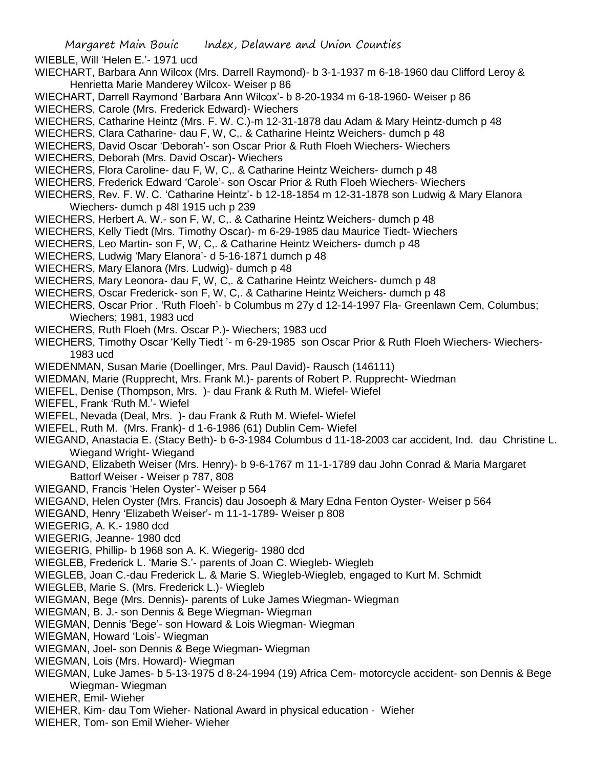WIEBLE, Will 'Helen E.'- 1971 ucd

WIECHART, Barbara Ann Wilcox (Mrs. Darrell Raymond)- b 3-1-1937 m 6-18-1960 dau Clifford Leroy & Henrietta Marie Manderey Wilcox- Weiser p 86

WIECHART, Darrell Raymond 'Barbara Ann Wilcox'- b 8-20-1934 m 6-18-1960- Weiser p 86

WIECHERS, Carole (Mrs. Frederick Edward)- Wiechers

WIECHERS, Catharine Heintz (Mrs. F. W. C.)-m 12-31-1878 dau Adam & Mary Heintz-dumch p 48

WIECHERS, Clara Catharine- dau F, W, C,. & Catharine Heintz Weichers- dumch p 48

WIECHERS, David Oscar 'Deborah'- son Oscar Prior & Ruth Floeh Wiechers- Wiechers

WIECHERS, Deborah (Mrs. David Oscar)- Wiechers

WIECHERS, Flora Caroline- dau F, W, C,. & Catharine Heintz Weichers- dumch p 48

WIECHERS, Frederick Edward 'Carole'- son Oscar Prior & Ruth Floeh Wiechers- Wiechers

WIECHERS, Rev. F. W. C. 'Catharine Heintz'- b 12-18-1854 m 12-31-1878 son Ludwig & Mary Elanora Wiechers- dumch p 48l 1915 uch p 239

WIECHERS, Herbert A. W.- son F, W, C,. & Catharine Heintz Weichers- dumch p 48

WIECHERS, Kelly Tiedt (Mrs. Timothy Oscar)- m 6-29-1985 dau Maurice Tiedt- Wiechers

WIECHERS, Leo Martin- son F, W, C,. & Catharine Heintz Weichers- dumch p 48

WIECHERS, Ludwig 'Mary Elanora'- d 5-16-1871 dumch p 48

WIECHERS, Mary Elanora (Mrs. Ludwig)- dumch p 48

WIECHERS, Mary Leonora- dau F, W, C,. & Catharine Heintz Weichers- dumch p 48

WIECHERS, Oscar Frederick- son F, W, C,. & Catharine Heintz Weichers- dumch p 48

WIECHERS, Oscar Prior . 'Ruth Floeh'- b Columbus m 27y d 12-14-1997 Fla- Greenlawn Cem, Columbus; Wiechers; 1981, 1983 ucd

WIECHERS, Ruth Floeh (Mrs. Oscar P.)- Wiechers; 1983 ucd

WIECHERS, Timothy Oscar 'Kelly Tiedt '- m 6-29-1985 son Oscar Prior & Ruth Floeh Wiechers- Wiechers- 1983 ucd

WIEDENMAN, Susan Marie (Doellinger, Mrs. Paul David)- Rausch (146111)

WIEDMAN, Marie (Rupprecht, Mrs. Frank M.)- parents of Robert P. Rupprecht- Wiedman

WIEFEL, Denise (Thompson, Mrs. )- dau Frank & Ruth M. Wiefel- Wiefel

WIEFEL, Frank 'Ruth M.'- Wiefel

WIEFEL, Nevada (Deal, Mrs. )- dau Frank & Ruth M. Wiefel- Wiefel

WIEFEL, Ruth M. (Mrs. Frank)- d 1-6-1986 (61) Dublin Cem- Wiefel

WIEGAND, Anastacia E. (Stacy Beth)- b 6-3-1984 Columbus d 11-18-2003 car accident, Ind. dau Christine L. Wiegand Wright- Wiegand

WIEGAND, Elizabeth Weiser (Mrs. Henry)- b 9-6-1767 m 11-1-1789 dau John Conrad & Maria Margaret Battorf Weiser - Weiser p 787, 808

WIEGAND, Francis 'Helen Oyster'- Weiser p 564

WIEGAND, Helen Oyster (Mrs. Francis) dau Josoeph & Mary Edna Fenton Oyster- Weiser p 564

WIEGAND, Henry 'Elizabeth Weiser'- m 11-1-1789- Weiser p 808

WIEGERIG, A. K.- 1980 dcd

WIEGERIG, Jeanne- 1980 dcd

WIEGERIG, Phillip- b 1968 son A. K. Wiegerig- 1980 dcd

WIEGLEB, Frederick L. 'Marie S.'- parents of Joan C. Wiegleb- Wiegleb

WIEGLEB, Joan C.-dau Frederick L. & Marie S. Wiegleb-Wiegleb, engaged to Kurt M. Schmidt

WIEGLEB, Marie S. (Mrs. Frederick L.)- Wiegleb

WIEGMAN, Bege (Mrs. Dennis)- parents of Luke James Wiegman- Wiegman

WIEGMAN, B. J.- son Dennis & Bege Wiegman- Wiegman

WIEGMAN, Dennis 'Bege'- son Howard & Lois Wiegman- Wiegman

WIEGMAN, Howard 'Lois'- Wiegman

WIEGMAN, Joel- son Dennis & Bege Wiegman- Wiegman

WIEGMAN, Lois (Mrs. Howard)- Wiegman

WIEGMAN, Luke James- b 5-13-1975 d 8-24-1994 (19) Africa Cem- motorcycle accident- son Dennis & Bege Wiegman- Wiegman

WIEHER, Emil- Wieher

WIEHER, Kim- dau Tom Wieher- National Award in physical education - Wieher

WIEHER, Tom- son Emil Wieher- Wieher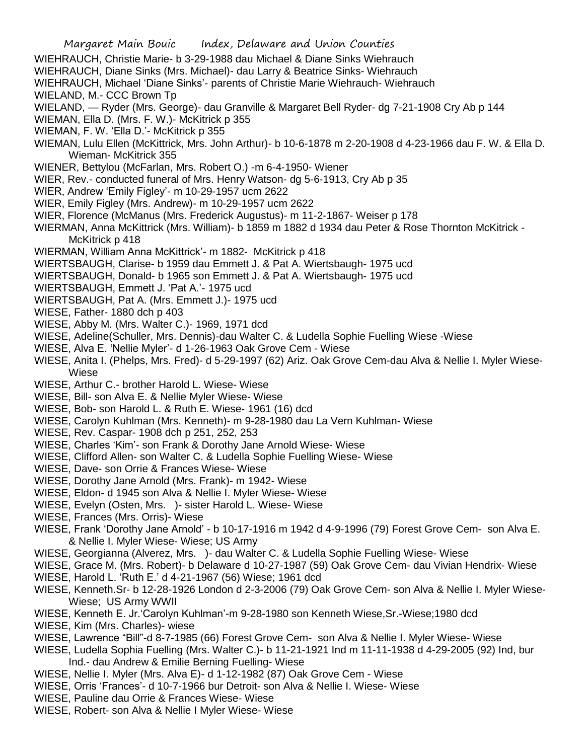WIEHRAUCH, Christie Marie- b 3-29-1988 dau Michael & Diane Sinks Wiehrauch
WIEHRAUCH, Diane Sinks (Mrs. Michael)- dau Larry & Beatrice Sinks- Wiehrauch
WIEHRAUCH, Michael 'Diane Sinks'- parents of Christie Marie Wiehrauch- Wiehrauch
WIELAND, M.- CCC Brown Tp
WIELAND, — Ryder (Mrs. George)- dau Granville & Margaret Bell Ryder- dg 7-21-1908 Cry Ab p 144
WIEMAN, Ella D. (Mrs. F. W.)- McKitrick p 355
WIEMAN, F. W. 'Ella D.'- McKitrick p 355
WIEMAN, Lulu Ellen (McKittrick, Mrs. John Arthur)- b 10-6-1878 m 2-20-1908 d 4-23-1966 dau F. W. & Ella D. Wieman- McKitrick 355
WIENER, Bettylou (McFarlan, Mrs. Robert O.) -m 6-4-1950- Wiener
WIER, Rev.- conducted funeral of Mrs. Henry Watson- dg 5-6-1913, Cry Ab p 35
WIER, Andrew 'Emily Figley'- m 10-29-1957 ucm 2622
WIER, Emily Figley (Mrs. Andrew)- m 10-29-1957 ucm 2622
WIER, Florence (McManus (Mrs. Frederick Augustus)- m 11-2-1867- Weiser p 178
WIERMAN, Anna McKittrick (Mrs. William)- b 1859 m 1882 d 1934 dau Peter & Rose Thornton McKittrick - McKitrick p 418
WIERMAN, William Anna McKittrick'- m 1882- McKitrick p 418
WIERTSBAUGH, Clarise- b 1959 dau Emmett J. & Pat A. Wiertsbaugh- 1975 ucd
WIERTSBAUGH, Donald- b 1965 son Emmett J. & Pat A. Wiertsbaugh- 1975 ucd
WIERTSBAUGH, Emmett J. 'Pat A.'- 1975 ucd
WIERTSBAUGH, Pat A. (Mrs. Emmett J.)- 1975 ucd
WIESE, Father- 1880 dch p 403
WIESE, Abby M. (Mrs. Walter C.)- 1969, 1971 dcd
WIESE, Adeline(Schuller, Mrs. Dennis)-dau Walter C. & Ludella Sophie Fuelling Wiese -Wiese
WIESE, Alva E. 'Nellie Myler'- d 1-26-1963 Oak Grove Cem - Wiese
WIESE, Anita I. (Phelps, Mrs. Fred)- d 5-29-1997 (62) Ariz. Oak Grove Cem-dau Alva & Nellie I. Myler Wiese- Wiese
WIESE, Arthur C.- brother Harold L. Wiese- Wiese
WIESE, Bill- son Alva E. & Nellie Myler Wiese- Wiese
WIESE, Bob- son Harold L. & Ruth E. Wiese- 1961 (16) dcd
WIESE, Carolyn Kuhlman (Mrs. Kenneth)- m 9-28-1980 dau La Vern Kuhlman- Wiese
WIESE, Rev. Caspar- 1908 dch p 251, 252, 253
WIESE, Charles 'Kim'- son Frank & Dorothy Jane Arnold Wiese- Wiese
WIESE, Clifford Allen- son Walter C. & Ludella Sophie Fuelling Wiese- Wiese
WIESE, Dave- son Orrie & Frances Wiese- Wiese
WIESE, Dorothy Jane Arnold (Mrs. Frank)- m 1942- Wiese
WIESE, Eldon- d 1945 son Alva & Nellie I. Myler Wiese- Wiese
WIESE, Evelyn (Osten, Mrs. )- sister Harold L. Wiese- Wiese
WIESE, Frances (Mrs. Orris)- Wiese
WIESE, Frank 'Dorothy Jane Arnold' - b 10-17-1916 m 1942 d 4-9-1996 (79) Forest Grove Cem- son Alva E. & Nellie I. Myler Wiese- Wiese; US Army
WIESE, Georgianna (Alverez, Mrs. )- dau Walter C. & Ludella Sophie Fuelling Wiese- Wiese
WIESE, Grace M. (Mrs. Robert)- b Delaware d 10-27-1987 (59) Oak Grove Cem- dau Vivian Hendrix- Wiese
WIESE, Harold L. 'Ruth E.' d 4-21-1967 (56) Wiese; 1961 dcd
WIESE, Kenneth.Sr- b 12-28-1926 London d 2-3-2006 (79) Oak Grove Cem- son Alva & Nellie I. Myler Wiese- Wiese; US Army WWII
WIESE, Kenneth E. Jr.'Carolyn Kuhlman'-m 9-28-1980 son Kenneth Wiese,Sr.-Wiese;1980 dcd
WIESE, Kim (Mrs. Charles)- wiese
WIESE, Lawrence "Bill"-d 8-7-1985 (66) Forest Grove Cem- son Alva & Nellie I. Myler Wiese- Wiese
WIESE, Ludella Sophia Fuelling (Mrs. Walter C.)- b 11-21-1921 Ind m 11-11-1938 d 4-29-2005 (92) Ind, bur Ind.- dau Andrew & Emilie Berning Fuelling- Wiese
WIESE, Nellie I. Myler (Mrs. Alva E)- d 1-12-1982 (87) Oak Grove Cem - Wiese
WIESE, Orris 'Frances'- d 10-7-1966 bur Detroit- son Alva & Nellie I. Wiese- Wiese
WIESE, Pauline dau Orrie & Frances Wiese- Wiese
WIESE, Robert- son Alva & Nellie I Myler Wiese- Wiese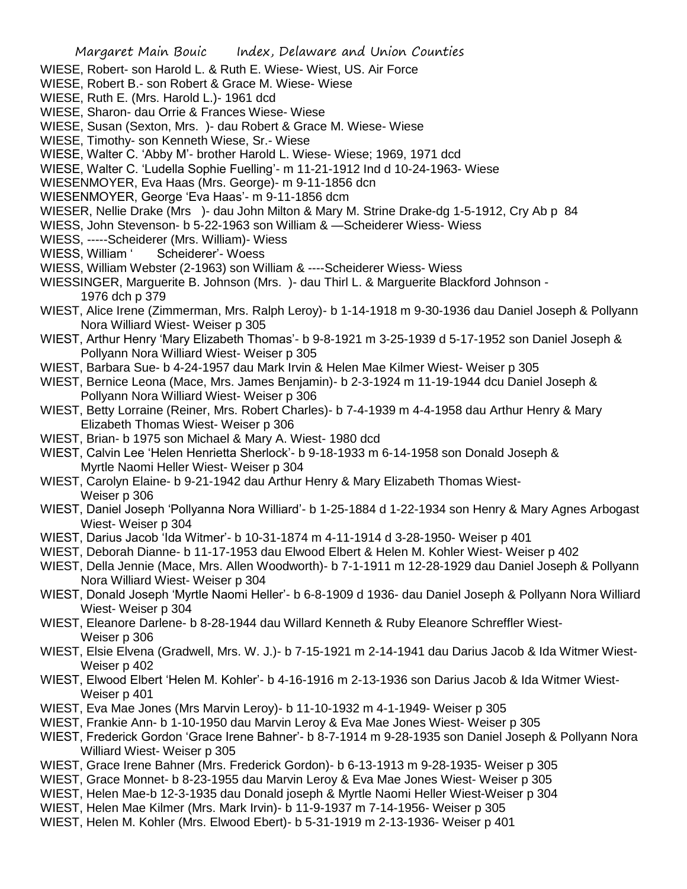WIESE, Robert- son Harold L. & Ruth E. Wiese- Wiest, US. Air Force
WIESE, Robert B.- son Robert & Grace M. Wiese- Wiese
WIESE, Ruth E. (Mrs. Harold L.)- 1961 dcd
WIESE, Sharon- dau Orrie & Frances Wiese- Wiese
WIESE, Susan (Sexton, Mrs. )- dau Robert & Grace M. Wiese- Wiese
WIESE, Timothy- son Kenneth Wiese, Sr.- Wiese
WIESE, Walter C. 'Abby M'- brother Harold L. Wiese- Wiese; 1969, 1971 dcd
WIESE, Walter C. 'Ludella Sophie Fuelling'- m 11-21-1912 Ind d 10-24-1963- Wiese
WIESENMOYER, Eva Haas (Mrs. George)- m 9-11-1856 dcn
WIESENMOYER, George 'Eva Haas'- m 9-11-1856 dcm
WIESER, Nellie Drake (Mrs )- dau John Milton & Mary M. Strine Drake-dg 1-5-1912, Cry Ab p 84
WIESS, John Stevenson- b 5-22-1963 son William & —Scheiderer Wiess- Wiess
WIESS, -----Scheiderer (Mrs. William)- Wiess
WIESS, William ' Scheiderer'- Woess
WIESS, William Webster (2-1963) son William & ----Scheiderer Wiess- Wiess
WIESSINGER, Marguerite B. Johnson (Mrs. )- dau Thirl L. & Marguerite Blackford Johnson - 1976 dch p 379
WIEST, Alice Irene (Zimmerman, Mrs. Ralph Leroy)- b 1-14-1918 m 9-30-1936 dau Daniel Joseph & Pollyann Nora Williard Wiest- Weiser p 305
WIEST, Arthur Henry 'Mary Elizabeth Thomas'- b 9-8-1921 m 3-25-1939 d 5-17-1952 son Daniel Joseph & Pollyann Nora Williard Wiest- Weiser p 305
WIEST, Barbara Sue- b 4-24-1957 dau Mark Irvin & Helen Mae Kilmer Wiest- Weiser p 305
WIEST, Bernice Leona (Mace, Mrs. James Benjamin)- b 2-3-1924 m 11-19-1944 dcu Daniel Joseph & Pollyann Nora Williard Wiest- Weiser p 306
WIEST, Betty Lorraine (Reiner, Mrs. Robert Charles)- b 7-4-1939 m 4-4-1958 dau Arthur Henry & Mary Elizabeth Thomas Wiest- Weiser p 306
WIEST, Brian- b 1975 son Michael & Mary A. Wiest- 1980 dcd
WIEST, Calvin Lee 'Helen Henrietta Sherlock'- b 9-18-1933 m 6-14-1958 son Donald Joseph & Myrtle Naomi Heller Wiest- Weiser p 304
WIEST, Carolyn Elaine- b 9-21-1942 dau Arthur Henry & Mary Elizabeth Thomas Wiest- Weiser p 306
WIEST, Daniel Joseph 'Pollyanna Nora Williard'- b 1-25-1884 d 1-22-1934 son Henry & Mary Agnes Arbogast Wiest- Weiser p 304
WIEST, Darius Jacob 'Ida Witmer'- b 10-31-1874 m 4-11-1914 d 3-28-1950- Weiser p 401
WIEST, Deborah Dianne- b 11-17-1953 dau Elwood Elbert & Helen M. Kohler Wiest- Weiser p 402
WIEST, Della Jennie (Mace, Mrs. Allen Woodworth)- b 7-1-1911 m 12-28-1929 dau Daniel Joseph & Pollyann Nora Williard Wiest- Weiser p 304
WIEST, Donald Joseph 'Myrtle Naomi Heller'- b 6-8-1909 d 1936- dau Daniel Joseph & Pollyann Nora Williard Wiest- Weiser p 304
WIEST, Eleanore Darlene- b 8-28-1944 dau Willard Kenneth & Ruby Eleanore Schreffler Wiest- Weiser p 306
WIEST, Elsie Elvena (Gradwell, Mrs. W. J.)- b 7-15-1921 m 2-14-1941 dau Darius Jacob & Ida Witmer Wiest- Weiser p 402
WIEST, Elwood Elbert 'Helen M. Kohler'- b 4-16-1916 m 2-13-1936 son Darius Jacob & Ida Witmer Wiest- Weiser p 401
WIEST, Eva Mae Jones (Mrs Marvin Leroy)- b 11-10-1932 m 4-1-1949- Weiser p 305
WIEST, Frankie Ann- b 1-10-1950 dau Marvin Leroy & Eva Mae Jones Wiest- Weiser p 305
WIEST, Frederick Gordon 'Grace Irene Bahner'- b 8-7-1914 m 9-28-1935 son Daniel Joseph & Pollyann Nora Williard Wiest- Weiser p 305
WIEST, Grace Irene Bahner (Mrs. Frederick Gordon)- b 6-13-1913 m 9-28-1935- Weiser p 305
WIEST, Grace Monnet- b 8-23-1955 dau Marvin Leroy & Eva Mae Jones Wiest- Weiser p 305
WIEST, Helen Mae-b 12-3-1935 dau Donald joseph & Myrtle Naomi Heller Wiest-Weiser p 304
WIEST, Helen Mae Kilmer (Mrs. Mark Irvin)- b 11-9-1937 m 7-14-1956- Weiser p 305
WIEST, Helen M. Kohler (Mrs. Elwood Ebert)- b 5-31-1919 m 2-13-1936- Weiser p 401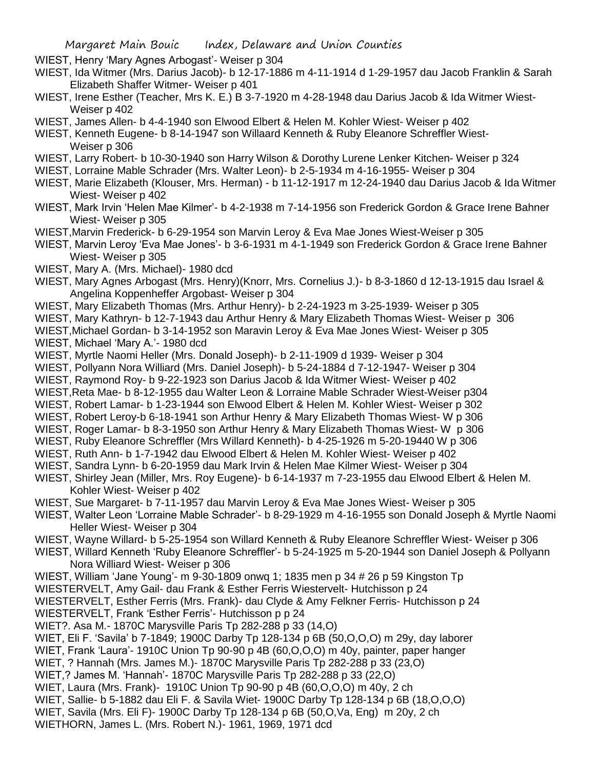WIEST, Henry 'Mary Agnes Arbogast'- Weiser p 304

WIEST, Ida Witmer (Mrs. Darius Jacob)- b 12-17-1886 m 4-11-1914 d 1-29-1957 dau Jacob Franklin & Sarah Elizabeth Shaffer Witmer- Weiser p 401

WIEST, Irene Esther (Teacher, Mrs K. E.) B 3-7-1920 m 4-28-1948 dau Darius Jacob & Ida Witmer Wiest- Weiser p 402

WIEST, James Allen- b 4-4-1940 son Elwood Elbert & Helen M. Kohler Wiest- Weiser p 402

WIEST, Kenneth Eugene- b 8-14-1947 son Willaard Kenneth & Ruby Eleanore Schreffler Wiest- Weiser p 306

WIEST, Larry Robert- b 10-30-1940 son Harry Wilson & Dorothy Lurene Lenker Kitchen- Weiser p 324

WIEST, Lorraine Mable Schrader (Mrs. Walter Leon)- b 2-5-1934 m 4-16-1955- Weiser p 304

WIEST, Marie Elizabeth (Klouser, Mrs. Herman) - b 11-12-1917 m 12-24-1940 dau Darius Jacob & Ida Witmer Wiest- Weiser p 402

WIEST, Mark Irvin 'Helen Mae Kilmer'- b 4-2-1938 m 7-14-1956 son Frederick Gordon & Grace Irene Bahner Wiest- Weiser p 305

WIEST,Marvin Frederick- b 6-29-1954 son Marvin Leroy & Eva Mae Jones Wiest-Weiser p 305

WIEST, Marvin Leroy 'Eva Mae Jones'- b 3-6-1931 m 4-1-1949 son Frederick Gordon & Grace Irene Bahner Wiest- Weiser p 305

WIEST, Mary A. (Mrs. Michael)- 1980 dcd

WIEST, Mary Agnes Arbogast (Mrs. Henry)(Knorr, Mrs. Cornelius J.)- b 8-3-1860 d 12-13-1915 dau Israel & Angelina Koppenheffer Argobast- Weiser p 304

WIEST, Mary Elizabeth Thomas (Mrs. Arthur Henry)- b 2-24-1923 m 3-25-1939- Weiser p 305

WIEST, Mary Kathryn- b 12-7-1943 dau Arthur Henry & Mary Elizabeth Thomas Wiest- Weiser p 306

WIEST,Michael Gordan- b 3-14-1952 son Maravin Leroy & Eva Mae Jones Wiest- Weiser p 305

WIEST, Michael 'Mary A.'- 1980 dcd

WIEST, Myrtle Naomi Heller (Mrs. Donald Joseph)- b 2-11-1909 d 1939- Weiser p 304

WIEST, Pollyann Nora Williard (Mrs. Daniel Joseph)- b 5-24-1884 d 7-12-1947- Weiser p 304

WIEST, Raymond Roy- b 9-22-1923 son Darius Jacob & Ida Witmer Wiest- Weiser p 402

WIEST,Reta Mae- b 8-12-1955 dau Walter Leon & Lorraine Mable Schrader Wiest-Weiser p304

WIEST, Robert Lamar- b 1-23-1944 son Elwood Elbert & Helen M. Kohler Wiest- Weiser p 302

WIEST, Robert Leroy-b 6-18-1941 son Arthur Henry & Mary Elizabeth Thomas Wiest- W p 306

WIEST, Roger Lamar- b 8-3-1950 son Arthur Henry & Mary Elizabeth Thomas Wiest- W p 306

WIEST, Ruby Eleanore Schreffler (Mrs Willard Kenneth)- b 4-25-1926 m 5-20-19440 W p 306

WIEST, Ruth Ann- b 1-7-1942 dau Elwood Elbert & Helen M. Kohler Wiest- Weiser p 402

WIEST, Sandra Lynn- b 6-20-1959 dau Mark Irvin & Helen Mae Kilmer Wiest- Weiser p 304

WIEST, Shirley Jean (Miller, Mrs. Roy Eugene)- b 6-14-1937 m 7-23-1955 dau Elwood Elbert & Helen M. Kohler Wiest- Weiser p 402

WIEST, Sue Margaret- b 7-11-1957 dau Marvin Leroy & Eva Mae Jones Wiest- Weiser p 305

WIEST, Walter Leon 'Lorraine Mable Schrader'- b 8-29-1929 m 4-16-1955 son Donald Joseph & Myrtle Naomi Heller Wiest- Weiser p 304

WIEST, Wayne Willard- b 5-25-1954 son Willard Kenneth & Ruby Eleanore Schreffler Wiest- Weiser p 306

WIEST, Willard Kenneth 'Ruby Eleanore Schreffler'- b 5-24-1925 m 5-20-1944 son Daniel Joseph & Pollyann Nora Williard Wiest- Weiser p 306

WIEST, William 'Jane Young'- m 9-30-1809 onwq 1; 1835 men p 34 # 26 p 59 Kingston Tp

WIESTERVELT, Amy Gail- dau Frank & Esther Ferris Wiestervelt- Hutchisson p 24

WIESTERVELT, Esther Ferris (Mrs. Frank)- dau Clyde & Amy Felkner Ferris- Hutchisson p 24

WIESTERVELT, Frank 'Esther Ferris'- Hutchisson p p 24

WIET?. Asa M.- 1870C Marysville Paris Tp 282-288 p 33 (14,O)

WIET, Eli F. 'Savila' b 7-1849; 1900C Darby Tp 128-134 p 6B (50,O,O,O) m 29y, day laborer

WIET, Frank 'Laura'- 1910C Union Tp 90-90 p 4B (60,O,O,O) m 40y, painter, paper hanger

WIET, ? Hannah (Mrs. James M.)- 1870C Marysville Paris Tp 282-288 p 33 (23,O)

WIET,? James M. 'Hannah'- 1870C Marysville Paris Tp 282-288 p 33 (22,O)

WIET, Laura (Mrs. Frank)- 1910C Union Tp 90-90 p 4B (60,O,O,O) m 40y, 2 ch

WIET, Sallie- b 5-1882 dau Eli F. & Savila Wiet- 1900C Darby Tp 128-134 p 6B (18,O,O,O)

WIET, Savila (Mrs. Eli F)- 1900C Darby Tp 128-134 p 6B (50,O,Va, Eng) m 20y, 2 ch

WIETHORN, James L. (Mrs. Robert N.)- 1961, 1969, 1971 dcd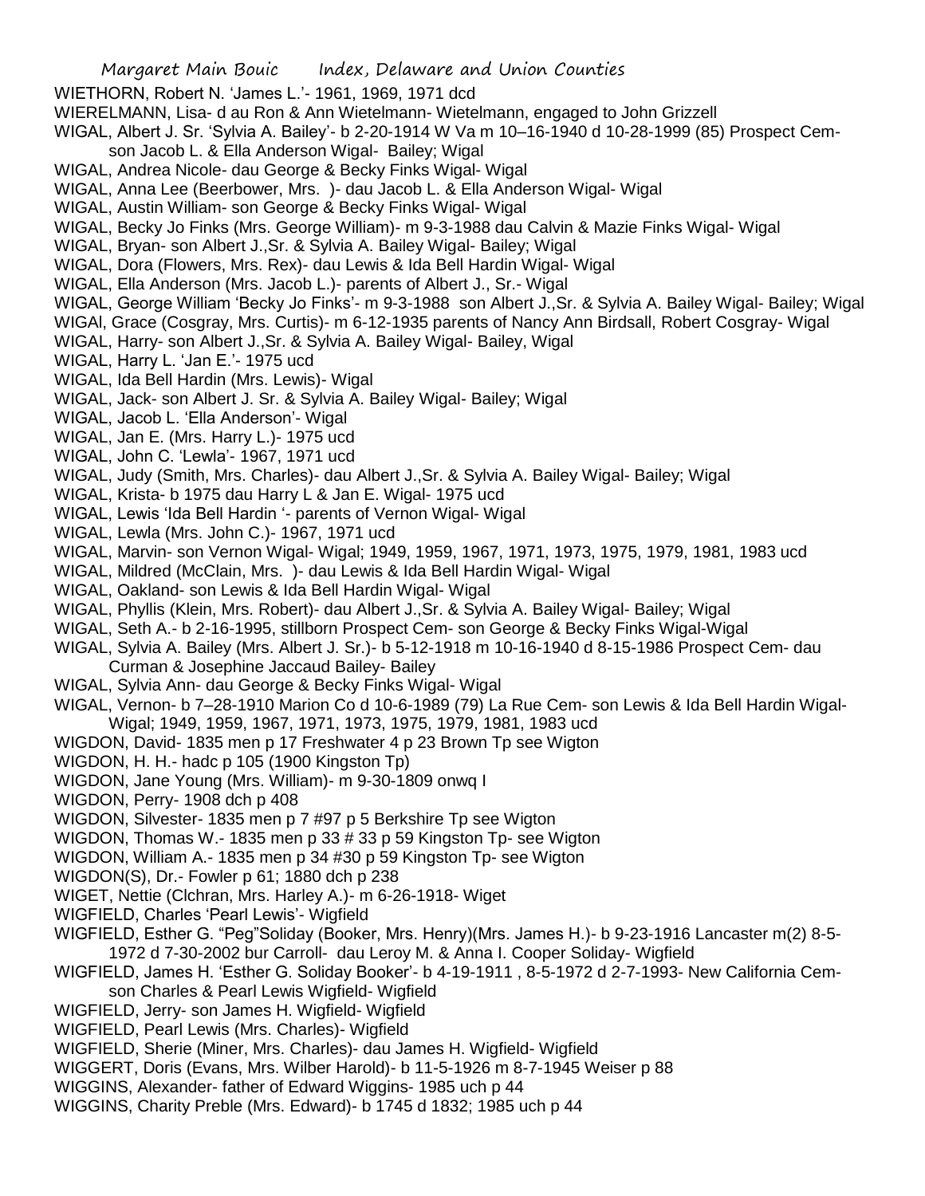WIETHORN, Robert N. 'James L.'- 1961, 1969, 1971 dcd

WIERELMANN, Lisa- d au Ron & Ann Wietelmann- Wietelmann, engaged to John Grizzell

WIGAL, Albert J. Sr. 'Sylvia A. Bailey'- b 2-20-1914 W Va m 10–16-1940 d 10-28-1999 (85) Prospect Cem- son Jacob L. & Ella Anderson Wigal- Bailey; Wigal

WIGAL, Andrea Nicole- dau George & Becky Finks Wigal- Wigal

WIGAL, Anna Lee (Beerbower, Mrs. )- dau Jacob L. & Ella Anderson Wigal- Wigal

WIGAL, Austin William- son George & Becky Finks Wigal- Wigal

WIGAL, Becky Jo Finks (Mrs. George William)- m 9-3-1988 dau Calvin & Mazie Finks Wigal- Wigal

WIGAL, Bryan- son Albert J.,Sr. & Sylvia A. Bailey Wigal- Bailey; Wigal

WIGAL, Dora (Flowers, Mrs. Rex)- dau Lewis & Ida Bell Hardin Wigal- Wigal

WIGAL, Ella Anderson (Mrs. Jacob L.)- parents of Albert J., Sr.- Wigal

WIGAL, George William 'Becky Jo Finks'- m 9-3-1988 son Albert J.,Sr. & Sylvia A. Bailey Wigal- Bailey; Wigal

WIGAl, Grace (Cosgray, Mrs. Curtis)- m 6-12-1935 parents of Nancy Ann Birdsall, Robert Cosgray- Wigal

WIGAL, Harry- son Albert J.,Sr. & Sylvia A. Bailey Wigal- Bailey, Wigal

WIGAL, Harry L. 'Jan E.'- 1975 ucd

WIGAL, Ida Bell Hardin (Mrs. Lewis)- Wigal

WIGAL, Jack- son Albert J. Sr. & Sylvia A. Bailey Wigal- Bailey; Wigal

WIGAL, Jacob L. 'Ella Anderson'- Wigal

WIGAL, Jan E. (Mrs. Harry L.)- 1975 ucd

WIGAL, John C. 'Lewla'- 1967, 1971 ucd

WIGAL, Judy (Smith, Mrs. Charles)- dau Albert J.,Sr. & Sylvia A. Bailey Wigal- Bailey; Wigal

WIGAL, Krista- b 1975 dau Harry L & Jan E. Wigal- 1975 ucd

WIGAL, Lewis 'Ida Bell Hardin '- parents of Vernon Wigal- Wigal

WIGAL, Lewla (Mrs. John C.)- 1967, 1971 ucd

WIGAL, Marvin- son Vernon Wigal- Wigal; 1949, 1959, 1967, 1971, 1973, 1975, 1979, 1981, 1983 ucd

WIGAL, Mildred (McClain, Mrs. )- dau Lewis & Ida Bell Hardin Wigal- Wigal

WIGAL, Oakland- son Lewis & Ida Bell Hardin Wigal- Wigal

WIGAL, Phyllis (Klein, Mrs. Robert)- dau Albert J.,Sr. & Sylvia A. Bailey Wigal- Bailey; Wigal

WIGAL, Seth A.- b 2-16-1995, stillborn Prospect Cem- son George & Becky Finks Wigal-Wigal

WIGAL, Sylvia A. Bailey (Mrs. Albert J. Sr.)- b 5-12-1918 m 10-16-1940 d 8-15-1986 Prospect Cem- dau Curman & Josephine Jaccaud Bailey- Bailey

WIGAL, Sylvia Ann- dau George & Becky Finks Wigal- Wigal

WIGAL, Vernon- b 7–28-1910 Marion Co d 10-6-1989 (79) La Rue Cem- son Lewis & Ida Bell Hardin Wigal- Wigal; 1949, 1959, 1967, 1971, 1973, 1975, 1979, 1981, 1983 ucd

WIGDON, David- 1835 men p 17 Freshwater 4 p 23 Brown Tp see Wigton

WIGDON, H. H.- hadc p 105 (1900 Kingston Tp)

WIGDON, Jane Young (Mrs. William)- m 9-30-1809 onwq I

WIGDON, Perry- 1908 dch p 408

WIGDON, Silvester- 1835 men p 7 #97 p 5 Berkshire Tp see Wigton

WIGDON, Thomas W.- 1835 men p 33 # 33 p 59 Kingston Tp- see Wigton

WIGDON, William A.- 1835 men p 34 #30 p 59 Kingston Tp- see Wigton

WIGDON(S), Dr.- Fowler p 61; 1880 dch p 238

WIGET, Nettie (Clchran, Mrs. Harley A.)- m 6-26-1918- Wiget

WIGFIELD, Charles 'Pearl Lewis'- Wigfield

WIGFIELD, Esther G. "Peg"Soliday (Booker, Mrs. Henry)(Mrs. James H.)- b 9-23-1916 Lancaster m(2) 8-5-1972 d 7-30-2002 bur Carroll- dau Leroy M. & Anna I. Cooper Soliday- Wigfield

WIGFIELD, James H. 'Esther G. Soliday Booker'- b 4-19-1911 , 8-5-1972 d 2-7-1993- New California Cem- son Charles & Pearl Lewis Wigfield- Wigfield

WIGFIELD, Jerry- son James H. Wigfield- Wigfield

WIGFIELD, Pearl Lewis (Mrs. Charles)- Wigfield

WIGFIELD, Sherie (Miner, Mrs. Charles)- dau James H. Wigfield- Wigfield

WIGGERT, Doris (Evans, Mrs. Wilber Harold)- b 11-5-1926 m 8-7-1945 Weiser p 88

WIGGINS, Alexander- father of Edward Wiggins- 1985 uch p 44

WIGGINS, Charity Preble (Mrs. Edward)- b 1745 d 1832; 1985 uch p 44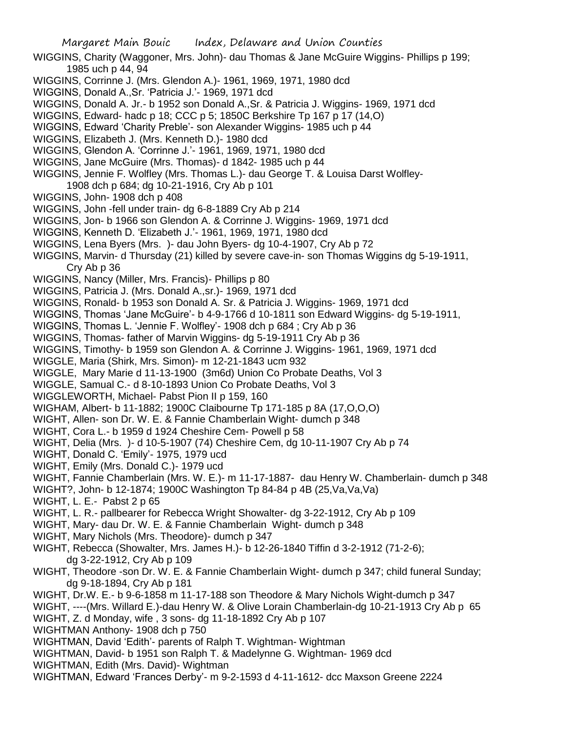WIGGINS, Charity (Waggoner, Mrs. John)- dau Thomas & Jane McGuire Wiggins- Phillips p 199; 1985 uch p 44, 94

WIGGINS, Corrinne J. (Mrs. Glendon A.)- 1961, 1969, 1971, 1980 dcd

WIGGINS, Donald A.,Sr. 'Patricia J.'- 1969, 1971 dcd

WIGGINS, Donald A. Jr.- b 1952 son Donald A.,Sr. & Patricia J. Wiggins- 1969, 1971 dcd

WIGGINS, Edward- hadc p 18; CCC p 5; 1850C Berkshire Tp 167 p 17 (14,O)

WIGGINS, Edward 'Charity Preble'- son Alexander Wiggins- 1985 uch p 44

WIGGINS, Elizabeth J. (Mrs. Kenneth D.)- 1980 dcd

WIGGINS, Glendon A. 'Corrinne J.'- 1961, 1969, 1971, 1980 dcd

WIGGINS, Jane McGuire (Mrs. Thomas)- d 1842- 1985 uch p 44

WIGGINS, Jennie F. Wolfley (Mrs. Thomas L.)- dau George T. & Louisa Darst Wolfley- 1908 dch p 684; dg 10-21-1916, Cry Ab p 101

WIGGINS, John- 1908 dch p 408

WIGGINS, John -fell under train- dg 6-8-1889 Cry Ab p 214

WIGGINS, Jon- b 1966 son Glendon A. & Corrinne J. Wiggins- 1969, 1971 dcd

WIGGINS, Kenneth D. 'Elizabeth J.'- 1961, 1969, 1971, 1980 dcd

WIGGINS, Lena Byers (Mrs. )- dau John Byers- dg 10-4-1907, Cry Ab p 72

WIGGINS, Marvin- d Thursday (21) killed by severe cave-in- son Thomas Wiggins dg 5-19-1911, Cry Ab p 36

WIGGINS, Nancy (Miller, Mrs. Francis)- Phillips p 80

WIGGINS, Patricia J. (Mrs. Donald A.,sr.)- 1969, 1971 dcd

WIGGINS, Ronald- b 1953 son Donald A. Sr. & Patricia J. Wiggins- 1969, 1971 dcd

WIGGINS, Thomas 'Jane McGuire'- b 4-9-1766 d 10-1811 son Edward Wiggins- dg 5-19-1911,

WIGGINS, Thomas L. 'Jennie F. Wolfley'- 1908 dch p 684 ; Cry Ab p 36

WIGGINS, Thomas- father of Marvin Wiggins- dg 5-19-1911 Cry Ab p 36

WIGGINS, Timothy- b 1959 son Glendon A. & Corrinne J. Wiggins- 1961, 1969, 1971 dcd

WIGGLE, Maria (Shirk, Mrs. Simon)- m 12-21-1843 ucm 932

WIGGLE, Mary Marie d 11-13-1900 (3m6d) Union Co Probate Deaths, Vol 3

WIGGLE, Samual C.- d 8-10-1893 Union Co Probate Deaths, Vol 3

WIGGLEWORTH, Michael- Pabst Pion II p 159, 160

WIGHAM, Albert- b 11-1882; 1900C Claibourne Tp 171-185 p 8A (17,O,O,O)

WIGHT, Allen- son Dr. W. E. & Fannie Chamberlain Wight- dumch p 348

WIGHT, Cora L.- b 1959 d 1924 Cheshire Cem- Powell p 58

WIGHT, Delia (Mrs. )- d 10-5-1907 (74) Cheshire Cem, dg 10-11-1907 Cry Ab p 74

WIGHT, Donald C. 'Emily'- 1975, 1979 ucd

WIGHT, Emily (Mrs. Donald C.)- 1979 ucd

WIGHT, Fannie Chamberlain (Mrs. W. E.)- m 11-17-1887- dau Henry W. Chamberlain- dumch p 348

WIGHT?, John- b 12-1874; 1900C Washington Tp 84-84 p 4B (25,Va,Va,Va)

WIGHT, L. E.- Pabst 2 p 65

WIGHT, L. R.- pallbearer for Rebecca Wright Showalter- dg 3-22-1912, Cry Ab p 109

WIGHT, Mary- dau Dr. W. E. & Fannie Chamberlain Wight- dumch p 348

WIGHT, Mary Nichols (Mrs. Theodore)- dumch p 347

WIGHT, Rebecca (Showalter, Mrs. James H.)- b 12-26-1840 Tiffin d 3-2-1912 (71-2-6); dg 3-22-1912, Cry Ab p 109

WIGHT, Theodore -son Dr. W. E. & Fannie Chamberlain Wight- dumch p 347; child funeral Sunday; dg 9-18-1894, Cry Ab p 181

WIGHT, Dr.W. E.- b 9-6-1858 m 11-17-188 son Theodore & Mary Nichols Wight-dumch p 347

WIGHT, ----(Mrs. Willard E.)-dau Henry W. & Olive Lorain Chamberlain-dg 10-21-1913 Cry Ab p 65

WIGHT, Z. d Monday, wife , 3 sons- dg 11-18-1892 Cry Ab p 107

WIGHTMAN Anthony- 1908 dch p 750

WIGHTMAN, David 'Edith'- parents of Ralph T. Wightman- Wightman

WIGHTMAN, David- b 1951 son Ralph T. & Madelynne G. Wightman- 1969 dcd

WIGHTMAN, Edith (Mrs. David)- Wightman

WIGHTMAN, Edward 'Frances Derby'- m 9-2-1593 d 4-11-1612- dcc Maxson Greene 2224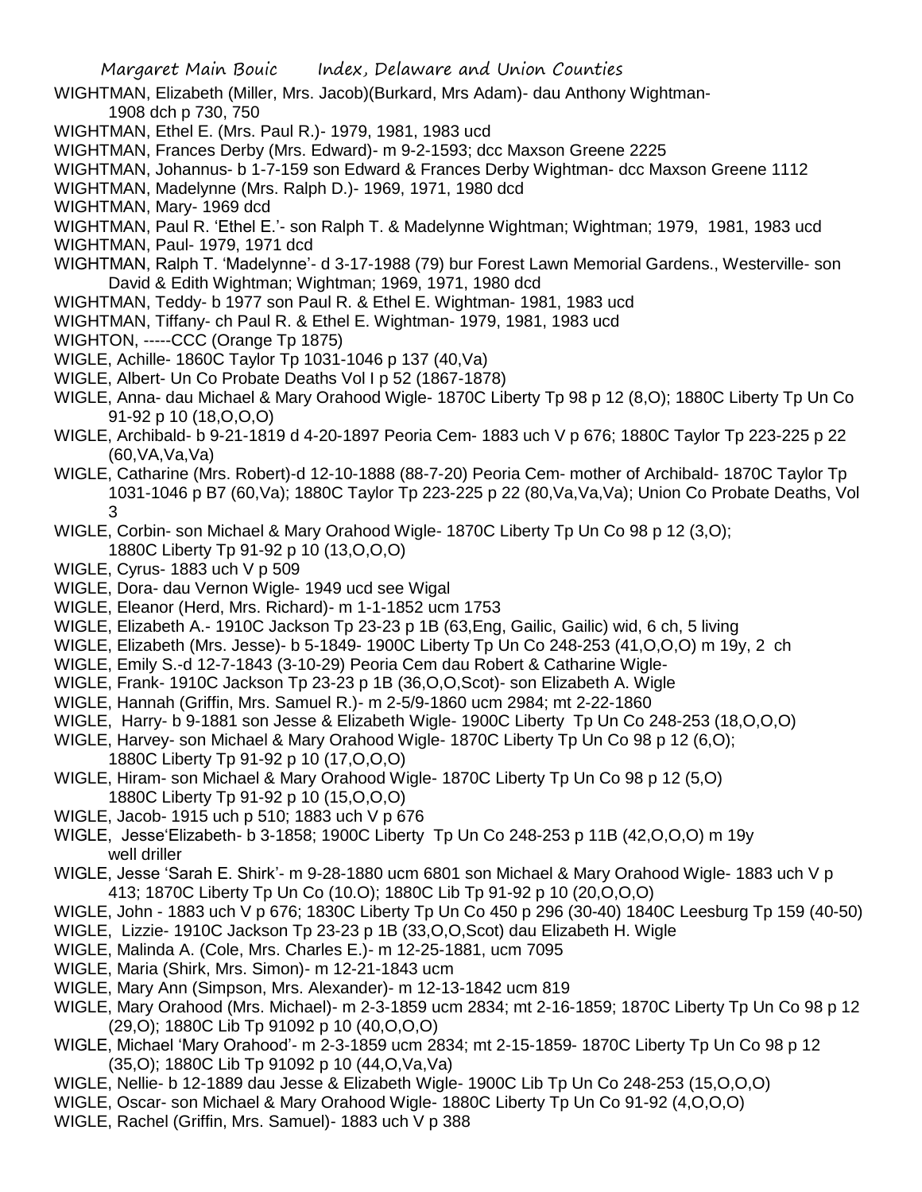WIGHTMAN, Elizabeth (Miller, Mrs. Jacob)(Burkard, Mrs Adam)- dau Anthony Wightman- 1908 dch p 730, 750

WIGHTMAN, Ethel E. (Mrs. Paul R.)- 1979, 1981, 1983 ucd

WIGHTMAN, Frances Derby (Mrs. Edward)- m 9-2-1593; dcc Maxson Greene 2225

WIGHTMAN, Johannus- b 1-7-159 son Edward & Frances Derby Wightman- dcc Maxson Greene 1112

WIGHTMAN, Madelynne (Mrs. Ralph D.)- 1969, 1971, 1980 dcd

WIGHTMAN, Mary- 1969 dcd

WIGHTMAN, Paul R. 'Ethel E.'- son Ralph T. & Madelynne Wightman; Wightman; 1979, 1981, 1983 ucd

WIGHTMAN, Paul- 1979, 1971 dcd

WIGHTMAN, Ralph T. 'Madelynne'- d 3-17-1988 (79) bur Forest Lawn Memorial Gardens., Westerville- son David & Edith Wightman; Wightman; 1969, 1971, 1980 dcd

WIGHTMAN, Teddy- b 1977 son Paul R. & Ethel E. Wightman- 1981, 1983 ucd

WIGHTMAN, Tiffany- ch Paul R. & Ethel E. Wightman- 1979, 1981, 1983 ucd

WIGHTON, -----CCC (Orange Tp 1875)

WIGLE, Achille- 1860C Taylor Tp 1031-1046 p 137 (40,Va)

WIGLE, Albert- Un Co Probate Deaths Vol I p 52 (1867-1878)

WIGLE, Anna- dau Michael & Mary Orahood Wigle- 1870C Liberty Tp 98 p 12 (8,O); 1880C Liberty Tp Un Co 91-92 p 10 (18,O,O,O)

WIGLE, Archibald- b 9-21-1819 d 4-20-1897 Peoria Cem- 1883 uch V p 676; 1880C Taylor Tp 223-225 p 22 (60,VA,Va,Va)

WIGLE, Catharine (Mrs. Robert)-d 12-10-1888 (88-7-20) Peoria Cem- mother of Archibald- 1870C Taylor Tp 1031-1046 p B7 (60,Va); 1880C Taylor Tp 223-225 p 22 (80,Va,Va,Va); Union Co Probate Deaths, Vol 3

WIGLE, Corbin- son Michael & Mary Orahood Wigle- 1870C Liberty Tp Un Co 98 p 12 (3,O); 1880C Liberty Tp 91-92 p 10 (13,O,O,O)

WIGLE, Cyrus- 1883 uch V p 509

WIGLE, Dora- dau Vernon Wigle- 1949 ucd see Wigal

WIGLE, Eleanor (Herd, Mrs. Richard)- m 1-1-1852 ucm 1753

WIGLE, Elizabeth A.- 1910C Jackson Tp 23-23 p 1B (63,Eng, Gailic, Gailic) wid, 6 ch, 5 living

WIGLE, Elizabeth (Mrs. Jesse)- b 5-1849- 1900C Liberty Tp Un Co 248-253 (41,O,O,O) m 19y, 2 ch

WIGLE, Emily S.-d 12-7-1843 (3-10-29) Peoria Cem dau Robert & Catharine Wigle-

WIGLE, Frank- 1910C Jackson Tp 23-23 p 1B (36,O,O,Scot)- son Elizabeth A. Wigle

WIGLE, Hannah (Griffin, Mrs. Samuel R.)- m 2-5/9-1860 ucm 2984; mt 2-22-1860

WIGLE, Harry- b 9-1881 son Jesse & Elizabeth Wigle- 1900C Liberty Tp Un Co 248-253 (18,O,O,O)

WIGLE, Harvey- son Michael & Mary Orahood Wigle- 1870C Liberty Tp Un Co 98 p 12 (6,O); 1880C Liberty Tp 91-92 p 10 (17,O,O,O)

WIGLE, Hiram- son Michael & Mary Orahood Wigle- 1870C Liberty Tp Un Co 98 p 12 (5,O) 1880C Liberty Tp 91-92 p 10 (15,O,O,O)

WIGLE, Jacob- 1915 uch p 510; 1883 uch V p 676

WIGLE, Jesse'Elizabeth- b 3-1858; 1900C Liberty Tp Un Co 248-253 p 11B (42,O,O,O) m 19y well driller

WIGLE, Jesse 'Sarah E. Shirk'- m 9-28-1880 ucm 6801 son Michael & Mary Orahood Wigle- 1883 uch V p 413; 1870C Liberty Tp Un Co (10.O); 1880C Lib Tp 91-92 p 10 (20,O,O,O)

WIGLE, John - 1883 uch V p 676; 1830C Liberty Tp Un Co 450 p 296 (30-40) 1840C Leesburg Tp 159 (40-50)

WIGLE, Lizzie- 1910C Jackson Tp 23-23 p 1B (33,O,O,Scot) dau Elizabeth H. Wigle

WIGLE, Malinda A. (Cole, Mrs. Charles E.)- m 12-25-1881, ucm 7095

WIGLE, Maria (Shirk, Mrs. Simon)- m 12-21-1843 ucm

WIGLE, Mary Ann (Simpson, Mrs. Alexander)- m 12-13-1842 ucm 819

WIGLE, Mary Orahood (Mrs. Michael)- m 2-3-1859 ucm 2834; mt 2-16-1859; 1870C Liberty Tp Un Co 98 p 12 (29,O); 1880C Lib Tp 91092 p 10 (40,O,O,O)

WIGLE, Michael 'Mary Orahood'- m 2-3-1859 ucm 2834; mt 2-15-1859- 1870C Liberty Tp Un Co 98 p 12 (35,O); 1880C Lib Tp 91092 p 10 (44,O,Va,Va)

WIGLE, Nellie- b 12-1889 dau Jesse & Elizabeth Wigle- 1900C Lib Tp Un Co 248-253 (15,O,O,O)

WIGLE, Oscar- son Michael & Mary Orahood Wigle- 1880C Liberty Tp Un Co 91-92 (4,O,O,O)

WIGLE, Rachel (Griffin, Mrs. Samuel)- 1883 uch V p 388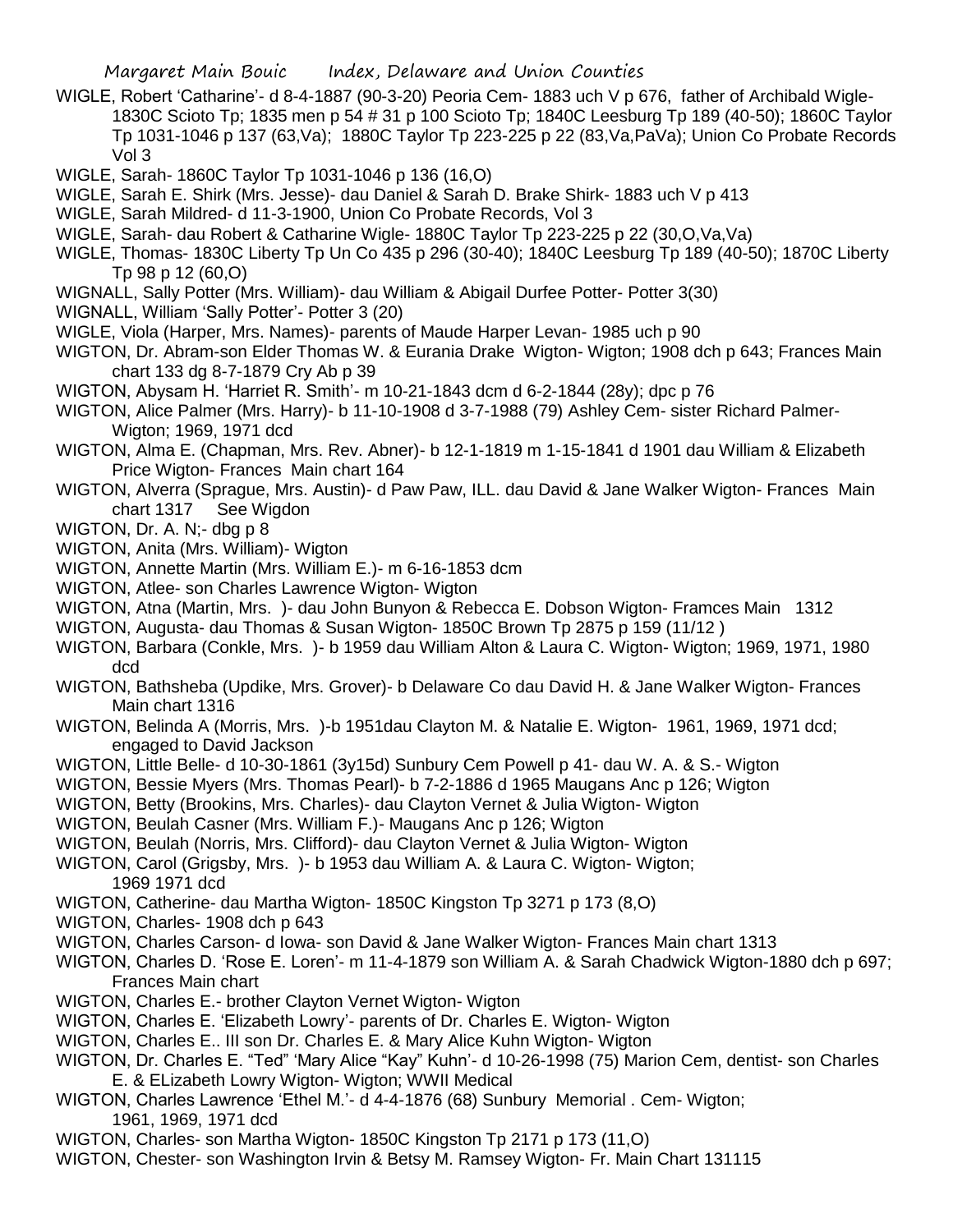WIGLE, Robert 'Catharine'- d 8-4-1887 (90-3-20) Peoria Cem- 1883 uch V p 676, father of Archibald Wigle- 1830C Scioto Tp; 1835 men p 54 # 31 p 100 Scioto Tp; 1840C Leesburg Tp 189 (40-50); 1860C Taylor Tp 1031-1046 p 137 (63,Va); 1880C Taylor Tp 223-225 p 22 (83,Va,PaVa); Union Co Probate Records Vol 3

WIGLE, Sarah- 1860C Taylor Tp 1031-1046 p 136 (16,O)

WIGLE, Sarah E. Shirk (Mrs. Jesse)- dau Daniel & Sarah D. Brake Shirk- 1883 uch V p 413

WIGLE, Sarah Mildred- d 11-3-1900, Union Co Probate Records, Vol 3

WIGLE, Sarah- dau Robert & Catharine Wigle- 1880C Taylor Tp 223-225 p 22 (30,O,Va,Va)

WIGLE, Thomas- 1830C Liberty Tp Un Co 435 p 296 (30-40); 1840C Leesburg Tp 189 (40-50); 1870C Liberty Tp 98 p 12 (60,O)

WIGNALL, Sally Potter (Mrs. William)- dau William & Abigail Durfee Potter- Potter 3(30)

WIGNALL, William 'Sally Potter'- Potter 3 (20)

WIGLE, Viola (Harper, Mrs. Names)- parents of Maude Harper Levan- 1985 uch p 90

WIGTON, Dr. Abram-son Elder Thomas W. & Eurania Drake Wigton- Wigton; 1908 dch p 643; Frances Main chart 133 dg 8-7-1879 Cry Ab p 39

WIGTON, Abysam H. 'Harriet R. Smith'- m 10-21-1843 dcm d 6-2-1844 (28y); dpc p 76

WIGTON, Alice Palmer (Mrs. Harry)- b 11-10-1908 d 3-7-1988 (79) Ashley Cem- sister Richard Palmer- Wigton; 1969, 1971 dcd

WIGTON, Alma E. (Chapman, Mrs. Rev. Abner)- b 12-1-1819 m 1-15-1841 d 1901 dau William & Elizabeth Price Wigton- Frances Main chart 164

WIGTON, Alverra (Sprague, Mrs. Austin)- d Paw Paw, ILL. dau David & Jane Walker Wigton- Frances Main chart 1317 See Wigdon

WIGTON, Dr. A. N;- dbg p 8

WIGTON, Anita (Mrs. William)- Wigton

WIGTON, Annette Martin (Mrs. William E.)- m 6-16-1853 dcm

WIGTON, Atlee- son Charles Lawrence Wigton- Wigton

WIGTON, Atna (Martin, Mrs. )- dau John Bunyon & Rebecca E. Dobson Wigton- Framces Main 1312

WIGTON, Augusta- dau Thomas & Susan Wigton- 1850C Brown Tp 2875 p 159 (11/12 )

WIGTON, Barbara (Conkle, Mrs. )- b 1959 dau William Alton & Laura C. Wigton- Wigton; 1969, 1971, 1980 dcd

WIGTON, Bathsheba (Updike, Mrs. Grover)- b Delaware Co dau David H. & Jane Walker Wigton- Frances Main chart 1316

WIGTON, Belinda A (Morris, Mrs. )-b 1951dau Clayton M. & Natalie E. Wigton- 1961, 1969, 1971 dcd; engaged to David Jackson

WIGTON, Little Belle- d 10-30-1861 (3y15d) Sunbury Cem Powell p 41- dau W. A. & S.- Wigton

WIGTON, Bessie Myers (Mrs. Thomas Pearl)- b 7-2-1886 d 1965 Maugans Anc p 126; Wigton

WIGTON, Betty (Brookins, Mrs. Charles)- dau Clayton Vernet & Julia Wigton- Wigton

WIGTON, Beulah Casner (Mrs. William F.)- Maugans Anc p 126; Wigton

WIGTON, Beulah (Norris, Mrs. Clifford)- dau Clayton Vernet & Julia Wigton- Wigton

WIGTON, Carol (Grigsby, Mrs. )- b 1953 dau William A. & Laura C. Wigton- Wigton; 1969 1971 dcd

WIGTON, Catherine- dau Martha Wigton- 1850C Kingston Tp 3271 p 173 (8,O)

WIGTON, Charles- 1908 dch p 643

WIGTON, Charles Carson- d Iowa- son David & Jane Walker Wigton- Frances Main chart 1313

WIGTON, Charles D. 'Rose E. Loren'- m 11-4-1879 son William A. & Sarah Chadwick Wigton-1880 dch p 697; Frances Main chart

WIGTON, Charles E.- brother Clayton Vernet Wigton- Wigton

WIGTON, Charles E. 'Elizabeth Lowry'- parents of Dr. Charles E. Wigton- Wigton

WIGTON, Charles E.. III son Dr. Charles E. & Mary Alice Kuhn Wigton- Wigton

WIGTON, Dr. Charles E. "Ted" 'Mary Alice "Kay" Kuhn'- d 10-26-1998 (75) Marion Cem, dentist- son Charles E. & ELizabeth Lowry Wigton- Wigton; WWII Medical

WIGTON, Charles Lawrence 'Ethel M.'- d 4-4-1876 (68) Sunbury Memorial . Cem- Wigton; 1961, 1969, 1971 dcd

WIGTON, Charles- son Martha Wigton- 1850C Kingston Tp 2171 p 173 (11,O)

WIGTON, Chester- son Washington Irvin & Betsy M. Ramsey Wigton- Fr. Main Chart 131115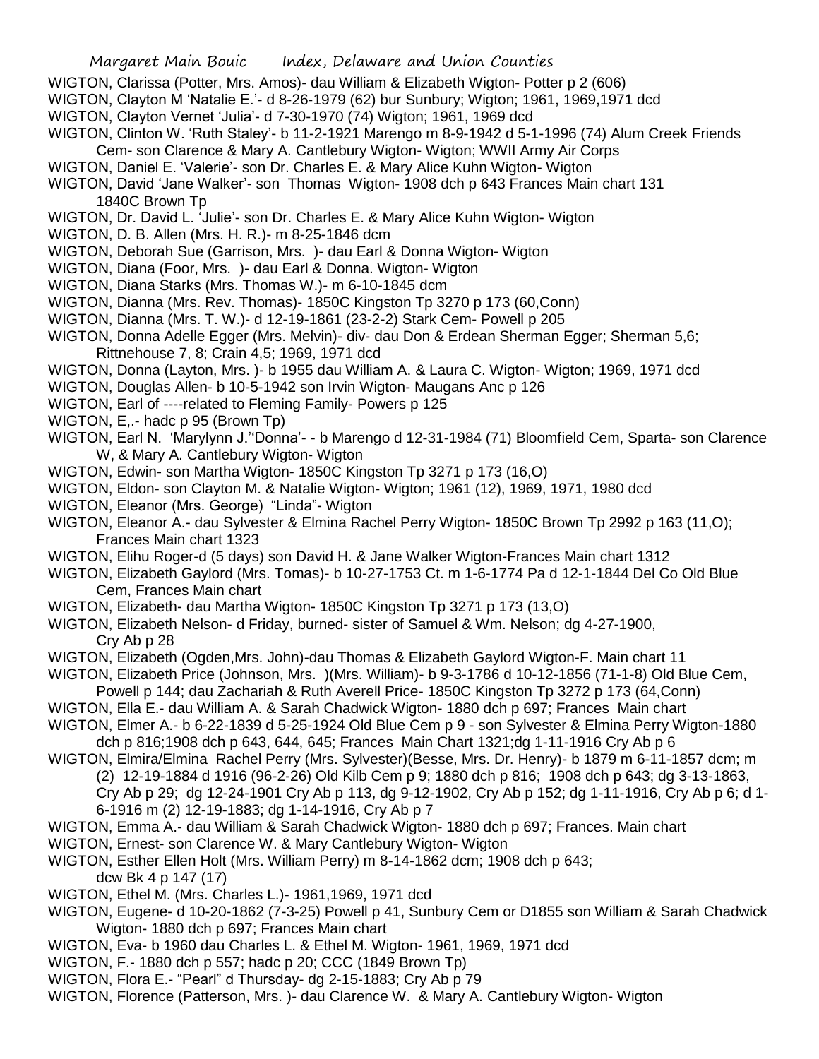WIGTON, Clarissa (Potter, Mrs. Amos)- dau William & Elizabeth Wigton- Potter p 2 (606)

WIGTON, Clayton M 'Natalie E.'- d 8-26-1979 (62) bur Sunbury; Wigton; 1961, 1969,1971 dcd

WIGTON, Clayton Vernet 'Julia'- d 7-30-1970 (74) Wigton; 1961, 1969 dcd

WIGTON, Clinton W. 'Ruth Staley'- b 11-2-1921 Marengo m 8-9-1942 d 5-1-1996 (74) Alum Creek Friends Cem- son Clarence & Mary A. Cantlebury Wigton- Wigton; WWII Army Air Corps

WIGTON, Daniel E. 'Valerie'- son Dr. Charles E. & Mary Alice Kuhn Wigton- Wigton

WIGTON, David 'Jane Walker'- son Thomas Wigton- 1908 dch p 643 Frances Main chart 131 1840C Brown Tp

WIGTON, Dr. David L. 'Julie'- son Dr. Charles E. & Mary Alice Kuhn Wigton- Wigton

WIGTON, D. B. Allen (Mrs. H. R.)- m 8-25-1846 dcm

WIGTON, Deborah Sue (Garrison, Mrs. )- dau Earl & Donna Wigton- Wigton

WIGTON, Diana (Foor, Mrs. )- dau Earl & Donna. Wigton- Wigton

WIGTON, Diana Starks (Mrs. Thomas W.)- m 6-10-1845 dcm

WIGTON, Dianna (Mrs. Rev. Thomas)- 1850C Kingston Tp 3270 p 173 (60,Conn)

WIGTON, Dianna (Mrs. T. W.)- d 12-19-1861 (23-2-2) Stark Cem- Powell p 205

WIGTON, Donna Adelle Egger (Mrs. Melvin)- div- dau Don & Erdean Sherman Egger; Sherman 5,6; Rittnehouse 7, 8; Crain 4,5; 1969, 1971 dcd

WIGTON, Donna (Layton, Mrs. )- b 1955 dau William A. & Laura C. Wigton- Wigton; 1969, 1971 dcd

WIGTON, Douglas Allen- b 10-5-1942 son Irvin Wigton- Maugans Anc p 126

WIGTON, Earl of ----related to Fleming Family- Powers p 125

WIGTON, E,.- hadc p 95 (Brown Tp)

WIGTON, Earl N. 'Marylynn J.''Donna'- - b Marengo d 12-31-1984 (71) Bloomfield Cem, Sparta- son Clarence W, & Mary A. Cantlebury Wigton- Wigton

WIGTON, Edwin- son Martha Wigton- 1850C Kingston Tp 3271 p 173 (16,O)

WIGTON, Eldon- son Clayton M. & Natalie Wigton- Wigton; 1961 (12), 1969, 1971, 1980 dcd

WIGTON, Eleanor (Mrs. George) "Linda"- Wigton

WIGTON, Eleanor A.- dau Sylvester & Elmina Rachel Perry Wigton- 1850C Brown Tp 2992 p 163 (11,O); Frances Main chart 1323

WIGTON, Elihu Roger-d (5 days) son David H. & Jane Walker Wigton-Frances Main chart 1312

WIGTON, Elizabeth Gaylord (Mrs. Tomas)- b 10-27-1753 Ct. m 1-6-1774 Pa d 12-1-1844 Del Co Old Blue Cem, Frances Main chart

WIGTON, Elizabeth- dau Martha Wigton- 1850C Kingston Tp 3271 p 173 (13,O)

WIGTON, Elizabeth Nelson- d Friday, burned- sister of Samuel & Wm. Nelson; dg 4-27-1900, Cry Ab p 28

WIGTON, Elizabeth (Ogden,Mrs. John)-dau Thomas & Elizabeth Gaylord Wigton-F. Main chart 11

WIGTON, Elizabeth Price (Johnson, Mrs. )(Mrs. William)- b 9-3-1786 d 10-12-1856 (71-1-8) Old Blue Cem, Powell p 144; dau Zachariah & Ruth Averell Price- 1850C Kingston Tp 3272 p 173 (64,Conn)

WIGTON, Ella E.- dau William A. & Sarah Chadwick Wigton- 1880 dch p 697; Frances Main chart

WIGTON, Elmer A.- b 6-22-1839 d 5-25-1924 Old Blue Cem p 9 - son Sylvester & Elmina Perry Wigton-1880 dch p 816;1908 dch p 643, 644, 645; Frances Main Chart 1321;dg 1-11-1916 Cry Ab p 6

WIGTON, Elmira/Elmina Rachel Perry (Mrs. Sylvester)(Besse, Mrs. Dr. Henry)- b 1879 m 6-11-1857 dcm; m (2) 12-19-1884 d 1916 (96-2-26) Old Kilb Cem p 9; 1880 dch p 816; 1908 dch p 643; dg 3-13-1863, Cry Ab p 29; dg 12-24-1901 Cry Ab p 113, dg 9-12-1902, Cry Ab p 152; dg 1-11-1916, Cry Ab p 6; d 1-6-1916 m (2) 12-19-1883; dg 1-14-1916, Cry Ab p 7

WIGTON, Emma A.- dau William & Sarah Chadwick Wigton- 1880 dch p 697; Frances. Main chart

WIGTON, Ernest- son Clarence W. & Mary Cantlebury Wigton- Wigton

WIGTON, Esther Ellen Holt (Mrs. William Perry) m 8-14-1862 dcm; 1908 dch p 643; dcw Bk 4 p 147 (17)

WIGTON, Ethel M. (Mrs. Charles L.)- 1961,1969, 1971 dcd

WIGTON, Eugene- d 10-20-1862 (7-3-25) Powell p 41, Sunbury Cem or D1855 son William & Sarah Chadwick Wigton- 1880 dch p 697; Frances Main chart

WIGTON, Eva- b 1960 dau Charles L. & Ethel M. Wigton- 1961, 1969, 1971 dcd

WIGTON, F.- 1880 dch p 557; hadc p 20; CCC (1849 Brown Tp)

WIGTON, Flora E.- "Pearl" d Thursday- dg 2-15-1883; Cry Ab p 79

WIGTON, Florence (Patterson, Mrs. )- dau Clarence W. & Mary A. Cantlebury Wigton- Wigton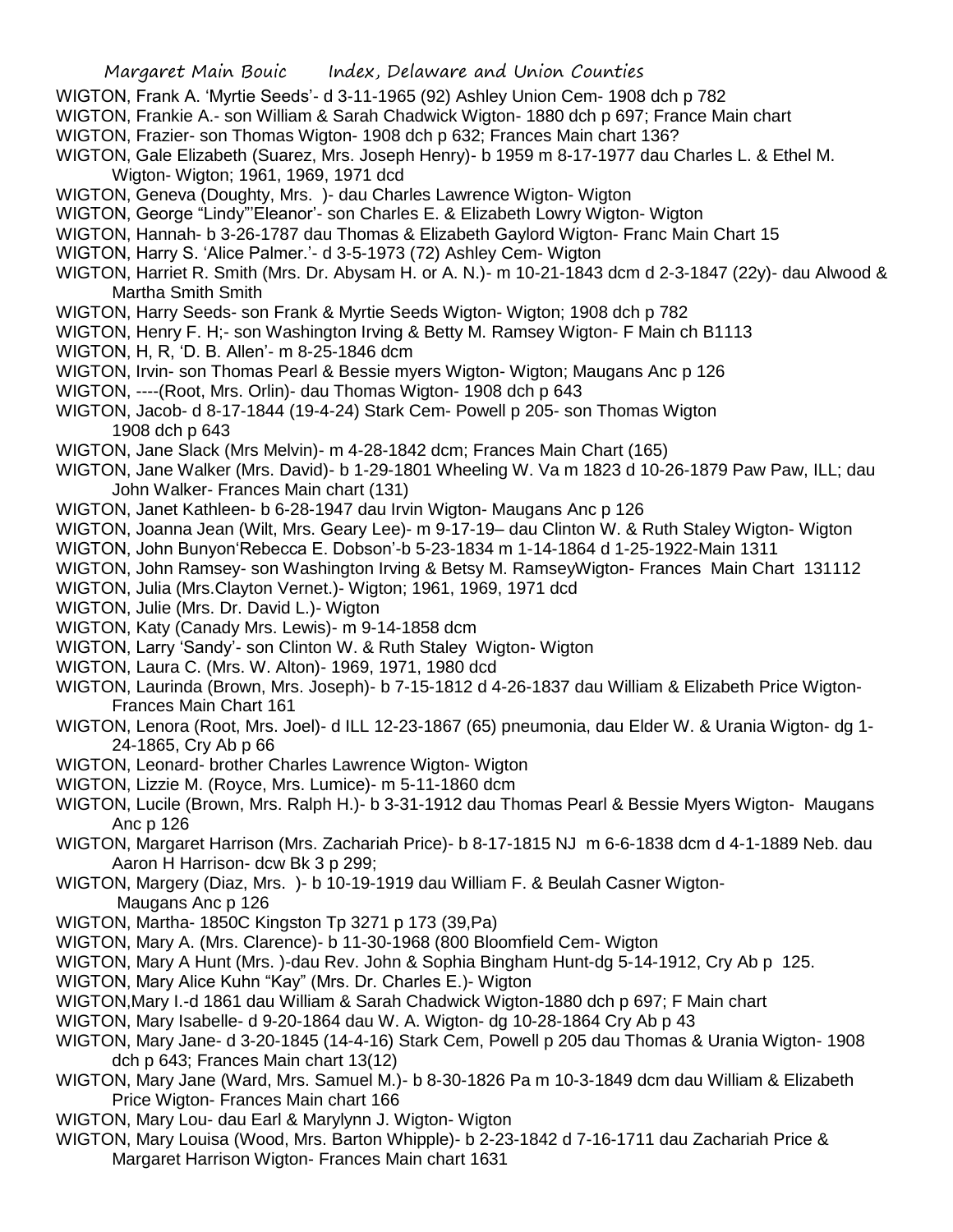WIGTON, Frank A. 'Myrtie Seeds'- d 3-11-1965 (92) Ashley Union Cem- 1908 dch p 782

WIGTON, Frankie A.- son William & Sarah Chadwick Wigton- 1880 dch p 697; France Main chart

WIGTON, Frazier- son Thomas Wigton- 1908 dch p 632; Frances Main chart 136?

WIGTON, Gale Elizabeth (Suarez, Mrs. Joseph Henry)- b 1959 m 8-17-1977 dau Charles L. & Ethel M. Wigton- Wigton; 1961, 1969, 1971 dcd

WIGTON, Geneva (Doughty, Mrs. )- dau Charles Lawrence Wigton- Wigton

WIGTON, George "Lindy"'Eleanor'- son Charles E. & Elizabeth Lowry Wigton- Wigton

WIGTON, Hannah- b 3-26-1787 dau Thomas & Elizabeth Gaylord Wigton- Franc Main Chart 15

WIGTON, Harry S. 'Alice Palmer.'- d 3-5-1973 (72) Ashley Cem- Wigton

WIGTON, Harriet R. Smith (Mrs. Dr. Abysam H. or A. N.)- m 10-21-1843 dcm d 2-3-1847 (22y)- dau Alwood & Martha Smith Smith

WIGTON, Harry Seeds- son Frank & Myrtie Seeds Wigton- Wigton; 1908 dch p 782

WIGTON, Henry F. H;- son Washington Irving & Betty M. Ramsey Wigton- F Main ch B1113

WIGTON, H, R, 'D. B. Allen'- m 8-25-1846 dcm

WIGTON, Irvin- son Thomas Pearl & Bessie myers Wigton- Wigton; Maugans Anc p 126

WIGTON, ----(Root, Mrs. Orlin)- dau Thomas Wigton- 1908 dch p 643

WIGTON, Jacob- d 8-17-1844 (19-4-24) Stark Cem- Powell p 205- son Thomas Wigton 1908 dch p 643

WIGTON, Jane Slack (Mrs Melvin)- m 4-28-1842 dcm; Frances Main Chart (165)

WIGTON, Jane Walker (Mrs. David)- b 1-29-1801 Wheeling W. Va m 1823 d 10-26-1879 Paw Paw, ILL; dau John Walker- Frances Main chart (131)

WIGTON, Janet Kathleen- b 6-28-1947 dau Irvin Wigton- Maugans Anc p 126

WIGTON, Joanna Jean (Wilt, Mrs. Geary Lee)- m 9-17-19– dau Clinton W. & Ruth Staley Wigton- Wigton

WIGTON, John Bunyon'Rebecca E. Dobson'-b 5-23-1834 m 1-14-1864 d 1-25-1922-Main 1311

WIGTON, John Ramsey- son Washington Irving & Betsy M. RamseyWigton- Frances Main Chart 131112

WIGTON, Julia (Mrs.Clayton Vernet.)- Wigton; 1961, 1969, 1971 dcd

WIGTON, Julie (Mrs. Dr. David L.)- Wigton

WIGTON, Katy (Canady Mrs. Lewis)- m 9-14-1858 dcm

WIGTON, Larry 'Sandy'- son Clinton W. & Ruth Staley Wigton- Wigton

WIGTON, Laura C. (Mrs. W. Alton)- 1969, 1971, 1980 dcd

WIGTON, Laurinda (Brown, Mrs. Joseph)- b 7-15-1812 d 4-26-1837 dau William & Elizabeth Price Wigton- Frances Main Chart 161

WIGTON, Lenora (Root, Mrs. Joel)- d ILL 12-23-1867 (65) pneumonia, dau Elder W. & Urania Wigton- dg 1-24-1865, Cry Ab p 66

WIGTON, Leonard- brother Charles Lawrence Wigton- Wigton

WIGTON, Lizzie M. (Royce, Mrs. Lumice)- m 5-11-1860 dcm

WIGTON, Lucile (Brown, Mrs. Ralph H.)- b 3-31-1912 dau Thomas Pearl & Bessie Myers Wigton- Maugans Anc p 126

WIGTON, Margaret Harrison (Mrs. Zachariah Price)- b 8-17-1815 NJ m 6-6-1838 dcm d 4-1-1889 Neb. dau Aaron H Harrison- dcw Bk 3 p 299;

WIGTON, Margery (Diaz, Mrs. )- b 10-19-1919 dau William F. & Beulah Casner Wigton- Maugans Anc p 126

WIGTON, Martha- 1850C Kingston Tp 3271 p 173 (39,Pa)

WIGTON, Mary A. (Mrs. Clarence)- b 11-30-1968 (800 Bloomfield Cem- Wigton

WIGTON, Mary A Hunt (Mrs. )-dau Rev. John & Sophia Bingham Hunt-dg 5-14-1912, Cry Ab p 125.

WIGTON, Mary Alice Kuhn "Kay" (Mrs. Dr. Charles E.)- Wigton

WIGTON,Mary I.-d 1861 dau William & Sarah Chadwick Wigton-1880 dch p 697; F Main chart

WIGTON, Mary Isabelle- d 9-20-1864 dau W. A. Wigton- dg 10-28-1864 Cry Ab p 43

WIGTON, Mary Jane- d 3-20-1845 (14-4-16) Stark Cem, Powell p 205 dau Thomas & Urania Wigton- 1908 dch p 643; Frances Main chart 13(12)

WIGTON, Mary Jane (Ward, Mrs. Samuel M.)- b 8-30-1826 Pa m 10-3-1849 dcm dau William & Elizabeth Price Wigton- Frances Main chart 166

WIGTON, Mary Lou- dau Earl & Marylynn J. Wigton- Wigton

WIGTON, Mary Louisa (Wood, Mrs. Barton Whipple)- b 2-23-1842 d 7-16-1711 dau Zachariah Price & Margaret Harrison Wigton- Frances Main chart 1631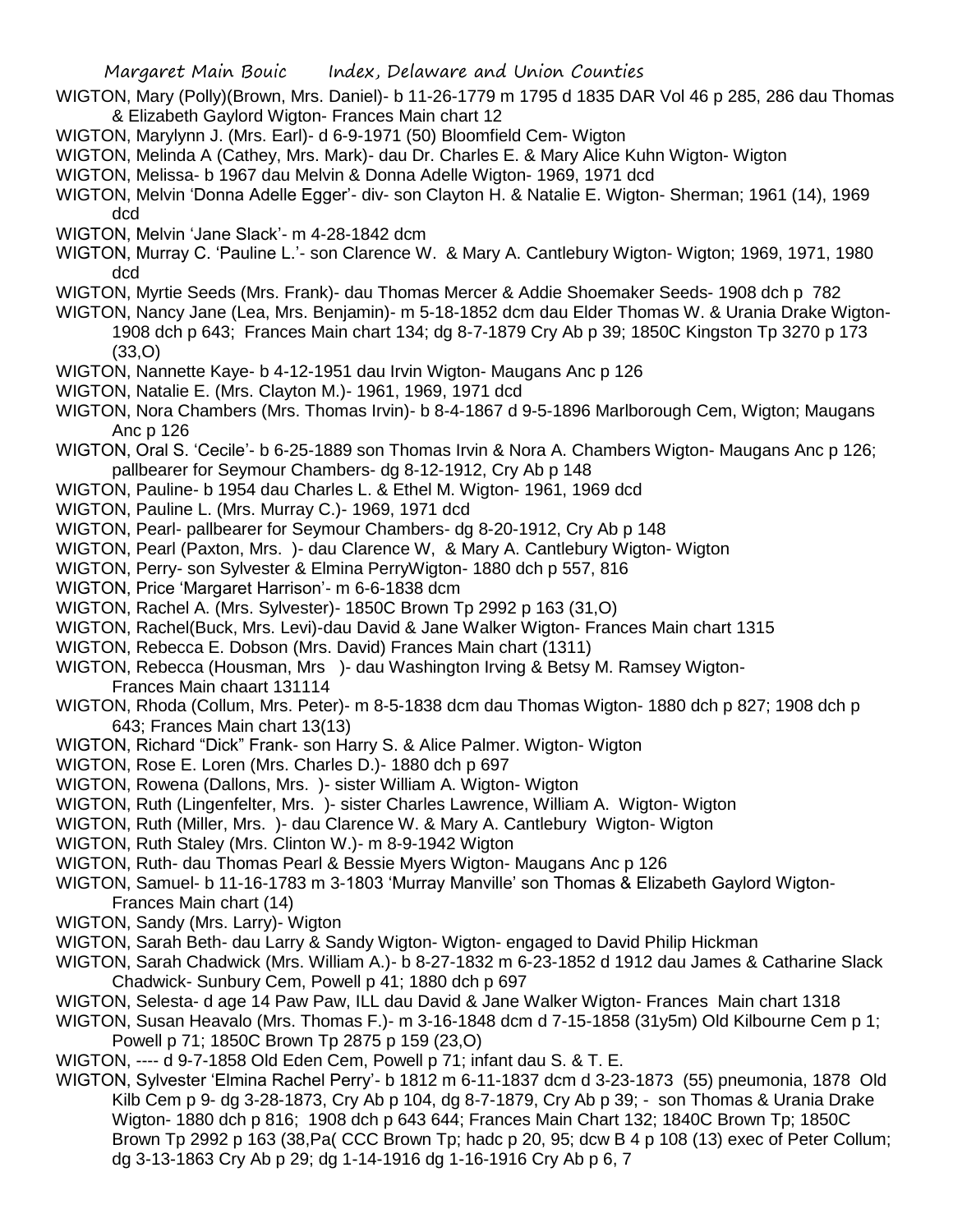WIGTON, Mary (Polly)(Brown, Mrs. Daniel)- b 11-26-1779 m 1795 d 1835 DAR Vol 46 p 285, 286 dau Thomas & Elizabeth Gaylord Wigton- Frances Main chart 12

WIGTON, Marylynn J. (Mrs. Earl)- d 6-9-1971 (50) Bloomfield Cem- Wigton

WIGTON, Melinda A (Cathey, Mrs. Mark)- dau Dr. Charles E. & Mary Alice Kuhn Wigton- Wigton

WIGTON, Melissa- b 1967 dau Melvin & Donna Adelle Wigton- 1969, 1971 dcd

WIGTON, Melvin 'Donna Adelle Egger'- div- son Clayton H. & Natalie E. Wigton- Sherman; 1961 (14), 1969 dcd

WIGTON, Melvin 'Jane Slack'- m 4-28-1842 dcm

WIGTON, Murray C. 'Pauline L.'- son Clarence W. & Mary A. Cantlebury Wigton- Wigton; 1969, 1971, 1980 dcd

WIGTON, Myrtie Seeds (Mrs. Frank)- dau Thomas Mercer & Addie Shoemaker Seeds- 1908 dch p 782

WIGTON, Nancy Jane (Lea, Mrs. Benjamin)- m 5-18-1852 dcm dau Elder Thomas W. & Urania Drake Wigton- 1908 dch p 643; Frances Main chart 134; dg 8-7-1879 Cry Ab p 39; 1850C Kingston Tp 3270 p 173 (33,O)

WIGTON, Nannette Kaye- b 4-12-1951 dau Irvin Wigton- Maugans Anc p 126

WIGTON, Natalie E. (Mrs. Clayton M.)- 1961, 1969, 1971 dcd

WIGTON, Nora Chambers (Mrs. Thomas Irvin)- b 8-4-1867 d 9-5-1896 Marlborough Cem, Wigton; Maugans Anc p 126

WIGTON, Oral S. 'Cecile'- b 6-25-1889 son Thomas Irvin & Nora A. Chambers Wigton- Maugans Anc p 126; pallbearer for Seymour Chambers- dg 8-12-1912, Cry Ab p 148

WIGTON, Pauline- b 1954 dau Charles L. & Ethel M. Wigton- 1961, 1969 dcd

WIGTON, Pauline L. (Mrs. Murray C.)- 1969, 1971 dcd

WIGTON, Pearl- pallbearer for Seymour Chambers- dg 8-20-1912, Cry Ab p 148

WIGTON, Pearl (Paxton, Mrs. )- dau Clarence W, & Mary A. Cantlebury Wigton- Wigton

WIGTON, Perry- son Sylvester & Elmina PerryWigton- 1880 dch p 557, 816

WIGTON, Price 'Margaret Harrison'- m 6-6-1838 dcm

WIGTON, Rachel A. (Mrs. Sylvester)- 1850C Brown Tp 2992 p 163 (31,O)

WIGTON, Rachel(Buck, Mrs. Levi)-dau David & Jane Walker Wigton- Frances Main chart 1315

WIGTON, Rebecca E. Dobson (Mrs. David) Frances Main chart (1311)

WIGTON, Rebecca (Housman, Mrs )- dau Washington Irving & Betsy M. Ramsey Wigton- Frances Main chaart 131114

WIGTON, Rhoda (Collum, Mrs. Peter)- m 8-5-1838 dcm dau Thomas Wigton- 1880 dch p 827; 1908 dch p 643; Frances Main chart 13(13)

WIGTON, Richard "Dick" Frank- son Harry S. & Alice Palmer. Wigton- Wigton

WIGTON, Rose E. Loren (Mrs. Charles D.)- 1880 dch p 697

WIGTON, Rowena (Dallons, Mrs. )- sister William A. Wigton- Wigton

WIGTON, Ruth (Lingenfelter, Mrs. )- sister Charles Lawrence, William A. Wigton- Wigton

WIGTON, Ruth (Miller, Mrs. )- dau Clarence W. & Mary A. Cantlebury Wigton- Wigton

WIGTON, Ruth Staley (Mrs. Clinton W.)- m 8-9-1942 Wigton

WIGTON, Ruth- dau Thomas Pearl & Bessie Myers Wigton- Maugans Anc p 126

WIGTON, Samuel- b 11-16-1783 m 3-1803 'Murray Manville' son Thomas & Elizabeth Gaylord Wigton- Frances Main chart (14)

WIGTON, Sandy (Mrs. Larry)- Wigton

WIGTON, Sarah Beth- dau Larry & Sandy Wigton- Wigton- engaged to David Philip Hickman

WIGTON, Sarah Chadwick (Mrs. William A.)- b 8-27-1832 m 6-23-1852 d 1912 dau James & Catharine Slack Chadwick- Sunbury Cem, Powell p 41; 1880 dch p 697

WIGTON, Selesta- d age 14 Paw Paw, ILL dau David & Jane Walker Wigton- Frances Main chart 1318

WIGTON, Susan Heavalo (Mrs. Thomas F.)- m 3-16-1848 dcm d 7-15-1858 (31y5m) Old Kilbourne Cem p 1; Powell p 71; 1850C Brown Tp 2875 p 159 (23,O)

WIGTON, ---- d 9-7-1858 Old Eden Cem, Powell p 71; infant dau S. & T. E.

WIGTON, Sylvester 'Elmina Rachel Perry'- b 1812 m 6-11-1837 dcm d 3-23-1873 (55) pneumonia, 1878 Old Kilb Cem p 9- dg 3-28-1873, Cry Ab p 104, dg 8-7-1879, Cry Ab p 39; - son Thomas & Urania Drake Wigton- 1880 dch p 816; 1908 dch p 643 644; Frances Main Chart 132; 1840C Brown Tp; 1850C Brown Tp 2992 p 163 (38,Pa( CCC Brown Tp; hadc p 20, 95; dcw B 4 p 108 (13) exec of Peter Collum; dg 3-13-1863 Cry Ab p 29; dg 1-14-1916 dg 1-16-1916 Cry Ab p 6, 7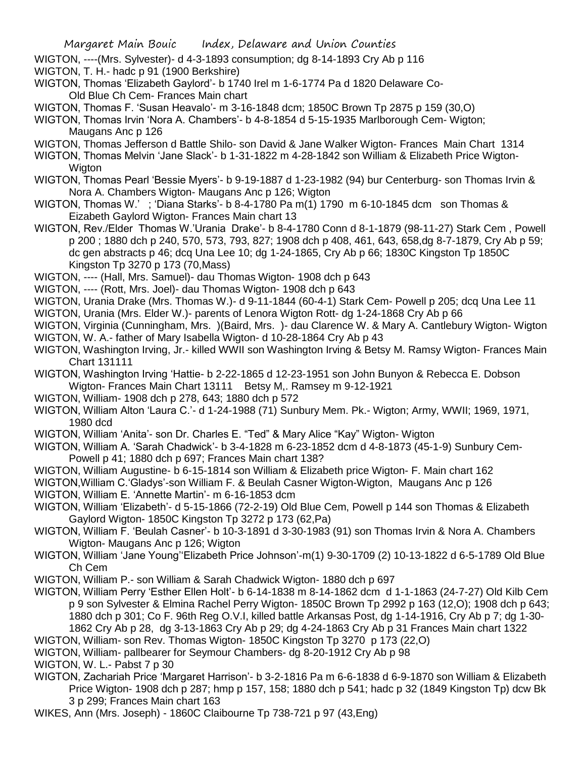WIGTON, ----(Mrs. Sylvester)- d 4-3-1893 consumption; dg 8-14-1893 Cry Ab p 116

WIGTON, T. H.- hadc p 91 (1900 Berkshire)

WIGTON, Thomas 'Elizabeth Gaylord'- b 1740 Irel m 1-6-1774 Pa d 1820 Delaware Co- Old Blue Ch Cem- Frances Main chart

WIGTON, Thomas F. 'Susan Heavalo'- m 3-16-1848 dcm; 1850C Brown Tp 2875 p 159 (30,O)

WIGTON, Thomas Irvin 'Nora A. Chambers'- b 4-8-1854 d 5-15-1935 Marlborough Cem- Wigton; Maugans Anc p 126

WIGTON, Thomas Jefferson d Battle Shilo- son David & Jane Walker Wigton- Frances Main Chart 1314

WIGTON, Thomas Melvin 'Jane Slack'- b 1-31-1822 m 4-28-1842 son William & Elizabeth Price Wigton- Wigton

WIGTON, Thomas Pearl 'Bessie Myers'- b 9-19-1887 d 1-23-1982 (94) bur Centerburg- son Thomas Irvin & Nora A. Chambers Wigton- Maugans Anc p 126; Wigton

WIGTON, Thomas W.' ; 'Diana Starks'- b 8-4-1780 Pa m(1) 1790 m 6-10-1845 dcm son Thomas & Eizabeth Gaylord Wigton- Frances Main chart 13

WIGTON, Rev./Elder Thomas W.'Urania Drake'- b 8-4-1780 Conn d 8-1-1879 (98-11-27) Stark Cem , Powell p 200 ; 1880 dch p 240, 570, 573, 793, 827; 1908 dch p 408, 461, 643, 658,dg 8-7-1879, Cry Ab p 59; dc gen abstracts p 46; dcq Una Lee 10; dg 1-24-1865, Cry Ab p 66; 1830C Kingston Tp 1850C Kingston Tp 3270 p 173 (70,Mass)

WIGTON, ---- (Hall, Mrs. Samuel)- dau Thomas Wigton- 1908 dch p 643

WIGTON, ---- (Rott, Mrs. Joel)- dau Thomas Wigton- 1908 dch p 643

WIGTON, Urania Drake (Mrs. Thomas W.)- d 9-11-1844 (60-4-1) Stark Cem- Powell p 205; dcq Una Lee 11

WIGTON, Urania (Mrs. Elder W.)- parents of Lenora Wigton Rott- dg 1-24-1868 Cry Ab p 66

WIGTON, Virginia (Cunningham, Mrs. )(Baird, Mrs. )- dau Clarence W. & Mary A. Cantlebury Wigton- Wigton

WIGTON, W. A.- father of Mary Isabella Wigton- d 10-28-1864 Cry Ab p 43

WIGTON, Washington Irving, Jr.- killed WWII son Washington Irving & Betsy M. Ramsy Wigton- Frances Main Chart 131111

WIGTON, Washington Irving 'Hattie- b 2-22-1865 d 12-23-1951 son John Bunyon & Rebecca E. Dobson Wigton- Frances Main Chart 13111 Betsy M,. Ramsey m 9-12-1921

WIGTON, William- 1908 dch p 278, 643; 1880 dch p 572

WIGTON, William Alton 'Laura C.'- d 1-24-1988 (71) Sunbury Mem. Pk.- Wigton; Army, WWII; 1969, 1971, 1980 dcd

WIGTON, William 'Anita'- son Dr. Charles E. "Ted" & Mary Alice "Kay" Wigton- Wigton

WIGTON, William A. 'Sarah Chadwick'- b 3-4-1828 m 6-23-1852 dcm d 4-8-1873 (45-1-9) Sunbury Cem- Powell p 41; 1880 dch p 697; Frances Main chart 138?

WIGTON, William Augustine- b 6-15-1814 son William & Elizabeth price Wigton- F. Main chart 162

WIGTON,William C.'Gladys'-son William F. & Beulah Casner Wigton-Wigton, Maugans Anc p 126

WIGTON, William E. 'Annette Martin'- m 6-16-1853 dcm

WIGTON, William 'Elizabeth'- d 5-15-1866 (72-2-19) Old Blue Cem, Powell p 144 son Thomas & Elizabeth Gaylord Wigton- 1850C Kingston Tp 3272 p 173 (62,Pa)

WIGTON, William F. 'Beulah Casner'- b 10-3-1891 d 3-30-1983 (91) son Thomas Irvin & Nora A. Chambers Wigton- Maugans Anc p 126; Wigton

WIGTON, William 'Jane Young''Elizabeth Price Johnson'-m(1) 9-30-1709 (2) 10-13-1822 d 6-5-1789 Old Blue Ch Cem

WIGTON, William P.- son William & Sarah Chadwick Wigton- 1880 dch p 697

WIGTON, William Perry 'Esther Ellen Holt'- b 6-14-1838 m 8-14-1862 dcm d 1-1-1863 (24-7-27) Old Kilb Cem p 9 son Sylvester & Elmina Rachel Perry Wigton- 1850C Brown Tp 2992 p 163 (12,O); 1908 dch p 643; 1880 dch p 301; Co F. 96th Reg O.V.I, killed battle Arkansas Post, dg 1-14-1916, Cry Ab p 7; dg 1-30-1862 Cry Ab p 28, dg 3-13-1863 Cry Ab p 29; dg 4-24-1863 Cry Ab p 31 Frances Main chart 1322

WIGTON, William- son Rev. Thomas Wigton- 1850C Kingston Tp 3270 p 173 (22,O)

WIGTON, William- pallbearer for Seymour Chambers- dg 8-20-1912 Cry Ab p 98

WIGTON, W. L.- Pabst 7 p 30

WIGTON, Zachariah Price 'Margaret Harrison'- b 3-2-1816 Pa m 6-6-1838 d 6-9-1870 son William & Elizabeth Price Wigton- 1908 dch p 287; hmp p 157, 158; 1880 dch p 541; hadc p 32 (1849 Kingston Tp) dcw Bk 3 p 299; Frances Main chart 163

WIKES, Ann (Mrs. Joseph) - 1860C Claibourne Tp 738-721 p 97 (43,Eng)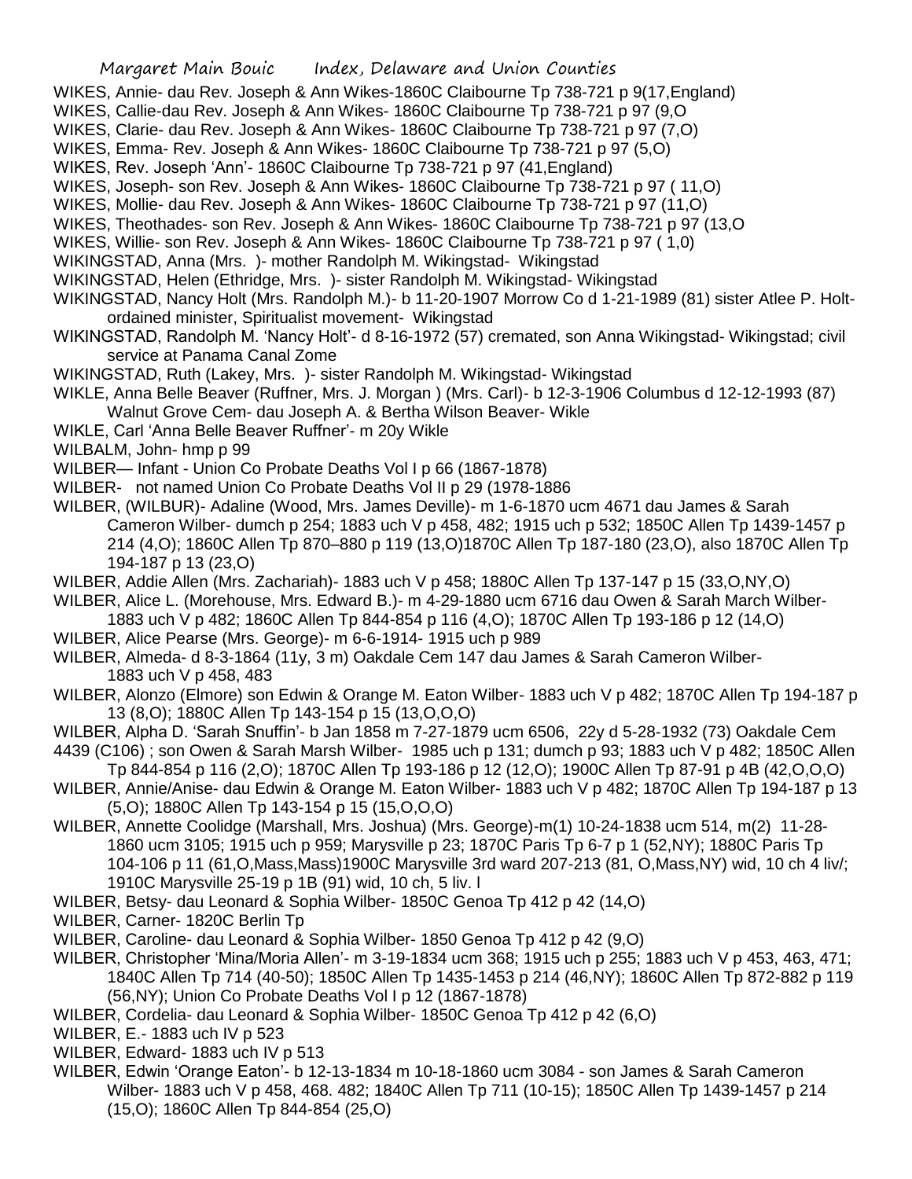WIKES, Annie- dau Rev. Joseph & Ann Wikes-1860C Claibourne Tp 738-721 p 9(17,England)

WIKES, Callie-dau Rev. Joseph & Ann Wikes- 1860C Claibourne Tp 738-721 p 97 (9,O

WIKES, Clarie- dau Rev. Joseph & Ann Wikes- 1860C Claibourne Tp 738-721 p 97 (7,O)

WIKES, Emma- Rev. Joseph & Ann Wikes- 1860C Claibourne Tp 738-721 p 97 (5,O)

WIKES, Rev. Joseph 'Ann'- 1860C Claibourne Tp 738-721 p 97 (41,England)

WIKES, Joseph- son Rev. Joseph & Ann Wikes- 1860C Claibourne Tp 738-721 p 97 ( 11,O)

WIKES, Mollie- dau Rev. Joseph & Ann Wikes- 1860C Claibourne Tp 738-721 p 97 (11,O)

WIKES, Theothades- son Rev. Joseph & Ann Wikes- 1860C Claibourne Tp 738-721 p 97 (13,O

WIKES, Willie- son Rev. Joseph & Ann Wikes- 1860C Claibourne Tp 738-721 p 97 ( 1,0)

WIKINGSTAD, Anna (Mrs. )- mother Randolph M. Wikingstad- Wikingstad

WIKINGSTAD, Helen (Ethridge, Mrs. )- sister Randolph M. Wikingstad- Wikingstad

WIKINGSTAD, Nancy Holt (Mrs. Randolph M.)- b 11-20-1907 Morrow Co d 1-21-1989 (81) sister Atlee P. Holt- ordained minister, Spiritualist movement- Wikingstad

WIKINGSTAD, Randolph M. 'Nancy Holt'- d 8-16-1972 (57) cremated, son Anna Wikingstad- Wikingstad; civil service at Panama Canal Zone

WIKINGSTAD, Ruth (Lakey, Mrs. )- sister Randolph M. Wikingstad- Wikingstad

WIKLE, Anna Belle Beaver (Ruffner, Mrs. J. Morgan ) (Mrs. Carl)- b 12-3-1906 Columbus d 12-12-1993 (87) Walnut Grove Cem- dau Joseph A. & Bertha Wilson Beaver- Wikle

WIKLE, Carl 'Anna Belle Beaver Ruffner'- m 20y Wikle

WILBALM, John- hmp p 99

WILBER— Infant - Union Co Probate Deaths Vol I p 66 (1867-1878)

WILBER- not named Union Co Probate Deaths Vol II p 29 (1978-1886

WILBER, (WILBUR)- Adaline (Wood, Mrs. James Deville)- m 1-6-1870 ucm 4671 dau James & Sarah Cameron Wilber- dumch p 254; 1883 uch V p 458, 482; 1915 uch p 532; 1850C Allen Tp 1439-1457 p 214 (4,O); 1860C Allen Tp 870–880 p 119 (13,O)1870C Allen Tp 187-180 (23,O), also 1870C Allen Tp 194-187 p 13 (23,O)

WILBER, Addie Allen (Mrs. Zachariah)- 1883 uch V p 458; 1880C Allen Tp 137-147 p 15 (33,O,NY,O)

WILBER, Alice L. (Morehouse, Mrs. Edward B.)- m 4-29-1880 ucm 6716 dau Owen & Sarah March Wilber- 1883 uch V p 482; 1860C Allen Tp 844-854 p 116 (4,O); 1870C Allen Tp 193-186 p 12 (14,O)

WILBER, Alice Pearse (Mrs. George)- m 6-6-1914- 1915 uch p 989

WILBER, Almeda- d 8-3-1864 (11y, 3 m) Oakdale Cem 147 dau James & Sarah Cameron Wilber- 1883 uch V p 458, 483

WILBER, Alonzo (Elmore) son Edwin & Orange M. Eaton Wilber- 1883 uch V p 482; 1870C Allen Tp 194-187 p 13 (8,O); 1880C Allen Tp 143-154 p 15 (13,O,O,O)

WILBER, Alpha D. 'Sarah Snuffin'- b Jan 1858 m 7-27-1879 ucm 6506, 22y d 5-28-1932 (73) Oakdale Cem 4439 (C106) ; son Owen & Sarah Marsh Wilber- 1985 uch p 131; dumch p 93; 1883 uch V p 482; 1850C Allen Tp 844-854 p 116 (2,O); 1870C Allen Tp 193-186 p 12 (12,O); 1900C Allen Tp 87-91 p 4B (42,O,O,O)

WILBER, Annie/Anise- dau Edwin & Orange M. Eaton Wilber- 1883 uch V p 482; 1870C Allen Tp 194-187 p 13 (5,O); 1880C Allen Tp 143-154 p 15 (15,O,O,O)

WILBER, Annette Coolidge (Marshall, Mrs. Joshua) (Mrs. George)-m(1) 10-24-1838 ucm 514, m(2) 11-28-1860 ucm 3105; 1915 uch p 959; Marysville p 23; 1870C Paris Tp 6-7 p 1 (52,NY); 1880C Paris Tp 104-106 p 11 (61,O,Mass,Mass)1900C Marysville 3rd ward 207-213 (81, O,Mass,NY) wid, 10 ch 4 liv/; 1910C Marysville 25-19 p 1B (91) wid, 10 ch, 5 liv. l

WILBER, Betsy- dau Leonard & Sophia Wilber- 1850C Genoa Tp 412 p 42 (14,O)

WILBER, Carner- 1820C Berlin Tp

WILBER, Caroline- dau Leonard & Sophia Wilber- 1850 Genoa Tp 412 p 42 (9,O)

WILBER, Christopher 'Mina/Moria Allen'- m 3-19-1834 ucm 368; 1915 uch p 255; 1883 uch V p 453, 463, 471; 1840C Allen Tp 714 (40-50); 1850C Allen Tp 1435-1453 p 214 (46,NY); 1860C Allen Tp 872-882 p 119 (56,NY); Union Co Probate Deaths Vol I p 12 (1867-1878)

WILBER, Cordelia- dau Leonard & Sophia Wilber- 1850C Genoa Tp 412 p 42 (6,O)

WILBER, E.- 1883 uch IV p 523

WILBER, Edward- 1883 uch IV p 513

WILBER, Edwin 'Orange Eaton'- b 12-13-1834 m 10-18-1860 ucm 3084 - son James & Sarah Cameron Wilber- 1883 uch V p 458, 468. 482; 1840C Allen Tp 711 (10-15); 1850C Allen Tp 1439-1457 p 214 (15,O); 1860C Allen Tp 844-854 (25,O)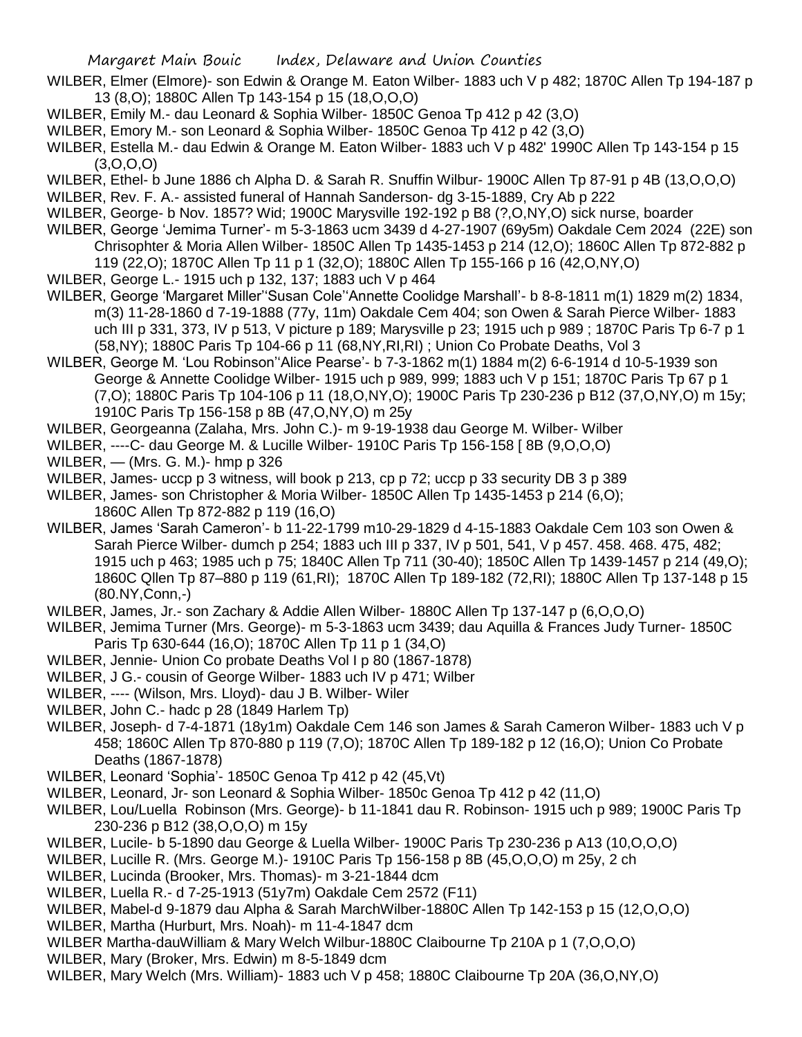WILBER, Elmer (Elmore)- son Edwin & Orange M. Eaton Wilber- 1883 uch V p 482; 1870C Allen Tp 194-187 p 13 (8,O); 1880C Allen Tp 143-154 p 15 (18,O,O,O)

WILBER, Emily M.- dau Leonard & Sophia Wilber- 1850C Genoa Tp 412 p 42 (3,O)

WILBER, Emory M.- son Leonard & Sophia Wilber- 1850C Genoa Tp 412 p 42 (3,O)

WILBER, Estella M.- dau Edwin & Orange M. Eaton Wilber- 1883 uch V p 482' 1990C Allen Tp 143-154 p 15 (3,O,O,O)

WILBER, Ethel- b June 1886 ch Alpha D. & Sarah R. Snuffin Wilbur- 1900C Allen Tp 87-91 p 4B (13,O,O,O)

WILBER, Rev. F. A.- assisted funeral of Hannah Sanderson- dg 3-15-1889, Cry Ab p 222

WILBER, George- b Nov. 1857? Wid; 1900C Marysville 192-192 p B8 (?,O,NY,O) sick nurse, boarder

WILBER, George 'Jemima Turner'- m 5-3-1863 ucm 3439 d 4-27-1907 (69y5m) Oakdale Cem 2024 (22E) son Chrisophter & Moria Allen Wilber- 1850C Allen Tp 1435-1453 p 214 (12,O); 1860C Allen Tp 872-882 p 119 (22,O); 1870C Allen Tp 11 p 1 (32,O); 1880C Allen Tp 155-166 p 16 (42,O,NY,O)

WILBER, George L.- 1915 uch p 132, 137; 1883 uch V p 464

WILBER, George 'Margaret Miller''Susan Cole''Annette Coolidge Marshall'- b 8-8-1811 m(1) 1829 m(2) 1834, m(3) 11-28-1860 d 7-19-1888 (77y, 11m) Oakdale Cem 404; son Owen & Sarah Pierce Wilber- 1883 uch III p 331, 373, IV p 513, V picture p 189; Marysville p 23; 1915 uch p 989 ; 1870C Paris Tp 6-7 p 1 (58,NY); 1880C Paris Tp 104-66 p 11 (68,NY,RI,RI) ; Union Co Probate Deaths, Vol 3

WILBER, George M. 'Lou Robinson''Alice Pearse'- b 7-3-1862 m(1) 1884 m(2) 6-6-1914 d 10-5-1939 son George & Annette Coolidge Wilber- 1915 uch p 989, 999; 1883 uch V p 151; 1870C Paris Tp 67 p 1 (7,O); 1880C Paris Tp 104-106 p 11 (18,O,NY,O); 1900C Paris Tp 230-236 p B12 (37,O,NY,O) m 15y; 1910C Paris Tp 156-158 p 8B (47,O,NY,O) m 25y

WILBER, Georgeanna (Zalaha, Mrs. John C.)- m 9-19-1938 dau George M. Wilber- Wilber

WILBER, ----C- dau George M. & Lucille Wilber- 1910C Paris Tp 156-158 [ 8B (9,O,O,O)

WILBER, — (Mrs. G. M.)- hmp p 326

WILBER, James- uccp p 3 witness, will book p 213, cp p 72; uccp p 33 security DB 3 p 389

WILBER, James- son Christopher & Moria Wilber- 1850C Allen Tp 1435-1453 p 214 (6,O); 1860C Allen Tp 872-882 p 119 (16,O)

WILBER, James 'Sarah Cameron'- b 11-22-1799 m10-29-1829 d 4-15-1883 Oakdale Cem 103 son Owen & Sarah Pierce Wilber- dumch p 254; 1883 uch III p 337, IV p 501, 541, V p 457. 458. 468. 475, 482; 1915 uch p 463; 1985 uch p 75; 1840C Allen Tp 711 (30-40); 1850C Allen Tp 1439-1457 p 214 (49,O); 1860C Qllen Tp 87–880 p 119 (61,RI); 1870C Allen Tp 189-182 (72,RI); 1880C Allen Tp 137-148 p 15 (80.NY,Conn,-)

WILBER, James, Jr.- son Zachary & Addie Allen Wilber- 1880C Allen Tp 137-147 p (6,O,O,O)

WILBER, Jemima Turner (Mrs. George)- m 5-3-1863 ucm 3439; dau Aquilla & Frances Judy Turner- 1850C Paris Tp 630-644 (16,O); 1870C Allen Tp 11 p 1 (34,O)

WILBER, Jennie- Union Co probate Deaths Vol I p 80 (1867-1878)

WILBER, J G.- cousin of George Wilber- 1883 uch IV p 471; Wilber

WILBER, ---- (Wilson, Mrs. Lloyd)- dau J B. Wilber- Wiler

WILBER, John C.- hadc p 28 (1849 Harlem Tp)

WILBER, Joseph- d 7-4-1871 (18y1m) Oakdale Cem 146 son James & Sarah Cameron Wilber- 1883 uch V p 458; 1860C Allen Tp 870-880 p 119 (7,O); 1870C Allen Tp 189-182 p 12 (16,O); Union Co Probate Deaths (1867-1878)

WILBER, Leonard 'Sophia'- 1850C Genoa Tp 412 p 42 (45,Vt)

WILBER, Leonard, Jr- son Leonard & Sophia Wilber- 1850c Genoa Tp 412 p 42 (11,O)

WILBER, Lou/Luella Robinson (Mrs. George)- b 11-1841 dau R. Robinson- 1915 uch p 989; 1900C Paris Tp 230-236 p B12 (38,O,O,O) m 15y

WILBER, Lucile- b 5-1890 dau George & Luella Wilber- 1900C Paris Tp 230-236 p A13 (10,O,O,O)

WILBER, Lucille R. (Mrs. George M.)- 1910C Paris Tp 156-158 p 8B (45,O,O,O) m 25y, 2 ch

WILBER, Lucinda (Brooker, Mrs. Thomas)- m 3-21-1844 dcm

WILBER, Luella R.- d 7-25-1913 (51y7m) Oakdale Cem 2572 (F11)

WILBER, Mabel-d 9-1879 dau Alpha & Sarah MarchWilber-1880C Allen Tp 142-153 p 15 (12,O,O,O)

WILBER, Martha (Hurburt, Mrs. Noah)- m 11-4-1847 dcm

WILBER Martha-dauWilliam & Mary Welch Wilbur-1880C Claibourne Tp 210A p 1 (7,O,O,O)

WILBER, Mary (Broker, Mrs. Edwin) m 8-5-1849 dcm

WILBER, Mary Welch (Mrs. William)- 1883 uch V p 458; 1880C Claibourne Tp 20A (36,O,NY,O)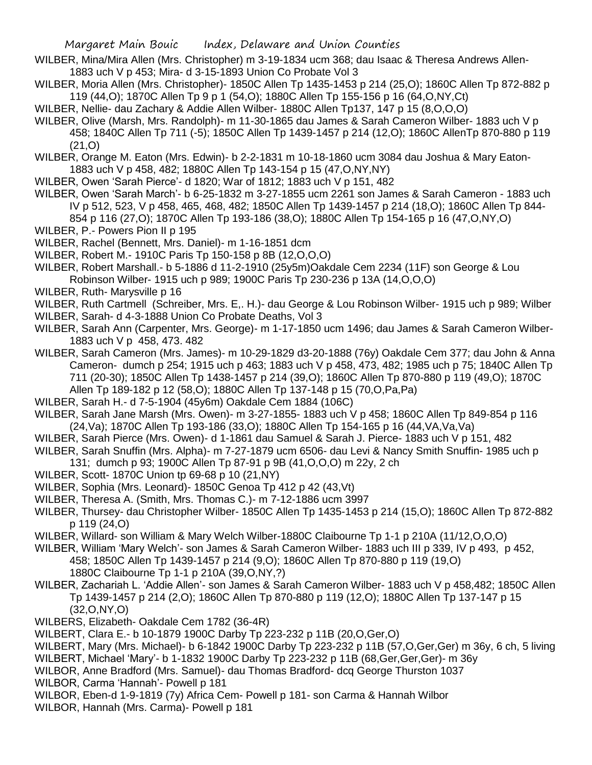WILBER, Mina/Mira Allen (Mrs. Christopher) m 3-19-1834 ucm 368; dau Isaac & Theresa Andrews Allen- 1883 uch V p 453; Mira- d 3-15-1893 Union Co Probate Vol 3

WILBER, Moria Allen (Mrs. Christopher)- 1850C Allen Tp 1435-1453 p 214 (25,O); 1860C Allen Tp 872-882 p 119 (44,O); 1870C Allen Tp 9 p 1 (54,O); 1880C Allen Tp 155-156 p 16 (64,O,NY,Ct)

WILBER, Nellie- dau Zachary & Addie Allen Wilber- 1880C Allen Tp137, 147 p 15 (8,O,O,O)

WILBER, Olive (Marsh, Mrs. Randolph)- m 11-30-1865 dau James & Sarah Cameron Wilber- 1883 uch V p 458; 1840C Allen Tp 711 (-5); 1850C Allen Tp 1439-1457 p 214 (12,O); 1860C AllenTp 870-880 p 119 (21,O)

WILBER, Orange M. Eaton (Mrs. Edwin)- b 2-2-1831 m 10-18-1860 ucm 3084 dau Joshua & Mary Eaton- 1883 uch V p 458, 482; 1880C Allen Tp 143-154 p 15 (47,O,NY,NY)

WILBER, Owen 'Sarah Pierce'- d 1820; War of 1812; 1883 uch V p 151, 482

WILBER, Owen 'Sarah March'- b 6-25-1832 m 3-27-1855 ucm 2261 son James & Sarah Cameron - 1883 uch IV p 512, 523, V p 458, 465, 468, 482; 1850C Allen Tp 1439-1457 p 214 (18,O); 1860C Allen Tp 844-854 p 116 (27,O); 1870C Allen Tp 193-186 (38,O); 1880C Allen Tp 154-165 p 16 (47,O,NY,O)

WILBER, P.- Powers Pion II p 195

WILBER, Rachel (Bennett, Mrs. Daniel)- m 1-16-1851 dcm

WILBER, Robert M.- 1910C Paris Tp 150-158 p 8B (12,O,O,O)

WILBER, Robert Marshall.- b 5-1886 d 11-2-1910 (25y5m)Oakdale Cem 2234 (11F) son George & Lou Robinson Wilber- 1915 uch p 989; 1900C Paris Tp 230-236 p 13A (14,O,O,O)

WILBER, Ruth- Marysville p 16

WILBER, Ruth Cartmell (Schreiber, Mrs. E,. H.)- dau George & Lou Robinson Wilber- 1915 uch p 989; Wilber

WILBER, Sarah- d 4-3-1888 Union Co Probate Deaths, Vol 3

WILBER, Sarah Ann (Carpenter, Mrs. George)- m 1-17-1850 ucm 1496; dau James & Sarah Cameron Wilber- 1883 uch V p 458, 473. 482

WILBER, Sarah Cameron (Mrs. James)- m 10-29-1829 d3-20-1888 (76y) Oakdale Cem 377; dau John & Anna Cameron- dumch p 254; 1915 uch p 463; 1883 uch V p 458, 473, 482; 1985 uch p 75; 1840C Allen Tp 711 (20-30); 1850C Allen Tp 1438-1457 p 214 (39,O); 1860C Allen Tp 870-880 p 119 (49,O); 1870C Allen Tp 189-182 p 12 (58,O); 1880C Allen Tp 137-148 p 15 (70,O,Pa,Pa)

WILBER, Sarah H.- d 7-5-1904 (45y6m) Oakdale Cem 1884 (106C)

WILBER, Sarah Jane Marsh (Mrs. Owen)- m 3-27-1855- 1883 uch V p 458; 1860C Allen Tp 849-854 p 116 (24,Va); 1870C Allen Tp 193-186 (33,O); 1880C Allen Tp 154-165 p 16 (44,VA,Va,Va)

WILBER, Sarah Pierce (Mrs. Owen)- d 1-1861 dau Samuel & Sarah J. Pierce- 1883 uch V p 151, 482

WILBER, Sarah Snuffin (Mrs. Alpha)- m 7-27-1879 ucm 6506- dau Levi & Nancy Smith Snuffin- 1985 uch p 131; dumch p 93; 1900C Allen Tp 87-91 p 9B (41,O,O,O) m 22y, 2 ch

WILBER, Scott- 1870C Union tp 69-68 p 10 (21,NY)

WILBER, Sophia (Mrs. Leonard)- 1850C Genoa Tp 412 p 42 (43,Vt)

WILBER, Theresa A. (Smith, Mrs. Thomas C.)- m 7-12-1886 ucm 3997

WILBER, Thursey- dau Christopher Wilber- 1850C Allen Tp 1435-1453 p 214 (15,O); 1860C Allen Tp 872-882 p 119 (24,O)

WILBER, Willard- son William & Mary Welch Wilber-1880C Claibourne Tp 1-1 p 210A (11/12,O,O,O)

WILBER, William 'Mary Welch'- son James & Sarah Cameron Wilber- 1883 uch III p 339, IV p 493, p 452, 458; 1850C Allen Tp 1439-1457 p 214 (9,O); 1860C Allen Tp 870-880 p 119 (19,O) 1880C Claibourne Tp 1-1 p 210A (39,O,NY,?)

WILBER, Zachariah L. 'Addie Allen'- son James & Sarah Cameron Wilber- 1883 uch V p 458,482; 1850C Allen Tp 1439-1457 p 214 (2,O); 1860C Allen Tp 870-880 p 119 (12,O); 1880C Allen Tp 137-147 p 15 (32,O,NY,O)

WILBERS, Elizabeth- Oakdale Cem 1782 (36-4R)

WILBERT, Clara E.- b 10-1879 1900C Darby Tp 223-232 p 11B (20,O,Ger,O)

WILBERT, Mary (Mrs. Michael)- b 6-1842 1900C Darby Tp 223-232 p 11B (57,O,Ger,Ger) m 36y, 6 ch, 5 living

WILBERT, Michael 'Mary'- b 1-1832 1900C Darby Tp 223-232 p 11B (68,Ger,Ger,Ger)- m 36y

WILBOR, Anne Bradford (Mrs. Samuel)- dau Thomas Bradford- dcq George Thurston 1037

WILBOR, Carma 'Hannah'- Powell p 181

WILBOR, Eben-d 1-9-1819 (7y) Africa Cem- Powell p 181- son Carma & Hannah Wilbor

WILBOR, Hannah (Mrs. Carma)- Powell p 181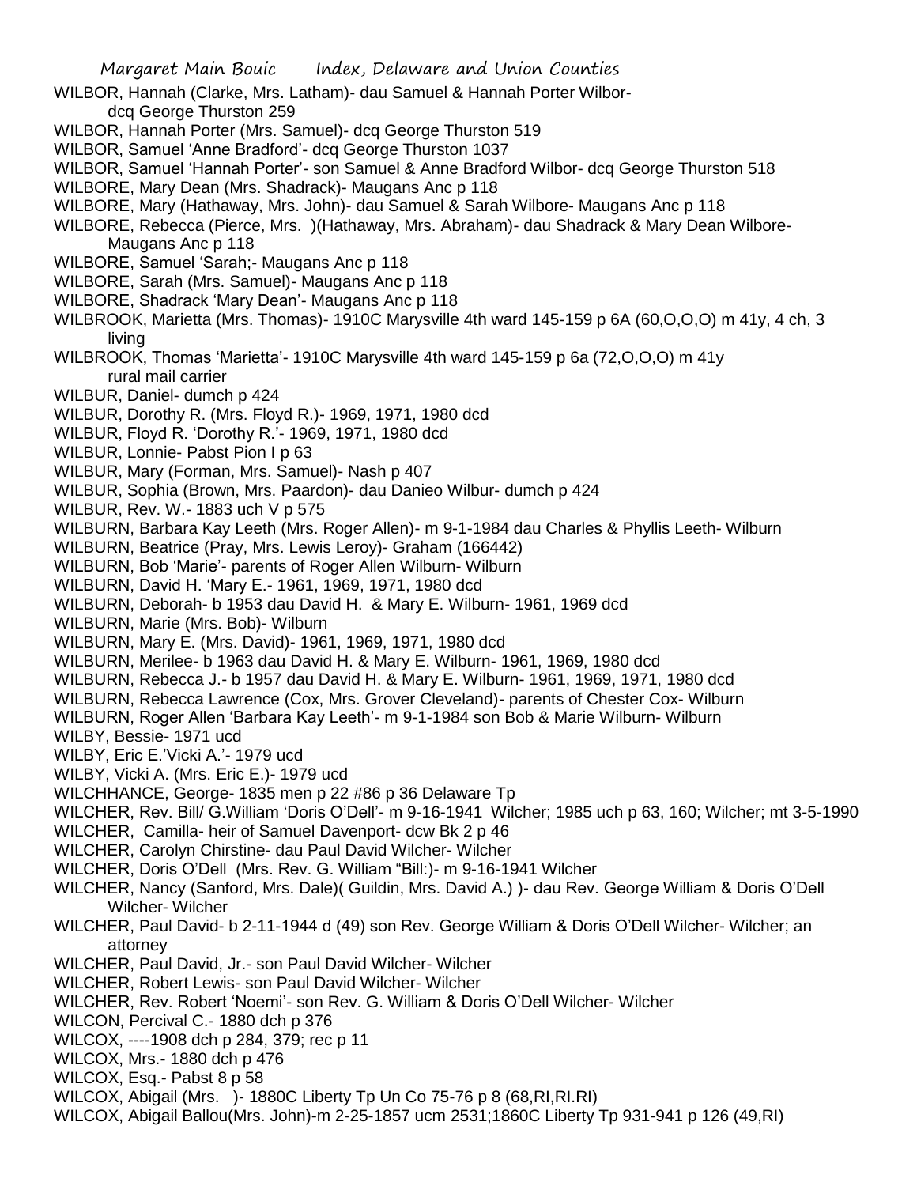WILBOR, Hannah (Clarke, Mrs. Latham)- dau Samuel & Hannah Porter Wilbor- dcq George Thurston 259

WILBOR, Hannah Porter (Mrs. Samuel)- dcq George Thurston 519

WILBOR, Samuel 'Anne Bradford'- dcq George Thurston 1037

WILBOR, Samuel 'Hannah Porter'- son Samuel & Anne Bradford Wilbor- dcq George Thurston 518

WILBORE, Mary Dean (Mrs. Shadrack)- Maugans Anc p 118

WILBORE, Mary (Hathaway, Mrs. John)- dau Samuel & Sarah Wilbore- Maugans Anc p 118

WILBORE, Rebecca (Pierce, Mrs. )(Hathaway, Mrs. Abraham)- dau Shadrack & Mary Dean Wilbore- Maugans Anc p 118

WILBORE, Samuel 'Sarah;- Maugans Anc p 118

WILBORE, Sarah (Mrs. Samuel)- Maugans Anc p 118

WILBORE, Shadrack 'Mary Dean'- Maugans Anc p 118

WILBROOK, Marietta (Mrs. Thomas)- 1910C Marysville 4th ward 145-159 p 6A (60,O,O,O) m 41y, 4 ch, 3 living

WILBROOK, Thomas 'Marietta'- 1910C Marysville 4th ward 145-159 p 6a (72,O,O,O) m 41y rural mail carrier

WILBUR, Daniel- dumch p 424

WILBUR, Dorothy R. (Mrs. Floyd R.)- 1969, 1971, 1980 dcd

WILBUR, Floyd R. 'Dorothy R.'- 1969, 1971, 1980 dcd

WILBUR, Lonnie- Pabst Pion I p 63

WILBUR, Mary (Forman, Mrs. Samuel)- Nash p 407

WILBUR, Sophia (Brown, Mrs. Paardon)- dau Danieo Wilbur- dumch p 424

WILBUR, Rev. W.- 1883 uch V p 575

WILBURN, Barbara Kay Leeth (Mrs. Roger Allen)- m 9-1-1984 dau Charles & Phyllis Leeth- Wilburn

WILBURN, Beatrice (Pray, Mrs. Lewis Leroy)- Graham (166442)

WILBURN, Bob 'Marie'- parents of Roger Allen Wilburn- Wilburn

WILBURN, David H. 'Mary E.- 1961, 1969, 1971, 1980 dcd

WILBURN, Deborah- b 1953 dau David H. & Mary E. Wilburn- 1961, 1969 dcd

WILBURN, Marie (Mrs. Bob)- Wilburn

WILBURN, Mary E. (Mrs. David)- 1961, 1969, 1971, 1980 dcd

WILBURN, Merilee- b 1963 dau David H. & Mary E. Wilburn- 1961, 1969, 1980 dcd

WILBURN, Rebecca J.- b 1957 dau David H. & Mary E. Wilburn- 1961, 1969, 1971, 1980 dcd

WILBURN, Rebecca Lawrence (Cox, Mrs. Grover Cleveland)- parents of Chester Cox- Wilburn

WILBURN, Roger Allen 'Barbara Kay Leeth'- m 9-1-1984 son Bob & Marie Wilburn- Wilburn

WILBY, Bessie- 1971 ucd

WILBY, Eric E.'Vicki A.'- 1979 ucd

WILBY, Vicki A. (Mrs. Eric E.)- 1979 ucd

WILCHHANCE, George- 1835 men p 22 #86 p 36 Delaware Tp

WILCHER, Rev. Bill/ G.William 'Doris O'Dell'- m 9-16-1941 Wilcher; 1985 uch p 63, 160; Wilcher; mt 3-5-1990

WILCHER, Camilla- heir of Samuel Davenport- dcw Bk 2 p 46

WILCHER, Carolyn Chirstine- dau Paul David Wilcher- Wilcher

WILCHER, Doris O'Dell (Mrs. Rev. G. William "Bill:)- m 9-16-1941 Wilcher

WILCHER, Nancy (Sanford, Mrs. Dale)( Guildin, Mrs. David A.) )- dau Rev. George William & Doris O'Dell Wilcher- Wilcher

WILCHER, Paul David- b 2-11-1944 d (49) son Rev. George William & Doris O'Dell Wilcher- Wilcher; an attorney

WILCHER, Paul David, Jr.- son Paul David Wilcher- Wilcher

WILCHER, Robert Lewis- son Paul David Wilcher- Wilcher

WILCHER, Rev. Robert 'Noemi'- son Rev. G. William & Doris O'Dell Wilcher- Wilcher

WILCON, Percival C.- 1880 dch p 376

WILCOX, ----1908 dch p 284, 379; rec p 11

WILCOX, Mrs.- 1880 dch p 476

WILCOX, Esq.- Pabst 8 p 58

WILCOX, Abigail (Mrs. )- 1880C Liberty Tp Un Co 75-76 p 8 (68,RI,RI.RI)

WILCOX, Abigail Ballou(Mrs. John)-m 2-25-1857 ucm 2531;1860C Liberty Tp 931-941 p 126 (49,RI)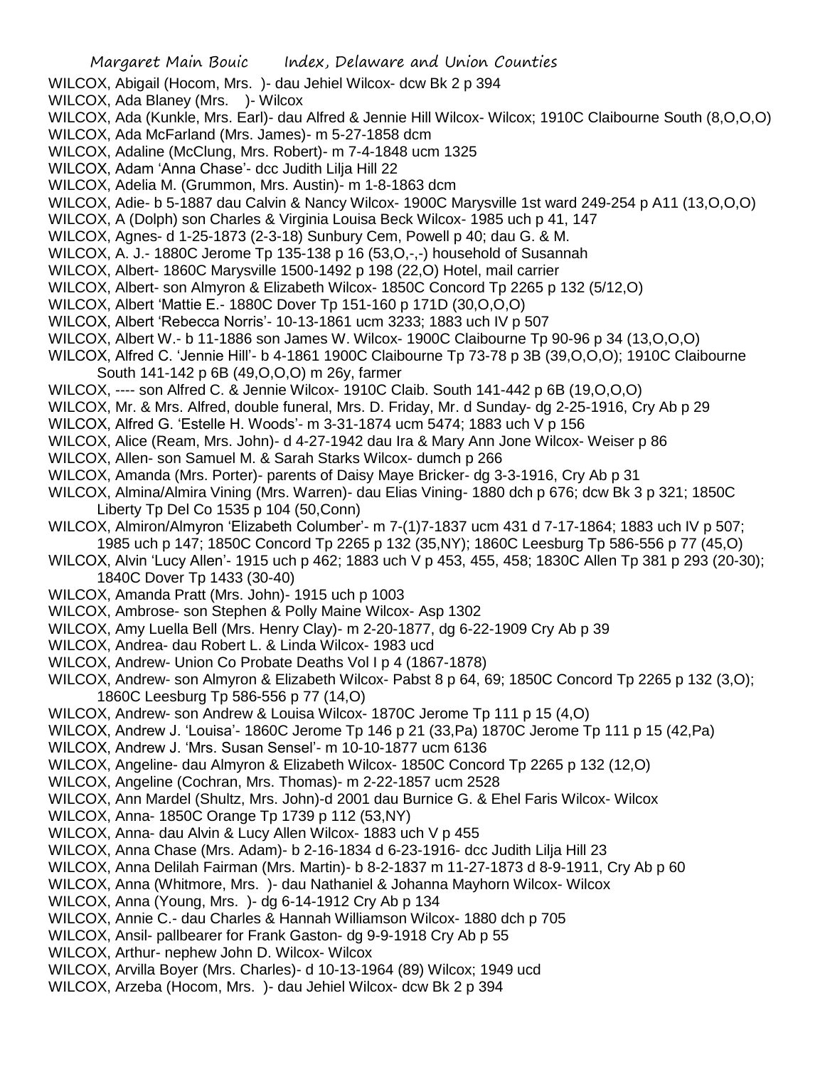WILCOX, Abigail (Hocom, Mrs. )- dau Jehiel Wilcox- dcw Bk 2 p 394
WILCOX, Ada Blaney (Mrs. )- Wilcox
WILCOX, Ada (Kunkle, Mrs. Earl)- dau Alfred & Jennie Hill Wilcox- Wilcox; 1910C Claibourne South (8,O,O,O)
WILCOX, Ada McFarland (Mrs. James)- m 5-27-1858 dcm
WILCOX, Adaline (McClung, Mrs. Robert)- m 7-4-1848 ucm 1325
WILCOX, Adam 'Anna Chase'- dcc Judith Lilja Hill 22
WILCOX, Adelia M. (Grummon, Mrs. Austin)- m 1-8-1863 dcm
WILCOX, Adie- b 5-1887 dau Calvin & Nancy Wilcox- 1900C Marysville 1st ward 249-254 p A11 (13,O,O,O)
WILCOX, A (Dolph) son Charles & Virginia Louisa Beck Wilcox- 1985 uch p 41, 147
WILCOX, Agnes- d 1-25-1873 (2-3-18) Sunbury Cem, Powell p 40; dau G. & M.
WILCOX, A. J.- 1880C Jerome Tp 135-138 p 16 (53,O,-,-) household of Susannah
WILCOX, Albert- 1860C Marysville 1500-1492 p 198 (22,O) Hotel, mail carrier
WILCOX, Albert- son Almyron & Elizabeth Wilcox- 1850C Concord Tp 2265 p 132 (5/12,O)
WILCOX, Albert 'Mattie E.- 1880C Dover Tp 151-160 p 171D (30,O,O,O)
WILCOX, Albert 'Rebecca Norris'- 10-13-1861 ucm 3233; 1883 uch IV p 507
WILCOX, Albert W.- b 11-1886 son James W. Wilcox- 1900C Claibourne Tp 90-96 p 34 (13,O,O,O)
WILCOX, Alfred C. 'Jennie Hill'- b 4-1861 1900C Claibourne Tp 73-78 p 3B (39,O,O,O); 1910C Claibourne South 141-142 p 6B (49,O,O,O) m 26y, farmer
WILCOX, ---- son Alfred C. & Jennie Wilcox- 1910C Claib. South 141-442 p 6B (19,O,O,O)
WILCOX, Mr. & Mrs. Alfred, double funeral, Mrs. D. Friday, Mr. d Sunday- dg 2-25-1916, Cry Ab p 29
WILCOX, Alfred G. 'Estelle H. Woods'- m 3-31-1874 ucm 5474; 1883 uch V p 156
WILCOX, Alice (Ream, Mrs. John)- d 4-27-1942 dau Ira & Mary Ann Jone Wilcox- Weiser p 86
WILCOX, Allen- son Samuel M. & Sarah Starks Wilcox- dumch p 266
WILCOX, Amanda (Mrs. Porter)- parents of Daisy Maye Bricker- dg 3-3-1916, Cry Ab p 31
WILCOX, Almina/Almira Vining (Mrs. Warren)- dau Elias Vining- 1880 dch p 676; dcw Bk 3 p 321; 1850C Liberty Tp Del Co 1535 p 104 (50,Conn)
WILCOX, Almiron/Almyron 'Elizabeth Columber'- m 7-(1)7-1837 ucm 431 d 7-17-1864; 1883 uch IV p 507; 1985 uch p 147; 1850C Concord Tp 2265 p 132 (35,NY); 1860C Leesburg Tp 586-556 p 77 (45,O)
WILCOX, Alvin 'Lucy Allen'- 1915 uch p 462; 1883 uch V p 453, 455, 458; 1830C Allen Tp 381 p 293 (20-30); 1840C Dover Tp 1433 (30-40)
WILCOX, Amanda Pratt (Mrs. John)- 1915 uch p 1003
WILCOX, Ambrose- son Stephen & Polly Maine Wilcox- Asp 1302
WILCOX, Amy Luella Bell (Mrs. Henry Clay)- m 2-20-1877, dg 6-22-1909 Cry Ab p 39
WILCOX, Andrea- dau Robert L. & Linda Wilcox- 1983 ucd
WILCOX, Andrew- Union Co Probate Deaths Vol I p 4 (1867-1878)
WILCOX, Andrew- son Almyron & Elizabeth Wilcox- Pabst 8 p 64, 69; 1850C Concord Tp 2265 p 132 (3,O); 1860C Leesburg Tp 586-556 p 77 (14,O)
WILCOX, Andrew- son Andrew & Louisa Wilcox- 1870C Jerome Tp 111 p 15 (4,O)
WILCOX, Andrew J. 'Louisa'- 1860C Jerome Tp 146 p 21 (33,Pa) 1870C Jerome Tp 111 p 15 (42,Pa)
WILCOX, Andrew J. 'Mrs. Susan Sensel'- m 10-10-1877 ucm 6136
WILCOX, Angeline- dau Almyron & Elizabeth Wilcox- 1850C Concord Tp 2265 p 132 (12,O)
WILCOX, Angeline (Cochran, Mrs. Thomas)- m 2-22-1857 ucm 2528
WILCOX, Ann Mardel (Shultz, Mrs. John)-d 2001 dau Burnice G. & Ehel Faris Wilcox- Wilcox
WILCOX, Anna- 1850C Orange Tp 1739 p 112 (53,NY)
WILCOX, Anna- dau Alvin & Lucy Allen Wilcox- 1883 uch V p 455
WILCOX, Anna Chase (Mrs. Adam)- b 2-16-1834 d 6-23-1916- dcc Judith Lilja Hill 23
WILCOX, Anna Delilah Fairman (Mrs. Martin)- b 8-2-1837 m 11-27-1873 d 8-9-1911, Cry Ab p 60
WILCOX, Anna (Whitmore, Mrs. )- dau Nathaniel & Johanna Mayhorn Wilcox- Wilcox
WILCOX, Anna (Young, Mrs. )- dg 6-14-1912 Cry Ab p 134
WILCOX, Annie C.- dau Charles & Hannah Williamson Wilcox- 1880 dch p 705
WILCOX, Ansil- pallbearer for Frank Gaston- dg 9-9-1918 Cry Ab p 55
WILCOX, Arthur- nephew John D. Wilcox- Wilcox
WILCOX, Arvilla Boyer (Mrs. Charles)- d 10-13-1964 (89) Wilcox; 1949 ucd
WILCOX, Arzeba (Hocom, Mrs. )- dau Jehiel Wilcox- dcw Bk 2 p 394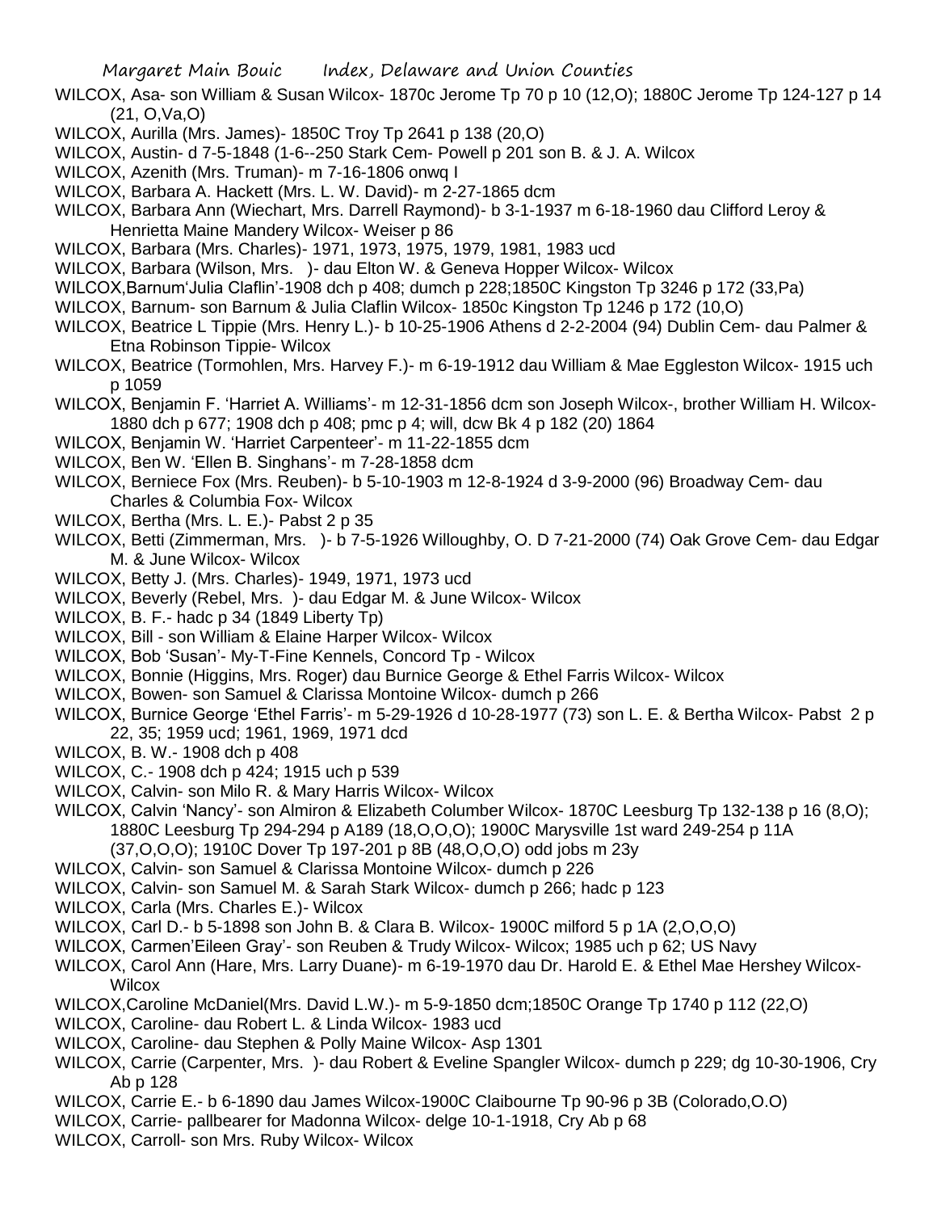WILCOX, Asa- son William & Susan Wilcox- 1870c Jerome Tp 70 p 10 (12,O); 1880C Jerome Tp 124-127 p 14 (21, O,Va,O)

WILCOX, Aurilla (Mrs. James)- 1850C Troy Tp 2641 p 138 (20,O)

WILCOX, Austin- d 7-5-1848 (1-6--250 Stark Cem- Powell p 201 son B. & J. A. Wilcox

WILCOX, Azenith (Mrs. Truman)- m 7-16-1806 onwq I

WILCOX, Barbara A. Hackett (Mrs. L. W. David)- m 2-27-1865 dcm

WILCOX, Barbara Ann (Wiechart, Mrs. Darrell Raymond)- b 3-1-1937 m 6-18-1960 dau Clifford Leroy & Henrietta Maine Mandery Wilcox- Weiser p 86

WILCOX, Barbara (Mrs. Charles)- 1971, 1973, 1975, 1979, 1981, 1983 ucd

WILCOX, Barbara (Wilson, Mrs. )- dau Elton W. & Geneva Hopper Wilcox- Wilcox

WILCOX,Barnum'Julia Claflin'-1908 dch p 408; dumch p 228;1850C Kingston Tp 3246 p 172 (33,Pa)

WILCOX, Barnum- son Barnum & Julia Claflin Wilcox- 1850c Kingston Tp 1246 p 172 (10,O)

WILCOX, Beatrice L Tippie (Mrs. Henry L.)- b 10-25-1906 Athens d 2-2-2004 (94) Dublin Cem- dau Palmer & Etna Robinson Tippie- Wilcox

WILCOX, Beatrice (Tormohlen, Mrs. Harvey F.)- m 6-19-1912 dau William & Mae Eggleston Wilcox- 1915 uch p 1059

WILCOX, Benjamin F. 'Harriet A. Williams'- m 12-31-1856 dcm son Joseph Wilcox-, brother William H. Wilcox- 1880 dch p 677; 1908 dch p 408; pmc p 4; will, dcw Bk 4 p 182 (20) 1864

WILCOX, Benjamin W. 'Harriet Carpenteer'- m 11-22-1855 dcm

WILCOX, Ben W. 'Ellen B. Singhans'- m 7-28-1858 dcm

WILCOX, Berniece Fox (Mrs. Reuben)- b 5-10-1903 m 12-8-1924 d 3-9-2000 (96) Broadway Cem- dau Charles & Columbia Fox- Wilcox

WILCOX, Bertha (Mrs. L. E.)- Pabst 2 p 35

WILCOX, Betti (Zimmerman, Mrs. )- b 7-5-1926 Willoughby, O. D 7-21-2000 (74) Oak Grove Cem- dau Edgar M. & June Wilcox- Wilcox

WILCOX, Betty J. (Mrs. Charles)- 1949, 1971, 1973 ucd

WILCOX, Beverly (Rebel, Mrs. )- dau Edgar M. & June Wilcox- Wilcox

WILCOX, B. F.- hadc p 34 (1849 Liberty Tp)

WILCOX, Bill - son William & Elaine Harper Wilcox- Wilcox

WILCOX, Bob 'Susan'- My-T-Fine Kennels, Concord Tp - Wilcox

WILCOX, Bonnie (Higgins, Mrs. Roger) dau Burnice George & Ethel Farris Wilcox- Wilcox

WILCOX, Bowen- son Samuel & Clarissa Montoine Wilcox- dumch p 266

WILCOX, Burnice George 'Ethel Farris'- m 5-29-1926 d 10-28-1977 (73) son L. E. & Bertha Wilcox- Pabst 2 p 22, 35; 1959 ucd; 1961, 1969, 1971 dcd

WILCOX, B. W.- 1908 dch p 408

WILCOX, C.- 1908 dch p 424; 1915 uch p 539

WILCOX, Calvin- son Milo R. & Mary Harris Wilcox- Wilcox

WILCOX, Calvin 'Nancy'- son Almiron & Elizabeth Columber Wilcox- 1870C Leesburg Tp 132-138 p 16 (8,O); 1880C Leesburg Tp 294-294 p A189 (18,O,O,O); 1900C Marysville 1st ward 249-254 p 11A (37,O,O,O); 1910C Dover Tp 197-201 p 8B (48,O,O,O) odd jobs m 23y

WILCOX, Calvin- son Samuel & Clarissa Montoine Wilcox- dumch p 226

WILCOX, Calvin- son Samuel M. & Sarah Stark Wilcox- dumch p 266; hadc p 123

WILCOX, Carla (Mrs. Charles E.)- Wilcox

WILCOX, Carl D.- b 5-1898 son John B. & Clara B. Wilcox- 1900C milford 5 p 1A (2,O,O,O)

WILCOX, Carmen'Eileen Gray'- son Reuben & Trudy Wilcox- Wilcox; 1985 uch p 62; US Navy

WILCOX, Carol Ann (Hare, Mrs. Larry Duane)- m 6-19-1970 dau Dr. Harold E. & Ethel Mae Hershey Wilcox- Wilcox

WILCOX,Caroline McDaniel(Mrs. David L.W.)- m 5-9-1850 dcm;1850C Orange Tp 1740 p 112 (22,O)

WILCOX, Caroline- dau Robert L. & Linda Wilcox- 1983 ucd

WILCOX, Caroline- dau Stephen & Polly Maine Wilcox- Asp 1301

WILCOX, Carrie (Carpenter, Mrs. )- dau Robert & Eveline Spangler Wilcox- dumch p 229; dg 10-30-1906, Cry Ab p 128

WILCOX, Carrie E.- b 6-1890 dau James Wilcox-1900C Claibourne Tp 90-96 p 3B (Colorado,O.O)

WILCOX, Carrie- pallbearer for Madonna Wilcox- delge 10-1-1918, Cry Ab p 68

WILCOX, Carroll- son Mrs. Ruby Wilcox- Wilcox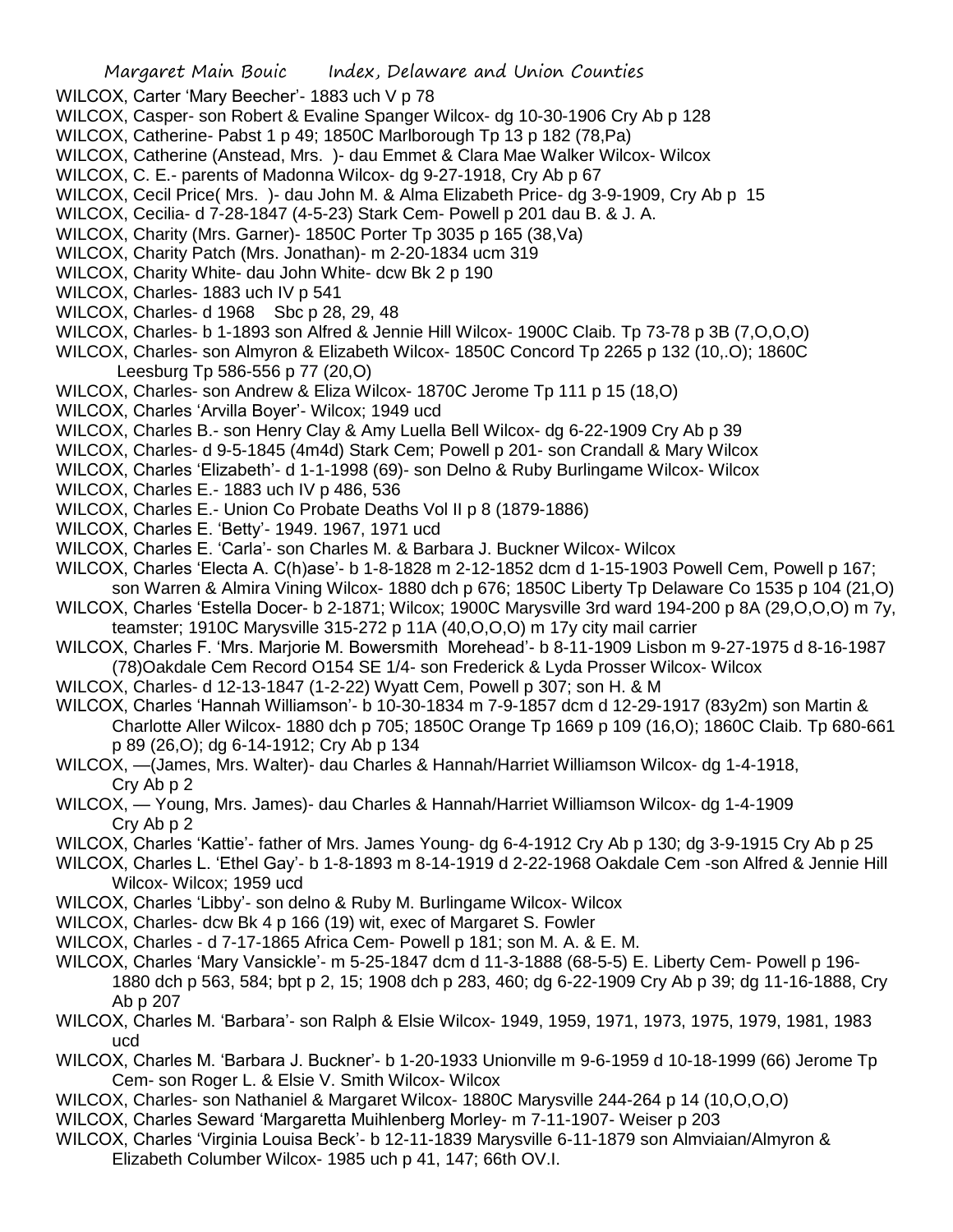WILCOX, Carter 'Mary Beecher'- 1883 uch V p 78

WILCOX, Casper- son Robert & Evaline Spanger Wilcox- dg 10-30-1906 Cry Ab p 128

WILCOX, Catherine- Pabst 1 p 49; 1850C Marlborough Tp 13 p 182 (78,Pa)

WILCOX, Catherine (Anstead, Mrs. )- dau Emmet & Clara Mae Walker Wilcox- Wilcox

WILCOX, C. E.- parents of Madonna Wilcox- dg 9-27-1918, Cry Ab p 67

WILCOX, Cecil Price( Mrs. )- dau John M. & Alma Elizabeth Price- dg 3-9-1909, Cry Ab p 15

WILCOX, Cecilia- d 7-28-1847 (4-5-23) Stark Cem- Powell p 201 dau B. & J. A.

WILCOX, Charity (Mrs. Garner)- 1850C Porter Tp 3035 p 165 (38,Va)

WILCOX, Charity Patch (Mrs. Jonathan)- m 2-20-1834 ucm 319

WILCOX, Charity White- dau John White- dcw Bk 2 p 190

WILCOX, Charles- 1883 uch IV p 541

WILCOX, Charles- d 1968 Sbc p 28, 29, 48

WILCOX, Charles- b 1-1893 son Alfred & Jennie Hill Wilcox- 1900C Claib. Tp 73-78 p 3B (7,O,O,O)

WILCOX, Charles- son Almyron & Elizabeth Wilcox- 1850C Concord Tp 2265 p 132 (10,.O); 1860C Leesburg Tp 586-556 p 77 (20,O)

WILCOX, Charles- son Andrew & Eliza Wilcox- 1870C Jerome Tp 111 p 15 (18,O)

WILCOX, Charles 'Arvilla Boyer'- Wilcox; 1949 ucd

WILCOX, Charles B.- son Henry Clay & Amy Luella Bell Wilcox- dg 6-22-1909 Cry Ab p 39

WILCOX, Charles- d 9-5-1845 (4m4d) Stark Cem; Powell p 201- son Crandall & Mary Wilcox

WILCOX, Charles 'Elizabeth'- d 1-1-1998 (69)- son Delno & Ruby Burlingame Wilcox- Wilcox

WILCOX, Charles E.- 1883 uch IV p 486, 536

WILCOX, Charles E.- Union Co Probate Deaths Vol II p 8 (1879-1886)

WILCOX, Charles E. 'Betty'- 1949. 1967, 1971 ucd

WILCOX, Charles E. 'Carla'- son Charles M. & Barbara J. Buckner Wilcox- Wilcox

WILCOX, Charles 'Electa A. C(h)ase'- b 1-8-1828 m 2-12-1852 dcm d 1-15-1903 Powell Cem, Powell p 167; son Warren & Almira Vining Wilcox- 1880 dch p 676; 1850C Liberty Tp Delaware Co 1535 p 104 (21,O)

WILCOX, Charles 'Estella Docer- b 2-1871; Wilcox; 1900C Marysville 3rd ward 194-200 p 8A (29,O,O,O) m 7y, teamster; 1910C Marysville 315-272 p 11A (40,O,O,O) m 17y city mail carrier

WILCOX, Charles F. 'Mrs. Marjorie M. Bowersmith Morehead'- b 8-11-1909 Lisbon m 9-27-1975 d 8-16-1987 (78)Oakdale Cem Record O154 SE 1/4- son Frederick & Lyda Prosser Wilcox- Wilcox

WILCOX, Charles- d 12-13-1847 (1-2-22) Wyatt Cem, Powell p 307; son H. & M

WILCOX, Charles 'Hannah Williamson'- b 10-30-1834 m 7-9-1857 dcm d 12-29-1917 (83y2m) son Martin & Charlotte Aller Wilcox- 1880 dch p 705; 1850C Orange Tp 1669 p 109 (16,O); 1860C Claib. Tp 680-661 p 89 (26,O); dg 6-14-1912; Cry Ab p 134

WILCOX, —(James, Mrs. Walter)- dau Charles & Hannah/Harriet Williamson Wilcox- dg 1-4-1918, Cry Ab p 2

WILCOX, — Young, Mrs. James)- dau Charles & Hannah/Harriet Williamson Wilcox- dg 1-4-1909 Cry Ab p 2

WILCOX, Charles 'Kattie'- father of Mrs. James Young- dg 6-4-1912 Cry Ab p 130; dg 3-9-1915 Cry Ab p 25

WILCOX, Charles L. 'Ethel Gay'- b 1-8-1893 m 8-14-1919 d 2-22-1968 Oakdale Cem -son Alfred & Jennie Hill Wilcox- Wilcox; 1959 ucd

WILCOX, Charles 'Libby'- son delno & Ruby M. Burlingame Wilcox- Wilcox

WILCOX, Charles- dcw Bk 4 p 166 (19) wit, exec of Margaret S. Fowler

WILCOX, Charles - d 7-17-1865 Africa Cem- Powell p 181; son M. A. & E. M.

WILCOX, Charles 'Mary Vansickle'- m 5-25-1847 dcm d 11-3-1888 (68-5-5) E. Liberty Cem- Powell p 196- 1880 dch p 563, 584; bpt p 2, 15; 1908 dch p 283, 460; dg 6-22-1909 Cry Ab p 39; dg 11-16-1888, Cry Ab p 207

WILCOX, Charles M. 'Barbara'- son Ralph & Elsie Wilcox- 1949, 1959, 1971, 1973, 1975, 1979, 1981, 1983 ucd

WILCOX, Charles M. 'Barbara J. Buckner'- b 1-20-1933 Unionville m 9-6-1959 d 10-18-1999 (66) Jerome Tp Cem- son Roger L. & Elsie V. Smith Wilcox- Wilcox

WILCOX, Charles- son Nathaniel & Margaret Wilcox- 1880C Marysville 244-264 p 14 (10,O,O,O)

WILCOX, Charles Seward 'Margaretta Muihlenberg Morley- m 7-11-1907- Weiser p 203

WILCOX, Charles 'Virginia Louisa Beck'- b 12-11-1839 Marysville 6-11-1879 son Almviaian/Almyron & Elizabeth Columber Wilcox- 1985 uch p 41, 147; 66th OV.I.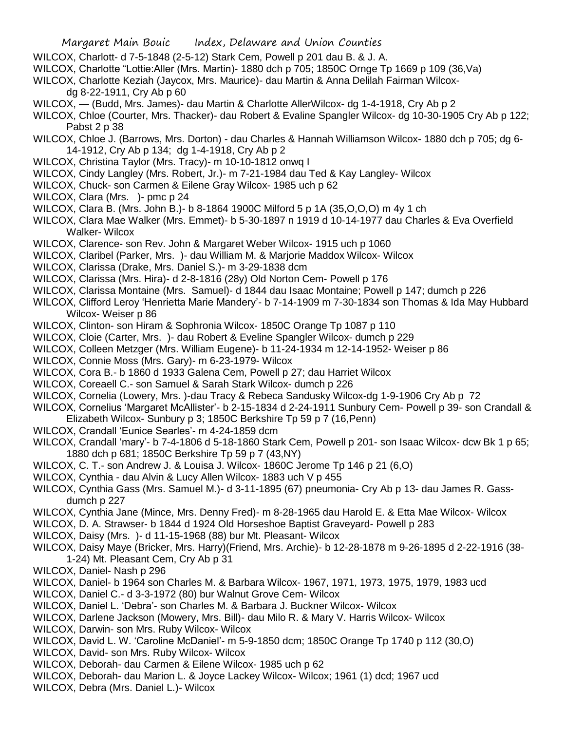WILCOX, Charlott- d 7-5-1848 (2-5-12) Stark Cem, Powell p 201 dau B. & J. A.

WILCOX, Charlotte "Lottie:Aller (Mrs. Martin)- 1880 dch p 705; 1850C Ornge Tp 1669 p 109 (36,Va)

WILCOX, Charlotte Keziah (Jaycox, Mrs. Maurice)- dau Martin & Anna Delilah Fairman Wilcox- dg 8-22-1911, Cry Ab p 60

WILCOX, — (Budd, Mrs. James)- dau Martin & Charlotte AllerWilcox- dg 1-4-1918, Cry Ab p 2

WILCOX, Chloe (Courter, Mrs. Thacker)- dau Robert & Evaline Spangler Wilcox- dg 10-30-1905 Cry Ab p 122; Pabst 2 p 38

WILCOX, Chloe J. (Barrows, Mrs. Dorton) - dau Charles & Hannah Williamson Wilcox- 1880 dch p 705; dg 6-14-1912, Cry Ab p 134; dg 1-4-1918, Cry Ab p 2

WILCOX, Christina Taylor (Mrs. Tracy)- m 10-10-1812 onwq I

WILCOX, Cindy Langley (Mrs. Robert, Jr.)- m 7-21-1984 dau Ted & Kay Langley- Wilcox

WILCOX, Chuck- son Carmen & Eilene Gray Wilcox- 1985 uch p 62

WILCOX, Clara (Mrs. )- pmc p 24

WILCOX, Clara B. (Mrs. John B.)- b 8-1864 1900C Milford 5 p 1A (35,O,O,O) m 4y 1 ch

WILCOX, Clara Mae Walker (Mrs. Emmet)- b 5-30-1897 n 1919 d 10-14-1977 dau Charles & Eva Overfield Walker- Wilcox

WILCOX, Clarence- son Rev. John & Margaret Weber Wilcox- 1915 uch p 1060

WILCOX, Claribel (Parker, Mrs. )- dau William M. & Marjorie Maddox Wilcox- Wilcox

WILCOX, Clarissa (Drake, Mrs. Daniel S.)- m 3-29-1838 dcm

WILCOX, Clarissa (Mrs. Hira)- d 2-8-1816 (28y) Old Norton Cem- Powell p 176

WILCOX, Clarissa Montaine (Mrs. Samuel)- d 1844 dau Isaac Montaine; Powell p 147; dumch p 226

WILCOX, Clifford Leroy 'Henrietta Marie Mandery'- b 7-14-1909 m 7-30-1834 son Thomas & Ida May Hubbard Wilcox- Weiser p 86

WILCOX, Clinton- son Hiram & Sophronia Wilcox- 1850C Orange Tp 1087 p 110

WILCOX, Cloie (Carter, Mrs. )- dau Robert & Eveline Spangler Wilcox- dumch p 229

WILCOX, Colleen Metzger (Mrs. William Eugene)- b 11-24-1934 m 12-14-1952- Weiser p 86

WILCOX, Connie Moss (Mrs. Gary)- m 6-23-1979- Wilcox

WILCOX, Cora B.- b 1860 d 1933 Galena Cem, Powell p 27; dau Harriet Wilcox

WILCOX, Coreaell C.- son Samuel & Sarah Stark Wilcox- dumch p 226

WILCOX, Cornelia (Lowery, Mrs. )-dau Tracy & Rebeca Sandusky Wilcox-dg 1-9-1906 Cry Ab p 72

WILCOX, Cornelius 'Margaret McAllister'- b 2-15-1834 d 2-24-1911 Sunbury Cem- Powell p 39- son Crandall & Elizabeth Wilcox- Sunbury p 3; 1850C Berkshire Tp 59 p 7 (16,Penn)

WILCOX, Crandall 'Eunice Searles'- m 4-24-1859 dcm

WILCOX, Crandall 'mary'- b 7-4-1806 d 5-18-1860 Stark Cem, Powell p 201- son Isaac Wilcox- dcw Bk 1 p 65; 1880 dch p 681; 1850C Berkshire Tp 59 p 7 (43,NY)

WILCOX, C. T.- son Andrew J. & Louisa J. Wilcox- 1860C Jerome Tp 146 p 21 (6,O)

WILCOX, Cynthia - dau Alvin & Lucy Allen Wilcox- 1883 uch V p 455

WILCOX, Cynthia Gass (Mrs. Samuel M.)- d 3-11-1895 (67) pneumonia- Cry Ab p 13- dau James R. Gass- dumch p 227

WILCOX, Cynthia Jane (Mince, Mrs. Denny Fred)- m 8-28-1965 dau Harold E. & Etta Mae Wilcox- Wilcox

WILCOX, D. A. Strawser- b 1844 d 1924 Old Horseshoe Baptist Graveyard- Powell p 283

WILCOX, Daisy (Mrs. )- d 11-15-1968 (88) bur Mt. Pleasant- Wilcox

WILCOX, Daisy Maye (Bricker, Mrs. Harry)(Friend, Mrs. Archie)- b 12-28-1878 m 9-26-1895 d 2-22-1916 (38-1-24) Mt. Pleasant Cem, Cry Ab p 31

WILCOX, Daniel- Nash p 296

WILCOX, Daniel- b 1964 son Charles M. & Barbara Wilcox- 1967, 1971, 1973, 1975, 1979, 1983 ucd

WILCOX, Daniel C.- d 3-3-1972 (80) bur Walnut Grove Cem- Wilcox

WILCOX, Daniel L. 'Debra'- son Charles M. & Barbara J. Buckner Wilcox- Wilcox

WILCOX, Darlene Jackson (Mowery, Mrs. Bill)- dau Milo R. & Mary V. Harris Wilcox- Wilcox

WILCOX, Darwin- son Mrs. Ruby Wilcox- Wilcox

WILCOX, David L. W. 'Caroline McDaniel'- m 5-9-1850 dcm; 1850C Orange Tp 1740 p 112 (30,O)

WILCOX, David- son Mrs. Ruby Wilcox- Wilcox

WILCOX, Deborah- dau Carmen & Eilene Wilcox- 1985 uch p 62

WILCOX, Deborah- dau Marion L. & Joyce Lackey Wilcox- Wilcox; 1961 (1) dcd; 1967 ucd

WILCOX, Debra (Mrs. Daniel L.)- Wilcox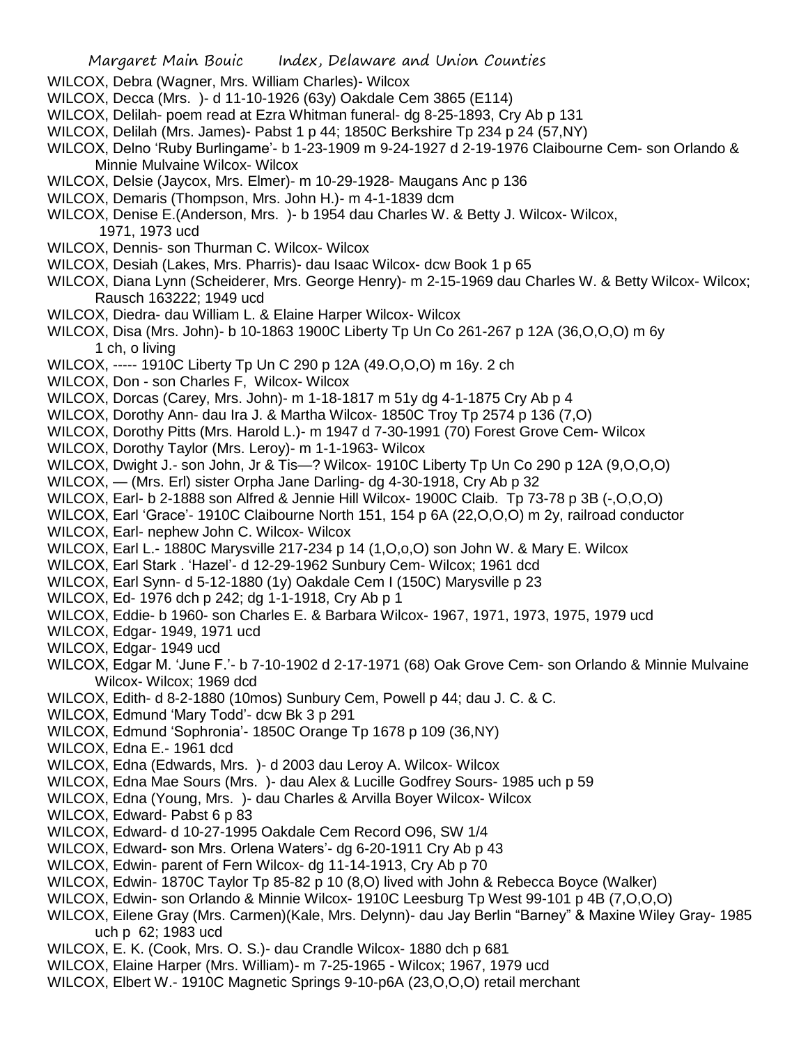WILCOX, Debra (Wagner, Mrs. William Charles)- Wilcox

WILCOX, Decca (Mrs. )- d 11-10-1926 (63y) Oakdale Cem 3865 (E114)

WILCOX, Delilah- poem read at Ezra Whitman funeral- dg 8-25-1893, Cry Ab p 131

WILCOX, Delilah (Mrs. James)- Pabst 1 p 44; 1850C Berkshire Tp 234 p 24 (57,NY)

WILCOX, Delno 'Ruby Burlingame'- b 1-23-1909 m 9-24-1927 d 2-19-1976 Claibourne Cem- son Orlando & Minnie Mulvaine Wilcox- Wilcox

WILCOX, Delsie (Jaycox, Mrs. Elmer)- m 10-29-1928- Maugans Anc p 136

WILCOX, Demaris (Thompson, Mrs. John H.)- m 4-1-1839 dcm

WILCOX, Denise E.(Anderson, Mrs. )- b 1954 dau Charles W. & Betty J. Wilcox- Wilcox, 1971, 1973 ucd

WILCOX, Dennis- son Thurman C. Wilcox- Wilcox

WILCOX, Desiah (Lakes, Mrs. Pharris)- dau Isaac Wilcox- dcw Book 1 p 65

WILCOX, Diana Lynn (Scheiderer, Mrs. George Henry)- m 2-15-1969 dau Charles W. & Betty Wilcox- Wilcox; Rausch 163222; 1949 ucd

WILCOX, Diedra- dau William L. & Elaine Harper Wilcox- Wilcox

WILCOX, Disa (Mrs. John)- b 10-1863 1900C Liberty Tp Un Co 261-267 p 12A (36,O,O,O) m 6y 1 ch, o living

WILCOX, ----- 1910C Liberty Tp Un C 290 p 12A (49.O,O,O) m 16y. 2 ch

WILCOX, Don - son Charles F, Wilcox- Wilcox

WILCOX, Dorcas (Carey, Mrs. John)- m 1-18-1817 m 51y dg 4-1-1875 Cry Ab p 4

WILCOX, Dorothy Ann- dau Ira J. & Martha Wilcox- 1850C Troy Tp 2574 p 136 (7,O)

WILCOX, Dorothy Pitts (Mrs. Harold L.)- m 1947 d 7-30-1991 (70) Forest Grove Cem- Wilcox

WILCOX, Dorothy Taylor (Mrs. Leroy)- m 1-1-1963- Wilcox

WILCOX, Dwight J.- son John, Jr & Tis—? Wilcox- 1910C Liberty Tp Un Co 290 p 12A (9,O,O,O)

WILCOX, — (Mrs. Erl) sister Orpha Jane Darling- dg 4-30-1918, Cry Ab p 32

WILCOX, Earl- b 2-1888 son Alfred & Jennie Hill Wilcox- 1900C Claib. Tp 73-78 p 3B (-,O,O,O)

WILCOX, Earl 'Grace'- 1910C Claibourne North 151, 154 p 6A (22,O,O,O) m 2y, railroad conductor

WILCOX, Earl- nephew John C. Wilcox- Wilcox

WILCOX, Earl L.- 1880C Marysville 217-234 p 14 (1,O,o,O) son John W. & Mary E. Wilcox

WILCOX, Earl Stark . 'Hazel'- d 12-29-1962 Sunbury Cem- Wilcox; 1961 dcd

WILCOX, Earl Synn- d 5-12-1880 (1y) Oakdale Cem I (150C) Marysville p 23

WILCOX, Ed- 1976 dch p 242; dg 1-1-1918, Cry Ab p 1

WILCOX, Eddie- b 1960- son Charles E. & Barbara Wilcox- 1967, 1971, 1973, 1975, 1979 ucd

WILCOX, Edgar- 1949, 1971 ucd

WILCOX, Edgar- 1949 ucd

WILCOX, Edgar M. 'June F.'- b 7-10-1902 d 2-17-1971 (68) Oak Grove Cem- son Orlando & Minnie Mulvaine Wilcox- Wilcox; 1969 dcd

WILCOX, Edith- d 8-2-1880 (10mos) Sunbury Cem, Powell p 44; dau J. C. & C.

WILCOX, Edmund 'Mary Todd'- dcw Bk 3 p 291

WILCOX, Edmund 'Sophronia'- 1850C Orange Tp 1678 p 109 (36,NY)

WILCOX, Edna E.- 1961 dcd

WILCOX, Edna (Edwards, Mrs. )- d 2003 dau Leroy A. Wilcox- Wilcox

WILCOX, Edna Mae Sours (Mrs. )- dau Alex & Lucille Godfrey Sours- 1985 uch p 59

WILCOX, Edna (Young, Mrs. )- dau Charles & Arvilla Boyer Wilcox- Wilcox

WILCOX, Edward- Pabst 6 p 83

WILCOX, Edward- d 10-27-1995 Oakdale Cem Record O96, SW 1/4

WILCOX, Edward- son Mrs. Orlena Waters'- dg 6-20-1911 Cry Ab p 43

WILCOX, Edwin- parent of Fern Wilcox- dg 11-14-1913, Cry Ab p 70

WILCOX, Edwin- 1870C Taylor Tp 85-82 p 10 (8,O) lived with John & Rebecca Boyce (Walker)

WILCOX, Edwin- son Orlando & Minnie Wilcox- 1910C Leesburg Tp West 99-101 p 4B (7,O,O,O)

WILCOX, Eilene Gray (Mrs. Carmen)(Kale, Mrs. Delynn)- dau Jay Berlin "Barney" & Maxine Wiley Gray- 1985 uch p 62; 1983 ucd

WILCOX, E. K. (Cook, Mrs. O. S.)- dau Crandle Wilcox- 1880 dch p 681

WILCOX, Elaine Harper (Mrs. William)- m 7-25-1965 - Wilcox; 1967, 1979 ucd

WILCOX, Elbert W.- 1910C Magnetic Springs 9-10-p6A (23,O,O,O) retail merchant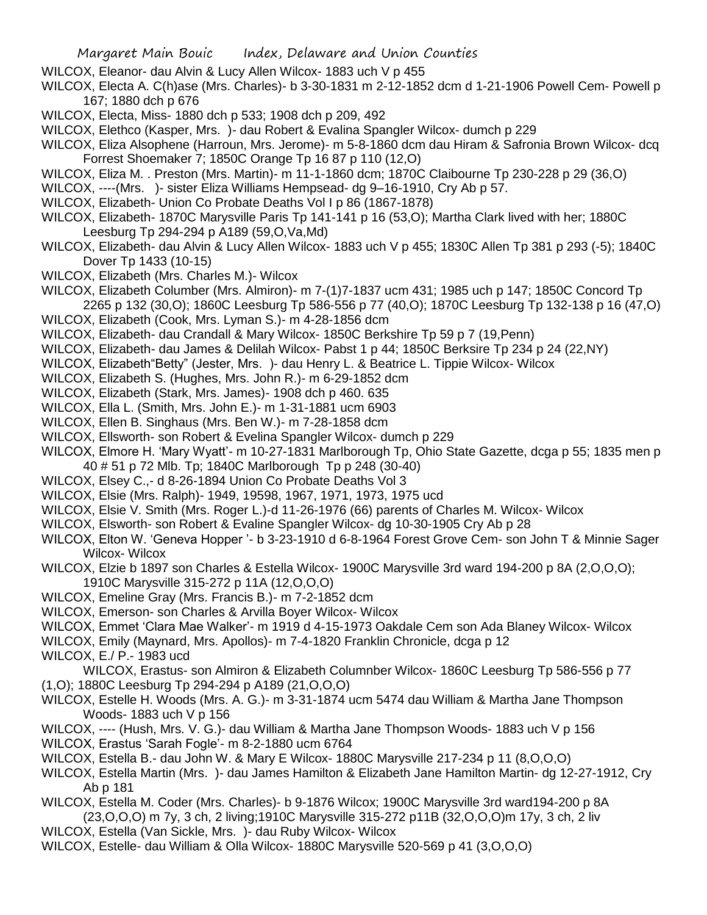WILCOX, Eleanor- dau Alvin & Lucy Allen Wilcox- 1883 uch V p 455

WILCOX, Electa A. C(h)ase (Mrs. Charles)- b 3-30-1831 m 2-12-1852 dcm d 1-21-1906 Powell Cem- Powell p 167; 1880 dch p 676

WILCOX, Electa, Miss- 1880 dch p 533; 1908 dch p 209, 492

WILCOX, Elethco (Kasper, Mrs. )- dau Robert & Evalina Spangler Wilcox- dumch p 229

WILCOX, Eliza Alsophene (Harroun, Mrs. Jerome)- m 5-8-1860 dcm dau Hiram & Safronia Brown Wilcox- dcq Forrest Shoemaker 7; 1850C Orange Tp 16 87 p 110 (12,O)

WILCOX, Eliza M. . Preston (Mrs. Martin)- m 11-1-1860 dcm; 1870C Claibourne Tp 230-228 p 29 (36,O)

WILCOX, ----(Mrs. )- sister Eliza Williams Hempsead- dg 9–16-1910, Cry Ab p 57.

WILCOX, Elizabeth- Union Co Probate Deaths Vol I p 86 (1867-1878)

WILCOX, Elizabeth- 1870C Marysville Paris Tp 141-141 p 16 (53,O); Martha Clark lived with her; 1880C Leesburg Tp 294-294 p A189 (59,O,Va,Md)

WILCOX, Elizabeth- dau Alvin & Lucy Allen Wilcox- 1883 uch V p 455; 1830C Allen Tp 381 p 293 (-5); 1840C Dover Tp 1433 (10-15)

WILCOX, Elizabeth (Mrs. Charles M.)- Wilcox

WILCOX, Elizabeth Columber (Mrs. Almiron)- m 7-(1)7-1837 ucm 431; 1985 uch p 147; 1850C Concord Tp 2265 p 132 (30,O); 1860C Leesburg Tp 586-556 p 77 (40,O); 1870C Leesburg Tp 132-138 p 16 (47,O)

WILCOX, Elizabeth (Cook, Mrs. Lyman S.)- m 4-28-1856 dcm

WILCOX, Elizabeth- dau Crandall & Mary Wilcox- 1850C Berkshire Tp 59 p 7 (19,Penn)

WILCOX, Elizabeth- dau James & Delilah Wilcox- Pabst 1 p 44; 1850C Berksire Tp 234 p 24 (22,NY)

WILCOX, Elizabeth"Betty" (Jester, Mrs. )- dau Henry L. & Beatrice L. Tippie Wilcox- Wilcox

WILCOX, Elizabeth S. (Hughes, Mrs. John R.)- m 6-29-1852 dcm

WILCOX, Elizabeth (Stark, Mrs. James)- 1908 dch p 460. 635

WILCOX, Ella L. (Smith, Mrs. John E.)- m 1-31-1881 ucm 6903

WILCOX, Ellen B. Singhaus (Mrs. Ben W.)- m 7-28-1858 dcm

WILCOX, Ellsworth- son Robert & Evelina Spangler Wilcox- dumch p 229

WILCOX, Elmore H. 'Mary Wyatt'- m 10-27-1831 Marlborough Tp, Ohio State Gazette, dcga p 55; 1835 men p 40 # 51 p 72 Mlb. Tp; 1840C Marlborough Tp p 248 (30-40)

WILCOX, Elsey C.,- d 8-26-1894 Union Co Probate Deaths Vol 3

WILCOX, Elsie (Mrs. Ralph)- 1949, 19598, 1967, 1971, 1973, 1975 ucd

WILCOX, Elsie V. Smith (Mrs. Roger L.)-d 11-26-1976 (66) parents of Charles M. Wilcox- Wilcox

WILCOX, Elsworth- son Robert & Evaline Spangler Wilcox- dg 10-30-1905 Cry Ab p 28

WILCOX, Elton W. 'Geneva Hopper '- b 3-23-1910 d 6-8-1964 Forest Grove Cem- son John T & Minnie Sager Wilcox- Wilcox

WILCOX, Elzie b 1897 son Charles & Estella Wilcox- 1900C Marysville 3rd ward 194-200 p 8A (2,O,O,O); 1910C Marysville 315-272 p 11A (12,O,O,O)

WILCOX, Emeline Gray (Mrs. Francis B.)- m 7-2-1852 dcm

WILCOX, Emerson- son Charles & Arvilla Boyer Wilcox- Wilcox

WILCOX, Emmet 'Clara Mae Walker'- m 1919 d 4-15-1973 Oakdale Cem son Ada Blaney Wilcox- Wilcox

WILCOX, Emily (Maynard, Mrs. Apollos)- m 7-4-1820 Franklin Chronicle, dcga p 12

WILCOX, E./ P.- 1983 ucd

WILCOX, Erastus- son Almiron & Elizabeth Columnber Wilcox- 1860C Leesburg Tp 586-556 p 77 (1,O); 1880C Leesburg Tp 294-294 p A189 (21,O,O,O)

WILCOX, Estelle H. Woods (Mrs. A. G.)- m 3-31-1874 ucm 5474 dau William & Martha Jane Thompson Woods- 1883 uch V p 156

WILCOX, ---- (Hush, Mrs. V. G.)- dau William & Martha Jane Thompson Woods- 1883 uch V p 156

WILCOX, Erastus 'Sarah Fogle'- m 8-2-1880 ucm 6764

WILCOX, Estella B.- dau John W. & Mary E Wilcox- 1880C Marysville 217-234 p 11 (8,O,O,O)

WILCOX, Estella Martin (Mrs. )- dau James Hamilton & Elizabeth Jane Hamilton Martin- dg 12-27-1912, Cry Ab p 181

WILCOX, Estella M. Coder (Mrs. Charles)- b 9-1876 Wilcox; 1900C Marysville 3rd ward194-200 p 8A (23,O,O,O) m 7y, 3 ch, 2 living;1910C Marysville 315-272 p11B (32,O,O,O)m 17y, 3 ch, 2 liv

WILCOX, Estella (Van Sickle, Mrs. )- dau Ruby Wilcox- Wilcox

WILCOX, Estelle- dau William & Olla Wilcox- 1880C Marysville 520-569 p 41 (3,O,O,O)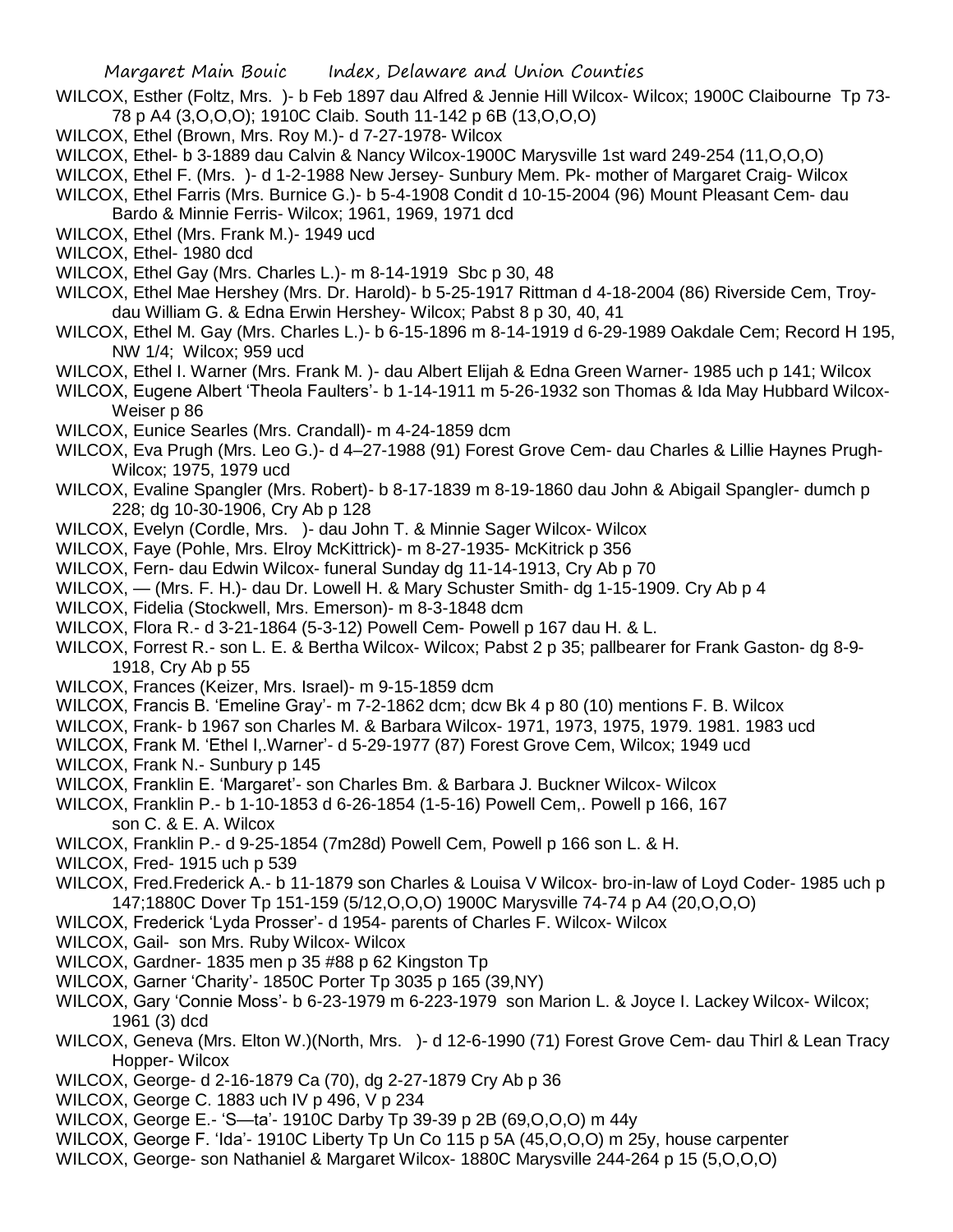WILCOX, Esther (Foltz, Mrs. )- b Feb 1897 dau Alfred & Jennie Hill Wilcox- Wilcox; 1900C Claibourne Tp 73-78 p A4 (3,O,O,O); 1910C Claib. South 11-142 p 6B (13,O,O,O)

WILCOX, Ethel (Brown, Mrs. Roy M.)- d 7-27-1978- Wilcox

WILCOX, Ethel- b 3-1889 dau Calvin & Nancy Wilcox-1900C Marysville 1st ward 249-254 (11,O,O,O)

WILCOX, Ethel F. (Mrs. )- d 1-2-1988 New Jersey- Sunbury Mem. Pk- mother of Margaret Craig- Wilcox

WILCOX, Ethel Farris (Mrs. Burnice G.)- b 5-4-1908 Condit d 10-15-2004 (96) Mount Pleasant Cem- dau Bardo & Minnie Ferris- Wilcox; 1961, 1969, 1971 dcd

WILCOX, Ethel (Mrs. Frank M.)- 1949 ucd

WILCOX, Ethel- 1980 dcd

WILCOX, Ethel Gay (Mrs. Charles L.)- m 8-14-1919 Sbc p 30, 48

WILCOX, Ethel Mae Hershey (Mrs. Dr. Harold)- b 5-25-1917 Rittman d 4-18-2004 (86) Riverside Cem, Troy- dau William G. & Edna Erwin Hershey- Wilcox; Pabst 8 p 30, 40, 41

WILCOX, Ethel M. Gay (Mrs. Charles L.)- b 6-15-1896 m 8-14-1919 d 6-29-1989 Oakdale Cem; Record H 195, NW 1/4; Wilcox; 959 ucd

WILCOX, Ethel I. Warner (Mrs. Frank M. )- dau Albert Elijah & Edna Green Warner- 1985 uch p 141; Wilcox

WILCOX, Eugene Albert 'Theola Faulters'- b 1-14-1911 m 5-26-1932 son Thomas & Ida May Hubbard Wilcox- Weiser p 86

WILCOX, Eunice Searles (Mrs. Crandall)- m 4-24-1859 dcm

WILCOX, Eva Prugh (Mrs. Leo G.)- d 4–27-1988 (91) Forest Grove Cem- dau Charles & Lillie Haynes Prugh- Wilcox; 1975, 1979 ucd

WILCOX, Evaline Spangler (Mrs. Robert)- b 8-17-1839 m 8-19-1860 dau John & Abigail Spangler- dumch p 228; dg 10-30-1906, Cry Ab p 128

WILCOX, Evelyn (Cordle, Mrs. )- dau John T. & Minnie Sager Wilcox- Wilcox

WILCOX, Faye (Pohle, Mrs. Elroy McKittrick)- m 8-27-1935- McKitrick p 356

WILCOX, Fern- dau Edwin Wilcox- funeral Sunday dg 11-14-1913, Cry Ab p 70

WILCOX, — (Mrs. F. H.)- dau Dr. Lowell H. & Mary Schuster Smith- dg 1-15-1909. Cry Ab p 4

WILCOX, Fidelia (Stockwell, Mrs. Emerson)- m 8-3-1848 dcm

WILCOX, Flora R.- d 3-21-1864 (5-3-12) Powell Cem- Powell p 167 dau H. & L.

WILCOX, Forrest R.- son L. E. & Bertha Wilcox- Wilcox; Pabst 2 p 35; pallbearer for Frank Gaston- dg 8-9-1918, Cry Ab p 55

WILCOX, Frances (Keizer, Mrs. Israel)- m 9-15-1859 dcm

WILCOX, Francis B. 'Emeline Gray'- m 7-2-1862 dcm; dcw Bk 4 p 80 (10) mentions F. B. Wilcox

WILCOX, Frank- b 1967 son Charles M. & Barbara Wilcox- 1971, 1973, 1975, 1979. 1981. 1983 ucd

WILCOX, Frank M. 'Ethel I,.Warner'- d 5-29-1977 (87) Forest Grove Cem, Wilcox; 1949 ucd

WILCOX, Frank N.- Sunbury p 145

WILCOX, Franklin E. 'Margaret'- son Charles Bm. & Barbara J. Buckner Wilcox- Wilcox

WILCOX, Franklin P.- b 1-10-1853 d 6-26-1854 (1-5-16) Powell Cem,. Powell p 166, 167 son C. & E. A. Wilcox

WILCOX, Franklin P.- d 9-25-1854 (7m28d) Powell Cem, Powell p 166 son L. & H.

WILCOX, Fred- 1915 uch p 539

WILCOX, Fred.Frederick A.- b 11-1879 son Charles & Louisa V Wilcox- bro-in-law of Loyd Coder- 1985 uch p 147;1880C Dover Tp 151-159 (5/12,O,O,O) 1900C Marysville 74-74 p A4 (20,O,O,O)

WILCOX, Frederick 'Lyda Prosser'- d 1954- parents of Charles F. Wilcox- Wilcox

WILCOX, Gail- son Mrs. Ruby Wilcox- Wilcox

WILCOX, Gardner- 1835 men p 35 #88 p 62 Kingston Tp

WILCOX, Garner 'Charity'- 1850C Porter Tp 3035 p 165 (39,NY)

WILCOX, Gary 'Connie Moss'- b 6-23-1979 m 6-223-1979 son Marion L. & Joyce I. Lackey Wilcox- Wilcox; 1961 (3) dcd

WILCOX, Geneva (Mrs. Elton W.)(North, Mrs. )- d 12-6-1990 (71) Forest Grove Cem- dau Thirl & Lean Tracy Hopper- Wilcox

WILCOX, George- d 2-16-1879 Ca (70), dg 2-27-1879 Cry Ab p 36

WILCOX, George C. 1883 uch IV p 496, V p 234

WILCOX, George E.- 'S—ta'- 1910C Darby Tp 39-39 p 2B (69,O,O,O) m 44y

WILCOX, George F. 'Ida'- 1910C Liberty Tp Un Co 115 p 5A (45,O,O,O) m 25y, house carpenter

WILCOX, George- son Nathaniel & Margaret Wilcox- 1880C Marysville 244-264 p 15 (5,O,O,O)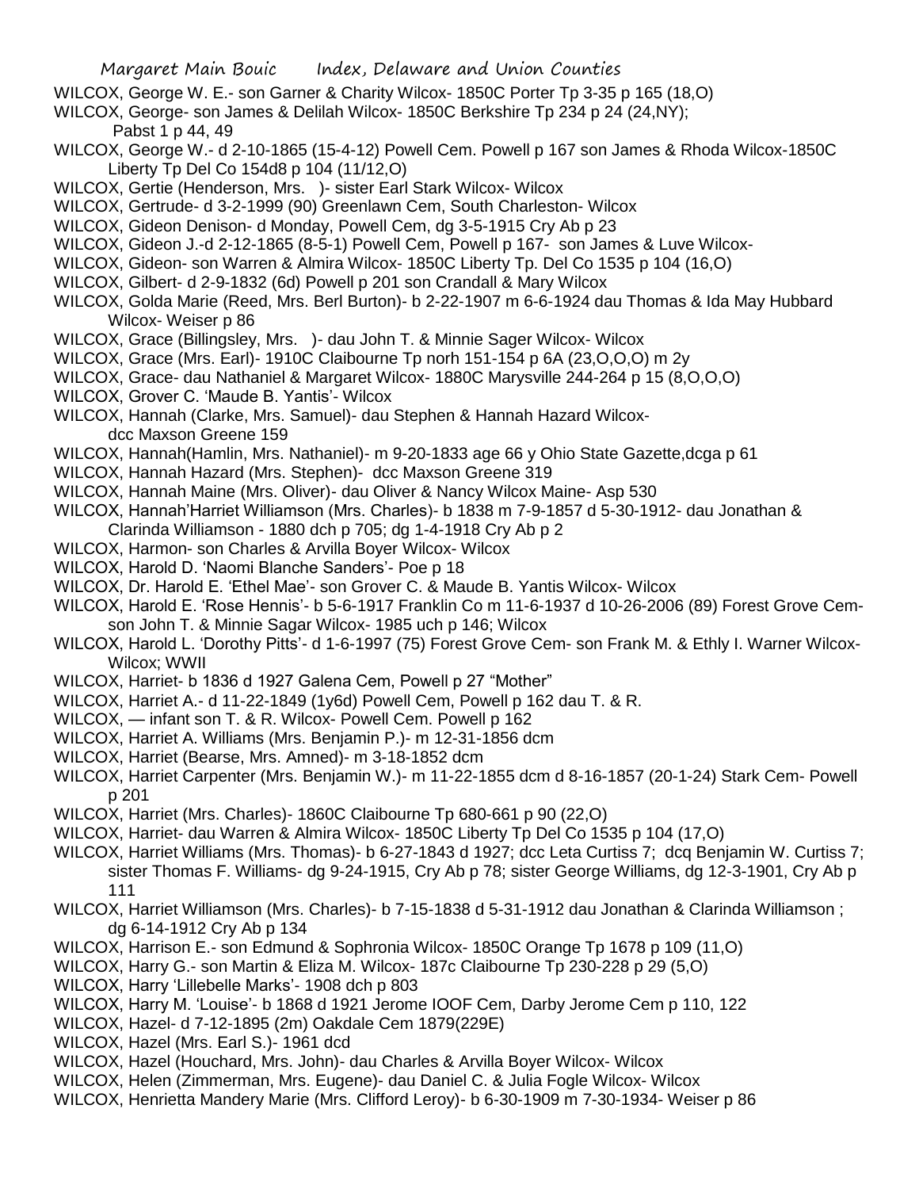WILCOX, George W. E.- son Garner & Charity Wilcox- 1850C Porter Tp 3-35 p 165 (18,O)

WILCOX, George- son James & Delilah Wilcox- 1850C Berkshire Tp 234 p 24 (24,NY); Pabst 1 p 44, 49

WILCOX, George W.- d 2-10-1865 (15-4-12) Powell Cem. Powell p 167 son James & Rhoda Wilcox-1850C Liberty Tp Del Co 154d8 p 104 (11/12,O)

WILCOX, Gertie (Henderson, Mrs. )- sister Earl Stark Wilcox- Wilcox

WILCOX, Gertrude- d 3-2-1999 (90) Greenlawn Cem, South Charleston- Wilcox

WILCOX, Gideon Denison- d Monday, Powell Cem, dg 3-5-1915 Cry Ab p 23

WILCOX, Gideon J.-d 2-12-1865 (8-5-1) Powell Cem, Powell p 167- son James & Luve Wilcox-

WILCOX, Gideon- son Warren & Almira Wilcox- 1850C Liberty Tp. Del Co 1535 p 104 (16,O)

WILCOX, Gilbert- d 2-9-1832 (6d) Powell p 201 son Crandall & Mary Wilcox

WILCOX, Golda Marie (Reed, Mrs. Berl Burton)- b 2-22-1907 m 6-6-1924 dau Thomas & Ida May Hubbard Wilcox- Weiser p 86

WILCOX, Grace (Billingsley, Mrs. )- dau John T. & Minnie Sager Wilcox- Wilcox

WILCOX, Grace (Mrs. Earl)- 1910C Claibourne Tp norh 151-154 p 6A (23,O,O,O) m 2y

WILCOX, Grace- dau Nathaniel & Margaret Wilcox- 1880C Marysville 244-264 p 15 (8,O,O,O)

WILCOX, Grover C. 'Maude B. Yantis'- Wilcox

WILCOX, Hannah (Clarke, Mrs. Samuel)- dau Stephen & Hannah Hazard Wilcox- dcc Maxson Greene 159

WILCOX, Hannah(Hamlin, Mrs. Nathaniel)- m 9-20-1833 age 66 y Ohio State Gazette,dcga p 61

WILCOX, Hannah Hazard (Mrs. Stephen)- dcc Maxson Greene 319

WILCOX, Hannah Maine (Mrs. Oliver)- dau Oliver & Nancy Wilcox Maine- Asp 530

WILCOX, Hannah'Harriet Williamson (Mrs. Charles)- b 1838 m 7-9-1857 d 5-30-1912- dau Jonathan & Clarinda Williamson - 1880 dch p 705; dg 1-4-1918 Cry Ab p 2

WILCOX, Harmon- son Charles & Arvilla Boyer Wilcox- Wilcox

WILCOX, Harold D. 'Naomi Blanche Sanders'- Poe p 18

WILCOX, Dr. Harold E. 'Ethel Mae'- son Grover C. & Maude B. Yantis Wilcox- Wilcox

WILCOX, Harold E. 'Rose Hennis'- b 5-6-1917 Franklin Co m 11-6-1937 d 10-26-2006 (89) Forest Grove Cem- son John T. & Minnie Sagar Wilcox- 1985 uch p 146; Wilcox

WILCOX, Harold L. 'Dorothy Pitts'- d 1-6-1997 (75) Forest Grove Cem- son Frank M. & Ethly I. Warner Wilcox- Wilcox; WWII

WILCOX, Harriet- b 1836 d 1927 Galena Cem, Powell p 27 "Mother"

WILCOX, Harriet A.- d 11-22-1849 (1y6d) Powell Cem, Powell p 162 dau T. & R.

WILCOX, — infant son T. & R. Wilcox- Powell Cem. Powell p 162

WILCOX, Harriet A. Williams (Mrs. Benjamin P.)- m 12-31-1856 dcm

WILCOX, Harriet (Bearse, Mrs. Amned)- m 3-18-1852 dcm

WILCOX, Harriet Carpenter (Mrs. Benjamin W.)- m 11-22-1855 dcm d 8-16-1857 (20-1-24) Stark Cem- Powell p 201

WILCOX, Harriet (Mrs. Charles)- 1860C Claibourne Tp 680-661 p 90 (22,O)

WILCOX, Harriet- dau Warren & Almira Wilcox- 1850C Liberty Tp Del Co 1535 p 104 (17,O)

WILCOX, Harriet Williams (Mrs. Thomas)- b 6-27-1843 d 1927; dcc Leta Curtiss 7; dcq Benjamin W. Curtiss 7; sister Thomas F. Williams- dg 9-24-1915, Cry Ab p 78; sister George Williams, dg 12-3-1901, Cry Ab p 111

WILCOX, Harriet Williamson (Mrs. Charles)- b 7-15-1838 d 5-31-1912 dau Jonathan & Clarinda Williamson ; dg 6-14-1912 Cry Ab p 134

WILCOX, Harrison E.- son Edmund & Sophronia Wilcox- 1850C Orange Tp 1678 p 109 (11,O)

WILCOX, Harry G.- son Martin & Eliza M. Wilcox- 187c Claibourne Tp 230-228 p 29 (5,O)

WILCOX, Harry 'Lillebelle Marks'- 1908 dch p 803

WILCOX, Harry M. 'Louise'- b 1868 d 1921 Jerome IOOF Cem, Darby Jerome Cem p 110, 122

WILCOX, Hazel- d 7-12-1895 (2m) Oakdale Cem 1879(229E)

WILCOX, Hazel (Mrs. Earl S.)- 1961 dcd

WILCOX, Hazel (Houchard, Mrs. John)- dau Charles & Arvilla Boyer Wilcox- Wilcox

WILCOX, Helen (Zimmerman, Mrs. Eugene)- dau Daniel C. & Julia Fogle Wilcox- Wilcox

WILCOX, Henrietta Mandery Marie (Mrs. Clifford Leroy)- b 6-30-1909 m 7-30-1934- Weiser p 86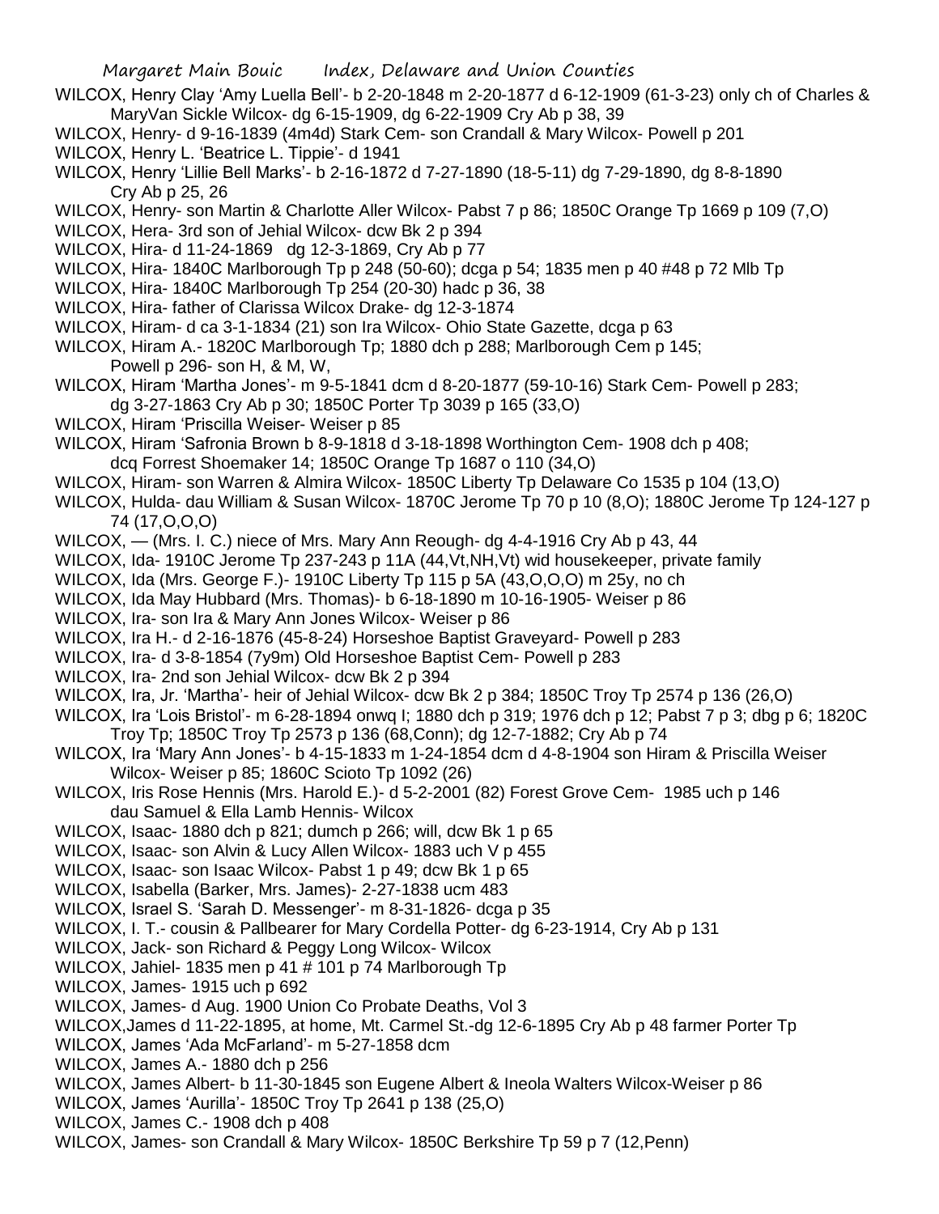WILCOX, Henry Clay 'Amy Luella Bell'- b 2-20-1848 m 2-20-1877 d 6-12-1909 (61-3-23) only ch of Charles & MaryVan Sickle Wilcox- dg 6-15-1909, dg 6-22-1909 Cry Ab p 38, 39

WILCOX, Henry- d 9-16-1839 (4m4d) Stark Cem- son Crandall & Mary Wilcox- Powell p 201

WILCOX, Henry L. 'Beatrice L. Tippie'- d 1941

WILCOX, Henry 'Lillie Bell Marks'- b 2-16-1872 d 7-27-1890 (18-5-11) dg 7-29-1890, dg 8-8-1890 Cry Ab p 25, 26

WILCOX, Henry- son Martin & Charlotte Aller Wilcox- Pabst 7 p 86; 1850C Orange Tp 1669 p 109 (7,O)

WILCOX, Hera- 3rd son of Jehial Wilcox- dcw Bk 2 p 394

WILCOX, Hira- d 11-24-1869 dg 12-3-1869, Cry Ab p 77

WILCOX, Hira- 1840C Marlborough Tp p 248 (50-60); dcga p 54; 1835 men p 40 #48 p 72 Mlb Tp

WILCOX, Hira- 1840C Marlborough Tp 254 (20-30) hadc p 36, 38

WILCOX, Hira- father of Clarissa Wilcox Drake- dg 12-3-1874

WILCOX, Hiram- d ca 3-1-1834 (21) son Ira Wilcox- Ohio State Gazette, dcga p 63

WILCOX, Hiram A.- 1820C Marlborough Tp; 1880 dch p 288; Marlborough Cem p 145; Powell p 296- son H, & M, W,

WILCOX, Hiram 'Martha Jones'- m 9-5-1841 dcm d 8-20-1877 (59-10-16) Stark Cem- Powell p 283; dg 3-27-1863 Cry Ab p 30; 1850C Porter Tp 3039 p 165 (33,O)

WILCOX, Hiram 'Priscilla Weiser- Weiser p 85

WILCOX, Hiram 'Safronia Brown b 8-9-1818 d 3-18-1898 Worthington Cem- 1908 dch p 408; dcq Forrest Shoemaker 14; 1850C Orange Tp 1687 o 110 (34,O)

WILCOX, Hiram- son Warren & Almira Wilcox- 1850C Liberty Tp Delaware Co 1535 p 104 (13,O)

WILCOX, Hulda- dau William & Susan Wilcox- 1870C Jerome Tp 70 p 10 (8,O); 1880C Jerome Tp 124-127 p 74 (17,O,O,O)

WILCOX, — (Mrs. I. C.) niece of Mrs. Mary Ann Reough- dg 4-4-1916 Cry Ab p 43, 44

WILCOX, Ida- 1910C Jerome Tp 237-243 p 11A (44,Vt,NH,Vt) wid housekeeper, private family

WILCOX, Ida (Mrs. George F.)- 1910C Liberty Tp 115 p 5A (43,O,O,O) m 25y, no ch

WILCOX, Ida May Hubbard (Mrs. Thomas)- b 6-18-1890 m 10-16-1905- Weiser p 86

WILCOX, Ira- son Ira & Mary Ann Jones Wilcox- Weiser p 86

WILCOX, Ira H.- d 2-16-1876 (45-8-24) Horseshoe Baptist Graveyard- Powell p 283

WILCOX, Ira- d 3-8-1854 (7y9m) Old Horseshoe Baptist Cem- Powell p 283

WILCOX, Ira- 2nd son Jehial Wilcox- dcw Bk 2 p 394

WILCOX, Ira, Jr. 'Martha'- heir of Jehial Wilcox- dcw Bk 2 p 384; 1850C Troy Tp 2574 p 136 (26,O)

WILCOX, Ira 'Lois Bristol'- m 6-28-1894 onwq I; 1880 dch p 319; 1976 dch p 12; Pabst 7 p 3; dbg p 6; 1820C Troy Tp; 1850C Troy Tp 2573 p 136 (68,Conn); dg 12-7-1882; Cry Ab p 74

WILCOX, Ira 'Mary Ann Jones'- b 4-15-1833 m 1-24-1854 dcm d 4-8-1904 son Hiram & Priscilla Weiser Wilcox- Weiser p 85; 1860C Scioto Tp 1092 (26)

WILCOX, Iris Rose Hennis (Mrs. Harold E.)- d 5-2-2001 (82) Forest Grove Cem- 1985 uch p 146 dau Samuel & Ella Lamb Hennis- Wilcox

WILCOX, Isaac- 1880 dch p 821; dumch p 266; will, dcw Bk 1 p 65

WILCOX, Isaac- son Alvin & Lucy Allen Wilcox- 1883 uch V p 455

WILCOX, Isaac- son Isaac Wilcox- Pabst 1 p 49; dcw Bk 1 p 65

WILCOX, Isabella (Barker, Mrs. James)- 2-27-1838 ucm 483

WILCOX, Israel S. 'Sarah D. Messenger'- m 8-31-1826- dcga p 35

WILCOX, I. T.- cousin & Pallbearer for Mary Cordella Potter- dg 6-23-1914, Cry Ab p 131

WILCOX, Jack- son Richard & Peggy Long Wilcox- Wilcox

WILCOX, Jahiel- 1835 men p 41 # 101 p 74 Marlborough Tp

WILCOX, James- 1915 uch p 692

WILCOX, James- d Aug. 1900 Union Co Probate Deaths, Vol 3

WILCOX,James d 11-22-1895, at home, Mt. Carmel St.-dg 12-6-1895 Cry Ab p 48 farmer Porter Tp

WILCOX, James 'Ada McFarland'- m 5-27-1858 dcm

WILCOX, James A.- 1880 dch p 256

WILCOX, James Albert- b 11-30-1845 son Eugene Albert & Ineola Walters Wilcox-Weiser p 86

WILCOX, James 'Aurilla'- 1850C Troy Tp 2641 p 138 (25,O)

WILCOX, James C.- 1908 dch p 408

WILCOX, James- son Crandall & Mary Wilcox- 1850C Berkshire Tp 59 p 7 (12,Penn)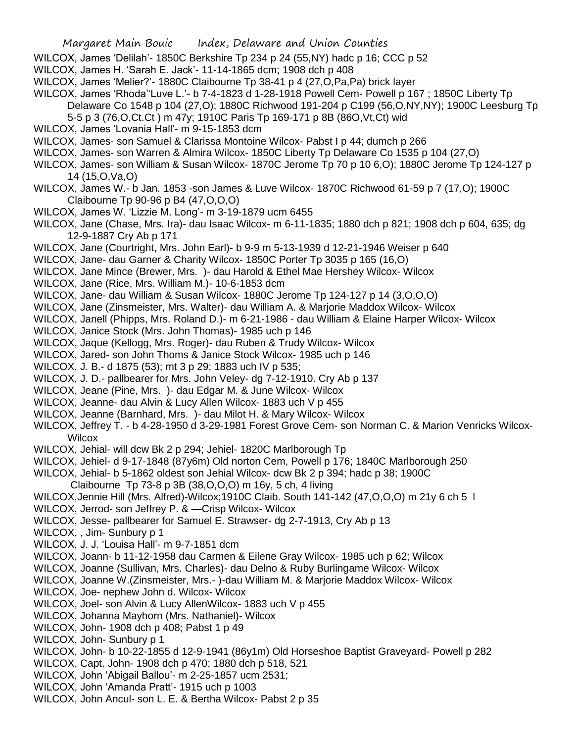WILCOX, James 'Delilah'- 1850C Berkshire Tp 234 p 24 (55,NY) hadc p 16; CCC p 52

WILCOX, James H. 'Sarah E. Jack'- 11-14-1865 dcm; 1908 dch p 408

WILCOX, James 'Melier?'- 1880C Claibourne Tp 38-41 p 4 (27,O,Pa,Pa) brick layer

WILCOX, James 'Rhoda''Luve L.'- b 7-4-1823 d 1-28-1918 Powell Cem- Powell p 167 ; 1850C Liberty Tp Delaware Co 1548 p 104 (27,O); 1880C Richwood 191-204 p C199 (56,O,NY,NY); 1900C Leesburg Tp 5-5 p 3 (76,O,Ct.Ct ) m 47y; 1910C Paris Tp 169-171 p 8B (86O,Vt,Ct) wid

WILCOX, James 'Lovania Hall'- m 9-15-1853 dcm

WILCOX, James- son Samuel & Clarissa Montoine Wilcox- Pabst I p 44; dumch p 266

WILCOX, James- son Warren & Almira Wilcox- 1850C Liberty Tp Delaware Co 1535 p 104 (27,O)

WILCOX, James- son William & Susan Wilcox- 1870C Jerome Tp 70 p 10 6,O); 1880C Jerome Tp 124-127 p 14 (15,O,Va,O)

WILCOX, James W.- b Jan. 1853 -son James & Luve Wilcox- 1870C Richwood 61-59 p 7 (17,O); 1900C Claibourne Tp 90-96 p B4 (47,O,O,O)

WILCOX, James W. 'Lizzie M. Long'- m 3-19-1879 ucm 6455

WILCOX, Jane (Chase, Mrs. Ira)- dau Isaac Wilcox- m 6-11-1835; 1880 dch p 821; 1908 dch p 604, 635; dg 12-9-1887 Cry Ab p 171

WILCOX, Jane (Courtright, Mrs. John Earl)- b 9-9 m 5-13-1939 d 12-21-1946 Weiser p 640

WILCOX, Jane- dau Garner & Charity Wilcox- 1850C Porter Tp 3035 p 165 (16,O)

WILCOX, Jane Mince (Brewer, Mrs. )- dau Harold & Ethel Mae Hershey Wilcox- Wilcox

WILCOX, Jane (Rice, Mrs. William M.)- 10-6-1853 dcm

WILCOX, Jane- dau William & Susan Wilcox- 1880C Jerome Tp 124-127 p 14 (3,O,O,O)

WILCOX, Jane (Zinsmeister, Mrs. Walter)- dau William A. & Marjorie Maddox Wilcox- Wilcox

WILCOX, Janell (Phipps, Mrs. Roland D.)- m 6-21-1986 - dau William & Elaine Harper Wilcox- Wilcox

WILCOX, Janice Stock (Mrs. John Thomas)- 1985 uch p 146

WILCOX, Jaque (Kellogg, Mrs. Roger)- dau Ruben & Trudy Wilcox- Wilcox

WILCOX, Jared- son John Thoms & Janice Stock Wilcox- 1985 uch p 146

WILCOX, J. B.- d 1875 (53); mt 3 p 29; 1883 uch IV p 535;

WILCOX, J. D.- pallbearer for Mrs. John Veley- dg 7-12-1910. Cry Ab p 137

WILCOX, Jeane (Pine, Mrs. )- dau Edgar M. & June Wilcox- Wilcox

WILCOX, Jeanne- dau Alvin & Lucy Allen Wilcox- 1883 uch V p 455

WILCOX, Jeanne (Barnhard, Mrs. )- dau Milot H. & Mary Wilcox- Wilcox

WILCOX, Jeffrey T. - b 4-28-1950 d 3-29-1981 Forest Grove Cem- son Norman C. & Marion Venricks Wilcox- Wilcox

WILCOX, Jehial- will dcw Bk 2 p 294; Jehiel- 1820C Marlborough Tp

WILCOX, Jehiel- d 9-17-1848 (87y6m) Old norton Cem, Powell p 176; 1840C Marlborough 250

WILCOX, Jehial- b 5-1862 oldest son Jehial Wilcox- dcw Bk 2 p 394; hadc p 38; 1900C Claibourne Tp 73-8 p 3B (38,O,O,O) m 16y, 5 ch, 4 living

WILCOX,Jennie Hill (Mrs. Alfred)-Wilcox;1910C Claib. South 141-142 (47,O,O,O) m 21y 6 ch 5 l

WILCOX, Jerrod- son Jeffrey P. & —Crisp Wilcox- Wilcox

WILCOX, Jesse- pallbearer for Samuel E. Strawser- dg 2-7-1913, Cry Ab p 13

WILCOX, , Jim- Sunbury p 1

WILCOX, J. J. 'Louisa Hall'- m 9-7-1851 dcm

WILCOX, Joann- b 11-12-1958 dau Carmen & Eilene Gray Wilcox- 1985 uch p 62; Wilcox

WILCOX, Joanne (Sullivan, Mrs. Charles)- dau Delno & Ruby Burlingame Wilcox- Wilcox

WILCOX, Joanne W.(Zinsmeister, Mrs.- )-dau William M. & Marjorie Maddox Wilcox- Wilcox

WILCOX, Joe- nephew John d. Wilcox- Wilcox

WILCOX, Joel- son Alvin & Lucy AllenWilcox- 1883 uch V p 455

WILCOX, Johanna Mayhorn (Mrs. Nathaniel)- Wilcox

WILCOX, John- 1908 dch p 408; Pabst 1 p 49

WILCOX, John- Sunbury p 1

WILCOX, John- b 10-22-1855 d 12-9-1941 (86y1m) Old Horseshoe Baptist Graveyard- Powell p 282

WILCOX, Capt. John- 1908 dch p 470; 1880 dch p 518, 521

WILCOX, John 'Abigail Ballou'- m 2-25-1857 ucm 2531;

WILCOX, John 'Amanda Pratt'- 1915 uch p 1003

WILCOX, John Ancul- son L. E. & Bertha Wilcox- Pabst 2 p 35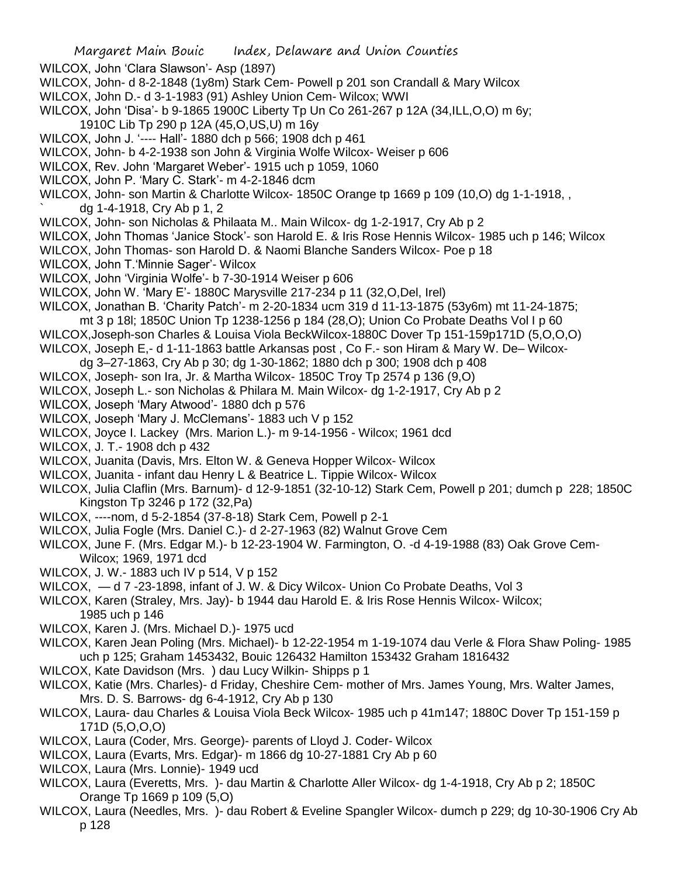WILCOX, John 'Clara Slawson'- Asp (1897)

WILCOX, John- d 8-2-1848 (1y8m) Stark Cem- Powell p 201 son Crandall & Mary Wilcox

WILCOX, John D.- d 3-1-1983 (91) Ashley Union Cem- Wilcox; WWI

WILCOX, John 'Disa'- b 9-1865 1900C Liberty Tp Un Co 261-267 p 12A (34,ILL,O,O) m 6y; 1910C Lib Tp 290 p 12A (45,O,US,U) m 16y

WILCOX, John J. '---- Hall'- 1880 dch p 566; 1908 dch p 461

WILCOX, John- b 4-2-1938 son John & Virginia Wolfe Wilcox- Weiser p 606

WILCOX, Rev. John 'Margaret Weber'- 1915 uch p 1059, 1060

WILCOX, John P. 'Mary C. Stark'- m 4-2-1846 dcm

WILCOX, John- son Martin & Charlotte Wilcox- 1850C Orange tp 1669 p 109 (10,O) dg 1-1-1918, , ` dg 1-4-1918, Cry Ab p 1, 2

WILCOX, John- son Nicholas & Philaata M.. Main Wilcox- dg 1-2-1917, Cry Ab p 2

WILCOX, John Thomas 'Janice Stock'- son Harold E. & Iris Rose Hennis Wilcox- 1985 uch p 146; Wilcox

WILCOX, John Thomas- son Harold D. & Naomi Blanche Sanders Wilcox- Poe p 18

WILCOX, John T.'Minnie Sager'- Wilcox

WILCOX, John 'Virginia Wolfe'- b 7-30-1914 Weiser p 606

WILCOX, John W. 'Mary E'- 1880C Marysville 217-234 p 11 (32,O,Del, Irel)

WILCOX, Jonathan B. 'Charity Patch'- m 2-20-1834 ucm 319 d 11-13-1875 (53y6m) mt 11-24-1875; mt 3 p 18l; 1850C Union Tp 1238-1256 p 184 (28,O); Union Co Probate Deaths Vol I p 60

WILCOX,Joseph-son Charles & Louisa Viola BeckWilcox-1880C Dover Tp 151-159p171D (5,O,O,O)

WILCOX, Joseph E,- d 1-11-1863 battle Arkansas post , Co F.- son Hiram & Mary W. De– Wilcox- dg 3–27-1863, Cry Ab p 30; dg 1-30-1862; 1880 dch p 300; 1908 dch p 408

WILCOX, Joseph- son Ira, Jr. & Martha Wilcox- 1850C Troy Tp 2574 p 136 (9,O)

WILCOX, Joseph L.- son Nicholas & Philara M. Main Wilcox- dg 1-2-1917, Cry Ab p 2

WILCOX, Joseph 'Mary Atwood'- 1880 dch p 576

WILCOX, Joseph 'Mary J. McClemans'- 1883 uch V p 152

WILCOX, Joyce I. Lackey (Mrs. Marion L.)- m 9-14-1956 - Wilcox; 1961 dcd

WILCOX, J. T.- 1908 dch p 432

WILCOX, Juanita (Davis, Mrs. Elton W. & Geneva Hopper Wilcox- Wilcox

WILCOX, Juanita - infant dau Henry L & Beatrice L. Tippie Wilcox- Wilcox

WILCOX, Julia Claflin (Mrs. Barnum)- d 12-9-1851 (32-10-12) Stark Cem, Powell p 201; dumch p 228; 1850C Kingston Tp 3246 p 172 (32,Pa)

WILCOX, ----nom, d 5-2-1854 (37-8-18) Stark Cem, Powell p 2-1

WILCOX, Julia Fogle (Mrs. Daniel C.)- d 2-27-1963 (82) Walnut Grove Cem

WILCOX, June F. (Mrs. Edgar M.)- b 12-23-1904 W. Farmington, O. -d 4-19-1988 (83) Oak Grove Cem- Wilcox; 1969, 1971 dcd

WILCOX, J. W.- 1883 uch IV p 514, V p 152

WILCOX, — d 7 -23-1898, infant of J. W. & Dicy Wilcox- Union Co Probate Deaths, Vol 3

WILCOX, Karen (Straley, Mrs. Jay)- b 1944 dau Harold E. & Iris Rose Hennis Wilcox- Wilcox; 1985 uch p 146

WILCOX, Karen J. (Mrs. Michael D.)- 1975 ucd

WILCOX, Karen Jean Poling (Mrs. Michael)- b 12-22-1954 m 1-19-1074 dau Verle & Flora Shaw Poling- 1985 uch p 125; Graham 1453432, Bouic 126432 Hamilton 153432 Graham 1816432

WILCOX, Kate Davidson (Mrs. ) dau Lucy Wilkin- Shipps p 1

WILCOX, Katie (Mrs. Charles)- d Friday, Cheshire Cem- mother of Mrs. James Young, Mrs. Walter James, Mrs. D. S. Barrows- dg 6-4-1912, Cry Ab p 130

WILCOX, Laura- dau Charles & Louisa Viola Beck Wilcox- 1985 uch p 41m147; 1880C Dover Tp 151-159 p 171D (5,O,O,O)

WILCOX, Laura (Coder, Mrs. George)- parents of Lloyd J. Coder- Wilcox

WILCOX, Laura (Evarts, Mrs. Edgar)- m 1866 dg 10-27-1881 Cry Ab p 60

WILCOX, Laura (Mrs. Lonnie)- 1949 ucd

WILCOX, Laura (Everetts, Mrs. )- dau Martin & Charlotte Aller Wilcox- dg 1-4-1918, Cry Ab p 2; 1850C Orange Tp 1669 p 109 (5,O)

WILCOX, Laura (Needles, Mrs. )- dau Robert & Eveline Spangler Wilcox- dumch p 229; dg 10-30-1906 Cry Ab p 128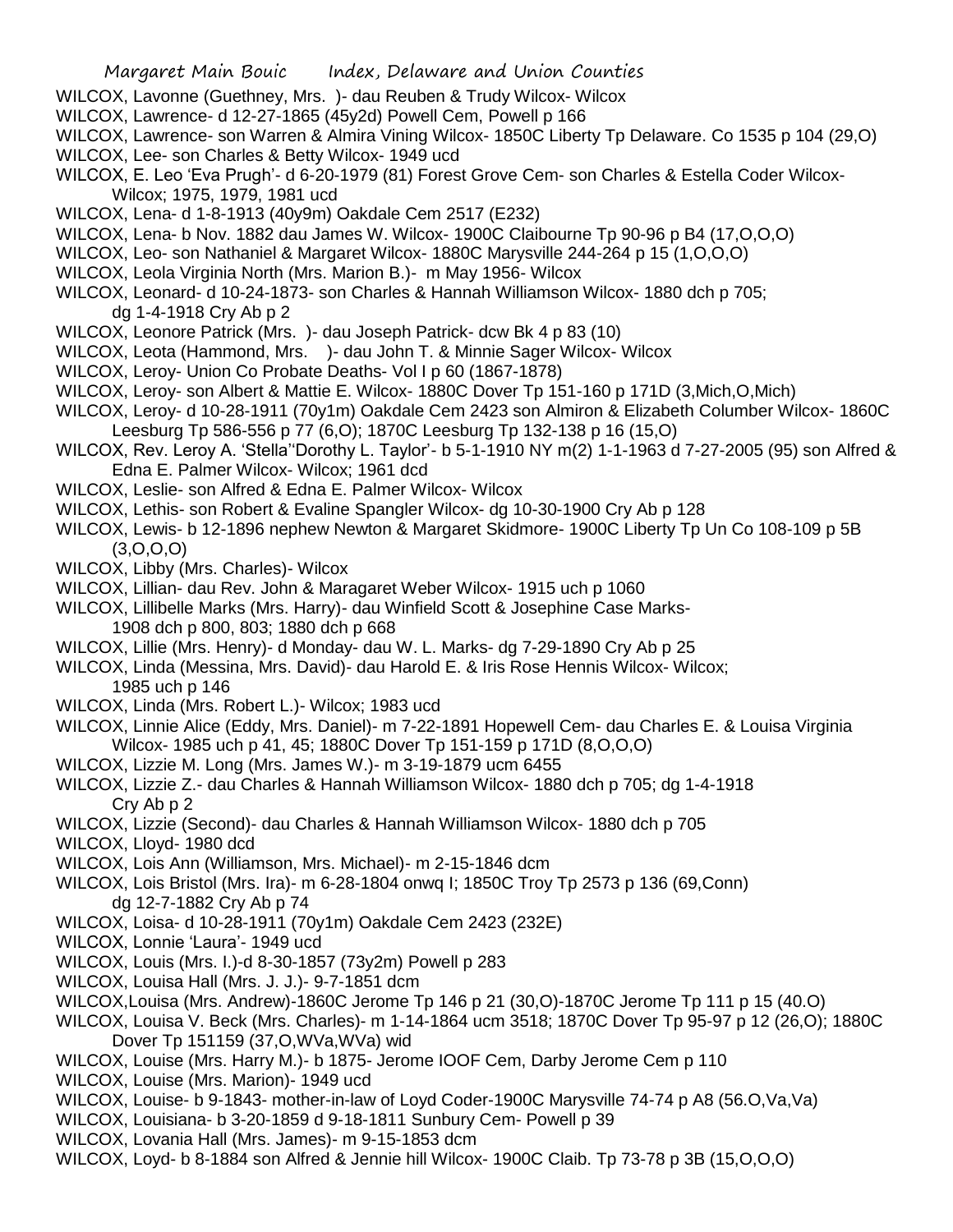WILCOX, Lavonne (Guethney, Mrs. )- dau Reuben & Trudy Wilcox- Wilcox

WILCOX, Lawrence- d 12-27-1865 (45y2d) Powell Cem, Powell p 166

WILCOX, Lawrence- son Warren & Almira Vining Wilcox- 1850C Liberty Tp Delaware. Co 1535 p 104 (29,O)

WILCOX, Lee- son Charles & Betty Wilcox- 1949 ucd

WILCOX, E. Leo 'Eva Prugh'- d 6-20-1979 (81) Forest Grove Cem- son Charles & Estella Coder Wilcox- Wilcox; 1975, 1979, 1981 ucd

WILCOX, Lena- d 1-8-1913 (40y9m) Oakdale Cem 2517 (E232)

WILCOX, Lena- b Nov. 1882 dau James W. Wilcox- 1900C Claibourne Tp 90-96 p B4 (17,O,O,O)

WILCOX, Leo- son Nathaniel & Margaret Wilcox- 1880C Marysville 244-264 p 15 (1,O,O,O)

WILCOX, Leola Virginia North (Mrs. Marion B.)- m May 1956- Wilcox

WILCOX, Leonard- d 10-24-1873- son Charles & Hannah Williamson Wilcox- 1880 dch p 705; dg 1-4-1918 Cry Ab p 2

WILCOX, Leonore Patrick (Mrs. )- dau Joseph Patrick- dcw Bk 4 p 83 (10)

WILCOX, Leota (Hammond, Mrs. )- dau John T. & Minnie Sager Wilcox- Wilcox

WILCOX, Leroy- Union Co Probate Deaths- Vol I p 60 (1867-1878)

WILCOX, Leroy- son Albert & Mattie E. Wilcox- 1880C Dover Tp 151-160 p 171D (3,Mich,O,Mich)

WILCOX, Leroy- d 10-28-1911 (70y1m) Oakdale Cem 2423 son Almiron & Elizabeth Columber Wilcox- 1860C Leesburg Tp 586-556 p 77 (6,O); 1870C Leesburg Tp 132-138 p 16 (15,O)

WILCOX, Rev. Leroy A. 'Stella''Dorothy L. Taylor'- b 5-1-1910 NY m(2) 1-1-1963 d 7-27-2005 (95) son Alfred & Edna E. Palmer Wilcox- Wilcox; 1961 dcd

WILCOX, Leslie- son Alfred & Edna E. Palmer Wilcox- Wilcox

WILCOX, Lethis- son Robert & Evaline Spangler Wilcox- dg 10-30-1900 Cry Ab p 128

WILCOX, Lewis- b 12-1896 nephew Newton & Margaret Skidmore- 1900C Liberty Tp Un Co 108-109 p 5B (3,O,O,O)

WILCOX, Libby (Mrs. Charles)- Wilcox

WILCOX, Lillian- dau Rev. John & Maragaret Weber Wilcox- 1915 uch p 1060

WILCOX, Lillibelle Marks (Mrs. Harry)- dau Winfield Scott & Josephine Case Marks- 1908 dch p 800, 803; 1880 dch p 668

WILCOX, Lillie (Mrs. Henry)- d Monday- dau W. L. Marks- dg 7-29-1890 Cry Ab p 25

WILCOX, Linda (Messina, Mrs. David)- dau Harold E. & Iris Rose Hennis Wilcox- Wilcox; 1985 uch p 146

WILCOX, Linda (Mrs. Robert L.)- Wilcox; 1983 ucd

WILCOX, Linnie Alice (Eddy, Mrs. Daniel)- m 7-22-1891 Hopewell Cem- dau Charles E. & Louisa Virginia Wilcox- 1985 uch p 41, 45; 1880C Dover Tp 151-159 p 171D (8,O,O,O)

WILCOX, Lizzie M. Long (Mrs. James W.)- m 3-19-1879 ucm 6455

WILCOX, Lizzie Z.- dau Charles & Hannah Williamson Wilcox- 1880 dch p 705; dg 1-4-1918 Cry Ab p 2

WILCOX, Lizzie (Second)- dau Charles & Hannah Williamson Wilcox- 1880 dch p 705

WILCOX, Lloyd- 1980 dcd

WILCOX, Lois Ann (Williamson, Mrs. Michael)- m 2-15-1846 dcm

WILCOX, Lois Bristol (Mrs. Ira)- m 6-28-1804 onwq I; 1850C Troy Tp 2573 p 136 (69,Conn) dg 12-7-1882 Cry Ab p 74

WILCOX, Loisa- d 10-28-1911 (70y1m) Oakdale Cem 2423 (232E)

WILCOX, Lonnie 'Laura'- 1949 ucd

WILCOX, Louis (Mrs. I.)-d 8-30-1857 (73y2m) Powell p 283

WILCOX, Louisa Hall (Mrs. J. J.)- 9-7-1851 dcm

WILCOX,Louisa (Mrs. Andrew)-1860C Jerome Tp 146 p 21 (30,O)-1870C Jerome Tp 111 p 15 (40.O)

WILCOX, Louisa V. Beck (Mrs. Charles)- m 1-14-1864 ucm 3518; 1870C Dover Tp 95-97 p 12 (26,O); 1880C Dover Tp 151159 (37,O,WVa,WVa) wid

WILCOX, Louise (Mrs. Harry M.)- b 1875- Jerome IOOF Cem, Darby Jerome Cem p 110

WILCOX, Louise (Mrs. Marion)- 1949 ucd

WILCOX, Louise- b 9-1843- mother-in-law of Loyd Coder-1900C Marysville 74-74 p A8 (56.O,Va,Va)

WILCOX, Louisiana- b 3-20-1859 d 9-18-1811 Sunbury Cem- Powell p 39

WILCOX, Lovania Hall (Mrs. James)- m 9-15-1853 dcm

WILCOX, Loyd- b 8-1884 son Alfred & Jennie hill Wilcox- 1900C Claib. Tp 73-78 p 3B (15,O,O,O)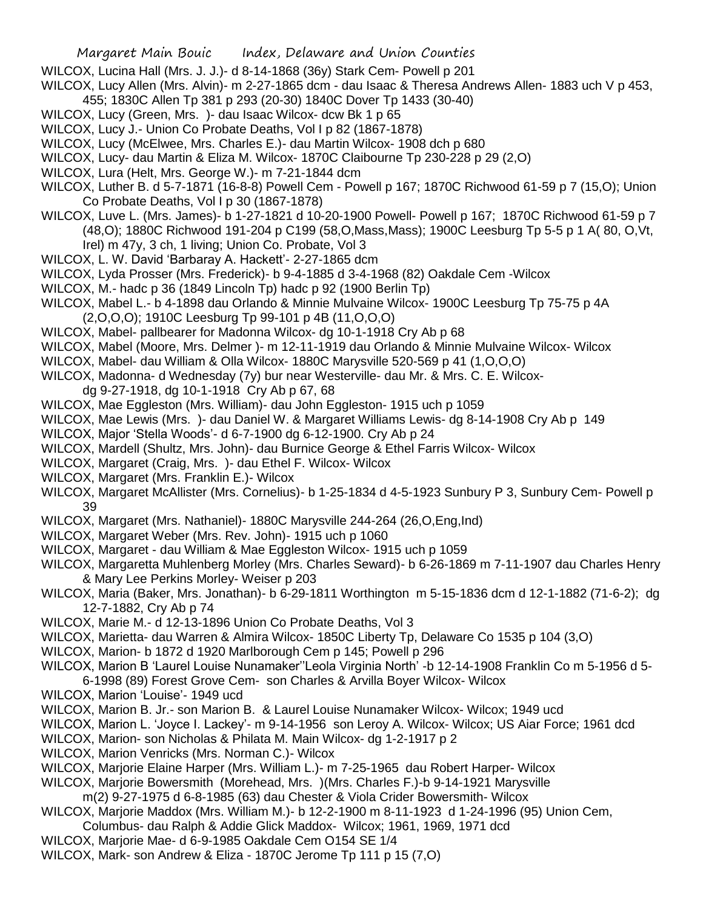WILCOX, Lucina Hall (Mrs. J. J.)- d 8-14-1868 (36y) Stark Cem- Powell p 201

WILCOX, Lucy Allen (Mrs. Alvin)- m 2-27-1865 dcm - dau Isaac & Theresa Andrews Allen- 1883 uch V p 453, 455; 1830C Allen Tp 381 p 293 (20-30) 1840C Dover Tp 1433 (30-40)

WILCOX, Lucy (Green, Mrs. )- dau Isaac Wilcox- dcw Bk 1 p 65

WILCOX, Lucy J.- Union Co Probate Deaths, Vol I p 82 (1867-1878)

WILCOX, Lucy (McElwee, Mrs. Charles E.)- dau Martin Wilcox- 1908 dch p 680

WILCOX, Lucy- dau Martin & Eliza M. Wilcox- 1870C Claibourne Tp 230-228 p 29 (2,O)

WILCOX, Lura (Helt, Mrs. George W.)- m 7-21-1844 dcm

WILCOX, Luther B. d 5-7-1871 (16-8-8) Powell Cem - Powell p 167; 1870C Richwood 61-59 p 7 (15,O); Union Co Probate Deaths, Vol I p 30 (1867-1878)

WILCOX, Luve L. (Mrs. James)- b 1-27-1821 d 10-20-1900 Powell- Powell p 167; 1870C Richwood 61-59 p 7 (48,O); 1880C Richwood 191-204 p C199 (58,O,Mass,Mass); 1900C Leesburg Tp 5-5 p 1 A( 80, O,Vt, Irel) m 47y, 3 ch, 1 living; Union Co. Probate, Vol 3

WILCOX, L. W. David 'Barbaray A. Hackett'- 2-27-1865 dcm

WILCOX, Lyda Prosser (Mrs. Frederick)- b 9-4-1885 d 3-4-1968 (82) Oakdale Cem -Wilcox

WILCOX, M.- hadc p 36 (1849 Lincoln Tp) hadc p 92 (1900 Berlin Tp)

WILCOX, Mabel L.- b 4-1898 dau Orlando & Minnie Mulvaine Wilcox- 1900C Leesburg Tp 75-75 p 4A (2,O,O,O); 1910C Leesburg Tp 99-101 p 4B (11,O,O,O)

WILCOX, Mabel- pallbearer for Madonna Wilcox- dg 10-1-1918 Cry Ab p 68

WILCOX, Mabel (Moore, Mrs. Delmer )- m 12-11-1919 dau Orlando & Minnie Mulvaine Wilcox- Wilcox

WILCOX, Mabel- dau William & Olla Wilcox- 1880C Marysville 520-569 p 41 (1,O,O,O)

WILCOX, Madonna- d Wednesday (7y) bur near Westerville- dau Mr. & Mrs. C. E. Wilcox- dg 9-27-1918, dg 10-1-1918 Cry Ab p 67, 68

WILCOX, Mae Eggleston (Mrs. William)- dau John Eggleston- 1915 uch p 1059

WILCOX, Mae Lewis (Mrs. )- dau Daniel W. & Margaret Williams Lewis- dg 8-14-1908 Cry Ab p 149

WILCOX, Major 'Stella Woods'- d 6-7-1900 dg 6-12-1900. Cry Ab p 24

WILCOX, Mardell (Shultz, Mrs. John)- dau Burnice George & Ethel Farris Wilcox- Wilcox

WILCOX, Margaret (Craig, Mrs. )- dau Ethel F. Wilcox- Wilcox

WILCOX, Margaret (Mrs. Franklin E.)- Wilcox

WILCOX, Margaret McAllister (Mrs. Cornelius)- b 1-25-1834 d 4-5-1923 Sunbury P 3, Sunbury Cem- Powell p 39

WILCOX, Margaret (Mrs. Nathaniel)- 1880C Marysville 244-264 (26,O,Eng,Ind)

WILCOX, Margaret Weber (Mrs. Rev. John)- 1915 uch p 1060

WILCOX, Margaret - dau William & Mae Eggleston Wilcox- 1915 uch p 1059

WILCOX, Margaretta Muhlenberg Morley (Mrs. Charles Seward)- b 6-26-1869 m 7-11-1907 dau Charles Henry & Mary Lee Perkins Morley- Weiser p 203

WILCOX, Maria (Baker, Mrs. Jonathan)- b 6-29-1811 Worthington m 5-15-1836 dcm d 12-1-1882 (71-6-2); dg 12-7-1882, Cry Ab p 74

WILCOX, Marie M.- d 12-13-1896 Union Co Probate Deaths, Vol 3

WILCOX, Marietta- dau Warren & Almira Wilcox- 1850C Liberty Tp, Delaware Co 1535 p 104 (3,O)

WILCOX, Marion- b 1872 d 1920 Marlborough Cem p 145; Powell p 296

WILCOX, Marion B 'Laurel Louise Nunamaker''Leola Virginia North' -b 12-14-1908 Franklin Co m 5-1956 d 5-6-1998 (89) Forest Grove Cem- son Charles & Arvilla Boyer Wilcox- Wilcox

WILCOX, Marion 'Louise'- 1949 ucd

WILCOX, Marion B. Jr.- son Marion B. & Laurel Louise Nunamaker Wilcox- Wilcox; 1949 ucd

WILCOX, Marion L. 'Joyce I. Lackey'- m 9-14-1956 son Leroy A. Wilcox- Wilcox; US Aiar Force; 1961 dcd

WILCOX, Marion- son Nicholas & Philata M. Main Wilcox- dg 1-2-1917 p 2

WILCOX, Marion Venricks (Mrs. Norman C.)- Wilcox

WILCOX, Marjorie Elaine Harper (Mrs. William L.)- m 7-25-1965 dau Robert Harper- Wilcox

WILCOX, Marjorie Bowersmith (Morehead, Mrs. )(Mrs. Charles F.)-b 9-14-1921 Marysville m(2) 9-27-1975 d 6-8-1985 (63) dau Chester & Viola Crider Bowersmith- Wilcox

WILCOX, Marjorie Maddox (Mrs. William M.)- b 12-2-1900 m 8-11-1923 d 1-24-1996 (95) Union Cem, Columbus- dau Ralph & Addie Glick Maddox- Wilcox; 1961, 1969, 1971 dcd

WILCOX, Marjorie Mae- d 6-9-1985 Oakdale Cem O154 SE 1/4

WILCOX, Mark- son Andrew & Eliza - 1870C Jerome Tp 111 p 15 (7,O)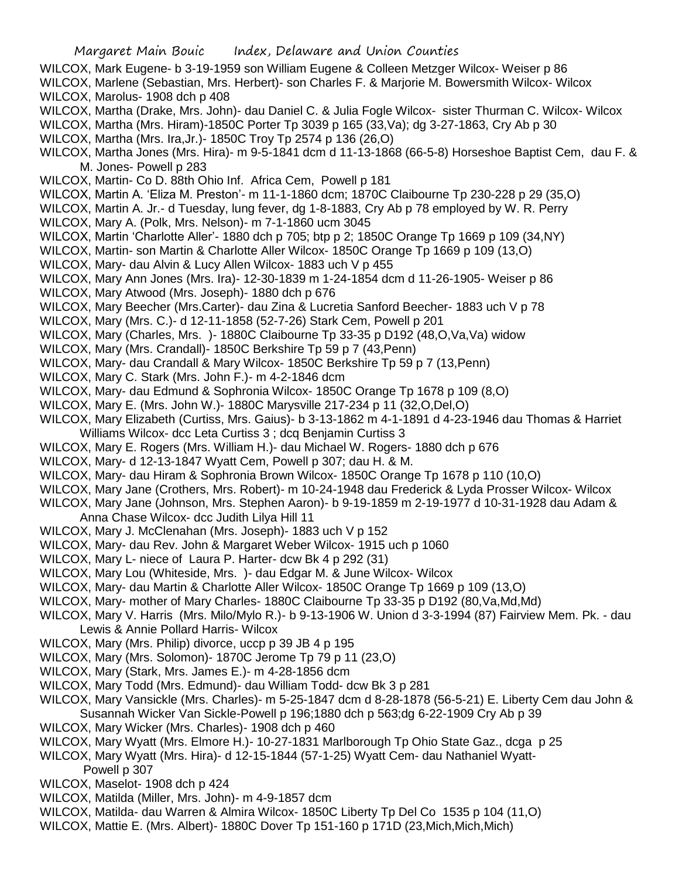WILCOX, Mark Eugene- b 3-19-1959 son William Eugene & Colleen Metzger Wilcox- Weiser p 86
WILCOX, Marlene (Sebastian, Mrs. Herbert)- son Charles F. & Marjorie M. Bowersmith Wilcox- Wilcox
WILCOX, Marolus- 1908 dch p 408
WILCOX, Martha (Drake, Mrs. John)- dau Daniel C. & Julia Fogle Wilcox- sister Thurman C. Wilcox- Wilcox
WILCOX, Martha (Mrs. Hiram)-1850C Porter Tp 3039 p 165 (33,Va); dg 3-27-1863, Cry Ab p 30
WILCOX, Martha (Mrs. Ira,Jr.)- 1850C Troy Tp 2574 p 136 (26,O)
WILCOX, Martha Jones (Mrs. Hira)- m 9-5-1841 dcm d 11-13-1868 (66-5-8) Horseshoe Baptist Cem, dau F. & M. Jones- Powell p 283
WILCOX, Martin- Co D. 88th Ohio Inf. Africa Cem, Powell p 181
WILCOX, Martin A. 'Eliza M. Preston'- m 11-1-1860 dcm; 1870C Claibourne Tp 230-228 p 29 (35,O)
WILCOX, Martin A. Jr.- d Tuesday, lung fever, dg 1-8-1883, Cry Ab p 78 employed by W. R. Perry
WILCOX, Mary A. (Polk, Mrs. Nelson)- m 7-1-1860 ucm 3045
WILCOX, Martin 'Charlotte Aller'- 1880 dch p 705; btp p 2; 1850C Orange Tp 1669 p 109 (34,NY)
WILCOX, Martin- son Martin & Charlotte Aller Wilcox- 1850C Orange Tp 1669 p 109 (13,O)
WILCOX, Mary- dau Alvin & Lucy Allen Wilcox- 1883 uch V p 455
WILCOX, Mary Ann Jones (Mrs. Ira)- 12-30-1839 m 1-24-1854 dcm d 11-26-1905- Weiser p 86
WILCOX, Mary Atwood (Mrs. Joseph)- 1880 dch p 676
WILCOX, Mary Beecher (Mrs.Carter)- dau Zina & Lucretia Sanford Beecher- 1883 uch V p 78
WILCOX, Mary (Mrs. C.)- d 12-11-1858 (52-7-26) Stark Cem, Powell p 201
WILCOX, Mary (Charles, Mrs. )- 1880C Claibourne Tp 33-35 p D192 (48,O,Va,Va) widow
WILCOX, Mary (Mrs. Crandall)- 1850C Berkshire Tp 59 p 7 (43,Penn)
WILCOX, Mary- dau Crandall & Mary Wilcox- 1850C Berkshire Tp 59 p 7 (13,Penn)
WILCOX, Mary C. Stark (Mrs. John F.)- m 4-2-1846 dcm
WILCOX, Mary- dau Edmund & Sophronia Wilcox- 1850C Orange Tp 1678 p 109 (8,O)
WILCOX, Mary E. (Mrs. John W.)- 1880C Marysville 217-234 p 11 (32,O,Del,O)
WILCOX, Mary Elizabeth (Curtiss, Mrs. Gaius)- b 3-13-1862 m 4-1-1891 d 4-23-1946 dau Thomas & Harriet Williams Wilcox- dcc Leta Curtiss 3 ; dcq Benjamin Curtiss 3
WILCOX, Mary E. Rogers (Mrs. William H.)- dau Michael W. Rogers- 1880 dch p 676
WILCOX, Mary- d 12-13-1847 Wyatt Cem, Powell p 307; dau H. & M.
WILCOX, Mary- dau Hiram & Sophronia Brown Wilcox- 1850C Orange Tp 1678 p 110 (10,O)
WILCOX, Mary Jane (Crothers, Mrs. Robert)- m 10-24-1948 dau Frederick & Lyda Prosser Wilcox- Wilcox
WILCOX, Mary Jane (Johnson, Mrs. Stephen Aaron)- b 9-19-1859 m 2-19-1977 d 10-31-1928 dau Adam & Anna Chase Wilcox- dcc Judith Lilya Hill 11
WILCOX, Mary J. McClenahan (Mrs. Joseph)- 1883 uch V p 152
WILCOX, Mary- dau Rev. John & Margaret Weber Wilcox- 1915 uch p 1060
WILCOX, Mary L- niece of Laura P. Harter- dcw Bk 4 p 292 (31)
WILCOX, Mary Lou (Whiteside, Mrs. )- dau Edgar M. & June Wilcox- Wilcox
WILCOX, Mary- dau Martin & Charlotte Aller Wilcox- 1850C Orange Tp 1669 p 109 (13,O)
WILCOX, Mary- mother of Mary Charles- 1880C Claibourne Tp 33-35 p D192 (80,Va,Md,Md)
WILCOX, Mary V. Harris (Mrs. Milo/Mylo R.)- b 9-13-1906 W. Union d 3-3-1994 (87) Fairview Mem. Pk. - dau Lewis & Annie Pollard Harris- Wilcox
WILCOX, Mary (Mrs. Philip) divorce, uccp p 39 JB 4 p 195
WILCOX, Mary (Mrs. Solomon)- 1870C Jerome Tp 79 p 11 (23,O)
WILCOX, Mary (Stark, Mrs. James E.)- m 4-28-1856 dcm
WILCOX, Mary Todd (Mrs. Edmund)- dau William Todd- dcw Bk 3 p 281
WILCOX, Mary Vansickle (Mrs. Charles)- m 5-25-1847 dcm d 8-28-1878 (56-5-21) E. Liberty Cem dau John & Susannah Wicker Van Sickle-Powell p 196;1880 dch p 563;dg 6-22-1909 Cry Ab p 39
WILCOX, Mary Wicker (Mrs. Charles)- 1908 dch p 460
WILCOX, Mary Wyatt (Mrs. Elmore H.)- 10-27-1831 Marlborough Tp Ohio State Gaz., dcga p 25
WILCOX, Mary Wyatt (Mrs. Hira)- d 12-15-1844 (57-1-25) Wyatt Cem- dau Nathaniel Wyatt- Powell p 307
WILCOX, Maselot- 1908 dch p 424
WILCOX, Matilda (Miller, Mrs. John)- m 4-9-1857 dcm
WILCOX, Matilda- dau Warren & Almira Wilcox- 1850C Liberty Tp Del Co 1535 p 104 (11,O)
WILCOX, Mattie E. (Mrs. Albert)- 1880C Dover Tp 151-160 p 171D (23,Mich,Mich,Mich)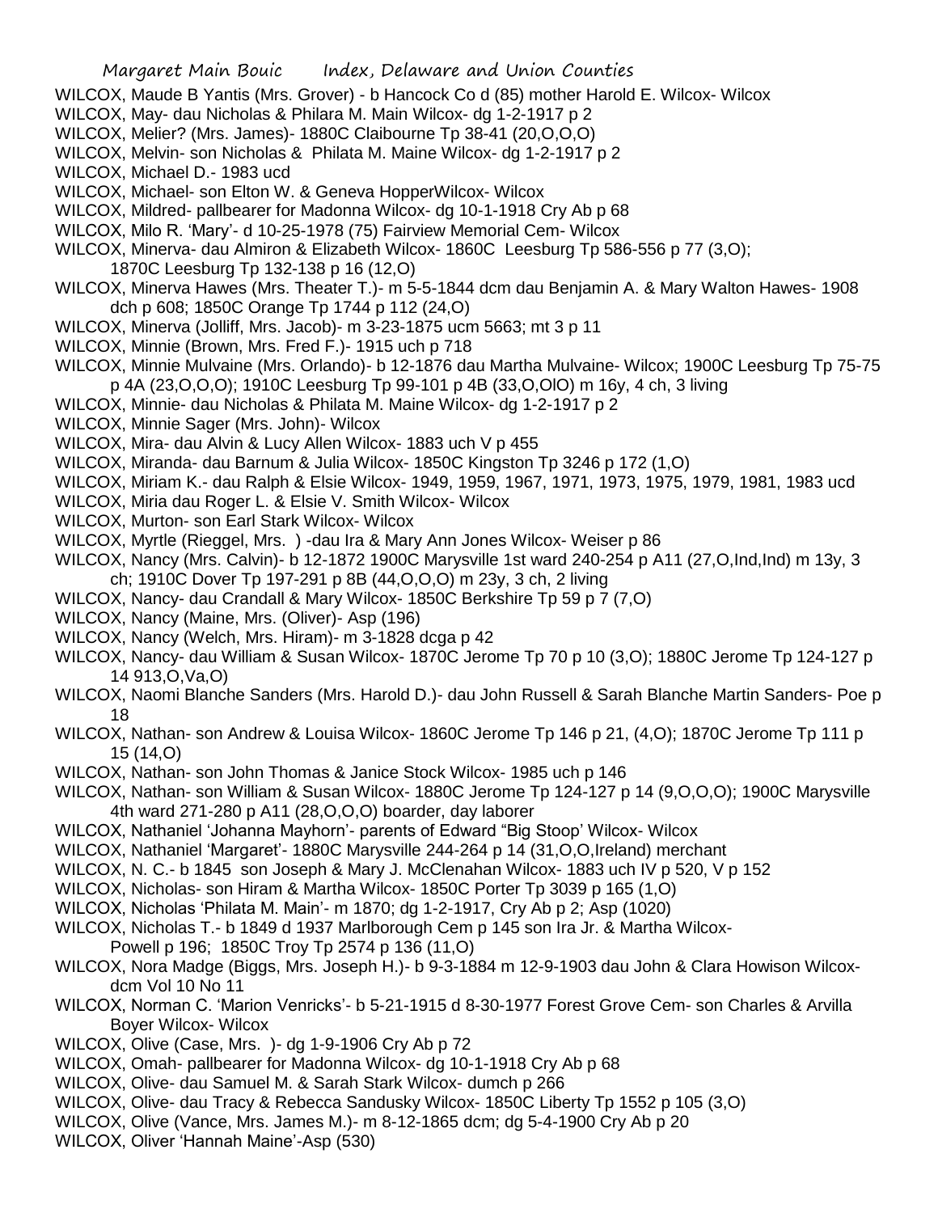WILCOX, Maude B Yantis (Mrs. Grover) - b Hancock Co d (85) mother Harold E. Wilcox- Wilcox

WILCOX, May- dau Nicholas & Philara M. Main Wilcox- dg 1-2-1917 p 2

WILCOX, Melier? (Mrs. James)- 1880C Claibourne Tp 38-41 (20,O,O,O)

WILCOX, Melvin- son Nicholas & Philata M. Maine Wilcox- dg 1-2-1917 p 2

WILCOX, Michael D.- 1983 ucd

WILCOX, Michael- son Elton W. & Geneva HopperWilcox- Wilcox

WILCOX, Mildred- pallbearer for Madonna Wilcox- dg 10-1-1918 Cry Ab p 68

WILCOX, Milo R. 'Mary'- d 10-25-1978 (75) Fairview Memorial Cem- Wilcox

WILCOX, Minerva- dau Almiron & Elizabeth Wilcox- 1860C Leesburg Tp 586-556 p 77 (3,O); 1870C Leesburg Tp 132-138 p 16 (12,O)

WILCOX, Minerva Hawes (Mrs. Theater T.)- m 5-5-1844 dcm dau Benjamin A. & Mary Walton Hawes- 1908 dch p 608; 1850C Orange Tp 1744 p 112 (24,O)

WILCOX, Minerva (Jolliff, Mrs. Jacob)- m 3-23-1875 ucm 5663; mt 3 p 11

WILCOX, Minnie (Brown, Mrs. Fred F.)- 1915 uch p 718

WILCOX, Minnie Mulvaine (Mrs. Orlando)- b 12-1876 dau Martha Mulvaine- Wilcox; 1900C Leesburg Tp 75-75 p 4A (23,O,O,O); 1910C Leesburg Tp 99-101 p 4B (33,O,OlO) m 16y, 4 ch, 3 living

WILCOX, Minnie- dau Nicholas & Philata M. Maine Wilcox- dg 1-2-1917 p 2

WILCOX, Minnie Sager (Mrs. John)- Wilcox

WILCOX, Mira- dau Alvin & Lucy Allen Wilcox- 1883 uch V p 455

WILCOX, Miranda- dau Barnum & Julia Wilcox- 1850C Kingston Tp 3246 p 172 (1,O)

WILCOX, Miriam K.- dau Ralph & Elsie Wilcox- 1949, 1959, 1967, 1971, 1973, 1975, 1979, 1981, 1983 ucd

WILCOX, Miria dau Roger L. & Elsie V. Smith Wilcox- Wilcox

WILCOX, Murton- son Earl Stark Wilcox- Wilcox

WILCOX, Myrtle (Rieggel, Mrs. ) -dau Ira & Mary Ann Jones Wilcox- Weiser p 86

WILCOX, Nancy (Mrs. Calvin)- b 12-1872 1900C Marysville 1st ward 240-254 p A11 (27,O,Ind,Ind) m 13y, 3 ch; 1910C Dover Tp 197-291 p 8B (44,O,O,O) m 23y, 3 ch, 2 living

WILCOX, Nancy- dau Crandall & Mary Wilcox- 1850C Berkshire Tp 59 p 7 (7,O)

WILCOX, Nancy (Maine, Mrs. (Oliver)- Asp (196)

WILCOX, Nancy (Welch, Mrs. Hiram)- m 3-1828 dcga p 42

WILCOX, Nancy- dau William & Susan Wilcox- 1870C Jerome Tp 70 p 10 (3,O); 1880C Jerome Tp 124-127 p 14 913,O,Va,O)

WILCOX, Naomi Blanche Sanders (Mrs. Harold D.)- dau John Russell & Sarah Blanche Martin Sanders- Poe p 18

WILCOX, Nathan- son Andrew & Louisa Wilcox- 1860C Jerome Tp 146 p 21, (4,O); 1870C Jerome Tp 111 p 15 (14,O)

WILCOX, Nathan- son John Thomas & Janice Stock Wilcox- 1985 uch p 146

WILCOX, Nathan- son William & Susan Wilcox- 1880C Jerome Tp 124-127 p 14 (9,O,O,O); 1900C Marysville 4th ward 271-280 p A11 (28,O,O,O) boarder, day laborer

WILCOX, Nathaniel 'Johanna Mayhorn'- parents of Edward "Big Stoop' Wilcox- Wilcox

WILCOX, Nathaniel 'Margaret'- 1880C Marysville 244-264 p 14 (31,O,O,Ireland) merchant

WILCOX, N. C.- b 1845 son Joseph & Mary J. McClenahan Wilcox- 1883 uch IV p 520, V p 152

WILCOX, Nicholas- son Hiram & Martha Wilcox- 1850C Porter Tp 3039 p 165 (1,O)

WILCOX, Nicholas 'Philata M. Main'- m 1870; dg 1-2-1917, Cry Ab p 2; Asp (1020)

WILCOX, Nicholas T.- b 1849 d 1937 Marlborough Cem p 145 son Ira Jr. & Martha Wilcox- Powell p 196; 1850C Troy Tp 2574 p 136 (11,O)

WILCOX, Nora Madge (Biggs, Mrs. Joseph H.)- b 9-3-1884 m 12-9-1903 dau John & Clara Howison Wilcox- dcm Vol 10 No 11

WILCOX, Norman C. 'Marion Venricks'- b 5-21-1915 d 8-30-1977 Forest Grove Cem- son Charles & Arvilla Boyer Wilcox- Wilcox

WILCOX, Olive (Case, Mrs. )- dg 1-9-1906 Cry Ab p 72

WILCOX, Omah- pallbearer for Madonna Wilcox- dg 10-1-1918 Cry Ab p 68

WILCOX, Olive- dau Samuel M. & Sarah Stark Wilcox- dumch p 266

WILCOX, Olive- dau Tracy & Rebecca Sandusky Wilcox- 1850C Liberty Tp 1552 p 105 (3,O)

WILCOX, Olive (Vance, Mrs. James M.)- m 8-12-1865 dcm; dg 5-4-1900 Cry Ab p 20

WILCOX, Oliver 'Hannah Maine'-Asp (530)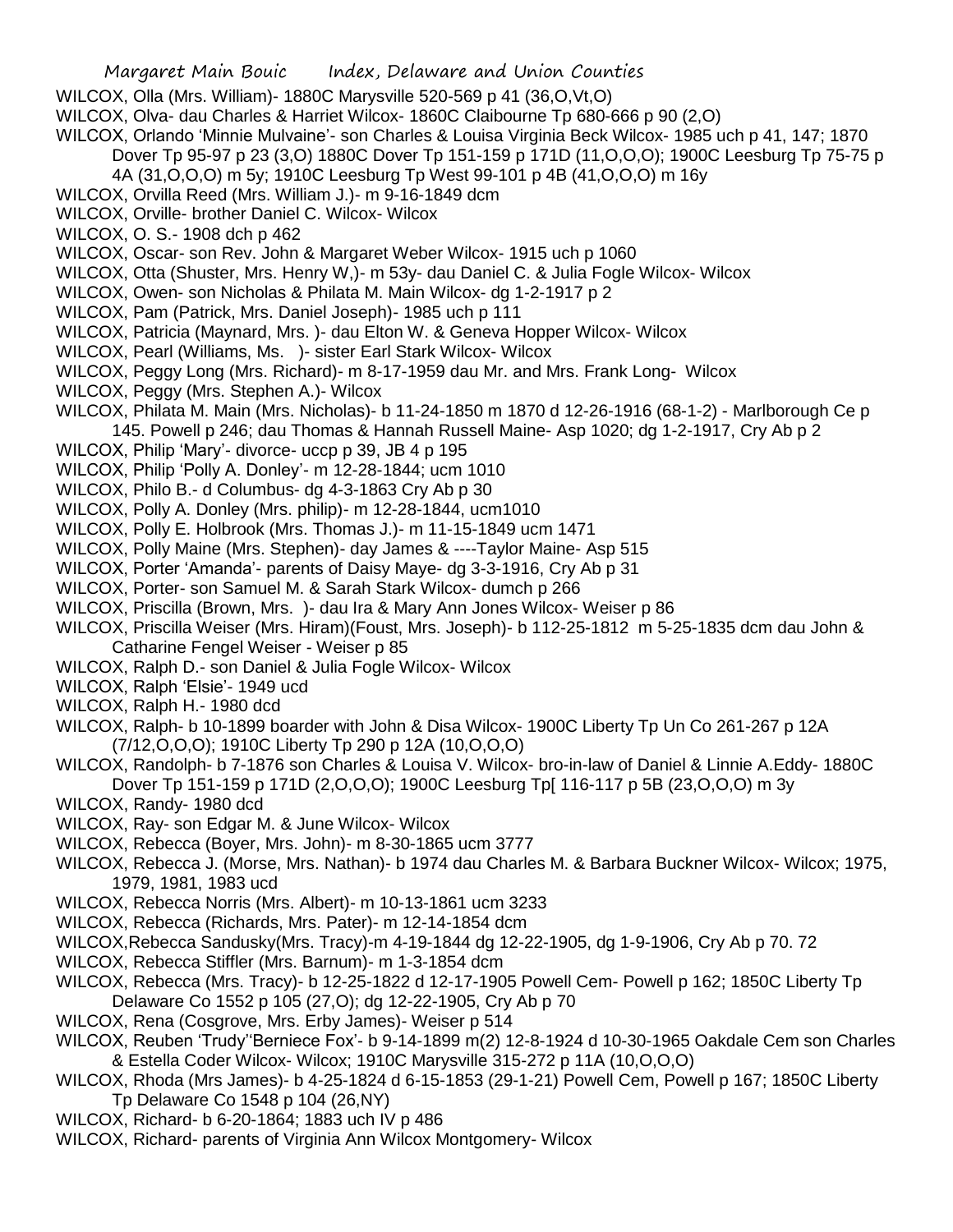WILCOX, Olla (Mrs. William)- 1880C Marysville 520-569 p 41 (36,O,Vt,O)

WILCOX, Olva- dau Charles & Harriet Wilcox- 1860C Claibourne Tp 680-666 p 90 (2,O)

WILCOX, Orlando 'Minnie Mulvaine'- son Charles & Louisa Virginia Beck Wilcox- 1985 uch p 41, 147; 1870 Dover Tp 95-97 p 23 (3,O) 1880C Dover Tp 151-159 p 171D (11,O,O,O); 1900C Leesburg Tp 75-75 p 4A (31,O,O,O) m 5y; 1910C Leesburg Tp West 99-101 p 4B (41,O,O,O) m 16y

WILCOX, Orvilla Reed (Mrs. William J.)- m 9-16-1849 dcm

WILCOX, Orville- brother Daniel C. Wilcox- Wilcox

WILCOX, O. S.- 1908 dch p 462

WILCOX, Oscar- son Rev. John & Margaret Weber Wilcox- 1915 uch p 1060

WILCOX, Otta (Shuster, Mrs. Henry W,)- m 53y- dau Daniel C. & Julia Fogle Wilcox- Wilcox

WILCOX, Owen- son Nicholas & Philata M. Main Wilcox- dg 1-2-1917 p 2

WILCOX, Pam (Patrick, Mrs. Daniel Joseph)- 1985 uch p 111

WILCOX, Patricia (Maynard, Mrs. )- dau Elton W. & Geneva Hopper Wilcox- Wilcox

WILCOX, Pearl (Williams, Ms. )- sister Earl Stark Wilcox- Wilcox

WILCOX, Peggy Long (Mrs. Richard)- m 8-17-1959 dau Mr. and Mrs. Frank Long- Wilcox

WILCOX, Peggy (Mrs. Stephen A.)- Wilcox

WILCOX, Philata M. Main (Mrs. Nicholas)- b 11-24-1850 m 1870 d 12-26-1916 (68-1-2) - Marlborough Ce p 145. Powell p 246; dau Thomas & Hannah Russell Maine- Asp 1020; dg 1-2-1917, Cry Ab p 2

WILCOX, Philip 'Mary'- divorce- uccp p 39, JB 4 p 195

WILCOX, Philip 'Polly A. Donley'- m 12-28-1844; ucm 1010

WILCOX, Philo B.- d Columbus- dg 4-3-1863 Cry Ab p 30

WILCOX, Polly A. Donley (Mrs. philip)- m 12-28-1844, ucm1010

WILCOX, Polly E. Holbrook (Mrs. Thomas J.)- m 11-15-1849 ucm 1471

WILCOX, Polly Maine (Mrs. Stephen)- day James & ----Taylor Maine- Asp 515

WILCOX, Porter 'Amanda'- parents of Daisy Maye- dg 3-3-1916, Cry Ab p 31

WILCOX, Porter- son Samuel M. & Sarah Stark Wilcox- dumch p 266

WILCOX, Priscilla (Brown, Mrs. )- dau Ira & Mary Ann Jones Wilcox- Weiser p 86

WILCOX, Priscilla Weiser (Mrs. Hiram)(Foust, Mrs. Joseph)- b 112-25-1812 m 5-25-1835 dcm dau John & Catharine Fengel Weiser - Weiser p 85

WILCOX, Ralph D.- son Daniel & Julia Fogle Wilcox- Wilcox

WILCOX, Ralph 'Elsie'- 1949 ucd

WILCOX, Ralph H.- 1980 dcd

WILCOX, Ralph- b 10-1899 boarder with John & Disa Wilcox- 1900C Liberty Tp Un Co 261-267 p 12A (7/12,O,O,O); 1910C Liberty Tp 290 p 12A (10,O,O,O)

WILCOX, Randolph- b 7-1876 son Charles & Louisa V. Wilcox- bro-in-law of Daniel & Linnie A.Eddy- 1880C Dover Tp 151-159 p 171D (2,O,O,O); 1900C Leesburg Tp[ 116-117 p 5B (23,O,O,O) m 3y

WILCOX, Randy- 1980 dcd

WILCOX, Ray- son Edgar M. & June Wilcox- Wilcox

WILCOX, Rebecca (Boyer, Mrs. John)- m 8-30-1865 ucm 3777

WILCOX, Rebecca J. (Morse, Mrs. Nathan)- b 1974 dau Charles M. & Barbara Buckner Wilcox- Wilcox; 1975, 1979, 1981, 1983 ucd

WILCOX, Rebecca Norris (Mrs. Albert)- m 10-13-1861 ucm 3233

WILCOX, Rebecca (Richards, Mrs. Pater)- m 12-14-1854 dcm

WILCOX,Rebecca Sandusky(Mrs. Tracy)-m 4-19-1844 dg 12-22-1905, dg 1-9-1906, Cry Ab p 70. 72

WILCOX, Rebecca Stiffler (Mrs. Barnum)- m 1-3-1854 dcm

WILCOX, Rebecca (Mrs. Tracy)- b 12-25-1822 d 12-17-1905 Powell Cem- Powell p 162; 1850C Liberty Tp Delaware Co 1552 p 105 (27,O); dg 12-22-1905, Cry Ab p 70

WILCOX, Rena (Cosgrove, Mrs. Erby James)- Weiser p 514

WILCOX, Reuben 'Trudy''Berniece Fox'- b 9-14-1899 m(2) 12-8-1924 d 10-30-1965 Oakdale Cem son Charles & Estella Coder Wilcox- Wilcox; 1910C Marysville 315-272 p 11A (10,O,O,O)

WILCOX, Rhoda (Mrs James)- b 4-25-1824 d 6-15-1853 (29-1-21) Powell Cem, Powell p 167; 1850C Liberty Tp Delaware Co 1548 p 104 (26,NY)

WILCOX, Richard- b 6-20-1864; 1883 uch IV p 486

WILCOX, Richard- parents of Virginia Ann Wilcox Montgomery- Wilcox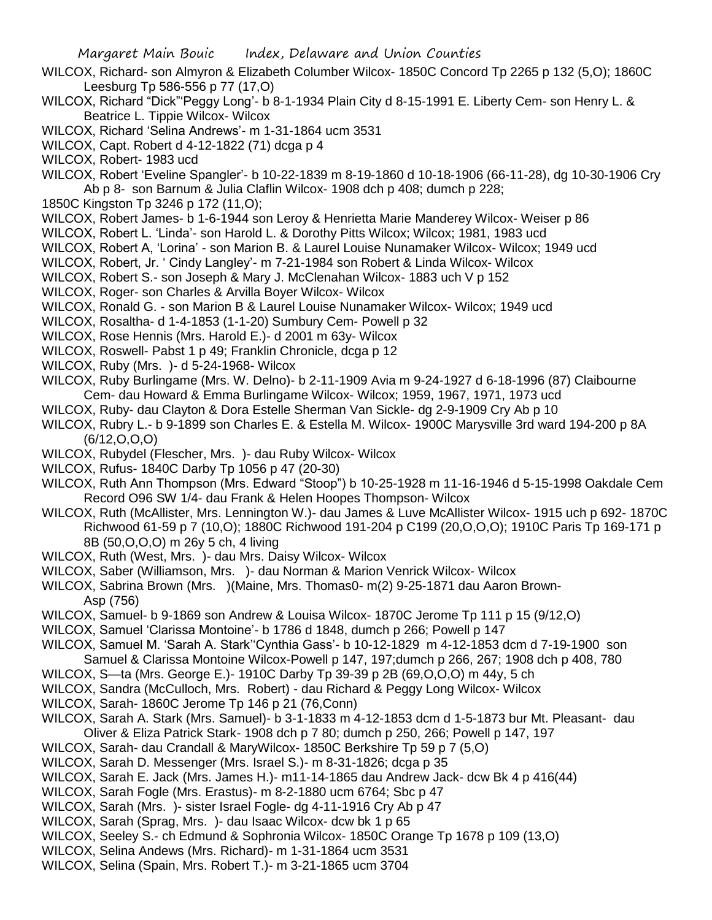WILCOX, Richard- son Almyron & Elizabeth Columber Wilcox- 1850C Concord Tp 2265 p 132 (5,O); 1860C Leesburg Tp 586-556 p 77 (17,O)

WILCOX, Richard "Dick"'Peggy Long'- b 8-1-1934 Plain City d 8-15-1991 E. Liberty Cem- son Henry L. & Beatrice L. Tippie Wilcox- Wilcox

WILCOX, Richard 'Selina Andrews'- m 1-31-1864 ucm 3531

WILCOX, Capt. Robert d 4-12-1822 (71) dcga p 4

WILCOX, Robert- 1983 ucd

WILCOX, Robert 'Eveline Spangler'- b 10-22-1839 m 8-19-1860 d 10-18-1906 (66-11-28), dg 10-30-1906 Cry Ab p 8- son Barnum & Julia Claflin Wilcox- 1908 dch p 408; dumch p 228;

1850C Kingston Tp 3246 p 172 (11,O);

WILCOX, Robert James- b 1-6-1944 son Leroy & Henrietta Marie Manderey Wilcox- Weiser p 86

WILCOX, Robert L. 'Linda'- son Harold L. & Dorothy Pitts Wilcox; Wilcox; 1981, 1983 ucd

WILCOX, Robert A, 'Lorina' - son Marion B. & Laurel Louise Nunamaker Wilcox- Wilcox; 1949 ucd

WILCOX, Robert, Jr. ' Cindy Langley'- m 7-21-1984 son Robert & Linda Wilcox- Wilcox

WILCOX, Robert S.- son Joseph & Mary J. McClenahan Wilcox- 1883 uch V p 152

WILCOX, Roger- son Charles & Arvilla Boyer Wilcox- Wilcox

WILCOX, Ronald G. - son Marion B & Laurel Louise Nunamaker Wilcox- Wilcox; 1949 ucd

WILCOX, Rosaltha- d 1-4-1853 (1-1-20) Sumbury Cem- Powell p 32

WILCOX, Rose Hennis (Mrs. Harold E.)- d 2001 m 63y- Wilcox

WILCOX, Roswell- Pabst 1 p 49; Franklin Chronicle, dcga p 12

WILCOX, Ruby (Mrs. )- d 5-24-1968- Wilcox

WILCOX, Ruby Burlingame (Mrs. W. Delno)- b 2-11-1909 Avia m 9-24-1927 d 6-18-1996 (87) Claibourne Cem- dau Howard & Emma Burlingame Wilcox- Wilcox; 1959, 1967, 1971, 1973 ucd

WILCOX, Ruby- dau Clayton & Dora Estelle Sherman Van Sickle- dg 2-9-1909 Cry Ab p 10

WILCOX, Rubry L.- b 9-1899 son Charles E. & Estella M. Wilcox- 1900C Marysville 3rd ward 194-200 p 8A (6/12,O,O,O)

WILCOX, Rubydel (Flescher, Mrs. )- dau Ruby Wilcox- Wilcox

WILCOX, Rufus- 1840C Darby Tp 1056 p 47 (20-30)

WILCOX, Ruth Ann Thompson (Mrs. Edward "Stoop") b 10-25-1928 m 11-16-1946 d 5-15-1998 Oakdale Cem Record O96 SW 1/4- dau Frank & Helen Hoopes Thompson- Wilcox

WILCOX, Ruth (McAllister, Mrs. Lennington W.)- dau James & Luve McAllister Wilcox- 1915 uch p 692- 1870C Richwood 61-59 p 7 (10,O); 1880C Richwood 191-204 p C199 (20,O,O,O); 1910C Paris Tp 169-171 p 8B (50,O,O,O) m 26y 5 ch, 4 living

WILCOX, Ruth (West, Mrs. )- dau Mrs. Daisy Wilcox- Wilcox

WILCOX, Saber (Williamson, Mrs. )- dau Norman & Marion Venrick Wilcox- Wilcox

WILCOX, Sabrina Brown (Mrs. )(Maine, Mrs. Thomas0- m(2) 9-25-1871 dau Aaron Brown- Asp (756)

WILCOX, Samuel- b 9-1869 son Andrew & Louisa Wilcox- 1870C Jerome Tp 111 p 15 (9/12,O)

WILCOX, Samuel 'Clarissa Montoine'- b 1786 d 1848, dumch p 266; Powell p 147

WILCOX, Samuel M. 'Sarah A. Stark''Cynthia Gass'- b 10-12-1829 m 4-12-1853 dcm d 7-19-1900 son Samuel & Clarissa Montoine Wilcox-Powell p 147, 197;dumch p 266, 267; 1908 dch p 408, 780

WILCOX, S—ta (Mrs. George E.)- 1910C Darby Tp 39-39 p 2B (69,O,O,O) m 44y, 5 ch

WILCOX, Sandra (McCulloch, Mrs. Robert) - dau Richard & Peggy Long Wilcox- Wilcox

WILCOX, Sarah- 1860C Jerome Tp 146 p 21 (76,Conn)

WILCOX, Sarah A. Stark (Mrs. Samuel)- b 3-1-1833 m 4-12-1853 dcm d 1-5-1873 bur Mt. Pleasant- dau Oliver & Eliza Patrick Stark- 1908 dch p 7 80; dumch p 250, 266; Powell p 147, 197

WILCOX, Sarah- dau Crandall & MaryWilcox- 1850C Berkshire Tp 59 p 7 (5,O)

WILCOX, Sarah D. Messenger (Mrs. Israel S.)- m 8-31-1826; dcga p 35

WILCOX, Sarah E. Jack (Mrs. James H.)- m11-14-1865 dau Andrew Jack- dcw Bk 4 p 416(44)

WILCOX, Sarah Fogle (Mrs. Erastus)- m 8-2-1880 ucm 6764; Sbc p 47

WILCOX, Sarah (Mrs. )- sister Israel Fogle- dg 4-11-1916 Cry Ab p 47

WILCOX, Sarah (Sprag, Mrs. )- dau Isaac Wilcox- dcw bk 1 p 65

WILCOX, Seeley S.- ch Edmund & Sophronia Wilcox- 1850C Orange Tp 1678 p 109 (13,O)

WILCOX, Selina Andews (Mrs. Richard)- m 1-31-1864 ucm 3531

WILCOX, Selina (Spain, Mrs. Robert T.)- m 3-21-1865 ucm 3704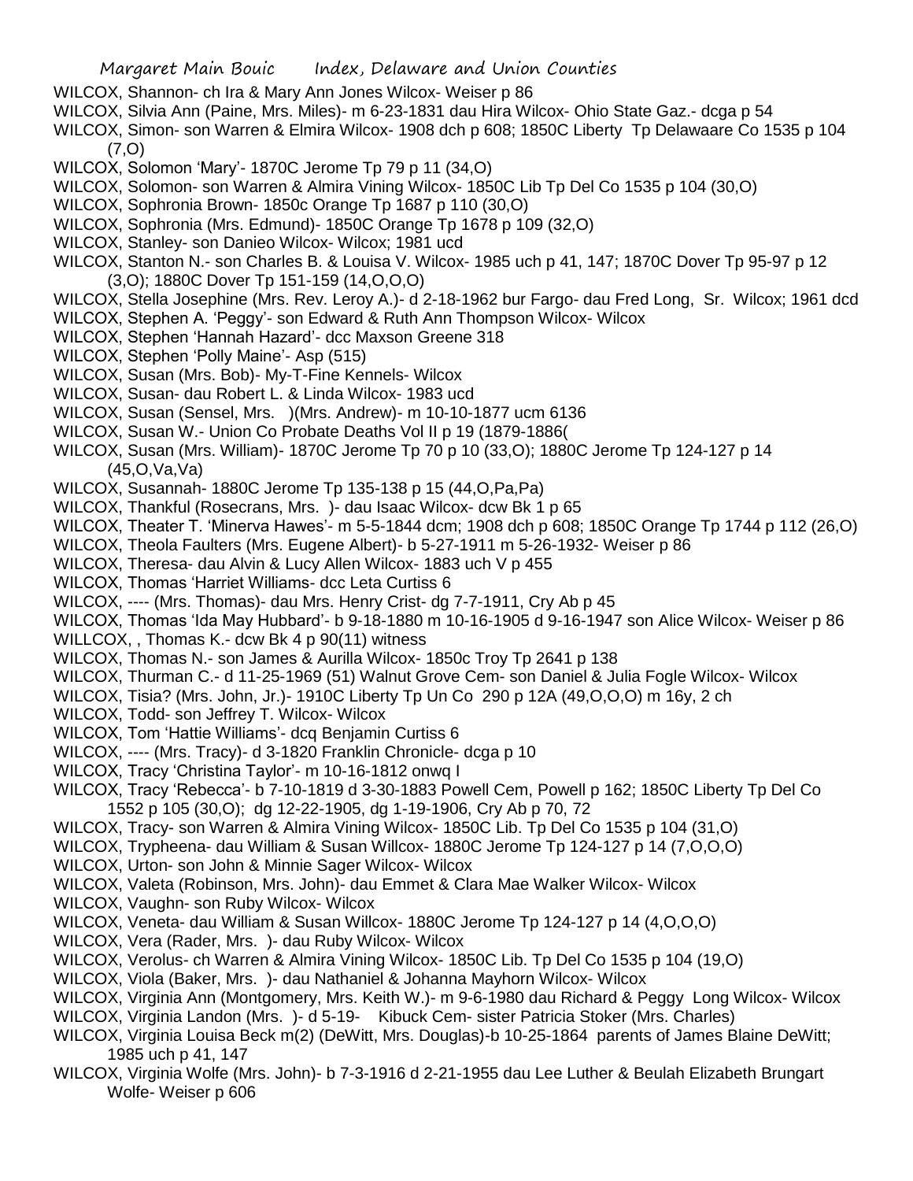WILCOX, Shannon- ch Ira & Mary Ann Jones Wilcox- Weiser p 86

WILCOX, Silvia Ann (Paine, Mrs. Miles)- m 6-23-1831 dau Hira Wilcox- Ohio State Gaz.- dcga p 54

WILCOX, Simon- son Warren & Elmira Wilcox- 1908 dch p 608; 1850C Liberty Tp Delawaare Co 1535 p 104 (7,O)

WILCOX, Solomon 'Mary'- 1870C Jerome Tp 79 p 11 (34,O)

WILCOX, Solomon- son Warren & Almira Vining Wilcox- 1850C Lib Tp Del Co 1535 p 104 (30,O)

WILCOX, Sophronia Brown- 1850c Orange Tp 1687 p 110 (30,O)

WILCOX, Sophronia (Mrs. Edmund)- 1850C Orange Tp 1678 p 109 (32,O)

WILCOX, Stanley- son Danieo Wilcox- Wilcox; 1981 ucd

WILCOX, Stanton N.- son Charles B. & Louisa V. Wilcox- 1985 uch p 41, 147; 1870C Dover Tp 95-97 p 12 (3,O); 1880C Dover Tp 151-159 (14,O,O,O)

WILCOX, Stella Josephine (Mrs. Rev. Leroy A.)- d 2-18-1962 bur Fargo- dau Fred Long, Sr. Wilcox; 1961 dcd

WILCOX, Stephen A. 'Peggy'- son Edward & Ruth Ann Thompson Wilcox- Wilcox

WILCOX, Stephen 'Hannah Hazard'- dcc Maxson Greene 318

WILCOX, Stephen 'Polly Maine'- Asp (515)

WILCOX, Susan (Mrs. Bob)- My-T-Fine Kennels- Wilcox

WILCOX, Susan- dau Robert L. & Linda Wilcox- 1983 ucd

WILCOX, Susan (Sensel, Mrs. )(Mrs. Andrew)- m 10-10-1877 ucm 6136

WILCOX, Susan W.- Union Co Probate Deaths Vol II p 19 (1879-1886(

WILCOX, Susan (Mrs. William)- 1870C Jerome Tp 70 p 10 (33,O); 1880C Jerome Tp 124-127 p 14 (45,O,Va,Va)

WILCOX, Susannah- 1880C Jerome Tp 135-138 p 15 (44,O,Pa,Pa)

WILCOX, Thankful (Rosecrans, Mrs. )- dau Isaac Wilcox- dcw Bk 1 p 65

WILCOX, Theater T. 'Minerva Hawes'- m 5-5-1844 dcm; 1908 dch p 608; 1850C Orange Tp 1744 p 112 (26,O)

WILCOX, Theola Faulters (Mrs. Eugene Albert)- b 5-27-1911 m 5-26-1932- Weiser p 86

WILCOX, Theresa- dau Alvin & Lucy Allen Wilcox- 1883 uch V p 455

WILCOX, Thomas 'Harriet Williams- dcc Leta Curtiss 6

WILCOX, ---- (Mrs. Thomas)- dau Mrs. Henry Crist- dg 7-7-1911, Cry Ab p 45

WILCOX, Thomas 'Ida May Hubbard'- b 9-18-1880 m 10-16-1905 d 9-16-1947 son Alice Wilcox- Weiser p 86

WILLCOX, , Thomas K.- dcw Bk 4 p 90(11) witness

WILCOX, Thomas N.- son James & Aurilla Wilcox- 1850c Troy Tp 2641 p 138

WILCOX, Thurman C.- d 11-25-1969 (51) Walnut Grove Cem- son Daniel & Julia Fogle Wilcox- Wilcox

WILCOX, Tisia? (Mrs. John, Jr.)- 1910C Liberty Tp Un Co 290 p 12A (49,O,O,O) m 16y, 2 ch

WILCOX, Todd- son Jeffrey T. Wilcox- Wilcox

WILCOX, Tom 'Hattie Williams'- dcq Benjamin Curtiss 6

WILCOX, ---- (Mrs. Tracy)- d 3-1820 Franklin Chronicle- dcga p 10

WILCOX, Tracy 'Christina Taylor'- m 10-16-1812 onwq I

WILCOX, Tracy 'Rebecca'- b 7-10-1819 d 3-30-1883 Powell Cem, Powell p 162; 1850C Liberty Tp Del Co 1552 p 105 (30,O); dg 12-22-1905, dg 1-19-1906, Cry Ab p 70, 72

WILCOX, Tracy- son Warren & Almira Vining Wilcox- 1850C Lib. Tp Del Co 1535 p 104 (31,O)

WILCOX, Trypheena- dau William & Susan Willcox- 1880C Jerome Tp 124-127 p 14 (7,O,O,O)

WILCOX, Urton- son John & Minnie Sager Wilcox- Wilcox

WILCOX, Valeta (Robinson, Mrs. John)- dau Emmet & Clara Mae Walker Wilcox- Wilcox

WILCOX, Vaughn- son Ruby Wilcox- Wilcox

WILCOX, Veneta- dau William & Susan Willcox- 1880C Jerome Tp 124-127 p 14 (4,O,O,O)

WILCOX, Vera (Rader, Mrs. )- dau Ruby Wilcox- Wilcox

WILCOX, Verolus- ch Warren & Almira Vining Wilcox- 1850C Lib. Tp Del Co 1535 p 104 (19,O)

WILCOX, Viola (Baker, Mrs. )- dau Nathaniel & Johanna Mayhorn Wilcox- Wilcox

WILCOX, Virginia Ann (Montgomery, Mrs. Keith W.)- m 9-6-1980 dau Richard & Peggy Long Wilcox- Wilcox

WILCOX, Virginia Landon (Mrs. )- d 5-19- Kibuck Cem- sister Patricia Stoker (Mrs. Charles)

WILCOX, Virginia Louisa Beck m(2) (DeWitt, Mrs. Douglas)-b 10-25-1864 parents of James Blaine DeWitt; 1985 uch p 41, 147

WILCOX, Virginia Wolfe (Mrs. John)- b 7-3-1916 d 2-21-1955 dau Lee Luther & Beulah Elizabeth Brungart Wolfe- Weiser p 606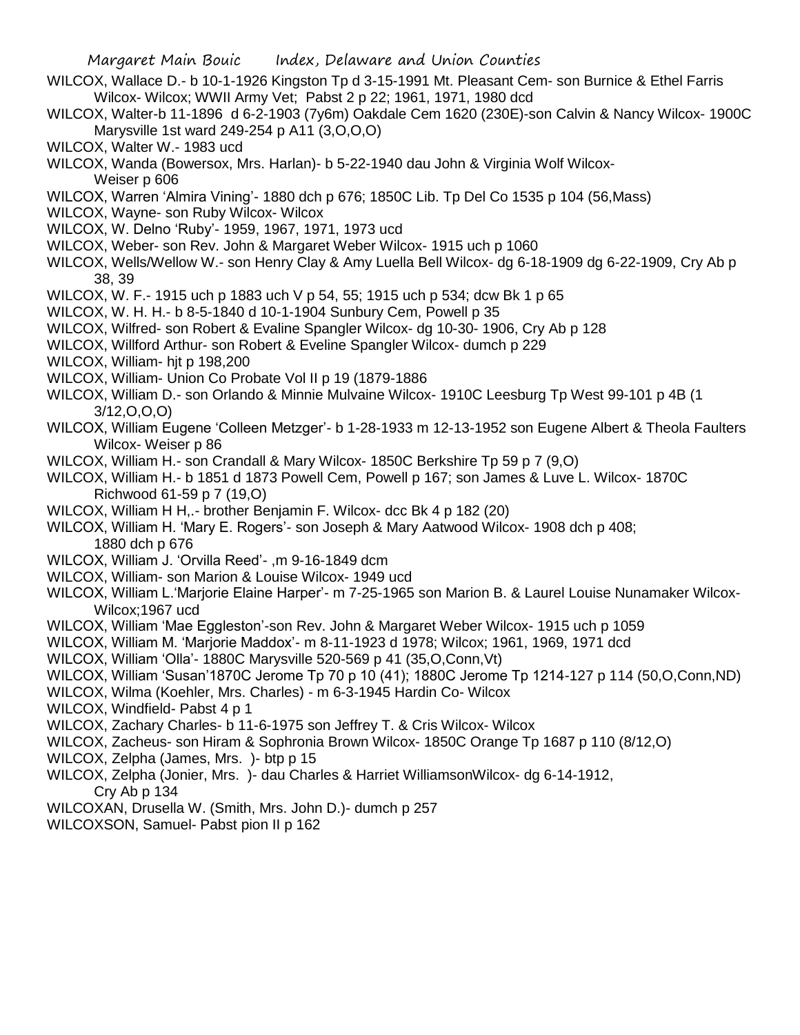WILCOX, Wallace D.- b 10-1-1926 Kingston Tp d 3-15-1991 Mt. Pleasant Cem- son Burnice & Ethel Farris Wilcox- Wilcox; WWII Army Vet; Pabst 2 p 22; 1961, 1971, 1980 dcd

WILCOX, Walter-b 11-1896 d 6-2-1903 (7y6m) Oakdale Cem 1620 (230E)-son Calvin & Nancy Wilcox- 1900C Marysville 1st ward 249-254 p A11 (3,O,O,O)

WILCOX, Walter W.- 1983 ucd

WILCOX, Wanda (Bowersox, Mrs. Harlan)- b 5-22-1940 dau John & Virginia Wolf Wilcox- Weiser p 606

WILCOX, Warren 'Almira Vining'- 1880 dch p 676; 1850C Lib. Tp Del Co 1535 p 104 (56,Mass)

WILCOX, Wayne- son Ruby Wilcox- Wilcox

WILCOX, W. Delno 'Ruby'- 1959, 1967, 1971, 1973 ucd

WILCOX, Weber- son Rev. John & Margaret Weber Wilcox- 1915 uch p 1060

WILCOX, Wells/Wellow W.- son Henry Clay & Amy Luella Bell Wilcox- dg 6-18-1909 dg 6-22-1909, Cry Ab p 38, 39

WILCOX, W. F.- 1915 uch p 1883 uch V p 54, 55; 1915 uch p 534; dcw Bk 1 p 65

WILCOX, W. H. H.- b 8-5-1840 d 10-1-1904 Sunbury Cem, Powell p 35

WILCOX, Wilfred- son Robert & Evaline Spangler Wilcox- dg 10-30- 1906, Cry Ab p 128

WILCOX, Willford Arthur- son Robert & Eveline Spangler Wilcox- dumch p 229

WILCOX, William- hjt p 198,200

WILCOX, William- Union Co Probate Vol II p 19 (1879-1886

WILCOX, William D.- son Orlando & Minnie Mulvaine Wilcox- 1910C Leesburg Tp West 99-101 p 4B (1 3/12,O,O,O)

WILCOX, William Eugene 'Colleen Metzger'- b 1-28-1933 m 12-13-1952 son Eugene Albert & Theola Faulters Wilcox- Weiser p 86

WILCOX, William H.- son Crandall & Mary Wilcox- 1850C Berkshire Tp 59 p 7 (9,O)

WILCOX, William H.- b 1851 d 1873 Powell Cem, Powell p 167; son James & Luve L. Wilcox- 1870C Richwood 61-59 p 7 (19,O)

WILCOX, William H H,.- brother Benjamin F. Wilcox- dcc Bk 4 p 182 (20)

WILCOX, William H. 'Mary E. Rogers'- son Joseph & Mary Aatwood Wilcox- 1908 dch p 408; 1880 dch p 676

WILCOX, William J. 'Orvilla Reed'- ,m 9-16-1849 dcm

WILCOX, William- son Marion & Louise Wilcox- 1949 ucd

WILCOX, William L.'Marjorie Elaine Harper'- m 7-25-1965 son Marion B. & Laurel Louise Nunamaker Wilcox- Wilcox;1967 ucd

WILCOX, William 'Mae Eggleston'-son Rev. John & Margaret Weber Wilcox- 1915 uch p 1059

WILCOX, William M. 'Marjorie Maddox'- m 8-11-1923 d 1978; Wilcox; 1961, 1969, 1971 dcd

WILCOX, William 'Olla'- 1880C Marysville 520-569 p 41 (35,O,Conn,Vt)

WILCOX, William 'Susan'1870C Jerome Tp 70 p 10 (41); 1880C Jerome Tp 1214-127 p 114 (50,O,Conn,ND)

WILCOX, Wilma (Koehler, Mrs. Charles) - m 6-3-1945 Hardin Co- Wilcox

WILCOX, Windfield- Pabst 4 p 1

WILCOX, Zachary Charles- b 11-6-1975 son Jeffrey T. & Cris Wilcox- Wilcox

WILCOX, Zacheus- son Hiram & Sophronia Brown Wilcox- 1850C Orange Tp 1687 p 110 (8/12,O)

WILCOX, Zelpha (James, Mrs. )- btp p 15

WILCOX, Zelpha (Jonier, Mrs. )- dau Charles & Harriet WilliamsonWilcox- dg 6-14-1912, Cry Ab p 134

WILCOXAN, Drusella W. (Smith, Mrs. John D.)- dumch p 257

WILCOXSON, Samuel- Pabst pion II p 162